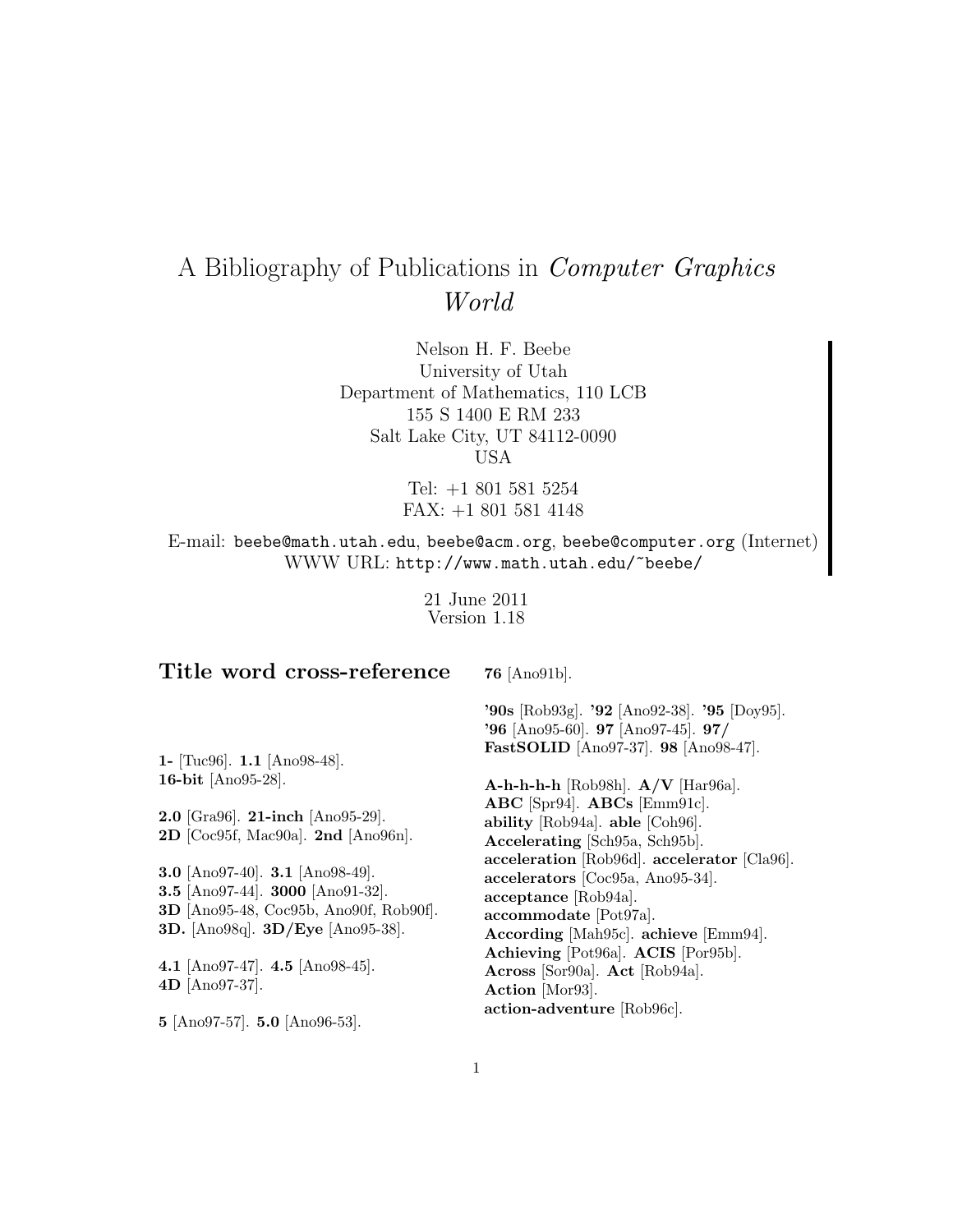# A Bibliography of Publications in *Computer Graphics World*

Nelson H. F. Beebe
University of Utah
Department of Mathematics, 110 LCB
155 S 1400 E RM 233
Salt Lake City, UT 84112-0090
USA

Tel: +1 801 581 5254
FAX: +1 801 581 4148

E-mail: `beebe@math.utah.edu`, `beebe@acm.org`, `beebe@computer.org` (Internet)
WWW URL: `http://www.math.utah.edu/~beebe/`

21 June 2011
Version 1.18

## Title word cross-reference

**1-** [Tuc96]. **1.1** [Ano98-48]. **16-bit** [Ano95-28].

**2.0** [Gra96]. **21-inch** [Ano95-29]. **2D** [Coc95f, Mac90a]. **2nd** [Ano96n].

**3.0** [Ano97-40]. **3.1** [Ano98-49]. **3.5** [Ano97-44]. **3000** [Ano91-32]. **3D** [Ano95-48, Coc95b, Ano90f, Rob90f]. **3D.** [Ano98q]. **3D/Eye** [Ano95-38].

**4.1** [Ano97-47]. **4.5** [Ano98-45]. **4D** [Ano97-37].

**5** [Ano97-57]. **5.0** [Ano96-53].

**76** [Ano91b].

**'90s** [Rob93g]. **'92** [Ano92-38]. **'95** [Doy95]. **'96** [Ano95-60]. **97** [Ano97-45]. **97/ FastSOLID** [Ano97-37]. **98** [Ano98-47].

**A-h-h-h-h** [Rob98h]. **A/V** [Har96a]. **ABC** [Spr94]. **ABCs** [Emm91c]. **ability** [Rob94a]. **able** [Coh96]. **Accelerating** [Sch95a, Sch95b]. **acceleration** [Rob96d]. **accelerator** [Cla96]. **accelerators** [Coc95a, Ano95-34]. **acceptance** [Rob94a]. **accommodate** [Pot97a]. **According** [Mah95c]. **achieve** [Emm94]. **Achieving** [Pot96a]. **ACIS** [Por95b]. **Across** [Sor90a]. **Act** [Rob94a]. **Action** [Mor93]. **action-adventure** [Rob96c].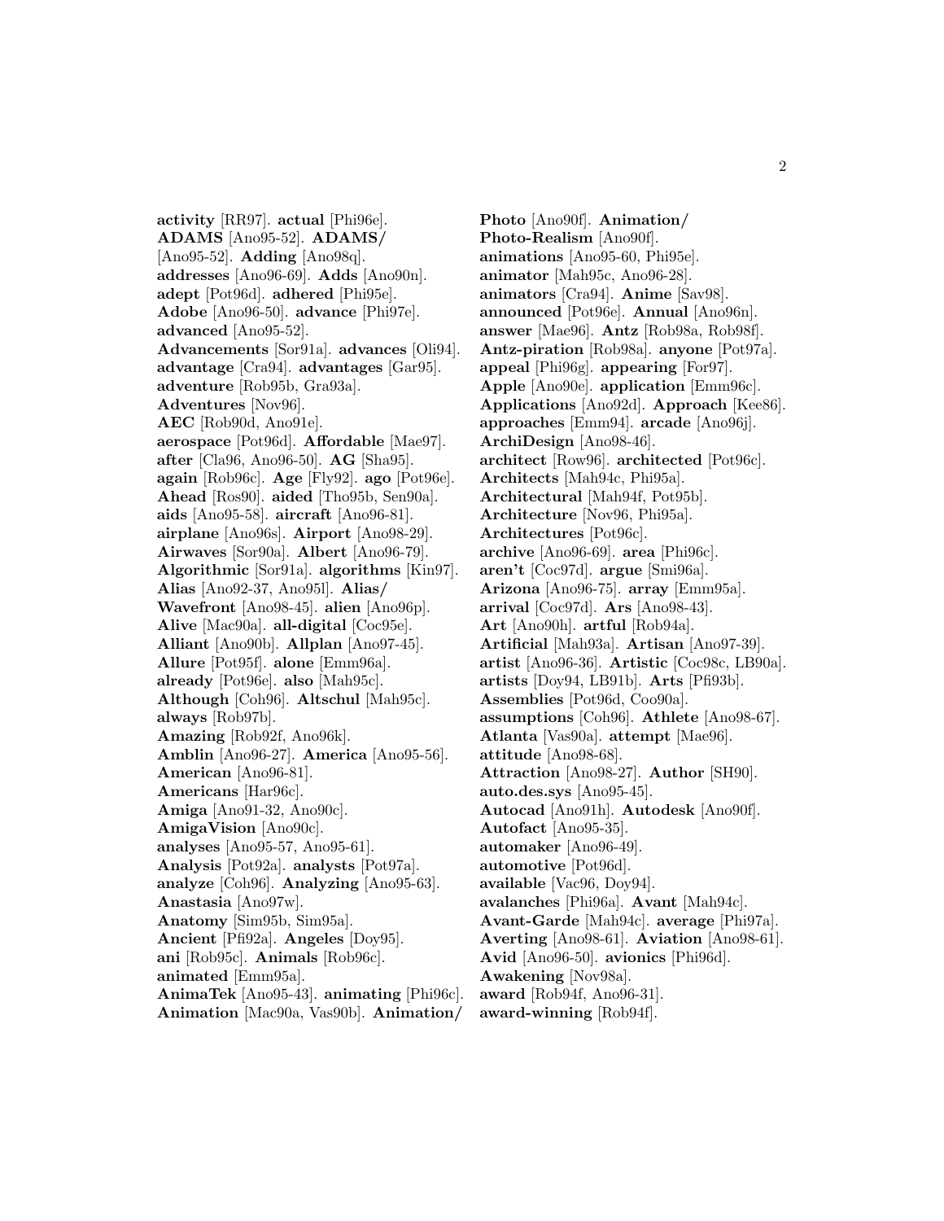**activity** [RR97]. **actual** [Phi96e]. **ADAMS** [Ano95-52]. **ADAMS/** [Ano95-52]. **Adding** [Ano98q]. **addresses** [Ano96-69]. **Adds** [Ano90n]. **adept** [Pot96d]. **adhered** [Phi95e]. **Adobe** [Ano96-50]. **advance** [Phi97e]. **advanced** [Ano95-52]. **Advancements** [Sor91a]. **advances** [Oli94]. **advantage** [Cra94]. **advantages** [Gar95]. **adventure** [Rob95b, Gra93a]. **Adventures** [Nov96]. **AEC** [Rob90d, Ano91e]. **aerospace** [Pot96d]. **Affordable** [Mae97]. **after** [Cla96, Ano96-50]. **AG** [Sha95]. **again** [Rob96c]. **Age** [Fly92]. **ago** [Pot96e]. **Ahead** [Ros90]. **aided** [Tho95b, Sen90a]. **aids** [Ano95-58]. **aircraft** [Ano96-81]. **airplane** [Ano96s]. **Airport** [Ano98-29]. **Airwaves** [Sor90a]. **Albert** [Ano96-79]. **Algorithmic** [Sor91a]. **algorithms** [Kin97]. **Alias** [Ano92-37, Ano95l]. **Alias/ Wavefront** [Ano98-45]. **alien** [Ano96p]. **Alive** [Mac90a]. **all-digital** [Coc95e]. **Alliant** [Ano90b]. **Allplan** [Ano97-45]. **Allure** [Pot95f]. **alone** [Emm96a]. **already** [Pot96e]. **also** [Mah95c]. **Although** [Coh96]. **Altschul** [Mah95c]. **always** [Rob97b]. **Amazing** [Rob92f, Ano96k]. **Amblin** [Ano96-27]. **America** [Ano95-56]. **American** [Ano96-81]. **Americans** [Har96c]. **Amiga** [Ano91-32, Ano90c]. **AmigaVision** [Ano90c]. **analyses** [Ano95-57, Ano95-61]. **Analysis** [Pot92a]. **analysts** [Pot97a]. **analyze** [Coh96]. **Analyzing** [Ano95-63]. **Anastasia** [Ano97w]. **Anatomy** [Sim95b, Sim95a]. **Ancient** [Pfi92a]. **Angeles** [Doy95]. **ani** [Rob95c]. **Animals** [Rob96c]. **animated** [Emm95a]. **AnimaTek** [Ano95-43]. **animating** [Phi96c]. **Animation** [Mac90a, Vas90b]. **Animation/ Photo** [Ano90f]. **Animation/ Photo-Realism** [Ano90f]. **animations** [Ano95-60, Phi95e]. **animator** [Mah95c, Ano96-28]. **animators** [Cra94]. **Anime** [Sav98]. **announced** [Pot96e]. **Annual** [Ano96n]. **answer** [Mae96]. **Antz** [Rob98a, Rob98f]. **Antz-piration** [Rob98a]. **anyone** [Pot97a]. **appeal** [Phi96g]. **appearing** [For97]. **Apple** [Ano90e]. **application** [Emm96c]. **Applications** [Ano92d]. **Approach** [Kee86]. **approaches** [Emm94]. **arcade** [Ano96j]. **ArchiDesign** [Ano98-46]. **architect** [Row96]. **architected** [Pot96c]. **Architects** [Mah94c, Phi95a]. **Architectural** [Mah94f, Pot95b]. **Architecture** [Nov96, Phi95a]. **Architectures** [Pot96c]. **archive** [Ano96-69]. **area** [Phi96c]. **aren't** [Coc97d]. **argue** [Smi96a]. **Arizona** [Ano96-75]. **array** [Emm95a]. **arrival** [Coc97d]. **Ars** [Ano98-43]. **Art** [Ano90h]. **artful** [Rob94a]. **Artificial** [Mah93a]. **Artisan** [Ano97-39]. **artist** [Ano96-36]. **Artistic** [Coc98c, LB90a]. **artists** [Doy94, LB91b]. **Arts** [Pfi93b]. **Assemblies** [Pot96d, Coo90a]. **assumptions** [Coh96]. **Athlete** [Ano98-67]. **Atlanta** [Vas90a]. **attempt** [Mae96]. **attitude** [Ano98-68]. **Attraction** [Ano98-27]. **Author** [SH90]. **auto.des.sys** [Ano95-45]. **Autocad** [Ano91h]. **Autodesk** [Ano90f]. **Autofact** [Ano95-35]. **automaker** [Ano96-49]. **automotive** [Pot96d]. **available** [Vac96, Doy94]. **avalanches** [Phi96a]. **Avant** [Mah94c]. **Avant-Garde** [Mah94c]. **average** [Phi97a]. **Averting** [Ano98-61]. **Aviation** [Ano98-61]. **Avid** [Ano96-50]. **avionics** [Phi96d]. **Awakening** [Nov98a]. **award** [Rob94f, Ano96-31]. **award-winning** [Rob94f].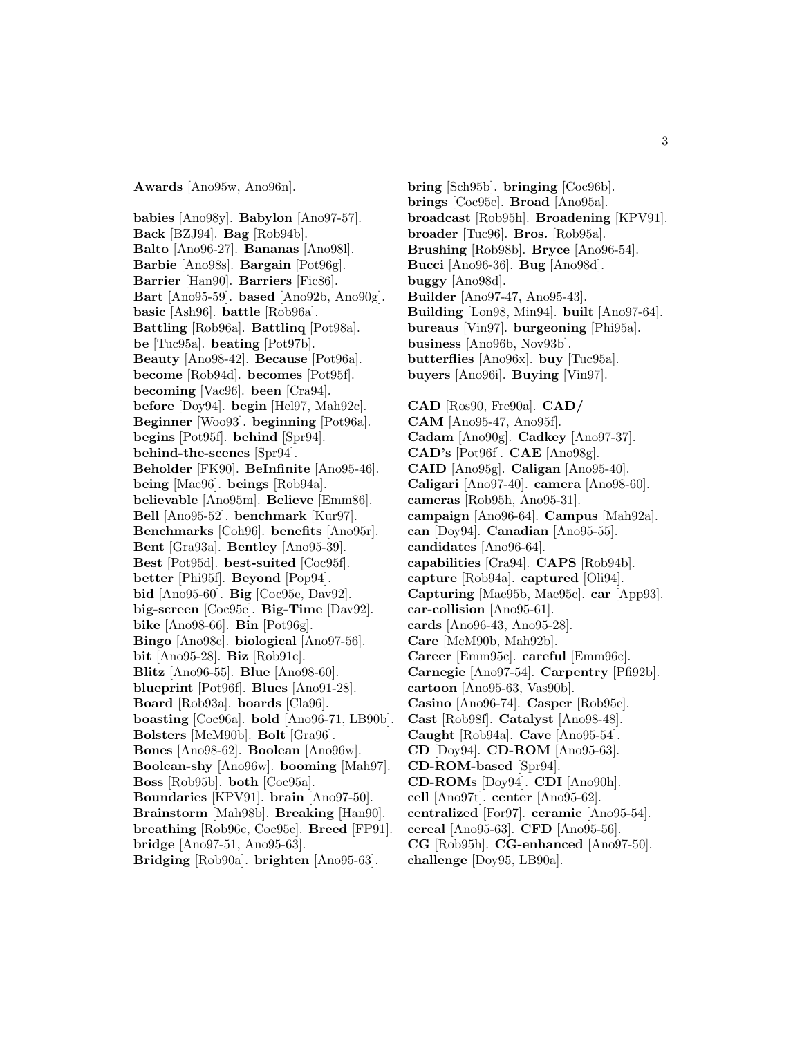**Awards** [Ano95w, Ano96n].

**babies** [Ano98y]. **Babylon** [Ano97-57]. **Back** [BZJ94]. **Bag** [Rob94b]. **Balto** [Ano96-27]. **Bananas** [Ano98l]. **Barbie** [Ano98s]. **Bargain** [Pot96g]. **Barrier** [Han90]. **Barriers** [Fic86]. **Bart** [Ano95-59]. **based** [Ano92b, Ano90g]. **basic** [Ash96]. **battle** [Rob96a]. **Battling** [Rob96a]. **Battlinq** [Pot98a]. **be** [Tuc95a]. **beating** [Pot97b]. **Beauty** [Ano98-42]. **Because** [Pot96a]. **become** [Rob94d]. **becomes** [Pot95f]. **becoming** [Vac96]. **been** [Cra94]. **before** [Doy94]. **begin** [Hel97, Mah92c]. **Beginner** [Woo93]. **beginning** [Pot96a]. **begins** [Pot95f]. **behind** [Spr94]. **behind-the-scenes** [Spr94]. **Beholder** [FK90]. **BeInfinite** [Ano95-46]. **being** [Mae96]. **beings** [Rob94a]. **believable** [Ano95m]. **Believe** [Emm86]. **Bell** [Ano95-52]. **benchmark** [Kur97]. **Benchmarks** [Coh96]. **benefits** [Ano95r]. **Bent** [Gra93a]. **Bentley** [Ano95-39]. **Best** [Pot95d]. **best-suited** [Coc95f]. **better** [Phi95f]. **Beyond** [Pop94]. **bid** [Ano95-60]. **Big** [Coc95e, Dav92]. **big-screen** [Coc95e]. **Big-Time** [Dav92]. **bike** [Ano98-66]. **Bin** [Pot96g]. **Bingo** [Ano98c]. **biological** [Ano97-56]. **bit** [Ano95-28]. **Biz** [Rob91c]. **Blitz** [Ano96-55]. **Blue** [Ano98-60]. **blueprint** [Pot96f]. **Blues** [Ano91-28]. **Board** [Rob93a]. **boards** [Cla96]. **boasting** [Coc96a]. **bold** [Ano96-71, LB90b]. **Bolsters** [McM90b]. **Bolt** [Gra96]. **Bones** [Ano98-62]. **Boolean** [Ano96w]. **Boolean-shy** [Ano96w]. **booming** [Mah97]. **Boss** [Rob95b]. **both** [Coc95a]. **Boundaries** [KPV91]. **brain** [Ano97-50]. **Brainstorm** [Mah98b]. **Breaking** [Han90]. **breathing** [Rob96c, Coc95c]. **Breed** [FP91]. **bridge** [Ano97-51, Ano95-63]. **Bridging** [Rob90a]. **brighten** [Ano95-63]. **bring** [Sch95b]. **bringing** [Coc96b]. **brings** [Coc95e]. **Broad** [Ano95a]. **broadcast** [Rob95h]. **Broadening** [KPV91]. **broader** [Tuc96]. **Bros.** [Rob95a]. **Brushing** [Rob98b]. **Bryce** [Ano96-54]. **Bucci** [Ano96-36]. **Bug** [Ano98d]. **buggy** [Ano98d]. **Builder** [Ano97-47, Ano95-43]. **Building** [Lon98, Min94]. **built** [Ano97-64]. **bureaus** [Vin97]. **burgeoning** [Phi95a]. **business** [Ano96b, Nov93b]. **butterflies** [Ano96x]. **buy** [Tuc95a]. **buyers** [Ano96i]. **Buying** [Vin97].

**CAD** [Ros90, Fre90a]. **CAD/ CAM** [Ano95-47, Ano95f]. **Cadam** [Ano90g]. **Cadkey** [Ano97-37]. **CAD's** [Pot96f]. **CAE** [Ano98g]. **CAID** [Ano95g]. **Caligan** [Ano95-40]. **Caligari** [Ano97-40]. **camera** [Ano98-60]. **cameras** [Rob95h, Ano95-31]. **campaign** [Ano96-64]. **Campus** [Mah92a]. **can** [Doy94]. **Canadian** [Ano95-55]. **candidates** [Ano96-64]. **capabilities** [Cra94]. **CAPS** [Rob94b]. **capture** [Rob94a]. **captured** [Oli94]. **Capturing** [Mae95b, Mae95c]. **car** [App93]. **car-collision** [Ano95-61]. **cards** [Ano96-43, Ano95-28]. **Care** [McM90b, Mah92b]. **Career** [Emm95c]. **careful** [Emm96c]. **Carnegie** [Ano97-54]. **Carpentry** [Pfi92b]. **cartoon** [Ano95-63, Vas90b]. **Casino** [Ano96-74]. **Casper** [Rob95e]. **Cast** [Rob98f]. **Catalyst** [Ano98-48]. **Caught** [Rob94a]. **Cave** [Ano95-54]. **CD** [Doy94]. **CD-ROM** [Ano95-63]. **CD-ROM-based** [Spr94]. **CD-ROMs** [Doy94]. **CDI** [Ano90h]. **cell** [Ano97t]. **center** [Ano95-62]. **centralized** [For97]. **ceramic** [Ano95-54]. **cereal** [Ano95-63]. **CFD** [Ano95-56]. **CG** [Rob95h]. **CG-enhanced** [Ano97-50]. **challenge** [Doy95, LB90a].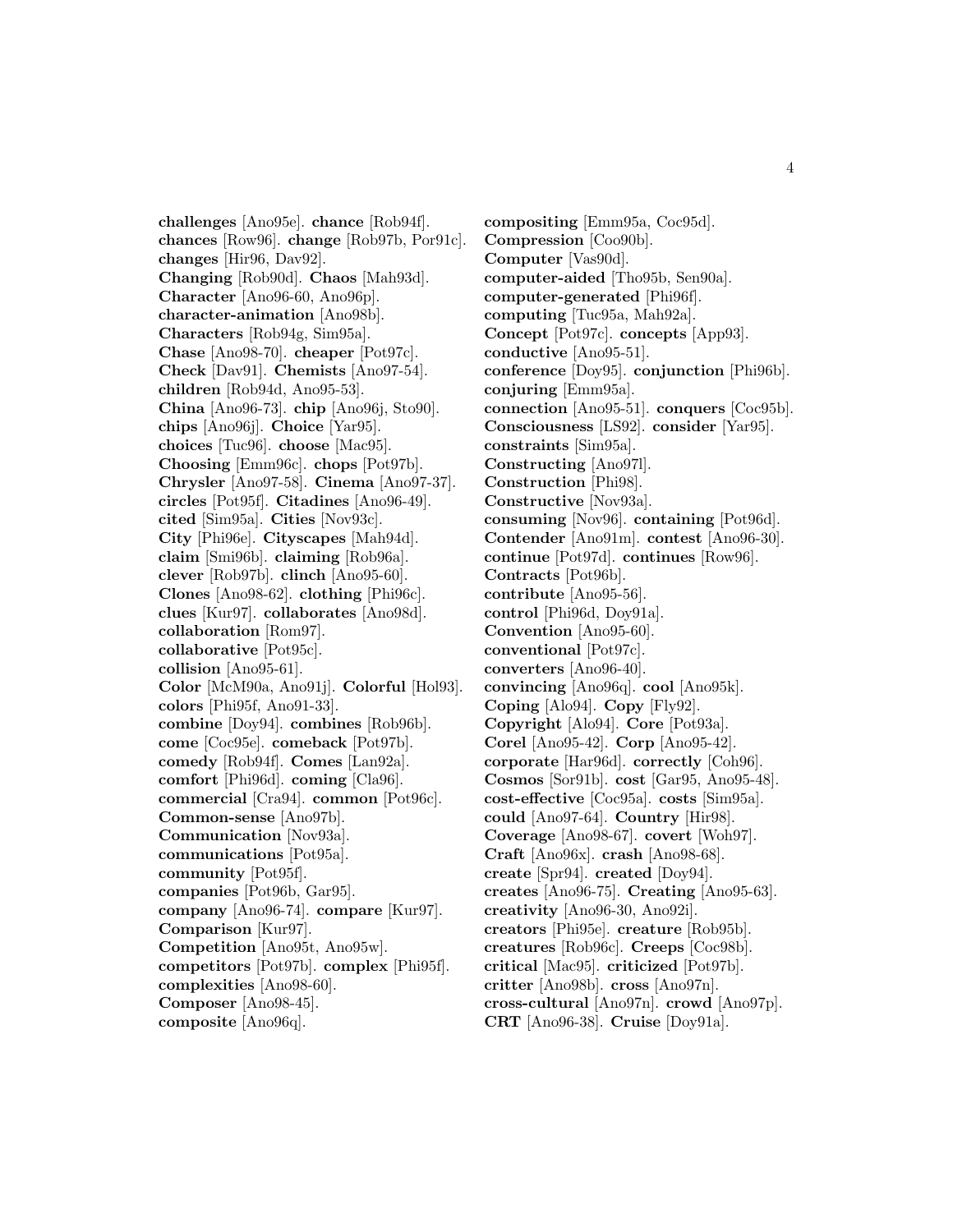**challenges** [Ano95e]. **chance** [Rob94f]. **chances** [Row96]. **change** [Rob97b, Por91c]. **changes** [Hir96, Dav92]. **Changing** [Rob90d]. **Chaos** [Mah93d]. **Character** [Ano96-60, Ano96p]. **character-animation** [Ano98b]. **Characters** [Rob94g, Sim95a]. **Chase** [Ano98-70]. **cheaper** [Pot97c]. **Check** [Dav91]. **Chemists** [Ano97-54]. **children** [Rob94d, Ano95-53]. **China** [Ano96-73]. **chip** [Ano96j, Sto90]. **chips** [Ano96j]. **Choice** [Yar95]. **choices** [Tuc96]. **choose** [Mac95]. **Choosing** [Emm96c]. **chops** [Pot97b]. **Chrysler** [Ano97-58]. **Cinema** [Ano97-37]. **circles** [Pot95f]. **Citadines** [Ano96-49]. **cited** [Sim95a]. **Cities** [Nov93c]. **City** [Phi96e]. **Cityscapes** [Mah94d]. **claim** [Smi96b]. **claiming** [Rob96a]. **clever** [Rob97b]. **clinch** [Ano95-60]. **Clones** [Ano98-62]. **clothing** [Phi96c]. **clues** [Kur97]. **collaborates** [Ano98d]. **collaboration** [Rom97]. **collaborative** [Pot95c]. **collision** [Ano95-61]. **Color** [McM90a, Ano91j]. **Colorful** [Hol93]. **colors** [Phi95f, Ano91-33]. **combine** [Doy94]. **combines** [Rob96b]. **come** [Coc95e]. **comeback** [Pot97b]. **comedy** [Rob94f]. **Comes** [Lan92a]. **comfort** [Phi96d]. **coming** [Cla96]. **commercial** [Cra94]. **common** [Pot96c]. **Common-sense** [Ano97b]. **Communication** [Nov93a]. **communications** [Pot95a]. **community** [Pot95f]. **companies** [Pot96b, Gar95]. **company** [Ano96-74]. **compare** [Kur97]. **Comparison** [Kur97]. **Competition** [Ano95t, Ano95w]. **competitors** [Pot97b]. **complex** [Phi95f]. **complexities** [Ano98-60]. **Composer** [Ano98-45]. **composite** [Ano96q].

**compositing** [Emm95a, Coc95d]. **Compression** [Coo90b]. **Computer** [Vas90d]. **computer-aided** [Tho95b, Sen90a]. **computer-generated** [Phi96f]. **computing** [Tuc95a, Mah92a]. **Concept** [Pot97c]. **concepts** [App93]. **conductive** [Ano95-51]. **conference** [Doy95]. **conjunction** [Phi96b]. **conjuring** [Emm95a]. **connection** [Ano95-51]. **conquers** [Coc95b]. **Consciousness** [LS92]. **consider** [Yar95]. **constraints** [Sim95a]. **Constructing** [Ano97l]. **Construction** [Phi98]. **Constructive** [Nov93a]. **consuming** [Nov96]. **containing** [Pot96d]. **Contender** [Ano91m]. **contest** [Ano96-30]. **continue** [Pot97d]. **continues** [Row96]. **Contracts** [Pot96b]. **contribute** [Ano95-56]. **control** [Phi96d, Doy91a]. **Convention** [Ano95-60]. **conventional** [Pot97c]. **converters** [Ano96-40]. **convincing** [Ano96q]. **cool** [Ano95k]. **Coping** [Alo94]. **Copy** [Fly92]. **Copyright** [Alo94]. **Core** [Pot93a]. **Corel** [Ano95-42]. **Corp** [Ano95-42]. **corporate** [Har96d]. **correctly** [Coh96]. **Cosmos** [Sor91b]. **cost** [Gar95, Ano95-48]. **cost-effective** [Coc95a]. **costs** [Sim95a]. **could** [Ano97-64]. **Country** [Hir98]. **Coverage** [Ano98-67]. **covert** [Woh97]. **Craft** [Ano96x]. **crash** [Ano98-68]. **create** [Spr94]. **created** [Doy94]. **creates** [Ano96-75]. **Creating** [Ano95-63]. **creativity** [Ano96-30, Ano92i]. **creators** [Phi95e]. **creature** [Rob95b]. **creatures** [Rob96c]. **Creeps** [Coc98b]. **critical** [Mac95]. **criticized** [Pot97b]. **critter** [Ano98b]. **cross** [Ano97n]. **cross-cultural** [Ano97n]. **crowd** [Ano97p]. **CRT** [Ano96-38]. **Cruise** [Doy91a].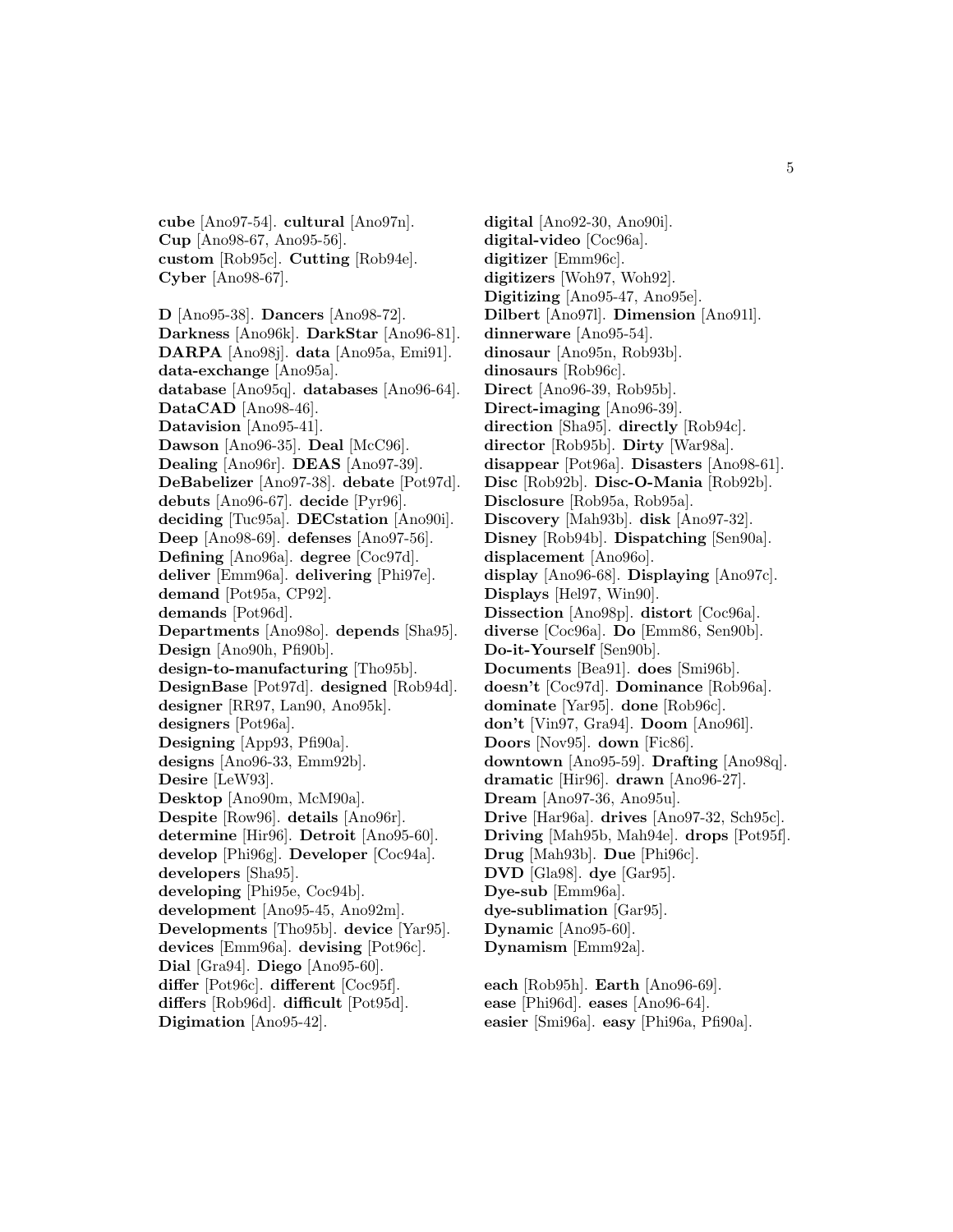**cube** [Ano97-54]. **cultural** [Ano97n]. **Cup** [Ano98-67, Ano95-56]. **custom** [Rob95c]. **Cutting** [Rob94e]. **Cyber** [Ano98-67].

**D** [Ano95-38]. **Dancers** [Ano98-72]. **Darkness** [Ano96k]. **DarkStar** [Ano96-81]. **DARPA** [Ano98j]. **data** [Ano95a, Emi91]. **data-exchange** [Ano95a]. **database** [Ano95q]. **databases** [Ano96-64]. **DataCAD** [Ano98-46]. **Datavision** [Ano95-41]. **Dawson** [Ano96-35]. **Deal** [McC96]. **Dealing** [Ano96r]. **DEAS** [Ano97-39]. **DeBabelizer** [Ano97-38]. **debate** [Pot97d]. **debuts** [Ano96-67]. **decide** [Pyr96]. **deciding** [Tuc95a]. **DECstation** [Ano90i]. **Deep** [Ano98-69]. **defenses** [Ano97-56]. **Defining** [Ano96a]. **degree** [Coc97d]. **deliver** [Emm96a]. **delivering** [Phi97e]. **demand** [Pot95a, CP92]. **demands** [Pot96d]. **Departments** [Ano98o]. **depends** [Sha95]. **Design** [Ano90h, Pfi90b]. **design-to-manufacturing** [Tho95b]. **DesignBase** [Pot97d]. **designed** [Rob94d]. **designer** [RR97, Lan90, Ano95k]. **designers** [Pot96a]. **Designing** [App93, Pfi90a]. **designs** [Ano96-33, Emm92b]. **Desire** [LeW93]. **Desktop** [Ano90m, McM90a]. **Despite** [Row96]. **details** [Ano96r]. **determine** [Hir96]. **Detroit** [Ano95-60]. **develop** [Phi96g]. **Developer** [Coc94a]. **developers** [Sha95]. **developing** [Phi95e, Coc94b]. **development** [Ano95-45, Ano92m]. **Developments** [Tho95b]. **device** [Yar95]. **devices** [Emm96a]. **devising** [Pot96c]. **Dial** [Gra94]. **Diego** [Ano95-60]. **differ** [Pot96c]. **different** [Coc95f]. **differs** [Rob96d]. **difficult** [Pot95d]. **Digimation** [Ano95-42].

**digital** [Ano92-30, Ano90i]. **digital-video** [Coc96a]. **digitizer** [Emm96c]. **digitizers** [Woh97, Woh92]. **Digitizing** [Ano95-47, Ano95e]. **Dilbert** [Ano97l]. **Dimension** [Ano91l]. **dinnerware** [Ano95-54]. **dinosaur** [Ano95n, Rob93b]. **dinosaurs** [Rob96c]. **Direct** [Ano96-39, Rob95b]. **Direct-imaging** [Ano96-39]. **direction** [Sha95]. **directly** [Rob94c]. **director** [Rob95b]. **Dirty** [War98a]. **disappear** [Pot96a]. **Disasters** [Ano98-61]. **Disc** [Rob92b]. **Disc-O-Mania** [Rob92b]. **Disclosure** [Rob95a, Rob95a]. **Discovery** [Mah93b]. **disk** [Ano97-32]. **Disney** [Rob94b]. **Dispatching** [Sen90a]. **displacement** [Ano96o]. **display** [Ano96-68]. **Displaying** [Ano97c]. **Displays** [Hel97, Win90]. **Dissection** [Ano98p]. **distort** [Coc96a]. **diverse** [Coc96a]. **Do** [Emm86, Sen90b]. **Do-it-Yourself** [Sen90b]. **Documents** [Bea91]. **does** [Smi96b]. **doesn't** [Coc97d]. **Dominance** [Rob96a]. **dominate** [Yar95]. **done** [Rob96c]. **don't** [Vin97, Gra94]. **Doom** [Ano96l]. **Doors** [Nov95]. **down** [Fic86]. **downtown** [Ano95-59]. **Drafting** [Ano98q]. **dramatic** [Hir96]. **drawn** [Ano96-27]. **Dream** [Ano97-36, Ano95u]. **Drive** [Har96a]. **drives** [Ano97-32, Sch95c]. **Driving** [Mah95b, Mah94e]. **drops** [Pot95f]. **Drug** [Mah93b]. **Due** [Phi96c]. **DVD** [Gla98]. **dye** [Gar95]. **Dye-sub** [Emm96a]. **dye-sublimation** [Gar95]. **Dynamic** [Ano95-60]. **Dynamism** [Emm92a].

**each** [Rob95h]. **Earth** [Ano96-69]. **ease** [Phi96d]. **eases** [Ano96-64]. **easier** [Smi96a]. **easy** [Phi96a, Pfi90a].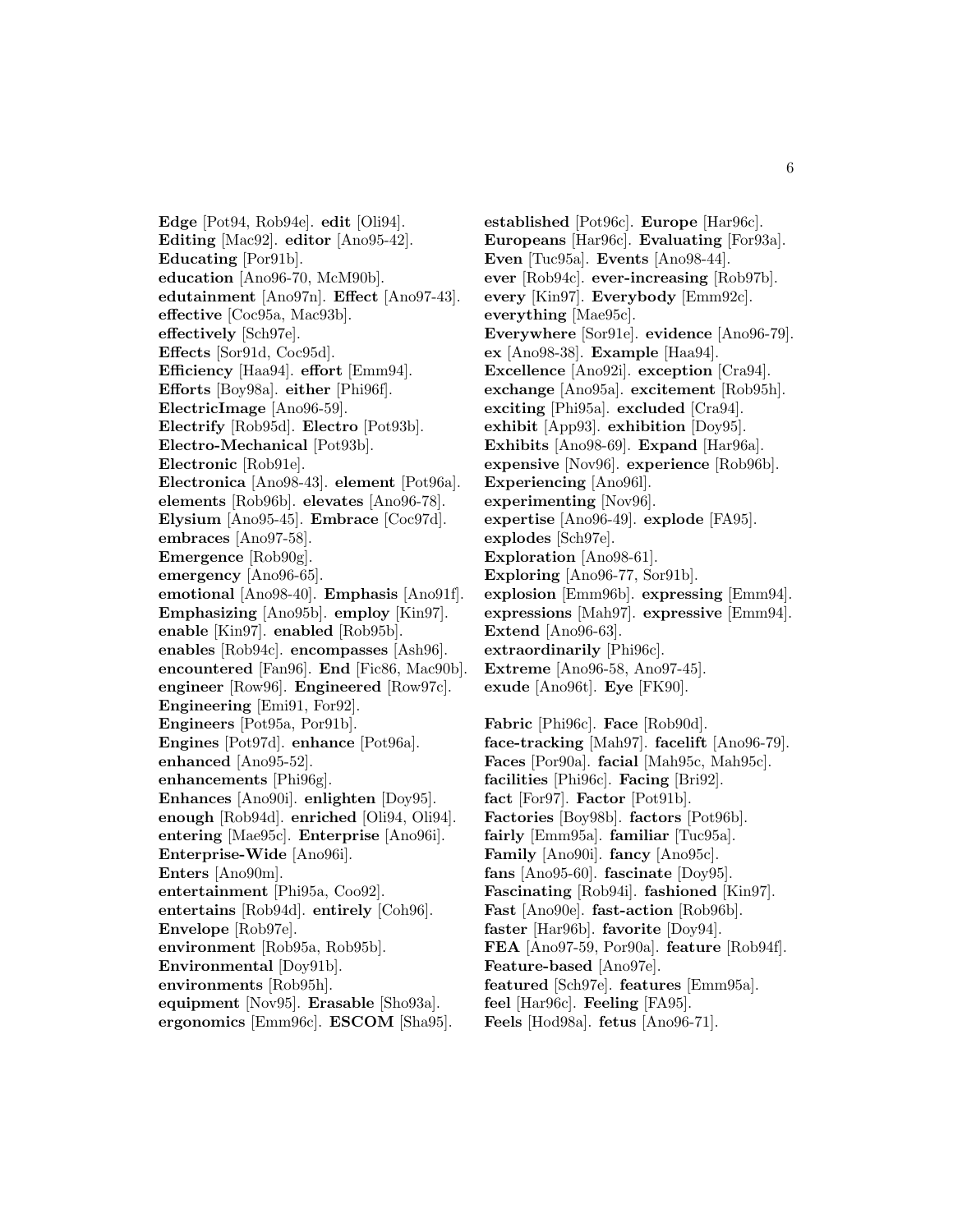**Edge** [Pot94, Rob94e]. **edit** [Oli94]. **Editing** [Mac92]. **editor** [Ano95-42]. **Educating** [Por91b]. **education** [Ano96-70, McM90b]. **edutainment** [Ano97n]. **Effect** [Ano97-43]. **effective** [Coc95a, Mac93b]. **effectively** [Sch97e]. **Effects** [Sor91d, Coc95d]. **Efficiency** [Haa94]. **effort** [Emm94]. **Efforts** [Boy98a]. **either** [Phi96f]. **ElectricImage** [Ano96-59]. **Electrify** [Rob95d]. **Electro** [Pot93b]. **Electro-Mechanical** [Pot93b]. **Electronic** [Rob91e]. **Electronica** [Ano98-43]. **element** [Pot96a]. **elements** [Rob96b]. **elevates** [Ano96-78]. **Elysium** [Ano95-45]. **Embrace** [Coc97d]. **embraces** [Ano97-58]. **Emergence** [Rob90g]. **emergency** [Ano96-65]. **emotional** [Ano98-40]. **Emphasis** [Ano91f]. **Emphasizing** [Ano95b]. **employ** [Kin97]. **enable** [Kin97]. **enabled** [Rob95b]. **enables** [Rob94c]. **encompasses** [Ash96]. **encountered** [Fan96]. **End** [Fic86, Mac90b]. **engineer** [Row96]. **Engineered** [Row97c]. **Engineering** [Emi91, For92]. **Engineers** [Pot95a, Por91b]. **Engines** [Pot97d]. **enhance** [Pot96a]. **enhanced** [Ano95-52]. **enhancements** [Phi96g]. **Enhances** [Ano90i]. **enlighten** [Doy95]. **enough** [Rob94d]. **enriched** [Oli94, Oli94]. **entering** [Mae95c]. **Enterprise** [Ano96i]. **Enterprise-Wide** [Ano96i]. **Enters** [Ano90m]. **entertainment** [Phi95a, Coo92]. **entertains** [Rob94d]. **entirely** [Coh96]. **Envelope** [Rob97e]. **environment** [Rob95a, Rob95b]. **Environmental** [Doy91b]. **environments** [Rob95h]. **equipment** [Nov95]. **Erasable** [Sho93a]. **ergonomics** [Emm96c]. **ESCOM** [Sha95].

**established** [Pot96c]. **Europe** [Har96c]. **Europeans** [Har96c]. **Evaluating** [For93a]. **Even** [Tuc95a]. **Events** [Ano98-44]. **ever** [Rob94c]. **ever-increasing** [Rob97b]. **every** [Kin97]. **Everybody** [Emm92c]. **everything** [Mae95c]. **Everywhere** [Sor91e]. **evidence** [Ano96-79]. **ex** [Ano98-38]. **Example** [Haa94]. **Excellence** [Ano92i]. **exception** [Cra94]. **exchange** [Ano95a]. **excitement** [Rob95h]. **exciting** [Phi95a]. **excluded** [Cra94]. **exhibit** [App93]. **exhibition** [Doy95]. **Exhibits** [Ano98-69]. **Expand** [Har96a]. **expensive** [Nov96]. **experience** [Rob96b]. **Experiencing** [Ano96l]. **experimenting** [Nov96]. **expertise** [Ano96-49]. **explode** [FA95]. **explodes** [Sch97e]. **Exploration** [Ano98-61]. **Exploring** [Ano96-77, Sor91b]. **explosion** [Emm96b]. **expressing** [Emm94]. **expressions** [Mah97]. **expressive** [Emm94]. **Extend** [Ano96-63]. **extraordinarily** [Phi96c]. **Extreme** [Ano96-58, Ano97-45]. **exude** [Ano96t]. **Eye** [FK90].

**Fabric** [Phi96c]. **Face** [Rob90d]. **face-tracking** [Mah97]. **facelift** [Ano96-79]. **Faces** [Por90a]. **facial** [Mah95c, Mah95c]. **facilities** [Phi96c]. **Facing** [Bri92]. **fact** [For97]. **Factor** [Pot91b]. **Factories** [Boy98b]. **factors** [Pot96b]. **fairly** [Emm95a]. **familiar** [Tuc95a]. **Family** [Ano90i]. **fancy** [Ano95c]. **fans** [Ano95-60]. **fascinate** [Doy95]. **Fascinating** [Rob94i]. **fashioned** [Kin97]. **Fast** [Ano90e]. **fast-action** [Rob96b]. **faster** [Har96b]. **favorite** [Doy94]. **FEA** [Ano97-59, Por90a]. **feature** [Rob94f]. **Feature-based** [Ano97e]. **featured** [Sch97e]. **features** [Emm95a]. **feel** [Har96c]. **Feeling** [FA95]. **Feels** [Hod98a]. **fetus** [Ano96-71].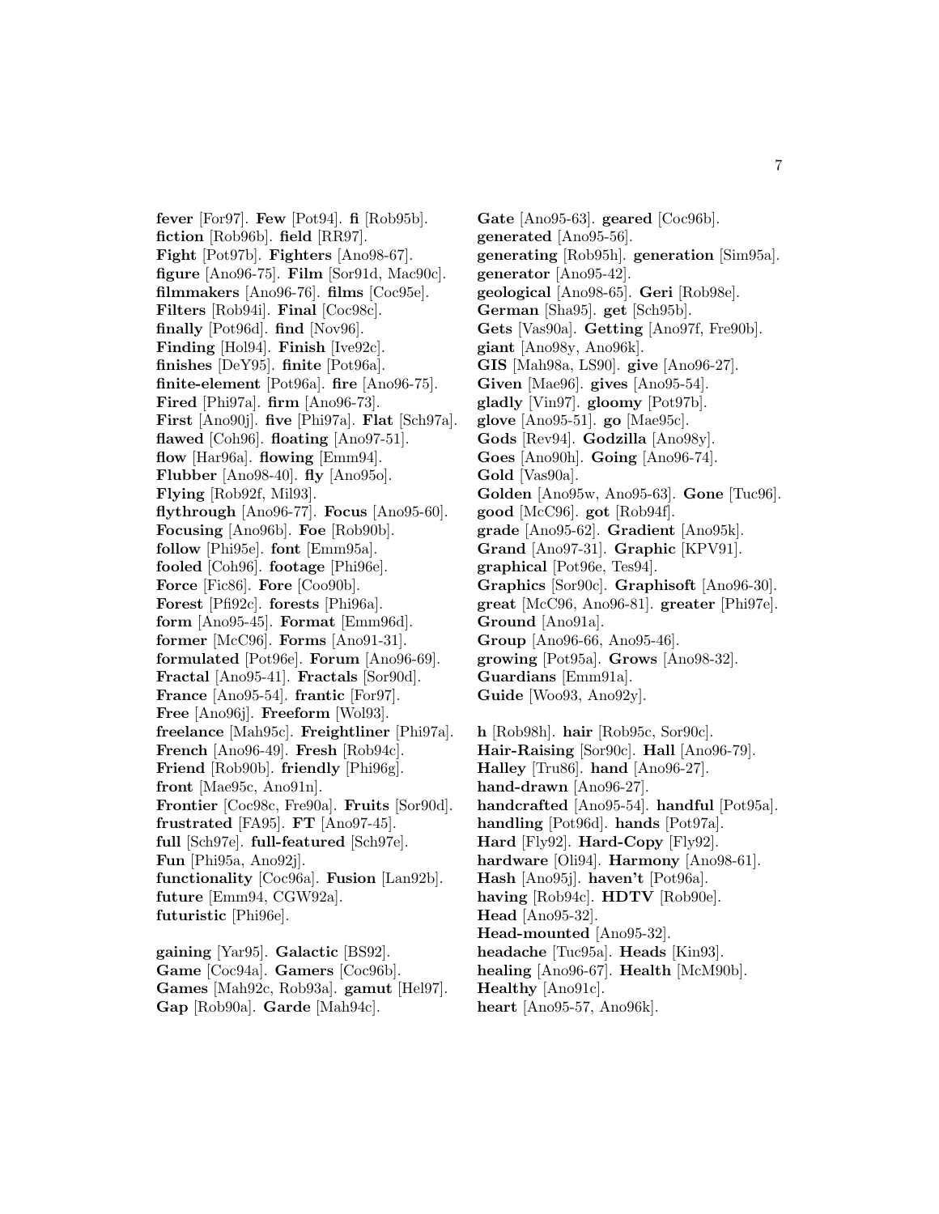**fever** [For97]. **Few** [Pot94]. **fi** [Rob95b]. **fiction** [Rob96b]. **field** [RR97]. **Fight** [Pot97b]. **Fighters** [Ano98-67]. **figure** [Ano96-75]. **Film** [Sor91d, Mac90c]. **filmmakers** [Ano96-76]. **films** [Coc95e]. **Filters** [Rob94i]. **Final** [Coc98c]. **finally** [Pot96d]. **find** [Nov96]. **Finding** [Hol94]. **Finish** [Ive92c]. **finishes** [DeY95]. **finite** [Pot96a]. **finite-element** [Pot96a]. **fire** [Ano96-75]. **Fired** [Phi97a]. **firm** [Ano96-73]. **First** [Ano90j]. **five** [Phi97a]. **Flat** [Sch97a]. **flawed** [Coh96]. **floating** [Ano97-51]. **flow** [Har96a]. **flowing** [Emm94]. **Flubber** [Ano98-40]. **fly** [Ano95o]. **Flying** [Rob92f, Mil93]. **flythrough** [Ano96-77]. **Focus** [Ano95-60]. **Focusing** [Ano96b]. **Foe** [Rob90b]. **follow** [Phi95e]. **font** [Emm95a]. **fooled** [Coh96]. **footage** [Phi96e]. **Force** [Fic86]. **Fore** [Coo90b]. **Forest** [Pfi92c]. **forests** [Phi96a]. **form** [Ano95-45]. **Format** [Emm96d]. **former** [McC96]. **Forms** [Ano91-31]. **formulated** [Pot96e]. **Forum** [Ano96-69]. **Fractal** [Ano95-41]. **Fractals** [Sor90d]. **France** [Ano95-54]. **frantic** [For97]. **Free** [Ano96j]. **Freeform** [Wol93]. **freelance** [Mah95c]. **Freightliner** [Phi97a]. **French** [Ano96-49]. **Fresh** [Rob94c]. **Friend** [Rob90b]. **friendly** [Phi96g]. **front** [Mae95c, Ano91n]. **Frontier** [Coc98c, Fre90a]. **Fruits** [Sor90d]. **frustrated** [FA95]. **FT** [Ano97-45]. **full** [Sch97e]. **full-featured** [Sch97e]. **Fun** [Phi95a, Ano92j]. **functionality** [Coc96a]. **Fusion** [Lan92b]. **future** [Emm94, CGW92a]. **futuristic** [Phi96e].

**gaining** [Yar95]. **Galactic** [BS92]. **Game** [Coc94a]. **Gamers** [Coc96b]. **Games** [Mah92c, Rob93a]. **gamut** [Hel97]. **Gap** [Rob90a]. **Garde** [Mah94c]. **Gate** [Ano95-63]. **geared** [Coc96b]. **generated** [Ano95-56]. **generating** [Rob95h]. **generation** [Sim95a]. **generator** [Ano95-42]. **geological** [Ano98-65]. **Geri** [Rob98e]. **German** [Sha95]. **get** [Sch95b]. **Gets** [Vas90a]. **Getting** [Ano97f, Fre90b]. **giant** [Ano98y, Ano96k]. **GIS** [Mah98a, LS90]. **give** [Ano96-27]. **Given** [Mae96]. **gives** [Ano95-54]. **gladly** [Vin97]. **gloomy** [Pot97b]. **glove** [Ano95-51]. **go** [Mae95c]. **Gods** [Rev94]. **Godzilla** [Ano98y]. **Goes** [Ano90h]. **Going** [Ano96-74]. **Gold** [Vas90a]. **Golden** [Ano95w, Ano95-63]. **Gone** [Tuc96]. **good** [McC96]. **got** [Rob94f]. **grade** [Ano95-62]. **Gradient** [Ano95k]. **Grand** [Ano97-31]. **Graphic** [KPV91]. **graphical** [Pot96e, Tes94]. **Graphics** [Sor90c]. **Graphisoft** [Ano96-30]. **great** [McC96, Ano96-81]. **greater** [Phi97e]. **Ground** [Ano91a]. **Group** [Ano96-66, Ano95-46]. **growing** [Pot95a]. **Grows** [Ano98-32]. **Guardians** [Emm91a]. **Guide** [Woo93, Ano92y].

**h** [Rob98h]. **hair** [Rob95c, Sor90c]. **Hair-Raising** [Sor90c]. **Hall** [Ano96-79]. **Halley** [Tru86]. **hand** [Ano96-27]. **hand-drawn** [Ano96-27]. **handcrafted** [Ano95-54]. **handful** [Pot95a]. **handling** [Pot96d]. **hands** [Pot97a]. **Hard** [Fly92]. **Hard-Copy** [Fly92]. **hardware** [Oli94]. **Harmony** [Ano98-61]. **Hash** [Ano95j]. **haven't** [Pot96a]. **having** [Rob94c]. **HDTV** [Rob90e]. **Head** [Ano95-32]. **Head-mounted** [Ano95-32]. **headache** [Tuc95a]. **Heads** [Kin93]. **healing** [Ano96-67]. **Health** [McM90b]. **Healthy** [Ano91c]. **heart** [Ano95-57, Ano96k].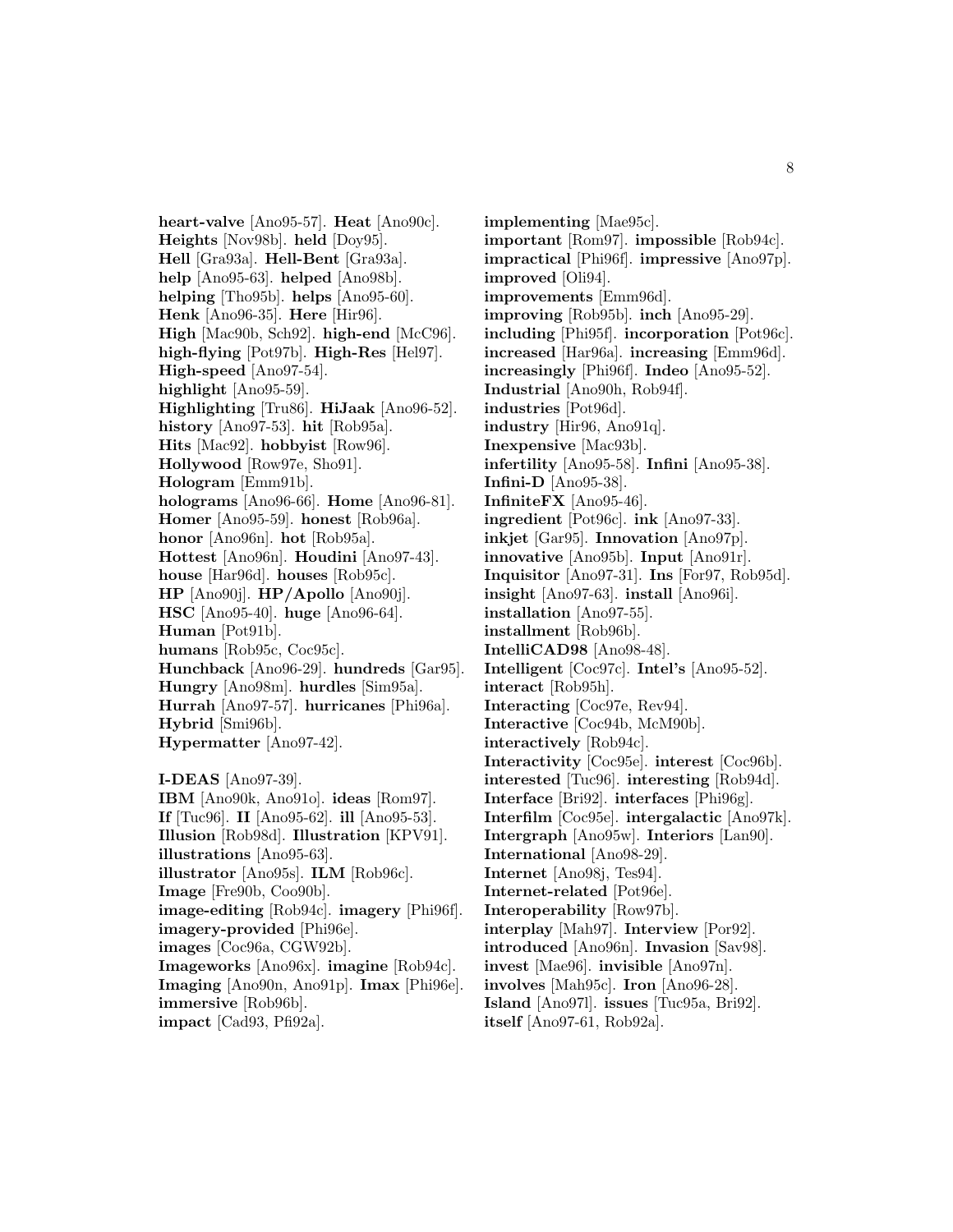**heart-valve** [Ano95-57]. **Heat** [Ano90c]. **Heights** [Nov98b]. **held** [Doy95]. **Hell** [Gra93a]. **Hell-Bent** [Gra93a]. **help** [Ano95-63]. **helped** [Ano98b]. **helping** [Tho95b]. **helps** [Ano95-60]. **Henk** [Ano96-35]. **Here** [Hir96]. **High** [Mac90b, Sch92]. **high-end** [McC96]. **high-flying** [Pot97b]. **High-Res** [Hel97]. **High-speed** [Ano97-54]. **highlight** [Ano95-59]. **Highlighting** [Tru86]. **HiJaak** [Ano96-52]. **history** [Ano97-53]. **hit** [Rob95a]. **Hits** [Mac92]. **hobbyist** [Row96]. **Hollywood** [Row97e, Sho91]. **Hologram** [Emm91b]. **holograms** [Ano96-66]. **Home** [Ano96-81]. **Homer** [Ano95-59]. **honest** [Rob96a]. **honor** [Ano96n]. **hot** [Rob95a]. **Hottest** [Ano96n]. **Houdini** [Ano97-43]. **house** [Har96d]. **houses** [Rob95c]. **HP** [Ano90j]. **HP/Apollo** [Ano90j]. **HSC** [Ano95-40]. **huge** [Ano96-64]. **Human** [Pot91b]. **humans** [Rob95c, Coc95c]. **Hunchback** [Ano96-29]. **hundreds** [Gar95]. **Hungry** [Ano98m]. **hurdles** [Sim95a]. **Hurrah** [Ano97-57]. **hurricanes** [Phi96a]. **Hybrid** [Smi96b]. **Hypermatter** [Ano97-42].

**I-DEAS** [Ano97-39]. **IBM** [Ano90k, Ano91o]. **ideas** [Rom97]. **If** [Tuc96]. **II** [Ano95-62]. **ill** [Ano95-53]. **Illusion** [Rob98d]. **Illustration** [KPV91]. **illustrations** [Ano95-63]. **illustrator** [Ano95s]. **ILM** [Rob96c]. **Image** [Fre90b, Coo90b]. **image-editing** [Rob94c]. **imagery** [Phi96f]. **imagery-provided** [Phi96e]. **images** [Coc96a, CGW92b]. **Imageworks** [Ano96x]. **imagine** [Rob94c]. **Imaging** [Ano90n, Ano91p]. **Imax** [Phi96e]. **immersive** [Rob96b]. **impact** [Cad93, Pfi92a].

**implementing** [Mae95c]. **important** [Rom97]. **impossible** [Rob94c]. **impractical** [Phi96f]. **impressive** [Ano97p]. **improved** [Oli94]. **improvements** [Emm96d]. **improving** [Rob95b]. **inch** [Ano95-29]. **including** [Phi95f]. **incorporation** [Pot96c]. **increased** [Har96a]. **increasing** [Emm96d]. **increasingly** [Phi96f]. **Indeo** [Ano95-52]. **Industrial** [Ano90h, Rob94f]. **industries** [Pot96d]. **industry** [Hir96, Ano91q]. **Inexpensive** [Mac93b]. **infertility** [Ano95-58]. **Infini** [Ano95-38]. **Infini-D** [Ano95-38]. **InfiniteFX** [Ano95-46]. **ingredient** [Pot96c]. **ink** [Ano97-33]. **inkjet** [Gar95]. **Innovation** [Ano97p]. **innovative** [Ano95b]. **Input** [Ano91r]. **Inquisitor** [Ano97-31]. **Ins** [For97, Rob95d]. **insight** [Ano97-63]. **install** [Ano96i]. **installation** [Ano97-55]. **installment** [Rob96b]. **IntelliCAD98** [Ano98-48]. **Intelligent** [Coc97c]. **Intel's** [Ano95-52]. **interact** [Rob95h]. **Interacting** [Coc97e, Rev94]. **Interactive** [Coc94b, McM90b]. **interactively** [Rob94c]. **Interactivity** [Coc95e]. **interest** [Coc96b]. **interested** [Tuc96]. **interesting** [Rob94d]. **Interface** [Bri92]. **interfaces** [Phi96g]. **Interfilm** [Coc95e]. **intergalactic** [Ano97k]. **Intergraph** [Ano95w]. **Interiors** [Lan90]. **International** [Ano98-29]. **Internet** [Ano98j, Tes94]. **Internet-related** [Pot96e]. **Interoperability** [Row97b]. **interplay** [Mah97]. **Interview** [Por92]. **introduced** [Ano96n]. **Invasion** [Sav98]. **invest** [Mae96]. **invisible** [Ano97n]. **involves** [Mah95c]. **Iron** [Ano96-28]. **Island** [Ano97l]. **issues** [Tuc95a, Bri92]. **itself** [Ano97-61, Rob92a].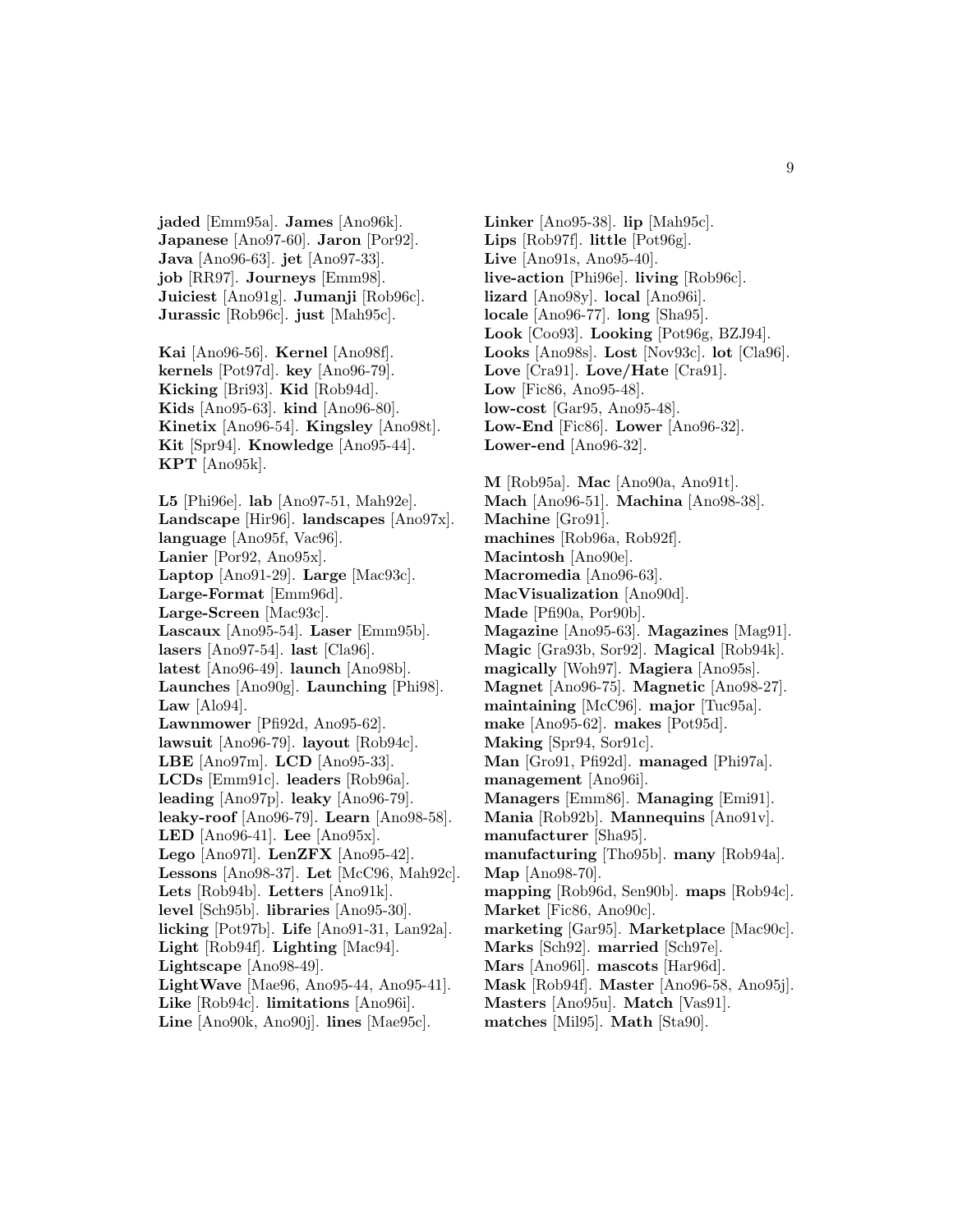**jaded** [Emm95a]. **James** [Ano96k]. **Japanese** [Ano97-60]. **Jaron** [Por92]. **Java** [Ano96-63]. **jet** [Ano97-33]. **job** [RR97]. **Journeys** [Emm98]. **Juiciest** [Ano91g]. **Jumanji** [Rob96c]. **Jurassic** [Rob96c]. **just** [Mah95c].

**Kai** [Ano96-56]. **Kernel** [Ano98f]. **kernels** [Pot97d]. **key** [Ano96-79]. **Kicking** [Bri93]. **Kid** [Rob94d]. **Kids** [Ano95-63]. **kind** [Ano96-80]. **Kinetix** [Ano96-54]. **Kingsley** [Ano98t]. **Kit** [Spr94]. **Knowledge** [Ano95-44]. **KPT** [Ano95k].

**L5** [Phi96e]. **lab** [Ano97-51, Mah92e]. **Landscape** [Hir96]. **landscapes** [Ano97x]. **language** [Ano95f, Vac96]. **Lanier** [Por92, Ano95x]. **Laptop** [Ano91-29]. **Large** [Mac93c]. **Large-Format** [Emm96d]. **Large-Screen** [Mac93c]. **Lascaux** [Ano95-54]. **Laser** [Emm95b]. **lasers** [Ano97-54]. **last** [Cla96]. **latest** [Ano96-49]. **launch** [Ano98b]. **Launches** [Ano90g]. **Launching** [Phi98]. **Law** [Alo94]. **Lawnmower** [Pfi92d, Ano95-62]. **lawsuit** [Ano96-79]. **layout** [Rob94c]. **LBE** [Ano97m]. **LCD** [Ano95-33]. **LCDs** [Emm91c]. **leaders** [Rob96a]. **leading** [Ano97p]. **leaky** [Ano96-79]. **leaky-roof** [Ano96-79]. **Learn** [Ano98-58]. **LED** [Ano96-41]. **Lee** [Ano95x]. **Lego** [Ano97l]. **LenZFX** [Ano95-42]. **Lessons** [Ano98-37]. **Let** [McC96, Mah92c]. **Lets** [Rob94b]. **Letters** [Ano91k]. **level** [Sch95b]. **libraries** [Ano95-30]. **licking** [Pot97b]. **Life** [Ano91-31, Lan92a]. **Light** [Rob94f]. **Lighting** [Mac94]. **Lightscape** [Ano98-49]. **LightWave** [Mae96, Ano95-44, Ano95-41]. **Like** [Rob94c]. **limitations** [Ano96i]. **Line** [Ano90k, Ano90j]. **lines** [Mae95c]. **Linker** [Ano95-38]. **lip** [Mah95c]. **Lips** [Rob97f]. **little** [Pot96g]. **Live** [Ano91s, Ano95-40]. **live-action** [Phi96e]. **living** [Rob96c]. **lizard** [Ano98y]. **local** [Ano96i]. **locale** [Ano96-77]. **long** [Sha95]. **Look** [Coo93]. **Looking** [Pot96g, BZJ94]. **Looks** [Ano98s]. **Lost** [Nov93c]. **lot** [Cla96]. **Love** [Cra91]. **Love/Hate** [Cra91]. **Low** [Fic86, Ano95-48]. **low-cost** [Gar95, Ano95-48]. **Low-End** [Fic86]. **Lower** [Ano96-32]. **Lower-end** [Ano96-32].

**M** [Rob95a]. **Mac** [Ano90a, Ano91t]. **Mach** [Ano96-51]. **Machina** [Ano98-38]. **Machine** [Gro91]. **machines** [Rob96a, Rob92f]. **Macintosh** [Ano90e]. **Macromedia** [Ano96-63]. **MacVisualization** [Ano90d]. **Made** [Pfi90a, Por90b]. **Magazine** [Ano95-63]. **Magazines** [Mag91]. **Magic** [Gra93b, Sor92]. **Magical** [Rob94k]. **magically** [Woh97]. **Magiera** [Ano95s]. **Magnet** [Ano96-75]. **Magnetic** [Ano98-27]. **maintaining** [McC96]. **major** [Tuc95a]. **make** [Ano95-62]. **makes** [Pot95d]. **Making** [Spr94, Sor91c]. **Man** [Gro91, Pfi92d]. **managed** [Phi97a]. **management** [Ano96i]. **Managers** [Emm86]. **Managing** [Emi91]. **Mania** [Rob92b]. **Mannequins** [Ano91v]. **manufacturer** [Sha95]. **manufacturing** [Tho95b]. **many** [Rob94a]. **Map** [Ano98-70]. **mapping** [Rob96d, Sen90b]. **maps** [Rob94c]. **Market** [Fic86, Ano90c]. **marketing** [Gar95]. **Marketplace** [Mac90c]. **Marks** [Sch92]. **married** [Sch97e]. **Mars** [Ano96l]. **mascots** [Har96d]. **Mask** [Rob94f]. **Master** [Ano96-58, Ano95j]. **Masters** [Ano95u]. **Match** [Vas91]. **matches** [Mil95]. **Math** [Sta90].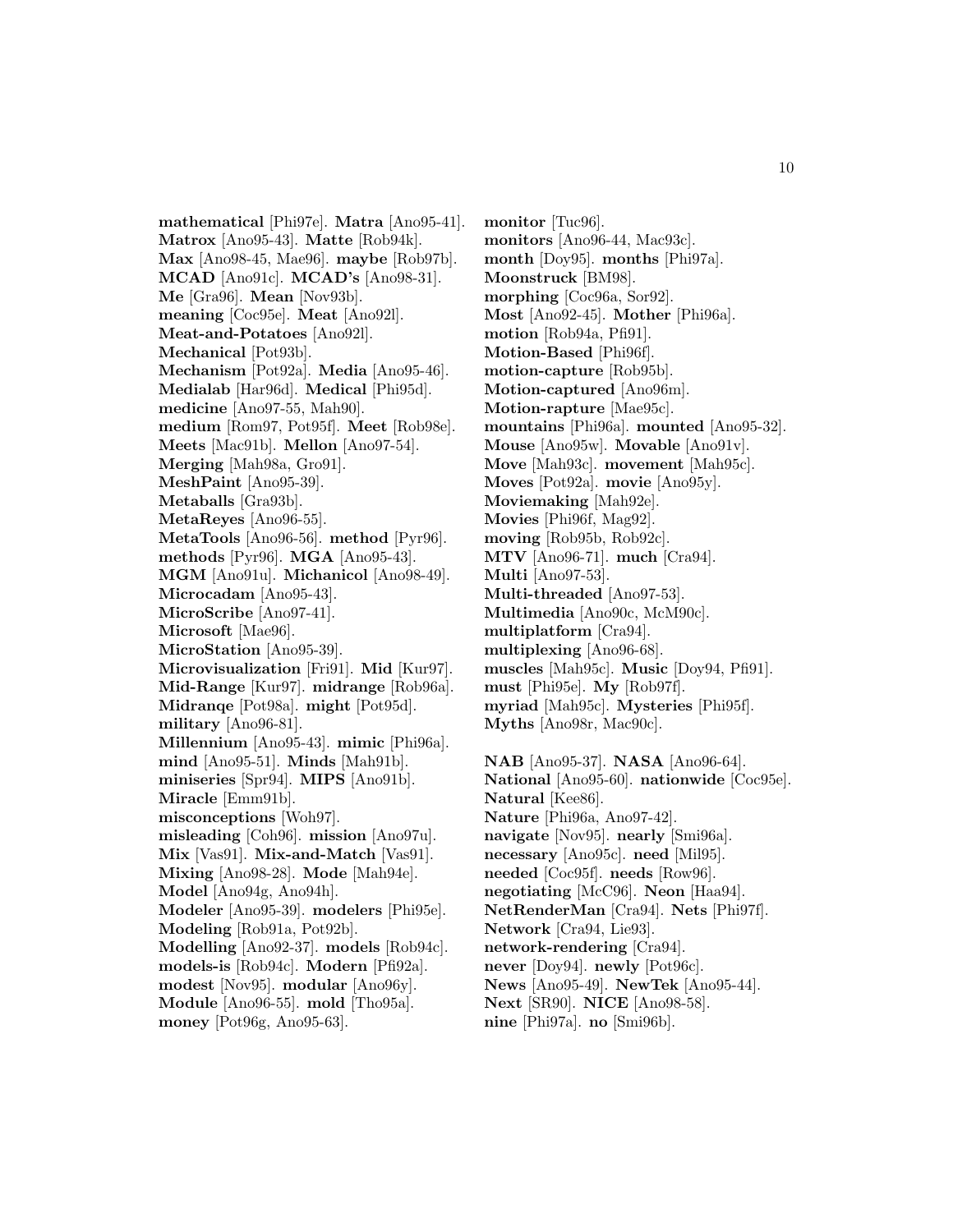**mathematical** [Phi97e]. **Matra** [Ano95-41]. **Matrox** [Ano95-43]. **Matte** [Rob94k]. **Max** [Ano98-45, Mae96]. **maybe** [Rob97b]. **MCAD** [Ano91c]. **MCAD's** [Ano98-31]. **Me** [Gra96]. **Mean** [Nov93b]. **meaning** [Coc95e]. **Meat** [Ano92l]. **Meat-and-Potatoes** [Ano92l]. **Mechanical** [Pot93b]. **Mechanism** [Pot92a]. **Media** [Ano95-46]. **Medialab** [Har96d]. **Medical** [Phi95d]. **medicine** [Ano97-55, Mah90]. **medium** [Rom97, Pot95f]. **Meet** [Rob98e]. **Meets** [Mac91b]. **Mellon** [Ano97-54]. **Merging** [Mah98a, Gro91]. **MeshPaint** [Ano95-39]. **Metaballs** [Gra93b]. **MetaReyes** [Ano96-55]. **MetaTools** [Ano96-56]. **method** [Pyr96]. **methods** [Pyr96]. **MGA** [Ano95-43]. **MGM** [Ano91u]. **Michanicol** [Ano98-49]. **Microcadam** [Ano95-43]. **MicroScribe** [Ano97-41]. **Microsoft** [Mae96]. **MicroStation** [Ano95-39]. **Microvisualization** [Fri91]. **Mid** [Kur97]. **Mid-Range** [Kur97]. **midrange** [Rob96a]. **Midranqe** [Pot98a]. **might** [Pot95d]. **military** [Ano96-81]. **Millennium** [Ano95-43]. **mimic** [Phi96a]. **mind** [Ano95-51]. **Minds** [Mah91b]. **miniseries** [Spr94]. **MIPS** [Ano91b]. **Miracle** [Emm91b]. **misconceptions** [Woh97]. **misleading** [Coh96]. **mission** [Ano97u]. **Mix** [Vas91]. **Mix-and-Match** [Vas91]. **Mixing** [Ano98-28]. **Mode** [Mah94e]. **Model** [Ano94g, Ano94h]. **Modeler** [Ano95-39]. **modelers** [Phi95e]. **Modeling** [Rob91a, Pot92b]. **Modelling** [Ano92-37]. **models** [Rob94c]. **models-is** [Rob94c]. **Modern** [Pfi92a]. **modest** [Nov95]. **modular** [Ano96y]. **Module** [Ano96-55]. **mold** [Tho95a]. **money** [Pot96g, Ano95-63].

**monitor** [Tuc96]. **monitors** [Ano96-44, Mac93c]. **month** [Doy95]. **months** [Phi97a]. **Moonstruck** [BM98]. **morphing** [Coc96a, Sor92]. **Most** [Ano92-45]. **Mother** [Phi96a]. **motion** [Rob94a, Pfi91]. **Motion-Based** [Phi96f]. **motion-capture** [Rob95b]. **Motion-captured** [Ano96m]. **Motion-rapture** [Mae95c]. **mountains** [Phi96a]. **mounted** [Ano95-32]. **Mouse** [Ano95w]. **Movable** [Ano91v]. **Move** [Mah93c]. **movement** [Mah95c]. **Moves** [Pot92a]. **movie** [Ano95y]. **Moviemaking** [Mah92e]. **Movies** [Phi96f, Mag92]. **moving** [Rob95b, Rob92c]. **MTV** [Ano96-71]. **much** [Cra94]. **Multi** [Ano97-53]. **Multi-threaded** [Ano97-53]. **Multimedia** [Ano90c, McM90c]. **multiplatform** [Cra94]. **multiplexing** [Ano96-68]. **muscles** [Mah95c]. **Music** [Doy94, Pfi91]. **must** [Phi95e]. **My** [Rob97f]. **myriad** [Mah95c]. **Mysteries** [Phi95f]. **Myths** [Ano98r, Mac90c].

**NAB** [Ano95-37]. **NASA** [Ano96-64]. **National** [Ano95-60]. **nationwide** [Coc95e]. **Natural** [Kee86]. **Nature** [Phi96a, Ano97-42]. **navigate** [Nov95]. **nearly** [Smi96a]. **necessary** [Ano95c]. **need** [Mil95]. **needed** [Coc95f]. **needs** [Row96]. **negotiating** [McC96]. **Neon** [Haa94]. **NetRenderMan** [Cra94]. **Nets** [Phi97f]. **Network** [Cra94, Lie93]. **network-rendering** [Cra94]. **never** [Doy94]. **newly** [Pot96c]. **News** [Ano95-49]. **NewTek** [Ano95-44]. **Next** [SR90]. **NICE** [Ano98-58]. **nine** [Phi97a]. **no** [Smi96b].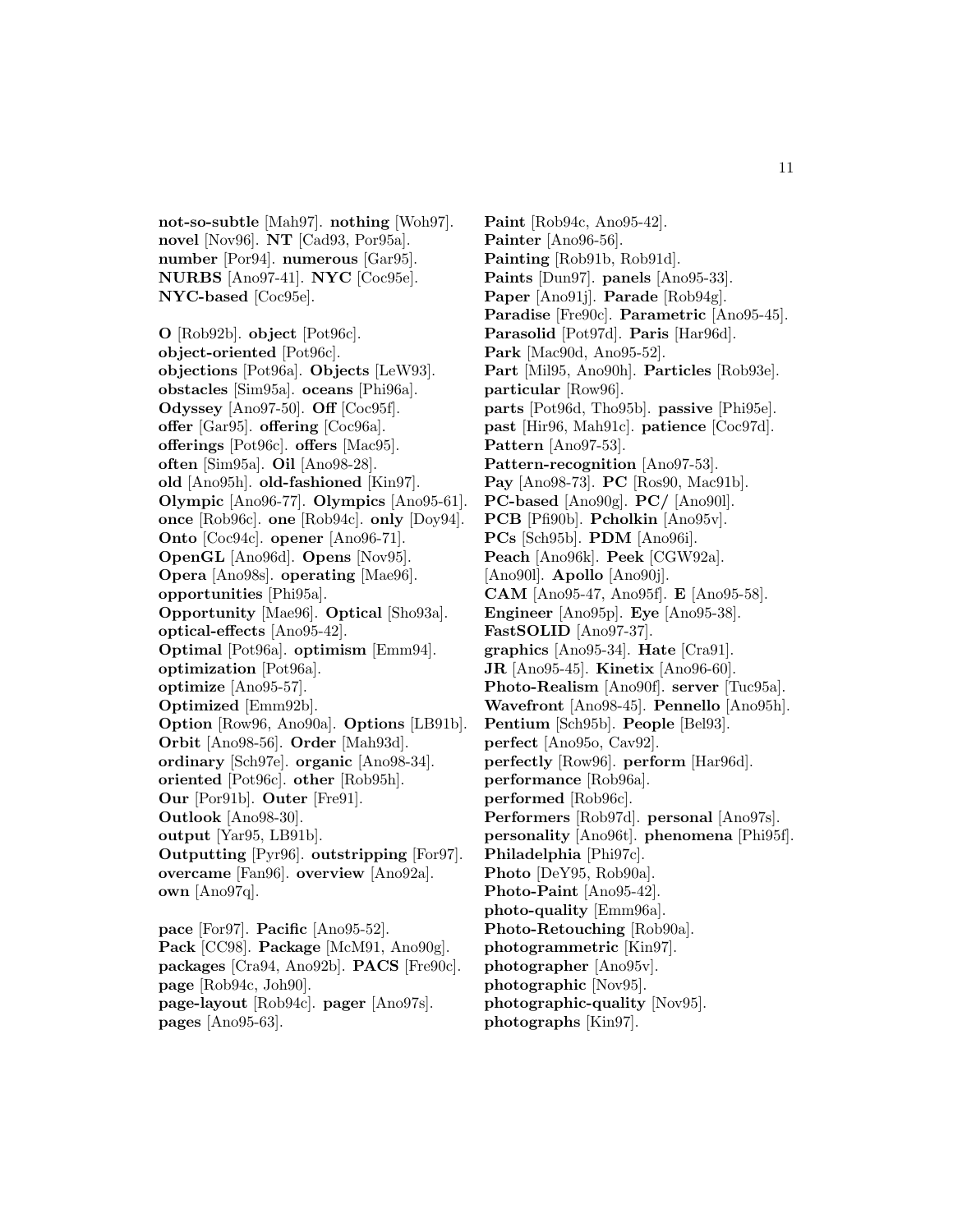**not-so-subtle** [Mah97]. **nothing** [Woh97]. **novel** [Nov96]. **NT** [Cad93, Por95a]. **number** [Por94]. **numerous** [Gar95]. **NURBS** [Ano97-41]. **NYC** [Coc95e]. **NYC-based** [Coc95e].

**O** [Rob92b]. **object** [Pot96c]. **object-oriented** [Pot96c]. **objections** [Pot96a]. **Objects** [LeW93]. **obstacles** [Sim95a]. **oceans** [Phi96a]. **Odyssey** [Ano97-50]. **Off** [Coc95f]. **offer** [Gar95]. **offering** [Coc96a]. **offerings** [Pot96c]. **offers** [Mac95]. **often** [Sim95a]. **Oil** [Ano98-28]. **old** [Ano95h]. **old-fashioned** [Kin97]. **Olympic** [Ano96-77]. **Olympics** [Ano95-61]. **once** [Rob96c]. **one** [Rob94c]. **only** [Doy94]. **Onto** [Coc94c]. **opener** [Ano96-71]. **OpenGL** [Ano96d]. **Opens** [Nov95]. **Opera** [Ano98s]. **operating** [Mae96]. **opportunities** [Phi95a]. **Opportunity** [Mae96]. **Optical** [Sho93a]. **optical-effects** [Ano95-42]. **Optimal** [Pot96a]. **optimism** [Emm94]. **optimization** [Pot96a]. **optimize** [Ano95-57]. **Optimized** [Emm92b]. **Option** [Row96, Ano90a]. **Options** [LB91b]. **Orbit** [Ano98-56]. **Order** [Mah93d]. **ordinary** [Sch97e]. **organic** [Ano98-34]. **oriented** [Pot96c]. **other** [Rob95h]. **Our** [Por91b]. **Outer** [Fre91]. **Outlook** [Ano98-30]. **output** [Yar95, LB91b]. **Outputting** [Pyr96]. **outstripping** [For97]. **overcame** [Fan96]. **overview** [Ano92a]. **own** [Ano97q].

**pace** [For97]. **Pacific** [Ano95-52]. **Pack** [CC98]. **Package** [McM91, Ano90g]. **packages** [Cra94, Ano92b]. **PACS** [Fre90c]. **page** [Rob94c, Joh90]. **page-layout** [Rob94c]. **pager** [Ano97s]. **pages** [Ano95-63]. **Paint** [Rob94c, Ano95-42]. **Painter** [Ano96-56]. **Painting** [Rob91b, Rob91d]. **Paints** [Dun97]. **panels** [Ano95-33]. **Paper** [Ano91j]. **Parade** [Rob94g]. **Paradise** [Fre90c]. **Parametric** [Ano95-45]. **Parasolid** [Pot97d]. **Paris** [Har96d]. **Park** [Mac90d, Ano95-52]. **Part** [Mil95, Ano90h]. **Particles** [Rob93e]. **particular** [Row96]. **parts** [Pot96d, Tho95b]. **passive** [Phi95e]. **past** [Hir96, Mah91c]. **patience** [Coc97d]. **Pattern** [Ano97-53]. **Pattern-recognition** [Ano97-53]. **Pay** [Ano98-73]. **PC** [Ros90, Mac91b]. **PC-based** [Ano90g]. **PC/** [Ano90l]. **PCB** [Pfi90b]. **Pcholkin** [Ano95v]. **PCs** [Sch95b]. **PDM** [Ano96i]. **Peach** [Ano96k]. **Peek** [CGW92a]. [Ano90l]. **Apollo** [Ano90j]. **CAM** [Ano95-47, Ano95f]. **E** [Ano95-58]. **Engineer** [Ano95p]. **Eye** [Ano95-38]. **FastSOLID** [Ano97-37]. **graphics** [Ano95-34]. **Hate** [Cra91]. **JR** [Ano95-45]. **Kinetix** [Ano96-60]. **Photo-Realism** [Ano90f]. **server** [Tuc95a]. **Wavefront** [Ano98-45]. **Pennello** [Ano95h]. **Pentium** [Sch95b]. **People** [Bel93]. **perfect** [Ano95o, Cav92]. **perfectly** [Row96]. **perform** [Har96d]. **performance** [Rob96a]. **performed** [Rob96c]. **Performers** [Rob97d]. **personal** [Ano97s]. **personality** [Ano96t]. **phenomena** [Phi95f]. **Philadelphia** [Phi97c]. **Photo** [DeY95, Rob90a]. **Photo-Paint** [Ano95-42]. **photo-quality** [Emm96a]. **Photo-Retouching** [Rob90a]. **photogrammetric** [Kin97]. **photographer** [Ano95v]. **photographic** [Nov95]. **photographic-quality** [Nov95]. **photographs** [Kin97].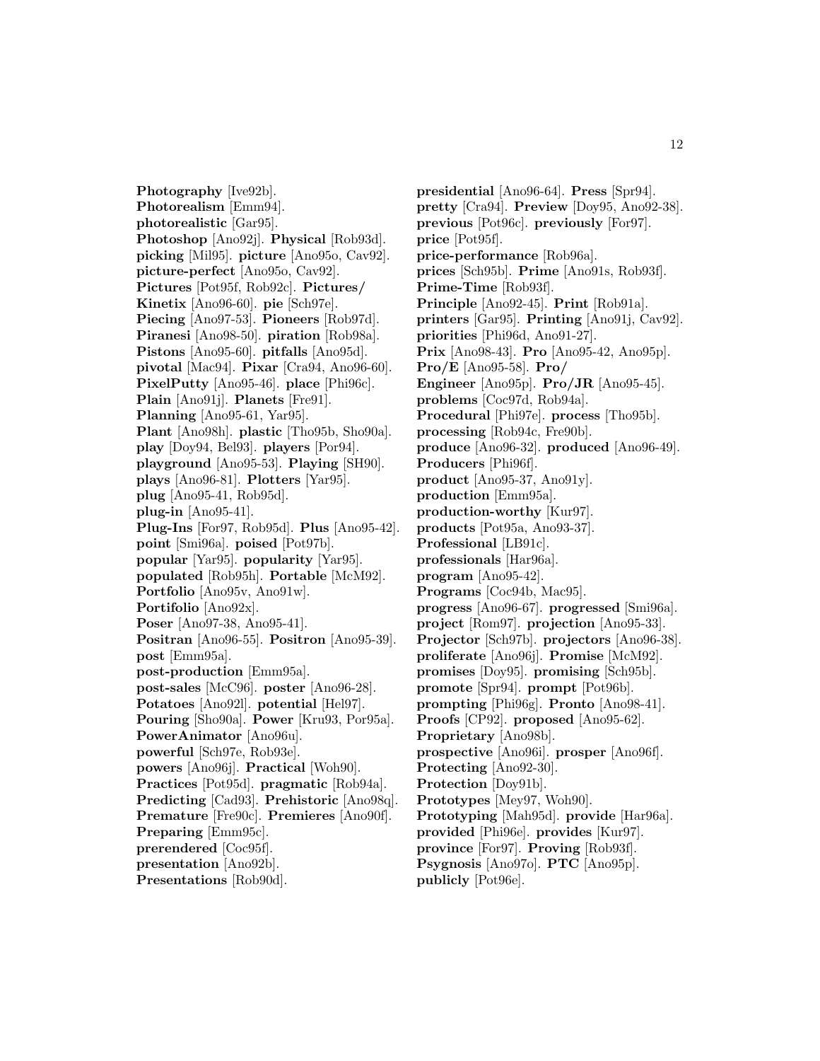**Photography** [Ive92b]. **Photorealism** [Emm94]. **photorealistic** [Gar95]. **Photoshop** [Ano92j]. **Physical** [Rob93d]. **picking** [Mil95]. **picture** [Ano95o, Cav92]. **picture-perfect** [Ano95o, Cav92]. **Pictures** [Pot95f, Rob92c]. **Pictures/ Kinetix** [Ano96-60]. **pie** [Sch97e]. **Piecing** [Ano97-53]. **Pioneers** [Rob97d]. **Piranesi** [Ano98-50]. **piration** [Rob98a]. **Pistons** [Ano95-60]. **pitfalls** [Ano95d]. **pivotal** [Mac94]. **Pixar** [Cra94, Ano96-60]. **PixelPutty** [Ano95-46]. **place** [Phi96c]. **Plain** [Ano91j]. **Planets** [Fre91]. **Planning** [Ano95-61, Yar95]. **Plant** [Ano98h]. **plastic** [Tho95b, Sho90a]. **play** [Doy94, Bel93]. **players** [Por94]. **playground** [Ano95-53]. **Playing** [SH90]. **plays** [Ano96-81]. **Plotters** [Yar95]. **plug** [Ano95-41, Rob95d]. **plug-in** [Ano95-41]. **Plug-Ins** [For97, Rob95d]. **Plus** [Ano95-42]. **point** [Smi96a]. **poised** [Pot97b]. **popular** [Yar95]. **popularity** [Yar95]. **populated** [Rob95h]. **Portable** [McM92]. **Portfolio** [Ano95v, Ano91w]. **Portifolio** [Ano92x]. **Poser** [Ano97-38, Ano95-41]. **Positran** [Ano96-55]. **Positron** [Ano95-39]. **post** [Emm95a]. **post-production** [Emm95a]. **post-sales** [McC96]. **poster** [Ano96-28]. **Potatoes** [Ano92l]. **potential** [Hel97]. **Pouring** [Sho90a]. **Power** [Kru93, Por95a]. **PowerAnimator** [Ano96u]. **powerful** [Sch97e, Rob93e]. **powers** [Ano96j]. **Practical** [Woh90]. **Practices** [Pot95d]. **pragmatic** [Rob94a]. **Predicting** [Cad93]. **Prehistoric** [Ano98q]. **Premature** [Fre90c]. **Premieres** [Ano90f]. **Preparing** [Emm95c]. **prerendered** [Coc95f]. **presentation** [Ano92b]. **Presentations** [Rob90d].

**presidential** [Ano96-64]. **Press** [Spr94]. **pretty** [Cra94]. **Preview** [Doy95, Ano92-38]. **previous** [Pot96c]. **previously** [For97]. **price** [Pot95f]. **price-performance** [Rob96a]. **prices** [Sch95b]. **Prime** [Ano91s, Rob93f]. **Prime-Time** [Rob93f]. **Principle** [Ano92-45]. **Print** [Rob91a]. **printers** [Gar95]. **Printing** [Ano91j, Cav92]. **priorities** [Phi96d, Ano91-27]. **Prix** [Ano98-43]. **Pro** [Ano95-42, Ano95p]. **Pro/E** [Ano95-58]. **Pro/ Engineer** [Ano95p]. **Pro/JR** [Ano95-45]. **problems** [Coc97d, Rob94a]. **Procedural** [Phi97e]. **process** [Tho95b]. **processing** [Rob94c, Fre90b]. **produce** [Ano96-32]. **produced** [Ano96-49]. **Producers** [Phi96f]. **product** [Ano95-37, Ano91y]. **production** [Emm95a]. **production-worthy** [Kur97]. **products** [Pot95a, Ano93-37]. **Professional** [LB91c]. **professionals** [Har96a]. **program** [Ano95-42]. **Programs** [Coc94b, Mac95]. **progress** [Ano96-67]. **progressed** [Smi96a]. **project** [Rom97]. **projection** [Ano95-33]. **Projector** [Sch97b]. **projectors** [Ano96-38]. **proliferate** [Ano96j]. **Promise** [McM92]. **promises** [Doy95]. **promising** [Sch95b]. **promote** [Spr94]. **prompt** [Pot96b]. **prompting** [Phi96g]. **Pronto** [Ano98-41]. **Proofs** [CP92]. **proposed** [Ano95-62]. **Proprietary** [Ano98b]. **prospective** [Ano96i]. **prosper** [Ano96f]. **Protecting** [Ano92-30]. **Protection** [Doy91b]. **Prototypes** [Mey97, Woh90]. **Prototyping** [Mah95d]. **provide** [Har96a]. **provided** [Phi96e]. **provides** [Kur97]. **province** [For97]. **Proving** [Rob93f]. **Psygnosis** [Ano97o]. **PTC** [Ano95p]. **publicly** [Pot96e].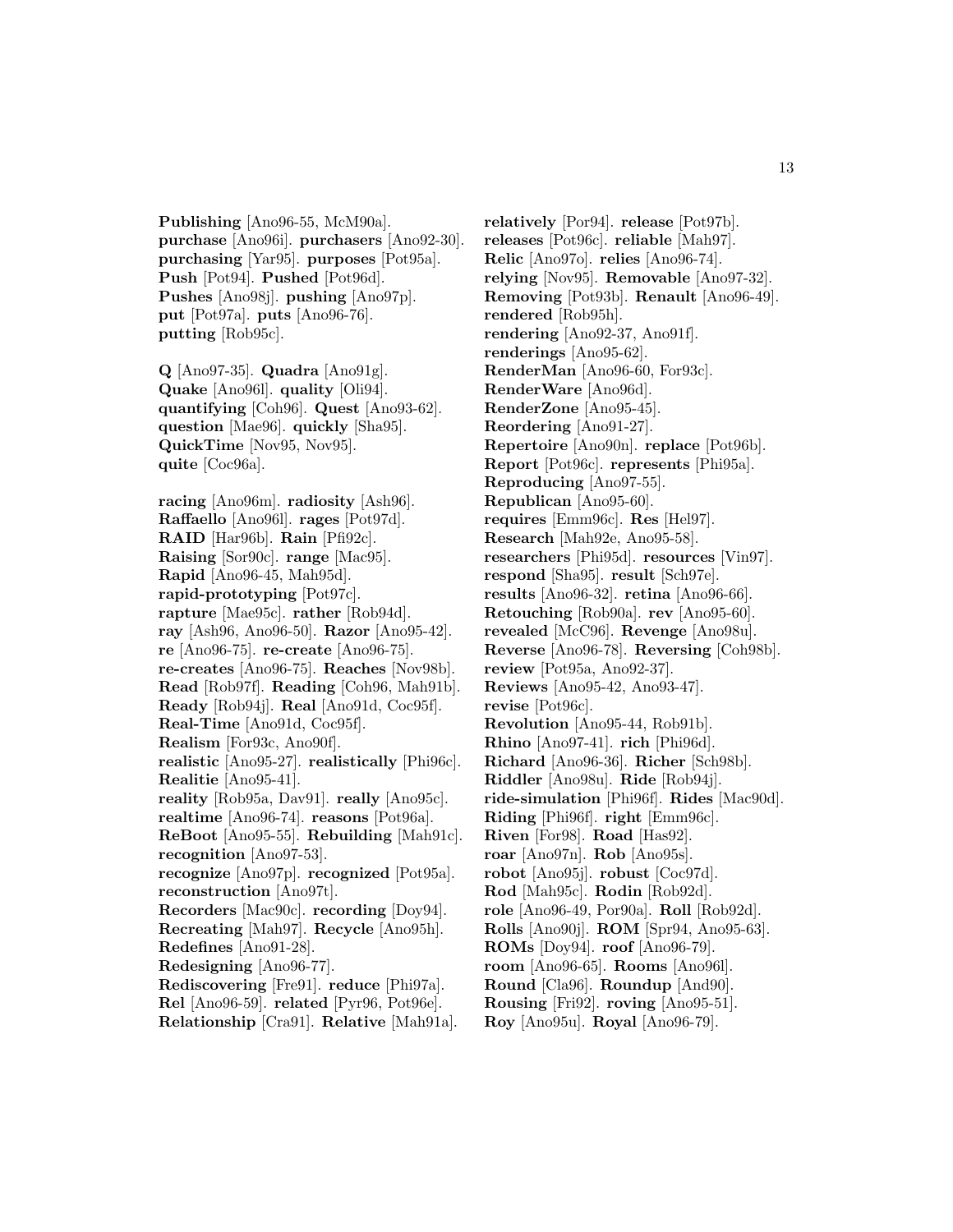**Publishing** [Ano96-55, McM90a]. **purchase** [Ano96i]. **purchasers** [Ano92-30]. **purchasing** [Yar95]. **purposes** [Pot95a]. **Push** [Pot94]. **Pushed** [Pot96d]. **Pushes** [Ano98j]. **pushing** [Ano97p]. **put** [Pot97a]. **puts** [Ano96-76]. **putting** [Rob95c].

**Q** [Ano97-35]. **Quadra** [Ano91g]. **Quake** [Ano96l]. **quality** [Oli94]. **quantifying** [Coh96]. **Quest** [Ano93-62]. **question** [Mae96]. **quickly** [Sha95]. **QuickTime** [Nov95, Nov95]. **quite** [Coc96a].

**racing** [Ano96m]. **radiosity** [Ash96]. **Raffaello** [Ano96l]. **rages** [Pot97d]. **RAID** [Har96b]. **Rain** [Pfi92c]. **Raising** [Sor90c]. **range** [Mac95]. **Rapid** [Ano96-45, Mah95d]. **rapid-prototyping** [Pot97c]. **rapture** [Mae95c]. **rather** [Rob94d]. **ray** [Ash96, Ano96-50]. **Razor** [Ano95-42]. **re** [Ano96-75]. **re-create** [Ano96-75]. **re-creates** [Ano96-75]. **Reaches** [Nov98b]. **Read** [Rob97f]. **Reading** [Coh96, Mah91b]. **Ready** [Rob94j]. **Real** [Ano91d, Coc95f]. **Real-Time** [Ano91d, Coc95f]. **Realism** [For93c, Ano90f]. **realistic** [Ano95-27]. **realistically** [Phi96c]. **Realitie** [Ano95-41]. **reality** [Rob95a, Dav91]. **really** [Ano95c]. **realtime** [Ano96-74]. **reasons** [Pot96a]. **ReBoot** [Ano95-55]. **Rebuilding** [Mah91c]. **recognition** [Ano97-53]. **recognize** [Ano97p]. **recognized** [Pot95a]. **reconstruction** [Ano97t]. **Recorders** [Mac90c]. **recording** [Doy94]. **Recreating** [Mah97]. **Recycle** [Ano95h]. **Redefines** [Ano91-28]. **Redesigning** [Ano96-77]. **Rediscovering** [Fre91]. **reduce** [Phi97a]. **Rel** [Ano96-59]. **related** [Pyr96, Pot96e]. **Relationship** [Cra91]. **Relative** [Mah91a].

**relatively** [Por94]. **release** [Pot97b]. **releases** [Pot96c]. **reliable** [Mah97]. **Relic** [Ano97o]. **relies** [Ano96-74]. **relying** [Nov95]. **Removable** [Ano97-32]. **Removing** [Pot93b]. **Renault** [Ano96-49]. **rendered** [Rob95h]. **rendering** [Ano92-37, Ano91f]. **renderings** [Ano95-62]. **RenderMan** [Ano96-60, For93c]. **RenderWare** [Ano96d]. **RenderZone** [Ano95-45]. **Reordering** [Ano91-27]. **Repertoire** [Ano90n]. **replace** [Pot96b]. **Report** [Pot96c]. **represents** [Phi95a]. **Reproducing** [Ano97-55]. **Republican** [Ano95-60]. **requires** [Emm96c]. **Res** [Hel97]. **Research** [Mah92e, Ano95-58]. **researchers** [Phi95d]. **resources** [Vin97]. **respond** [Sha95]. **result** [Sch97e]. **results** [Ano96-32]. **retina** [Ano96-66]. **Retouching** [Rob90a]. **rev** [Ano95-60]. **revealed** [McC96]. **Revenge** [Ano98u]. **Reverse** [Ano96-78]. **Reversing** [Coh98b]. **review** [Pot95a, Ano92-37]. **Reviews** [Ano95-42, Ano93-47]. **revise** [Pot96c]. **Revolution** [Ano95-44, Rob91b]. **Rhino** [Ano97-41]. **rich** [Phi96d]. **Richard** [Ano96-36]. **Richer** [Sch98b]. **Riddler** [Ano98u]. **Ride** [Rob94j]. **ride-simulation** [Phi96f]. **Rides** [Mac90d]. **Riding** [Phi96f]. **right** [Emm96c]. **Riven** [For98]. **Road** [Has92]. **roar** [Ano97n]. **Rob** [Ano95s]. **robot** [Ano95j]. **robust** [Coc97d]. **Rod** [Mah95c]. **Rodin** [Rob92d]. **role** [Ano96-49, Por90a]. **Roll** [Rob92d]. **Rolls** [Ano90j]. **ROM** [Spr94, Ano95-63]. **ROMs** [Doy94]. **roof** [Ano96-79]. **room** [Ano96-65]. **Rooms** [Ano96l]. **Round** [Cla96]. **Roundup** [And90]. **Rousing** [Fri92]. **roving** [Ano95-51]. **Roy** [Ano95u]. **Royal** [Ano96-79].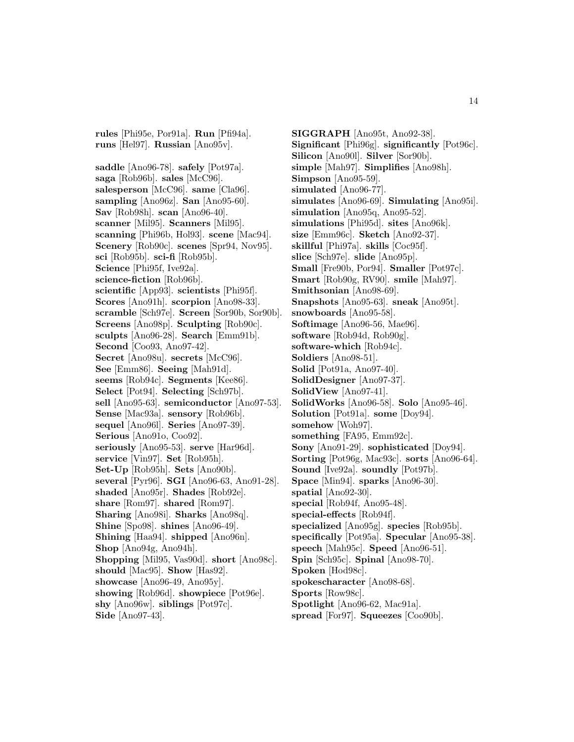**rules** [Phi95e, Por91a]. **Run** [Pfi94a]. **runs** [Hel97]. **Russian** [Ano95v].

**saddle** [Ano96-78]. **safely** [Pot97a]. **saga** [Rob96b]. **sales** [McC96]. **salesperson** [McC96]. **same** [Cla96]. **sampling** [Ano96z]. **San** [Ano95-60]. **Sav** [Rob98h]. **scan** [Ano96-40]. **scanner** [Mil95]. **Scanners** [Mil95]. **scanning** [Phi96b, Hol93]. **scene** [Mac94]. **Scenery** [Rob90c]. **scenes** [Spr94, Nov95]. **sci** [Rob95b]. **sci-fi** [Rob95b]. **Science** [Phi95f, Ive92a]. **science-fiction** [Rob96b]. **scientific** [App93]. **scientists** [Phi95f]. **Scores** [Ano91h]. **scorpion** [Ano98-33]. **scramble** [Sch97e]. **Screen** [Sor90b, Sor90b]. **Screens** [Ano98p]. **Sculpting** [Rob90c]. **sculpts** [Ano96-28]. **Search** [Emm91b]. **Second** [Coo93, Ano97-42]. **Secret** [Ano98u]. **secrets** [McC96]. **See** [Emm86]. **Seeing** [Mah91d]. **seems** [Rob94c]. **Segments** [Kee86]. **Select** [Pot94]. **Selecting** [Sch97b]. **sell** [Ano95-63]. **semiconductor** [Ano97-53]. **Sense** [Mac93a]. **sensory** [Rob96b]. **sequel** [Ano96l]. **Series** [Ano97-39]. **Serious** [Ano91o, Coo92]. **seriously** [Ano95-53]. **serve** [Har96d]. **service** [Vin97]. **Set** [Rob95h]. **Set-Up** [Rob95h]. **Sets** [Ano90b]. **several** [Pyr96]. **SGI** [Ano96-63, Ano91-28]. **shaded** [Ano95r]. **Shades** [Rob92e]. **share** [Rom97]. **shared** [Rom97]. **Sharing** [Ano98i]. **Sharks** [Ano98q]. **Shine** [Spo98]. **shines** [Ano96-49]. **Shining** [Haa94]. **shipped** [Ano96n]. **Shop** [Ano94g, Ano94h]. **Shopping** [Mil95, Vas90d]. **short** [Ano98c]. **should** [Mac95]. **Show** [Has92]. **showcase** [Ano96-49, Ano95y]. **showing** [Rob96d]. **showpiece** [Pot96e]. **shy** [Ano96w]. **siblings** [Pot97c]. **Side** [Ano97-43].

**SIGGRAPH** [Ano95t, Ano92-38]. **Significant** [Phi96g]. **significantly** [Pot96c]. **Silicon** [Ano90l]. **Silver** [Sor90b]. **simple** [Mah97]. **Simplifies** [Ano98h]. **Simpson** [Ano95-59]. **simulated** [Ano96-77]. **simulates** [Ano96-69]. **Simulating** [Ano95i]. **simulation** [Ano95q, Ano95-52]. **simulations** [Phi95d]. **sites** [Ano96k]. **size** [Emm96c]. **Sketch** [Ano92-37]. **skillful** [Phi97a]. **skills** [Coc95f]. **slice** [Sch97e]. **slide** [Ano95p]. **Small** [Fre90b, Por94]. **Smaller** [Pot97c]. **Smart** [Rob90g, RV90]. **smile** [Mah97]. **Smithsonian** [Ano98-69]. **Snapshots** [Ano95-63]. **sneak** [Ano95t]. **snowboards** [Ano95-58]. **Softimage** [Ano96-56, Mae96]. **software** [Rob94d, Rob90g]. **software-which** [Rob94c]. **Soldiers** [Ano98-51]. **Solid** [Pot91a, Ano97-40]. **SolidDesigner** [Ano97-37]. **SolidView** [Ano97-41]. **SolidWorks** [Ano96-58]. **Solo** [Ano95-46]. **Solution** [Pot91a]. **some** [Doy94]. **somehow** [Woh97]. **something** [FA95, Emm92c]. **Sony** [Ano91-29]. **sophisticated** [Doy94]. **Sorting** [Pot96g, Mac93c]. **sorts** [Ano96-64]. **Sound** [Ive92a]. **soundly** [Pot97b]. **Space** [Min94]. **sparks** [Ano96-30]. **spatial** [Ano92-30]. **special** [Rob94f, Ano95-48]. **special-effects** [Rob94f]. **specialized** [Ano95g]. **species** [Rob95b]. **specifically** [Pot95a]. **Specular** [Ano95-38]. **speech** [Mah95c]. **Speed** [Ano96-51]. **Spin** [Sch95c]. **Spinal** [Ano98-70]. **Spoken** [Hod98c]. **spokescharacter** [Ano98-68]. **Sports** [Row98c]. **Spotlight** [Ano96-62, Mac91a]. **spread** [For97]. **Squeezes** [Coo90b].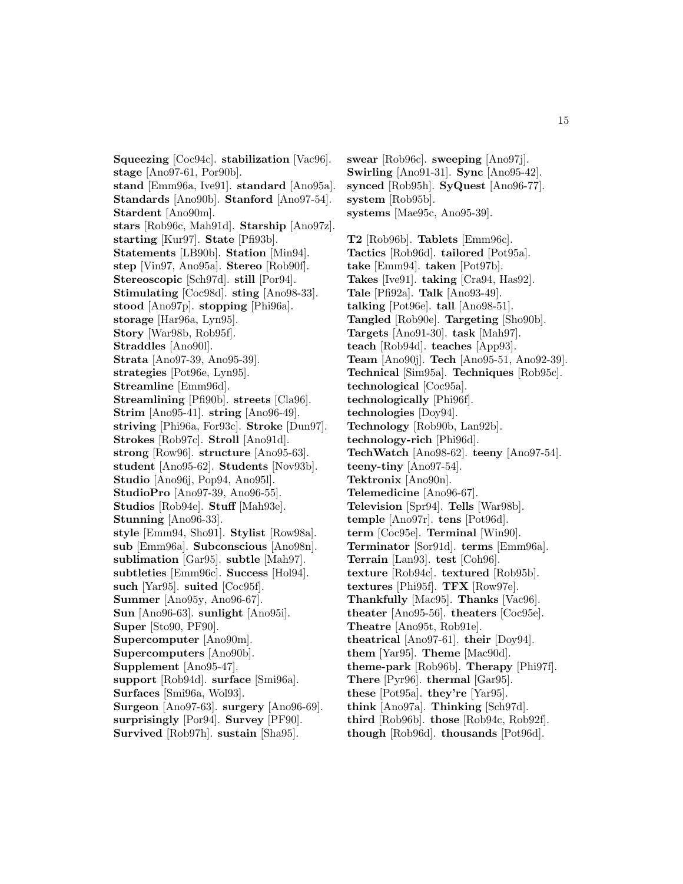**Squeezing** [Coc94c]. **stabilization** [Vac96]. **stage** [Ano97-61, Por90b]. **stand** [Emm96a, Ive91]. **standard** [Ano95a]. **Standards** [Ano90b]. **Stanford** [Ano97-54]. **Stardent** [Ano90m]. **stars** [Rob96c, Mah91d]. **Starship** [Ano97z]. **starting** [Kur97]. **State** [Pfi93b]. **Statements** [LB90b]. **Station** [Min94]. **step** [Vin97, Ano95a]. **Stereo** [Rob90f]. **Stereoscopic** [Sch97d]. **still** [Por94]. **Stimulating** [Coc98d]. **sting** [Ano98-33]. **stood** [Ano97p]. **stopping** [Phi96a]. **storage** [Har96a, Lyn95]. **Story** [War98b, Rob95f]. **Straddles** [Ano90l]. **Strata** [Ano97-39, Ano95-39]. **strategies** [Pot96e, Lyn95]. **Streamline** [Emm96d]. **Streamlining** [Pfi90b]. **streets** [Cla96]. **Strim** [Ano95-41]. **string** [Ano96-49]. **striving** [Phi96a, For93c]. **Stroke** [Dun97]. **Strokes** [Rob97c]. **Stroll** [Ano91d]. **strong** [Row96]. **structure** [Ano95-63]. **student** [Ano95-62]. **Students** [Nov93b]. **Studio** [Ano96j, Pop94, Ano95l]. **StudioPro** [Ano97-39, Ano96-55]. **Studios** [Rob94e]. **Stuff** [Mah93e]. **Stunning** [Ano96-33]. **style** [Emm94, Sho91]. **Stylist** [Row98a]. **sub** [Emm96a]. **Subconscious** [Ano98n]. **sublimation** [Gar95]. **subtle** [Mah97]. **subtleties** [Emm96c]. **Success** [Hol94]. **such** [Yar95]. **suited** [Coc95f]. **Summer** [Ano95y, Ano96-67]. **Sun** [Ano96-63]. **sunlight** [Ano95i]. **Super** [Sto90, PF90]. **Supercomputer** [Ano90m]. **Supercomputers** [Ano90b]. **Supplement** [Ano95-47]. **support** [Rob94d]. **surface** [Smi96a]. **Surfaces** [Smi96a, Wol93]. **Surgeon** [Ano97-63]. **surgery** [Ano96-69]. **surprisingly** [Por94]. **Survey** [PF90]. **Survived** [Rob97h]. **sustain** [Sha95]. **swear** [Rob96c]. **sweeping** [Ano97j]. **Swirling** [Ano91-31]. **Sync** [Ano95-42]. **synced** [Rob95h]. **SyQuest** [Ano96-77]. **system** [Rob95b]. **systems** [Mae95c, Ano95-39].

**T2** [Rob96b]. **Tablets** [Emm96c]. **Tactics** [Rob96d]. **tailored** [Pot95a]. **take** [Emm94]. **taken** [Pot97b]. **Takes** [Ive91]. **taking** [Cra94, Has92]. **Tale** [Pfi92a]. **Talk** [Ano93-49]. **talking** [Pot96e]. **tall** [Ano98-51]. **Tangled** [Rob90e]. **Targeting** [Sho90b]. **Targets** [Ano91-30]. **task** [Mah97]. **teach** [Rob94d]. **teaches** [App93]. **Team** [Ano90j]. **Tech** [Ano95-51, Ano92-39]. **Technical** [Sim95a]. **Techniques** [Rob95c]. **technological** [Coc95a]. **technologically** [Phi96f]. **technologies** [Doy94]. **Technology** [Rob90b, Lan92b]. **technology-rich** [Phi96d]. **TechWatch** [Ano98-62]. **teeny** [Ano97-54]. **teeny-tiny** [Ano97-54]. **Tektronix** [Ano90n]. **Telemedicine** [Ano96-67]. **Television** [Spr94]. **Tells** [War98b]. **temple** [Ano97r]. **tens** [Pot96d]. **term** [Coc95e]. **Terminal** [Win90]. **Terminator** [Sor91d]. **terms** [Emm96a]. **Terrain** [Lan93]. **test** [Coh96]. **texture** [Rob94c]. **textured** [Rob95b]. **textures** [Phi95f]. **TFX** [Row97e]. **Thankfully** [Mac95]. **Thanks** [Vac96]. **theater** [Ano95-56]. **theaters** [Coc95e]. **Theatre** [Ano95t, Rob91e]. **theatrical** [Ano97-61]. **their** [Doy94]. **them** [Yar95]. **Theme** [Mac90d]. **theme-park** [Rob96b]. **Therapy** [Phi97f]. **There** [Pyr96]. **thermal** [Gar95]. **these** [Pot95a]. **they're** [Yar95]. **think** [Ano97a]. **Thinking** [Sch97d]. **third** [Rob96b]. **those** [Rob94c, Rob92f]. **though** [Rob96d]. **thousands** [Pot96d].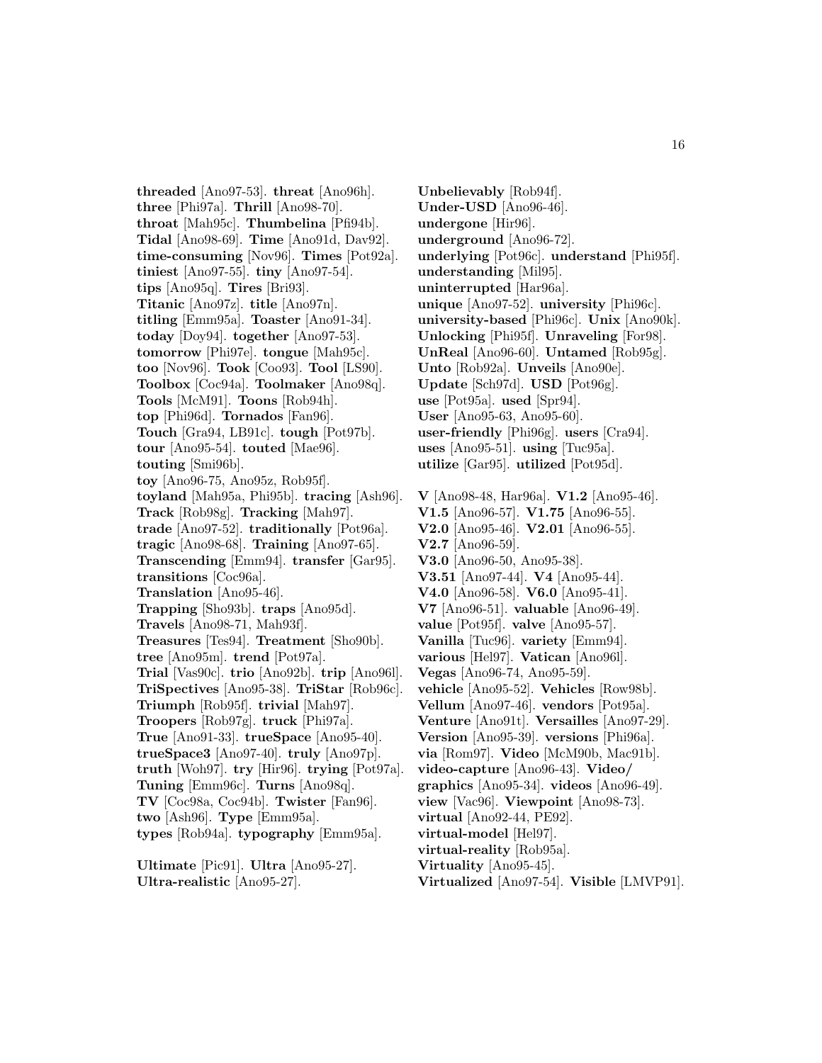**threaded** [Ano97-53]. **threat** [Ano96h]. **three** [Phi97a]. **Thrill** [Ano98-70]. **throat** [Mah95c]. **Thumbelina** [Pfi94b]. **Tidal** [Ano98-69]. **Time** [Ano91d, Dav92]. **time-consuming** [Nov96]. **Times** [Pot92a]. **tiniest** [Ano97-55]. **tiny** [Ano97-54]. **tips** [Ano95q]. **Tires** [Bri93]. **Titanic** [Ano97z]. **title** [Ano97n]. **titling** [Emm95a]. **Toaster** [Ano91-34]. **today** [Doy94]. **together** [Ano97-53]. **tomorrow** [Phi97e]. **tongue** [Mah95c]. **too** [Nov96]. **Took** [Coo93]. **Tool** [LS90]. **Toolbox** [Coc94a]. **Toolmaker** [Ano98q]. **Tools** [McM91]. **Toons** [Rob94h]. **top** [Phi96d]. **Tornados** [Fan96]. **Touch** [Gra94, LB91c]. **tough** [Pot97b]. **tour** [Ano95-54]. **touted** [Mae96]. **touting** [Smi96b]. **toy** [Ano96-75, Ano95z, Rob95f]. **toyland** [Mah95a, Phi95b]. **tracing** [Ash96]. **Track** [Rob98g]. **Tracking** [Mah97]. **trade** [Ano97-52]. **traditionally** [Pot96a]. **tragic** [Ano98-68]. **Training** [Ano97-65]. **Transcending** [Emm94]. **transfer** [Gar95]. **transitions** [Coc96a]. **Translation** [Ano95-46]. **Trapping** [Sho93b]. **traps** [Ano95d]. **Travels** [Ano98-71, Mah93f]. **Treasures** [Tes94]. **Treatment** [Sho90b]. **tree** [Ano95m]. **trend** [Pot97a]. **Trial** [Vas90c]. **trio** [Ano92b]. **trip** [Ano96l]. **TriSpectives** [Ano95-38]. **TriStar** [Rob96c]. **Triumph** [Rob95f]. **trivial** [Mah97]. **Troopers** [Rob97g]. **truck** [Phi97a]. **True** [Ano91-33]. **trueSpace** [Ano95-40]. **trueSpace3** [Ano97-40]. **truly** [Ano97p]. **truth** [Woh97]. **try** [Hir96]. **trying** [Pot97a]. **Tuning** [Emm96c]. **Turns** [Ano98q]. **TV** [Coc98a, Coc94b]. **Twister** [Fan96]. **two** [Ash96]. **Type** [Emm95a]. **types** [Rob94a]. **typography** [Emm95a].

**Ultimate** [Pic91]. **Ultra** [Ano95-27]. **Ultra-realistic** [Ano95-27]. **Unbelievably** [Rob94f]. **Under-USD** [Ano96-46]. **undergone** [Hir96]. **underground** [Ano96-72]. **underlying** [Pot96c]. **understand** [Phi95f]. **understanding** [Mil95]. **uninterrupted** [Har96a]. **unique** [Ano97-52]. **university** [Phi96c]. **university-based** [Phi96c]. **Unix** [Ano90k]. **Unlocking** [Phi95f]. **Unraveling** [For98]. **UnReal** [Ano96-60]. **Untamed** [Rob95g]. **Unto** [Rob92a]. **Unveils** [Ano90e]. **Update** [Sch97d]. **USD** [Pot96g]. **use** [Pot95a]. **used** [Spr94]. **User** [Ano95-63, Ano95-60]. **user-friendly** [Phi96g]. **users** [Cra94]. **uses** [Ano95-51]. **using** [Tuc95a]. **utilize** [Gar95]. **utilized** [Pot95d].

**V** [Ano98-48, Har96a]. **V1.2** [Ano95-46]. **V1.5** [Ano96-57]. **V1.75** [Ano96-55]. **V2.0** [Ano95-46]. **V2.01** [Ano96-55]. **V2.7** [Ano96-59]. **V3.0** [Ano96-50, Ano95-38]. **V3.51** [Ano97-44]. **V4** [Ano95-44]. **V4.0** [Ano96-58]. **V6.0** [Ano95-41]. **V7** [Ano96-51]. **valuable** [Ano96-49]. **value** [Pot95f]. **valve** [Ano95-57]. **Vanilla** [Tuc96]. **variety** [Emm94]. **various** [Hel97]. **Vatican** [Ano96l]. **Vegas** [Ano96-74, Ano95-59]. **vehicle** [Ano95-52]. **Vehicles** [Row98b]. **Vellum** [Ano97-46]. **vendors** [Pot95a]. **Venture** [Ano91t]. **Versailles** [Ano97-29]. **Version** [Ano95-39]. **versions** [Phi96a]. **via** [Rom97]. **Video** [McM90b, Mac91b]. **video-capture** [Ano96-43]. **Video/ graphics** [Ano95-34]. **videos** [Ano96-49]. **view** [Vac96]. **Viewpoint** [Ano98-73]. **virtual** [Ano92-44, PE92]. **virtual-model** [Hel97]. **virtual-reality** [Rob95a]. **Virtuality** [Ano95-45]. **Virtualized** [Ano97-54]. **Visible** [LMVP91].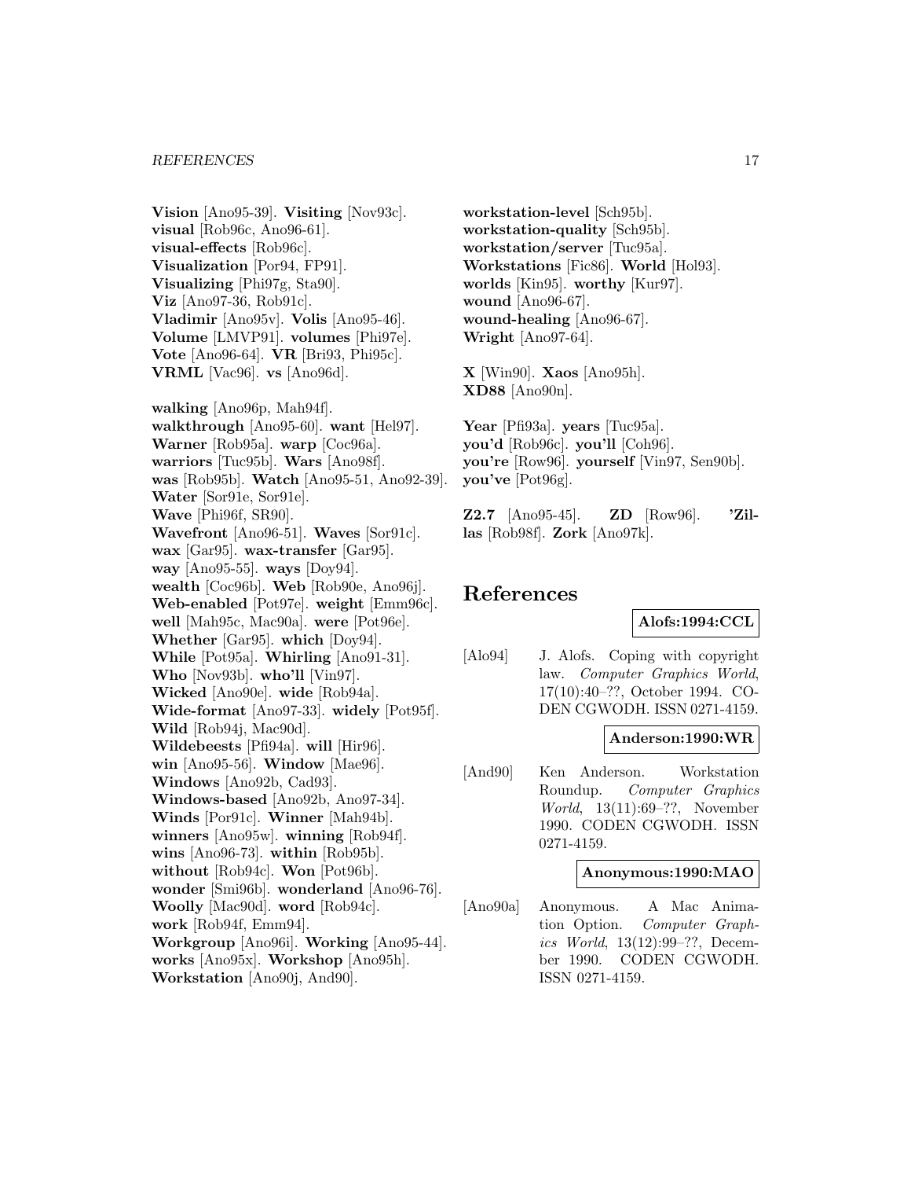**Vision** [Ano95-39]. **Visiting** [Nov93c]. **visual** [Rob96c, Ano96-61]. **visual-effects** [Rob96c]. **Visualization** [Por94, FP91]. **Visualizing** [Phi97g, Sta90]. **Viz** [Ano97-36, Rob91c]. **Vladimir** [Ano95v]. **Volis** [Ano95-46]. **Volume** [LMVP91]. **volumes** [Phi97e]. **Vote** [Ano96-64]. **VR** [Bri93, Phi95c]. **VRML** [Vac96]. **vs** [Ano96d].

**walking** [Ano96p, Mah94f]. **walkthrough** [Ano95-60]. **want** [Hel97]. **Warner** [Rob95a]. **warp** [Coc96a]. **warriors** [Tuc95b]. **Wars** [Ano98f]. **was** [Rob95b]. **Watch** [Ano95-51, Ano92-39]. **Water** [Sor91e, Sor91e]. **Wave** [Phi96f, SR90]. **Wavefront** [Ano96-51]. **Waves** [Sor91c]. **wax** [Gar95]. **wax-transfer** [Gar95]. **way** [Ano95-55]. **ways** [Doy94]. **wealth** [Coc96b]. **Web** [Rob90e, Ano96j]. **Web-enabled** [Pot97e]. **weight** [Emm96c]. **well** [Mah95c, Mac90a]. **were** [Pot96e]. **Whether** [Gar95]. **which** [Doy94]. **While** [Pot95a]. **Whirling** [Ano91-31]. **Who** [Nov93b]. **who'll** [Vin97]. **Wicked** [Ano90e]. **wide** [Rob94a]. **Wide-format** [Ano97-33]. **widely** [Pot95f]. **Wild** [Rob94j, Mac90d]. **Wildebeests** [Pfi94a]. **will** [Hir96]. **win** [Ano95-56]. **Window** [Mae96]. **Windows** [Ano92b, Cad93]. **Windows-based** [Ano92b, Ano97-34]. **Winds** [Por91c]. **Winner** [Mah94b]. **winners** [Ano95w]. **winning** [Rob94f]. **wins** [Ano96-73]. **within** [Rob95b]. **without** [Rob94c]. **Won** [Pot96b]. **wonder** [Smi96b]. **wonderland** [Ano96-76]. **Woolly** [Mac90d]. **word** [Rob94c]. **work** [Rob94f, Emm94]. **Workgroup** [Ano96i]. **Working** [Ano95-44]. **works** [Ano95x]. **Workshop** [Ano95h]. **Workstation** [Ano90j, And90]. **workstation-level** [Sch95b]. **workstation-quality** [Sch95b]. **workstation/server** [Tuc95a]. **Workstations** [Fic86]. **World** [Hol93]. **worlds** [Kin95]. **worthy** [Kur97]. **wound** [Ano96-67]. **wound-healing** [Ano96-67]. **Wright** [Ano97-64].

**X** [Win90]. **Xaos** [Ano95h]. **XD88** [Ano90n].

**Year** [Pfi93a]. **years** [Tuc95a]. **you'd** [Rob96c]. **you'll** [Coh96]. **you're** [Row96]. **yourself** [Vin97, Sen90b]. **you've** [Pot96g].

**Z2.7** [Ano95-45]. **ZD** [Row96]. **'Zillas** [Rob98f]. **Zork** [Ano97k].

# References

**Alofs:1994:CCL**

[Alo94] J. Alofs. Coping with copyright law. *Computer Graphics World*, 17(10):40–??, October 1994. CODEN CGWODH. ISSN 0271-4159.

**Anderson:1990:WR**

[And90] Ken Anderson. Workstation Roundup. *Computer Graphics World*, 13(11):69–??, November 1990. CODEN CGWODH. ISSN 0271-4159.

**Anonymous:1990:MAO**

[Ano90a] Anonymous. A Mac Animation Option. *Computer Graphics World*, 13(12):99–??, December 1990. CODEN CGWODH. ISSN 0271-4159.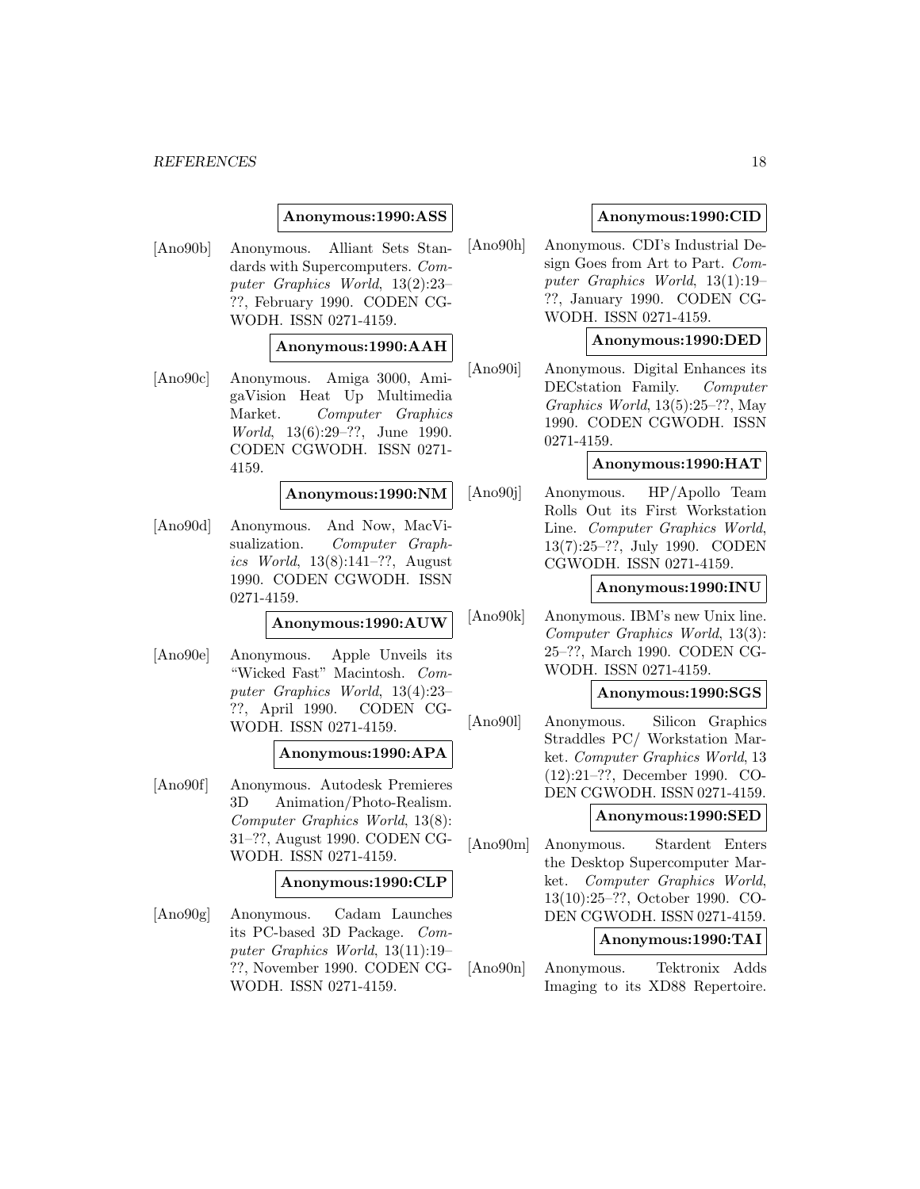**Anonymous:1990:ASS**

[Ano90b] Anonymous. Alliant Sets Standards with Supercomputers. *Computer Graphics World*, 13(2):23–??, February 1990. CODEN CGWODH. ISSN 0271-4159.

**Anonymous:1990:AAH**

[Ano90c] Anonymous. Amiga 3000, AmigaVision Heat Up Multimedia Market. *Computer Graphics World*, 13(6):29–??, June 1990. CODEN CGWODH. ISSN 0271-4159.

**Anonymous:1990:NM**

[Ano90d] Anonymous. And Now, MacVisualization. *Computer Graphics World*, 13(8):141–??, August 1990. CODEN CGWODH. ISSN 0271-4159.

**Anonymous:1990:AUW**

[Ano90e] Anonymous. Apple Unveils its "Wicked Fast" Macintosh. *Computer Graphics World*, 13(4):23–??, April 1990. CODEN CGWODH. ISSN 0271-4159.

**Anonymous:1990:APA**

[Ano90f] Anonymous. Autodesk Premieres 3D Animation/Photo-Realism. *Computer Graphics World*, 13(8):31–??, August 1990. CODEN CGWODH. ISSN 0271-4159.

**Anonymous:1990:CLP**

[Ano90g] Anonymous. Cadam Launches its PC-based 3D Package. *Computer Graphics World*, 13(11):19–??, November 1990. CODEN CGWODH. ISSN 0271-4159.

**Anonymous:1990:CID**

[Ano90h] Anonymous. CDI's Industrial Design Goes from Art to Part. *Computer Graphics World*, 13(1):19–??, January 1990. CODEN CGWODH. ISSN 0271-4159.

**Anonymous:1990:DED**

[Ano90i] Anonymous. Digital Enhances its DECstation Family. *Computer Graphics World*, 13(5):25–??, May 1990. CODEN CGWODH. ISSN 0271-4159.

**Anonymous:1990:HAT**

[Ano90j] Anonymous. HP/Apollo Team Rolls Out its First Workstation Line. *Computer Graphics World*, 13(7):25–??, July 1990. CODEN CGWODH. ISSN 0271-4159.

**Anonymous:1990:INU**

[Ano90k] Anonymous. IBM's new Unix line. *Computer Graphics World*, 13(3):25–??, March 1990. CODEN CGWODH. ISSN 0271-4159.

**Anonymous:1990:SGS**

[Ano90l] Anonymous. Silicon Graphics Straddles PC/ Workstation Market. *Computer Graphics World*, 13 (12):21–??, December 1990. CODEN CGWODH. ISSN 0271-4159.

**Anonymous:1990:SED**

[Ano90m] Anonymous. Stardent Enters the Desktop Supercomputer Market. *Computer Graphics World*, 13(10):25–??, October 1990. CODEN CGWODH. ISSN 0271-4159.

**Anonymous:1990:TAI**

[Ano90n] Anonymous. Tektronix Adds Imaging to its XD88 Repertoire.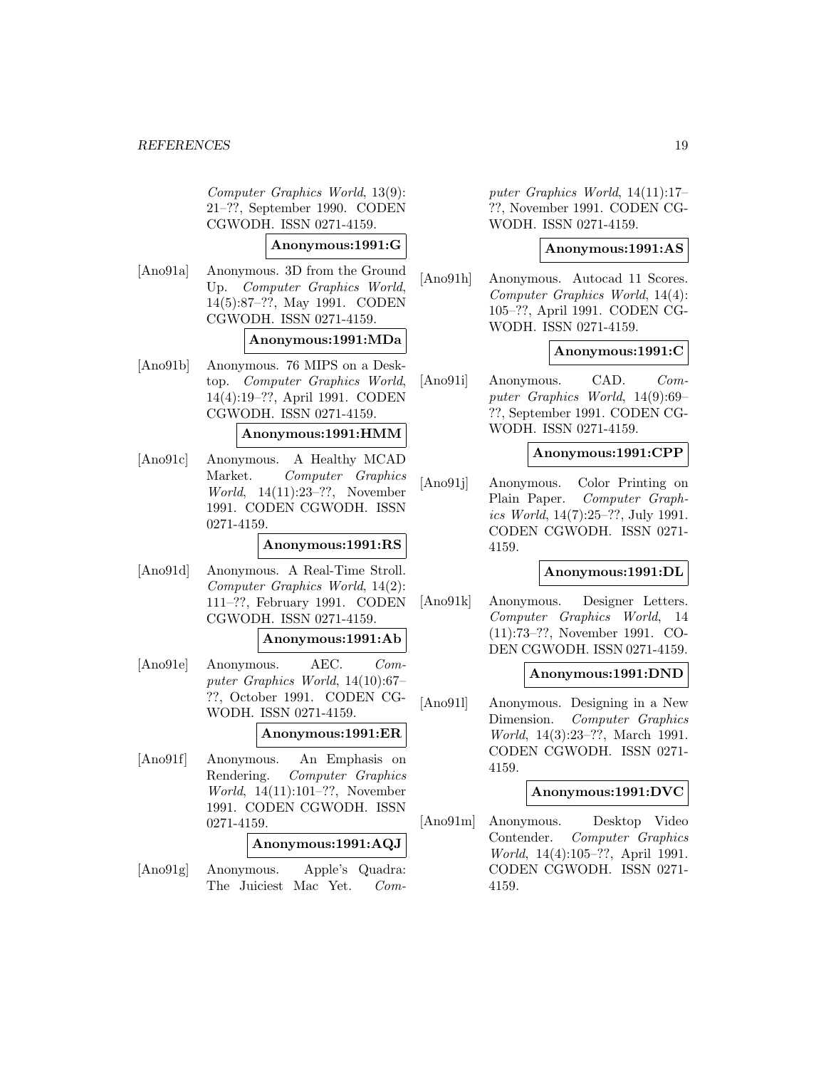Computer Graphics World, 13(9): 21–??, September 1990. CODEN CGWODH. ISSN 0271-4159.

**Anonymous:1991:G**

[Ano91a] Anonymous. 3D from the Ground Up. *Computer Graphics World*, 14(5):87–??, May 1991. CODEN CGWODH. ISSN 0271-4159.

**Anonymous:1991:MDa**

[Ano91b] Anonymous. 76 MIPS on a Desktop. *Computer Graphics World*, 14(4):19–??, April 1991. CODEN CGWODH. ISSN 0271-4159.

**Anonymous:1991:HMM**

[Ano91c] Anonymous. A Healthy MCAD Market. *Computer Graphics World*, 14(11):23–??, November 1991. CODEN CGWODH. ISSN 0271-4159.

**Anonymous:1991:RS**

[Ano91d] Anonymous. A Real-Time Stroll. *Computer Graphics World*, 14(2): 111–??, February 1991. CODEN CGWODH. ISSN 0271-4159.

**Anonymous:1991:Ab**

[Ano91e] Anonymous. AEC. *Computer Graphics World*, 14(10):67–??, October 1991. CODEN CGWODH. ISSN 0271-4159.

**Anonymous:1991:ER**

[Ano91f] Anonymous. An Emphasis on Rendering. *Computer Graphics World*, 14(11):101–??, November 1991. CODEN CGWODH. ISSN 0271-4159.

**Anonymous:1991:AQJ**

[Ano91g] Anonymous. Apple's Quadra: The Juiciest Mac Yet. *Computer Graphics World*, 14(11):17–??, November 1991. CODEN CGWODH. ISSN 0271-4159.

**Anonymous:1991:AS**

[Ano91h] Anonymous. Autocad 11 Scores. *Computer Graphics World*, 14(4): 105–??, April 1991. CODEN CGWODH. ISSN 0271-4159.

**Anonymous:1991:C**

[Ano91i] Anonymous. CAD. *Computer Graphics World*, 14(9):69–??, September 1991. CODEN CGWODH. ISSN 0271-4159.

**Anonymous:1991:CPP**

[Ano91j] Anonymous. Color Printing on Plain Paper. *Computer Graphics World*, 14(7):25–??, July 1991. CODEN CGWODH. ISSN 0271-4159.

**Anonymous:1991:DL**

[Ano91k] Anonymous. Designer Letters. *Computer Graphics World*, 14 (11):73–??, November 1991. CODEN CGWODH. ISSN 0271-4159.

**Anonymous:1991:DND**

[Ano91l] Anonymous. Designing in a New Dimension. *Computer Graphics World*, 14(3):23–??, March 1991. CODEN CGWODH. ISSN 0271-4159.

**Anonymous:1991:DVC**

[Ano91m] Anonymous. Desktop Video Contender. *Computer Graphics World*, 14(4):105–??, April 1991. CODEN CGWODH. ISSN 0271-4159.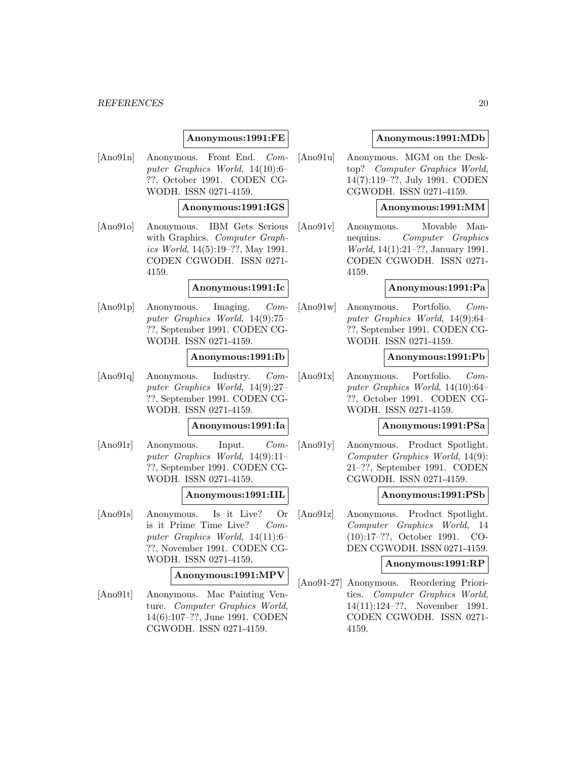**Anonymous:1991:FE**

[Ano91n] Anonymous. Front End. *Computer Graphics World*, 14(10):6–??, October 1991. CODEN CGWODH. ISSN 0271-4159.

**Anonymous:1991:IGS**

[Ano91o] Anonymous. IBM Gets Serious with Graphics. *Computer Graphics World*, 14(5):19–??, May 1991. CODEN CGWODH. ISSN 0271-4159.

**Anonymous:1991:Ic**

[Ano91p] Anonymous. Imaging. *Computer Graphics World*, 14(9):75–??, September 1991. CODEN CGWODH. ISSN 0271-4159.

**Anonymous:1991:Ib**

[Ano91q] Anonymous. Industry. *Computer Graphics World*, 14(9):27–??, September 1991. CODEN CGWODH. ISSN 0271-4159.

**Anonymous:1991:Ia**

[Ano91r] Anonymous. Input. *Computer Graphics World*, 14(9):11–??, September 1991. CODEN CGWODH. ISSN 0271-4159.

**Anonymous:1991:IIL**

[Ano91s] Anonymous. Is it Live? Or is it Prime Time Live? *Computer Graphics World*, 14(11):6–??, November 1991. CODEN CGWODH. ISSN 0271-4159.

**Anonymous:1991:MPV**

[Ano91t] Anonymous. Mac Painting Venture. *Computer Graphics World*, 14(6):107–??, June 1991. CODEN CGWODH. ISSN 0271-4159.

**Anonymous:1991:MDb**

[Ano91u] Anonymous. MGM on the Desktop? *Computer Graphics World*, 14(7):119–??, July 1991. CODEN CGWODH. ISSN 0271-4159.

**Anonymous:1991:MM**

[Ano91v] Anonymous. Movable Mannequins. *Computer Graphics World*, 14(1):21–??, January 1991. CODEN CGWODH. ISSN 0271-4159.

**Anonymous:1991:Pa**

[Ano91w] Anonymous. Portfolio. *Computer Graphics World*, 14(9):64–??, September 1991. CODEN CGWODH. ISSN 0271-4159.

**Anonymous:1991:Pb**

[Ano91x] Anonymous. Portfolio. *Computer Graphics World*, 14(10):64–??, October 1991. CODEN CGWODH. ISSN 0271-4159.

**Anonymous:1991:PSa**

[Ano91y] Anonymous. Product Spotlight. *Computer Graphics World*, 14(9):21–??, September 1991. CODEN CGWODH. ISSN 0271-4159.

**Anonymous:1991:PSb**

[Ano91z] Anonymous. Product Spotlight. *Computer Graphics World*, 14(10):17–??, October 1991. CODEN CGWODH. ISSN 0271-4159.

**Anonymous:1991:RP**

[Ano91-27] Anonymous. Reordering Priorities. *Computer Graphics World*, 14(11):124–??, November 1991. CODEN CGWODH. ISSN 0271-4159.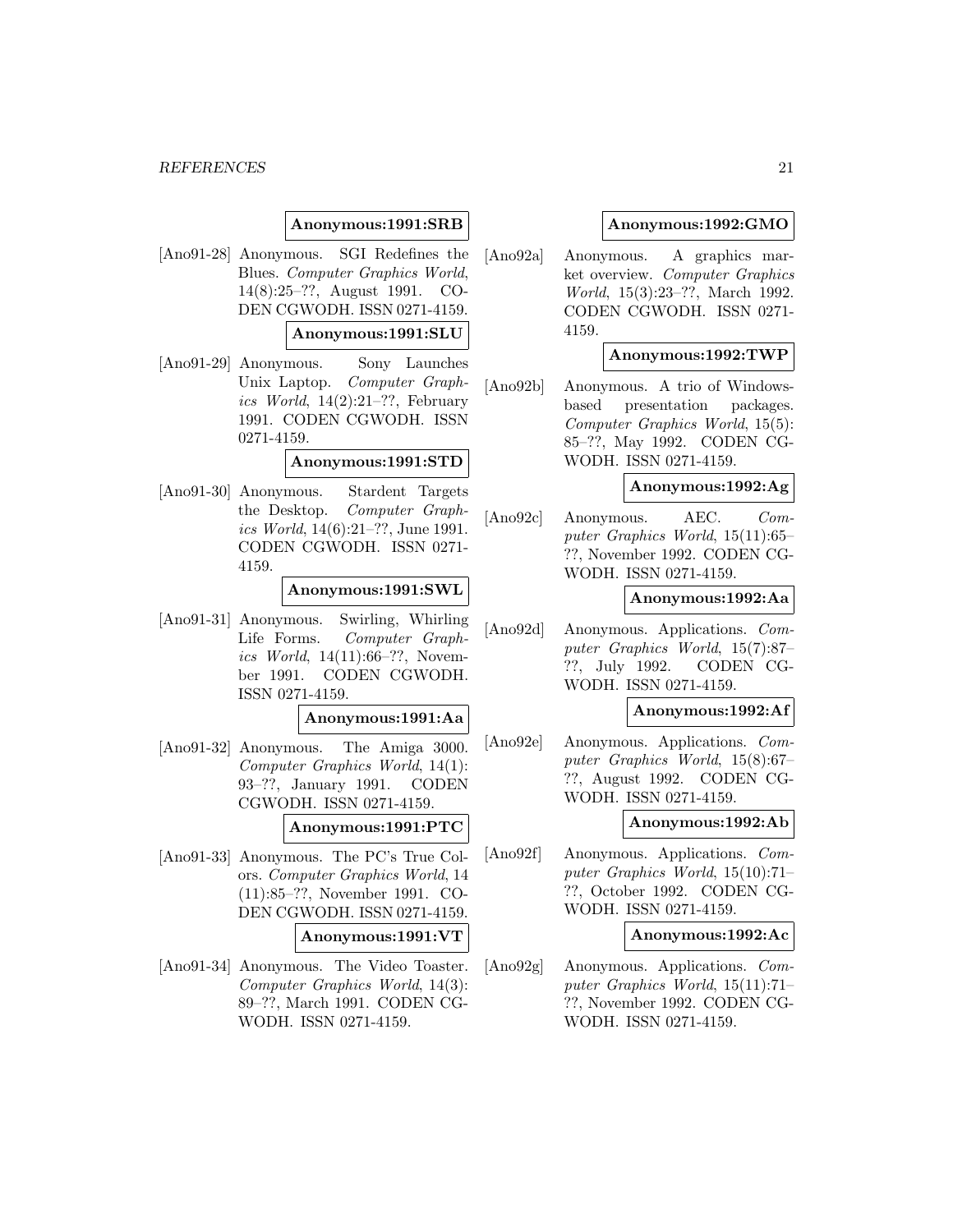**Anonymous:1991:SRB**

[Ano91-28] Anonymous. SGI Redefines the Blues. *Computer Graphics World*, 14(8):25–??, August 1991. CODEN CGWODH. ISSN 0271-4159.

**Anonymous:1991:SLU**

[Ano91-29] Anonymous. Sony Launches Unix Laptop. *Computer Graphics World*, 14(2):21–??, February 1991. CODEN CGWODH. ISSN 0271-4159.

**Anonymous:1991:STD**

[Ano91-30] Anonymous. Stardent Targets the Desktop. *Computer Graphics World*, 14(6):21–??, June 1991. CODEN CGWODH. ISSN 0271-4159.

**Anonymous:1991:SWL**

[Ano91-31] Anonymous. Swirling, Whirling Life Forms. *Computer Graphics World*, 14(11):66–??, November 1991. CODEN CGWODH. ISSN 0271-4159.

**Anonymous:1991:Aa**

[Ano91-32] Anonymous. The Amiga 3000. *Computer Graphics World*, 14(1):93–??, January 1991. CODEN CGWODH. ISSN 0271-4159.

**Anonymous:1991:PTC**

[Ano91-33] Anonymous. The PC's True Colors. *Computer Graphics World*, 14(11):85–??, November 1991. CODEN CGWODH. ISSN 0271-4159.

**Anonymous:1991:VT**

[Ano91-34] Anonymous. The Video Toaster. *Computer Graphics World*, 14(3):89–??, March 1991. CODEN CGWODH. ISSN 0271-4159.

**Anonymous:1992:GMO**

[Ano92a] Anonymous. A graphics market overview. *Computer Graphics World*, 15(3):23–??, March 1992. CODEN CGWODH. ISSN 0271-4159.

**Anonymous:1992:TWP**

[Ano92b] Anonymous. A trio of Windows-based presentation packages. *Computer Graphics World*, 15(5):85–??, May 1992. CODEN CGWODH. ISSN 0271-4159.

**Anonymous:1992:Ag**

[Ano92c] Anonymous. AEC. *Computer Graphics World*, 15(11):65–??, November 1992. CODEN CGWODH. ISSN 0271-4159.

**Anonymous:1992:Aa**

[Ano92d] Anonymous. Applications. *Computer Graphics World*, 15(7):87–??, July 1992. CODEN CGWODH. ISSN 0271-4159.

**Anonymous:1992:Af**

[Ano92e] Anonymous. Applications. *Computer Graphics World*, 15(8):67–??, August 1992. CODEN CGWODH. ISSN 0271-4159.

**Anonymous:1992:Ab**

[Ano92f] Anonymous. Applications. *Computer Graphics World*, 15(10):71–??, October 1992. CODEN CGWODH. ISSN 0271-4159.

**Anonymous:1992:Ac**

[Ano92g] Anonymous. Applications. *Computer Graphics World*, 15(11):71–??, November 1992. CODEN CGWODH. ISSN 0271-4159.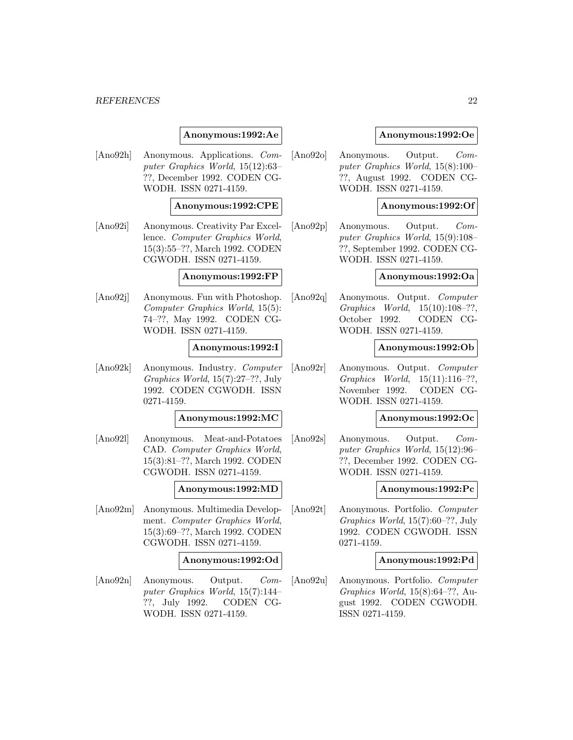**Anonymous:1992:Ae**

[Ano92h] Anonymous. Applications. *Computer Graphics World*, 15(12):63–??, December 1992. CODEN CGWODH. ISSN 0271-4159.

**Anonymous:1992:CPE**

[Ano92i] Anonymous. Creativity Par Excellence. *Computer Graphics World*, 15(3):55–??, March 1992. CODEN CGWODH. ISSN 0271-4159.

**Anonymous:1992:FP**

[Ano92j] Anonymous. Fun with Photoshop. *Computer Graphics World*, 15(5):74–??, May 1992. CODEN CGWODH. ISSN 0271-4159.

**Anonymous:1992:I**

[Ano92k] Anonymous. Industry. *Computer Graphics World*, 15(7):27–??, July 1992. CODEN CGWODH. ISSN 0271-4159.

**Anonymous:1992:MC**

[Ano92l] Anonymous. Meat-and-Potatoes CAD. *Computer Graphics World*, 15(3):81–??, March 1992. CODEN CGWODH. ISSN 0271-4159.

**Anonymous:1992:MD**

[Ano92m] Anonymous. Multimedia Development. *Computer Graphics World*, 15(3):69–??, March 1992. CODEN CGWODH. ISSN 0271-4159.

**Anonymous:1992:Od**

[Ano92n] Anonymous. Output. *Computer Graphics World*, 15(7):144–??, July 1992. CODEN CGWODH. ISSN 0271-4159.

**Anonymous:1992:Oe**

[Ano92o] Anonymous. Output. *Computer Graphics World*, 15(8):100–??, August 1992. CODEN CGWODH. ISSN 0271-4159.

**Anonymous:1992:Of**

[Ano92p] Anonymous. Output. *Computer Graphics World*, 15(9):108–??, September 1992. CODEN CGWODH. ISSN 0271-4159.

**Anonymous:1992:Oa**

[Ano92q] Anonymous. Output. *Computer Graphics World*, 15(10):108–??, October 1992. CODEN CGWODH. ISSN 0271-4159.

**Anonymous:1992:Ob**

[Ano92r] Anonymous. Output. *Computer Graphics World*, 15(11):116–??, November 1992. CODEN CGWODH. ISSN 0271-4159.

**Anonymous:1992:Oc**

[Ano92s] Anonymous. Output. *Computer Graphics World*, 15(12):96–??, December 1992. CODEN CGWODH. ISSN 0271-4159.

**Anonymous:1992:Pc**

[Ano92t] Anonymous. Portfolio. *Computer Graphics World*, 15(7):60–??, July 1992. CODEN CGWODH. ISSN 0271-4159.

**Anonymous:1992:Pd**

[Ano92u] Anonymous. Portfolio. *Computer Graphics World*, 15(8):64–??, August 1992. CODEN CGWODH. ISSN 0271-4159.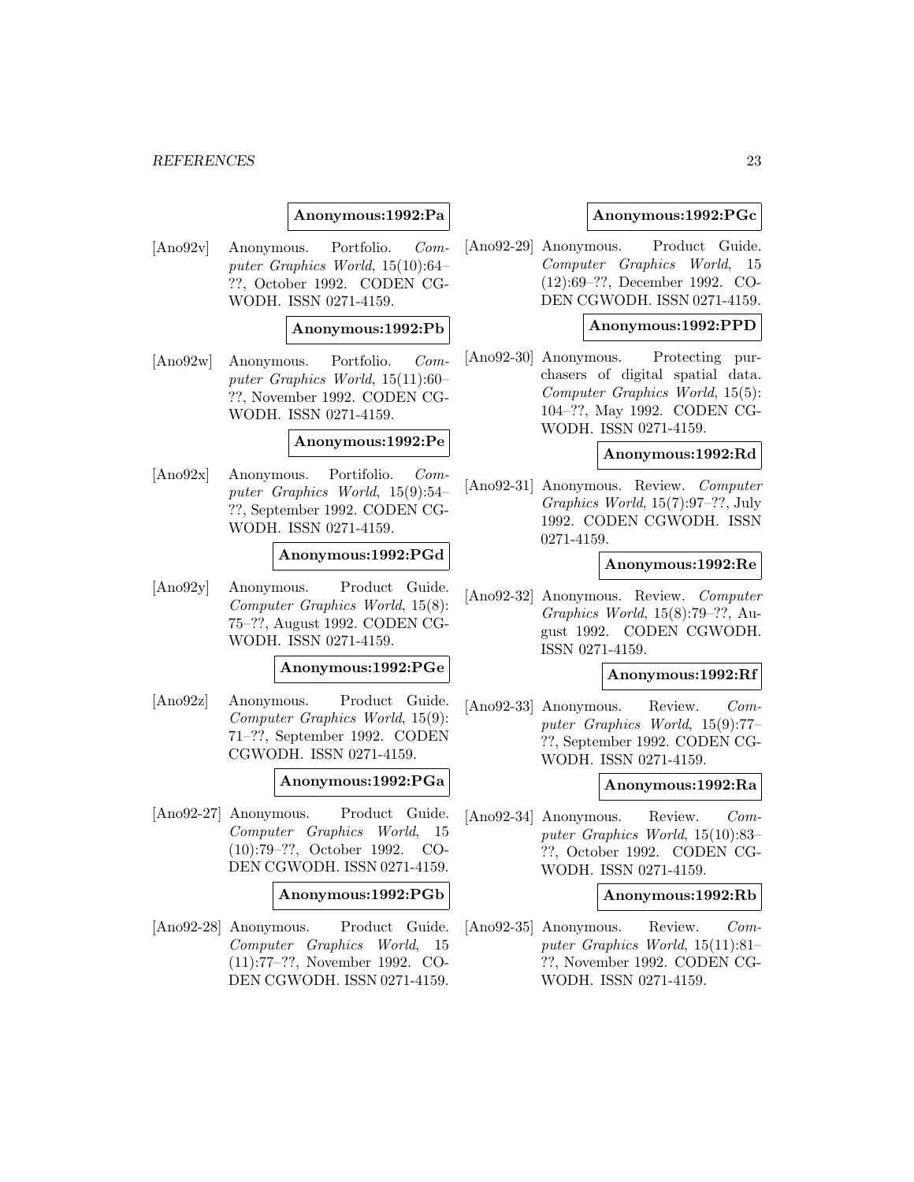**Anonymous:1992:Pa**

[Ano92v] Anonymous. Portfolio. *Computer Graphics World*, 15(10):64–??, October 1992. CODEN CGWODH. ISSN 0271-4159.

**Anonymous:1992:Pb**

[Ano92w] Anonymous. Portfolio. *Computer Graphics World*, 15(11):60–??, November 1992. CODEN CGWODH. ISSN 0271-4159.

**Anonymous:1992:Pe**

[Ano92x] Anonymous. Portifolio. *Computer Graphics World*, 15(9):54–??, September 1992. CODEN CGWODH. ISSN 0271-4159.

**Anonymous:1992:PGd**

[Ano92y] Anonymous. Product Guide. *Computer Graphics World*, 15(8):75–??, August 1992. CODEN CGWODH. ISSN 0271-4159.

**Anonymous:1992:PGe**

[Ano92z] Anonymous. Product Guide. *Computer Graphics World*, 15(9):71–??, September 1992. CODEN CGWODH. ISSN 0271-4159.

**Anonymous:1992:PGa**

[Ano92-27] Anonymous. Product Guide. *Computer Graphics World*, 15 (10):79–??, October 1992. CODEN CGWODH. ISSN 0271-4159.

**Anonymous:1992:PGb**

[Ano92-28] Anonymous. Product Guide. *Computer Graphics World*, 15 (11):77–??, November 1992. CODEN CGWODH. ISSN 0271-4159.

**Anonymous:1992:PGc**

[Ano92-29] Anonymous. Product Guide. *Computer Graphics World*, 15 (12):69–??, December 1992. CODEN CGWODH. ISSN 0271-4159.

**Anonymous:1992:PPD**

[Ano92-30] Anonymous. Protecting purchasers of digital spatial data. *Computer Graphics World*, 15(5):104–??, May 1992. CODEN CGWODH. ISSN 0271-4159.

**Anonymous:1992:Rd**

[Ano92-31] Anonymous. Review. *Computer Graphics World*, 15(7):97–??, July 1992. CODEN CGWODH. ISSN 0271-4159.

**Anonymous:1992:Re**

[Ano92-32] Anonymous. Review. *Computer Graphics World*, 15(8):79–??, August 1992. CODEN CGWODH. ISSN 0271-4159.

**Anonymous:1992:Rf**

[Ano92-33] Anonymous. Review. *Computer Graphics World*, 15(9):77–??, September 1992. CODEN CGWODH. ISSN 0271-4159.

**Anonymous:1992:Ra**

[Ano92-34] Anonymous. Review. *Computer Graphics World*, 15(10):83–??, October 1992. CODEN CGWODH. ISSN 0271-4159.

**Anonymous:1992:Rb**

[Ano92-35] Anonymous. Review. *Computer Graphics World*, 15(11):81–??, November 1992. CODEN CGWODH. ISSN 0271-4159.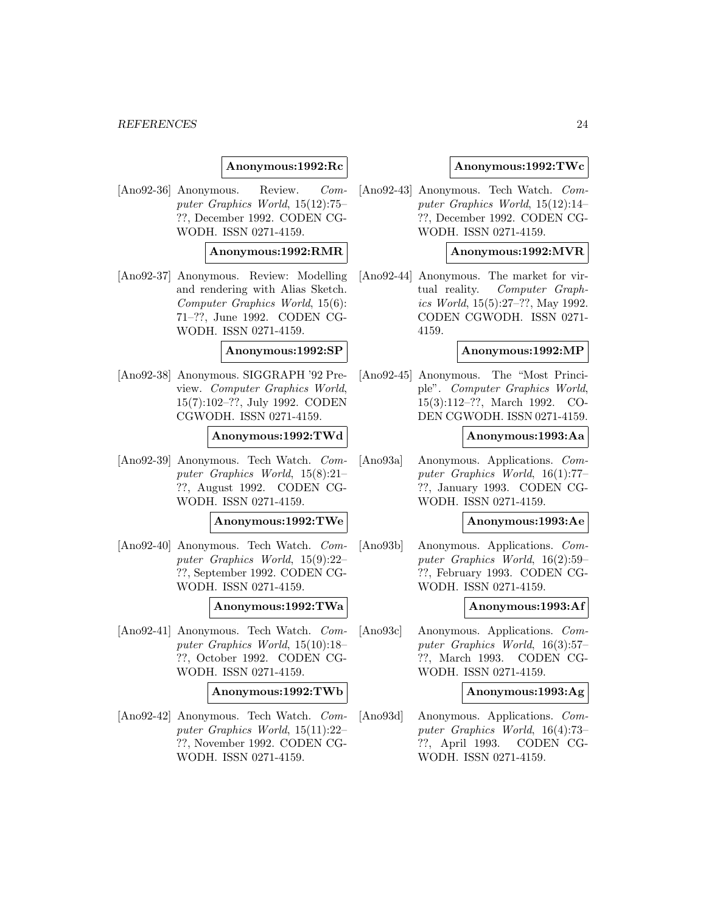**Anonymous:1992:Rc**

[Ano92-36] Anonymous. Review. *Computer Graphics World*, 15(12):75–??, December 1992. CODEN CGWODH. ISSN 0271-4159.

**Anonymous:1992:RMR**

[Ano92-37] Anonymous. Review: Modelling and rendering with Alias Sketch. *Computer Graphics World*, 15(6):71–??, June 1992. CODEN CGWODH. ISSN 0271-4159.

**Anonymous:1992:SP**

[Ano92-38] Anonymous. SIGGRAPH '92 Preview. *Computer Graphics World*, 15(7):102–??, July 1992. CODEN CGWODH. ISSN 0271-4159.

**Anonymous:1992:TWd**

[Ano92-39] Anonymous. Tech Watch. *Computer Graphics World*, 15(8):21–??, August 1992. CODEN CGWODH. ISSN 0271-4159.

**Anonymous:1992:TWe**

[Ano92-40] Anonymous. Tech Watch. *Computer Graphics World*, 15(9):22–??, September 1992. CODEN CGWODH. ISSN 0271-4159.

**Anonymous:1992:TWa**

[Ano92-41] Anonymous. Tech Watch. *Computer Graphics World*, 15(10):18–??, October 1992. CODEN CGWODH. ISSN 0271-4159.

**Anonymous:1992:TWb**

[Ano92-42] Anonymous. Tech Watch. *Computer Graphics World*, 15(11):22–??, November 1992. CODEN CGWODH. ISSN 0271-4159.

**Anonymous:1992:TWc**

[Ano92-43] Anonymous. Tech Watch. *Computer Graphics World*, 15(12):14–??, December 1992. CODEN CGWODH. ISSN 0271-4159.

**Anonymous:1992:MVR**

[Ano92-44] Anonymous. The market for virtual reality. *Computer Graphics World*, 15(5):27–??, May 1992. CODEN CGWODH. ISSN 0271-4159.

**Anonymous:1992:MP**

[Ano92-45] Anonymous. The "Most Principle". *Computer Graphics World*, 15(3):112–??, March 1992. CODEN CGWODH. ISSN 0271-4159.

**Anonymous:1993:Aa**

[Ano93a] Anonymous. Applications. *Computer Graphics World*, 16(1):77–??, January 1993. CODEN CGWODH. ISSN 0271-4159.

**Anonymous:1993:Ae**

[Ano93b] Anonymous. Applications. *Computer Graphics World*, 16(2):59–??, February 1993. CODEN CGWODH. ISSN 0271-4159.

**Anonymous:1993:Af**

[Ano93c] Anonymous. Applications. *Computer Graphics World*, 16(3):57–??, March 1993. CODEN CGWODH. ISSN 0271-4159.

**Anonymous:1993:Ag**

[Ano93d] Anonymous. Applications. *Computer Graphics World*, 16(4):73–??, April 1993. CODEN CGWODH. ISSN 0271-4159.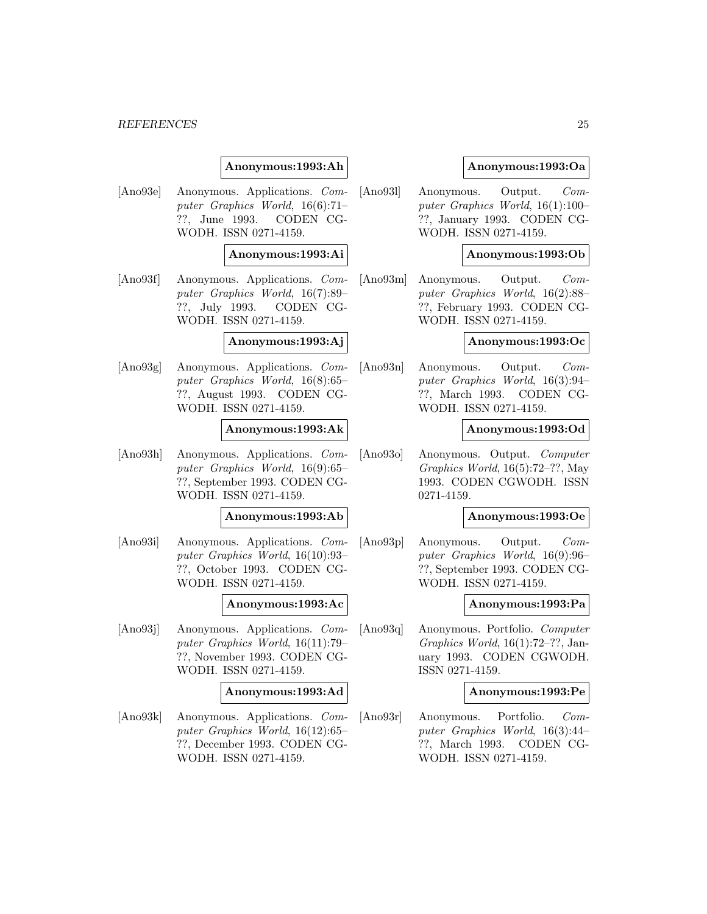**Anonymous:1993:Ah**

[Ano93e] Anonymous. Applications. *Computer Graphics World*, 16(6):71–??, June 1993. CODEN CGWODH. ISSN 0271-4159.

**Anonymous:1993:Ai**

[Ano93f] Anonymous. Applications. *Computer Graphics World*, 16(7):89–??, July 1993. CODEN CGWODH. ISSN 0271-4159.

**Anonymous:1993:Aj**

[Ano93g] Anonymous. Applications. *Computer Graphics World*, 16(8):65–??, August 1993. CODEN CGWODH. ISSN 0271-4159.

**Anonymous:1993:Ak**

[Ano93h] Anonymous. Applications. *Computer Graphics World*, 16(9):65–??, September 1993. CODEN CGWODH. ISSN 0271-4159.

**Anonymous:1993:Ab**

[Ano93i] Anonymous. Applications. *Computer Graphics World*, 16(10):93–??, October 1993. CODEN CGWODH. ISSN 0271-4159.

**Anonymous:1993:Ac**

[Ano93j] Anonymous. Applications. *Computer Graphics World*, 16(11):79–??, November 1993. CODEN CGWODH. ISSN 0271-4159.

**Anonymous:1993:Ad**

[Ano93k] Anonymous. Applications. *Computer Graphics World*, 16(12):65–??, December 1993. CODEN CGWODH. ISSN 0271-4159.

**Anonymous:1993:Oa**

[Ano93l] Anonymous. Output. *Computer Graphics World*, 16(1):100–??, January 1993. CODEN CGWODH. ISSN 0271-4159.

**Anonymous:1993:Ob**

[Ano93m] Anonymous. Output. *Computer Graphics World*, 16(2):88–??, February 1993. CODEN CGWODH. ISSN 0271-4159.

**Anonymous:1993:Oc**

[Ano93n] Anonymous. Output. *Computer Graphics World*, 16(3):94–??, March 1993. CODEN CGWODH. ISSN 0271-4159.

**Anonymous:1993:Od**

[Ano93o] Anonymous. Output. *Computer Graphics World*, 16(5):72–??, May 1993. CODEN CGWODH. ISSN 0271-4159.

**Anonymous:1993:Oe**

[Ano93p] Anonymous. Output. *Computer Graphics World*, 16(9):96–??, September 1993. CODEN CGWODH. ISSN 0271-4159.

**Anonymous:1993:Pa**

[Ano93q] Anonymous. Portfolio. *Computer Graphics World*, 16(1):72–??, January 1993. CODEN CGWODH. ISSN 0271-4159.

**Anonymous:1993:Pe**

[Ano93r] Anonymous. Portfolio. *Computer Graphics World*, 16(3):44–??, March 1993. CODEN CGWODH. ISSN 0271-4159.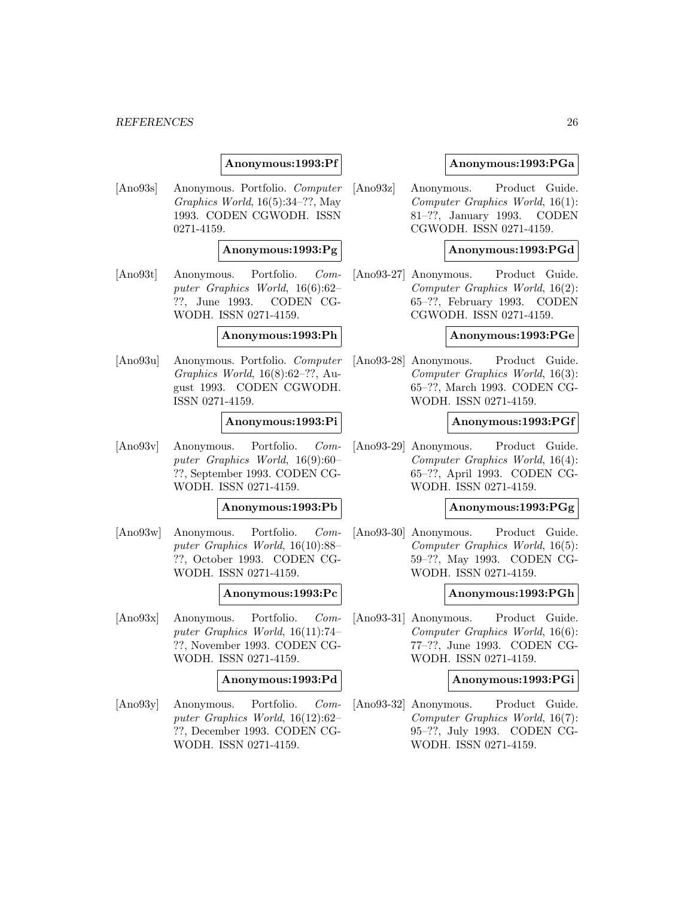**Anonymous:1993:Pf**

[Ano93s] Anonymous. Portfolio. *Computer Graphics World*, 16(5):34–??, May 1993. CODEN CGWODH. ISSN 0271-4159.

**Anonymous:1993:Pg**

[Ano93t] Anonymous. Portfolio. *Computer Graphics World*, 16(6):62–??, June 1993. CODEN CGWODH. ISSN 0271-4159.

**Anonymous:1993:Ph**

[Ano93u] Anonymous. Portfolio. *Computer Graphics World*, 16(8):62–??, August 1993. CODEN CGWODH. ISSN 0271-4159.

**Anonymous:1993:Pi**

[Ano93v] Anonymous. Portfolio. *Computer Graphics World*, 16(9):60–??, September 1993. CODEN CGWODH. ISSN 0271-4159.

**Anonymous:1993:Pb**

[Ano93w] Anonymous. Portfolio. *Computer Graphics World*, 16(10):88–??, October 1993. CODEN CGWODH. ISSN 0271-4159.

**Anonymous:1993:Pc**

[Ano93x] Anonymous. Portfolio. *Computer Graphics World*, 16(11):74–??, November 1993. CODEN CGWODH. ISSN 0271-4159.

**Anonymous:1993:Pd**

[Ano93y] Anonymous. Portfolio. *Computer Graphics World*, 16(12):62–??, December 1993. CODEN CGWODH. ISSN 0271-4159.

**Anonymous:1993:PGa**

[Ano93z] Anonymous. Product Guide. *Computer Graphics World*, 16(1):81–??, January 1993. CODEN CGWODH. ISSN 0271-4159.

**Anonymous:1993:PGd**

[Ano93-27] Anonymous. Product Guide. *Computer Graphics World*, 16(2):65–??, February 1993. CODEN CGWODH. ISSN 0271-4159.

**Anonymous:1993:PGe**

[Ano93-28] Anonymous. Product Guide. *Computer Graphics World*, 16(3):65–??, March 1993. CODEN CGWODH. ISSN 0271-4159.

**Anonymous:1993:PGf**

[Ano93-29] Anonymous. Product Guide. *Computer Graphics World*, 16(4):65–??, April 1993. CODEN CGWODH. ISSN 0271-4159.

**Anonymous:1993:PGg**

[Ano93-30] Anonymous. Product Guide. *Computer Graphics World*, 16(5):59–??, May 1993. CODEN CGWODH. ISSN 0271-4159.

**Anonymous:1993:PGh**

[Ano93-31] Anonymous. Product Guide. *Computer Graphics World*, 16(6):77–??, June 1993. CODEN CGWODH. ISSN 0271-4159.

**Anonymous:1993:PGi**

[Ano93-32] Anonymous. Product Guide. *Computer Graphics World*, 16(7):95–??, July 1993. CODEN CGWODH. ISSN 0271-4159.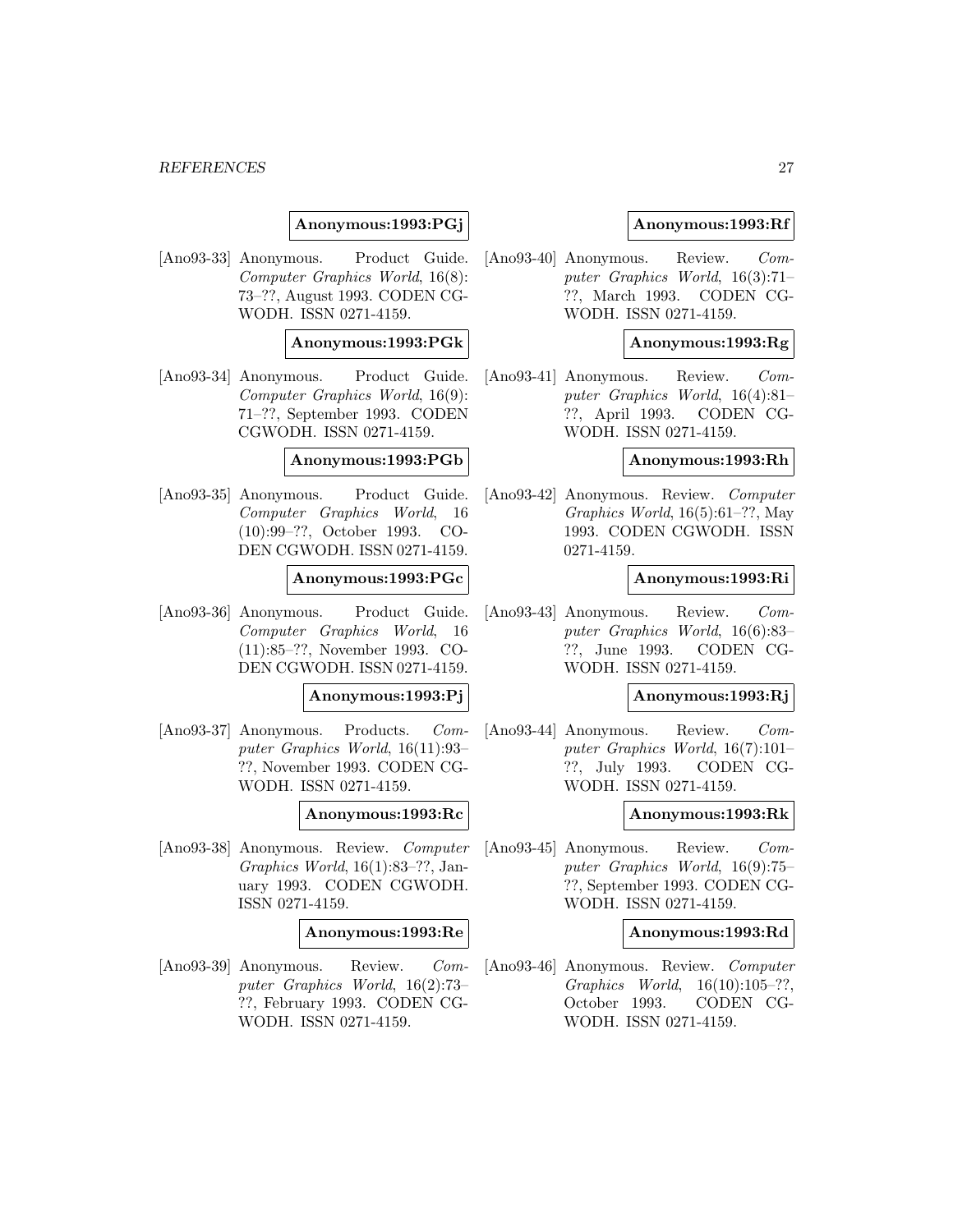**Anonymous:1993:PGj**

[Ano93-33] Anonymous. Product Guide. *Computer Graphics World*, 16(8): 73–??, August 1993. CODEN CGWODH. ISSN 0271-4159.

**Anonymous:1993:PGk**

[Ano93-34] Anonymous. Product Guide. *Computer Graphics World*, 16(9): 71–??, September 1993. CODEN CGWODH. ISSN 0271-4159.

**Anonymous:1993:PGb**

[Ano93-35] Anonymous. Product Guide. *Computer Graphics World*, 16 (10):99–??, October 1993. CODEN CGWODH. ISSN 0271-4159.

**Anonymous:1993:PGc**

[Ano93-36] Anonymous. Product Guide. *Computer Graphics World*, 16 (11):85–??, November 1993. CODEN CGWODH. ISSN 0271-4159.

**Anonymous:1993:Pj**

[Ano93-37] Anonymous. Products. *Computer Graphics World*, 16(11):93–??, November 1993. CODEN CGWODH. ISSN 0271-4159.

**Anonymous:1993:Rc**

[Ano93-38] Anonymous. Review. *Computer Graphics World*, 16(1):83–??, January 1993. CODEN CGWODH. ISSN 0271-4159.

**Anonymous:1993:Re**

[Ano93-39] Anonymous. Review. *Computer Graphics World*, 16(2):73–??, February 1993. CODEN CGWODH. ISSN 0271-4159.

**Anonymous:1993:Rf**

[Ano93-40] Anonymous. Review. *Computer Graphics World*, 16(3):71–??, March 1993. CODEN CGWODH. ISSN 0271-4159.

**Anonymous:1993:Rg**

[Ano93-41] Anonymous. Review. *Computer Graphics World*, 16(4):81–??, April 1993. CODEN CGWODH. ISSN 0271-4159.

**Anonymous:1993:Rh**

[Ano93-42] Anonymous. Review. *Computer Graphics World*, 16(5):61–??, May 1993. CODEN CGWODH. ISSN 0271-4159.

**Anonymous:1993:Ri**

[Ano93-43] Anonymous. Review. *Computer Graphics World*, 16(6):83–??, June 1993. CODEN CGWODH. ISSN 0271-4159.

**Anonymous:1993:Rj**

[Ano93-44] Anonymous. Review. *Computer Graphics World*, 16(7):101–??, July 1993. CODEN CGWODH. ISSN 0271-4159.

**Anonymous:1993:Rk**

[Ano93-45] Anonymous. Review. *Computer Graphics World*, 16(9):75–??, September 1993. CODEN CGWODH. ISSN 0271-4159.

**Anonymous:1993:Rd**

[Ano93-46] Anonymous. Review. *Computer Graphics World*, 16(10):105–??, October 1993. CODEN CGWODH. ISSN 0271-4159.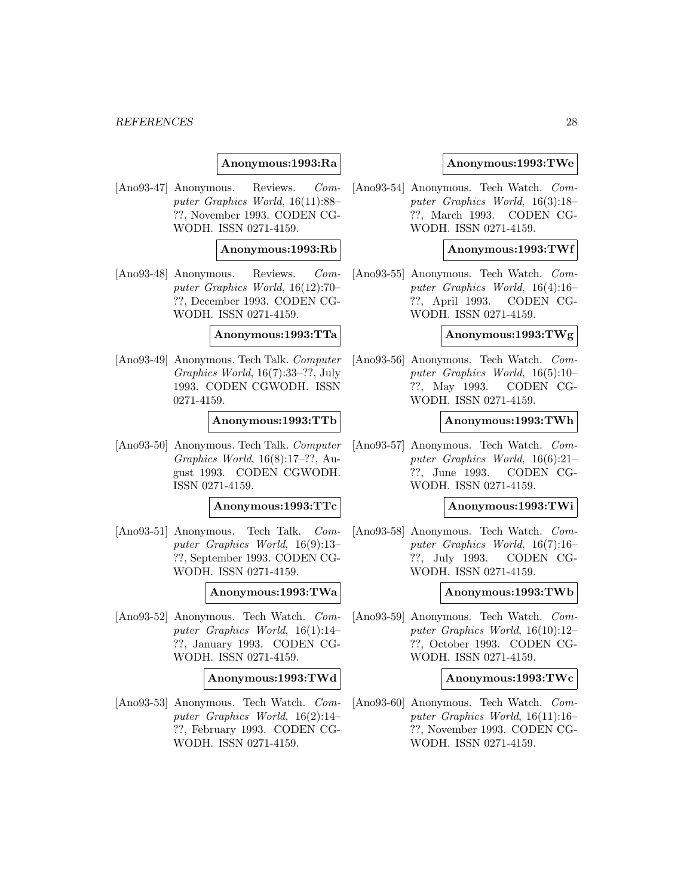**Anonymous:1993:Ra**

[Ano93-47] Anonymous. Reviews. *Computer Graphics World*, 16(11):88–??, November 1993. CODEN CGWODH. ISSN 0271-4159.

**Anonymous:1993:Rb**

[Ano93-48] Anonymous. Reviews. *Computer Graphics World*, 16(12):70–??, December 1993. CODEN CGWODH. ISSN 0271-4159.

**Anonymous:1993:TTa**

[Ano93-49] Anonymous. Tech Talk. *Computer Graphics World*, 16(7):33–??, July 1993. CODEN CGWODH. ISSN 0271-4159.

**Anonymous:1993:TTb**

[Ano93-50] Anonymous. Tech Talk. *Computer Graphics World*, 16(8):17–??, August 1993. CODEN CGWODH. ISSN 0271-4159.

**Anonymous:1993:TTc**

[Ano93-51] Anonymous. Tech Talk. *Computer Graphics World*, 16(9):13–??, September 1993. CODEN CGWODH. ISSN 0271-4159.

**Anonymous:1993:TWa**

[Ano93-52] Anonymous. Tech Watch. *Computer Graphics World*, 16(1):14–??, January 1993. CODEN CGWODH. ISSN 0271-4159.

**Anonymous:1993:TWd**

[Ano93-53] Anonymous. Tech Watch. *Computer Graphics World*, 16(2):14–??, February 1993. CODEN CGWODH. ISSN 0271-4159.

**Anonymous:1993:TWe**

[Ano93-54] Anonymous. Tech Watch. *Computer Graphics World*, 16(3):18–??, March 1993. CODEN CGWODH. ISSN 0271-4159.

**Anonymous:1993:TWf**

[Ano93-55] Anonymous. Tech Watch. *Computer Graphics World*, 16(4):16–??, April 1993. CODEN CGWODH. ISSN 0271-4159.

**Anonymous:1993:TWg**

[Ano93-56] Anonymous. Tech Watch. *Computer Graphics World*, 16(5):10–??, May 1993. CODEN CGWODH. ISSN 0271-4159.

**Anonymous:1993:TWh**

[Ano93-57] Anonymous. Tech Watch. *Computer Graphics World*, 16(6):21–??, June 1993. CODEN CGWODH. ISSN 0271-4159.

**Anonymous:1993:TWi**

[Ano93-58] Anonymous. Tech Watch. *Computer Graphics World*, 16(7):16–??, July 1993. CODEN CGWODH. ISSN 0271-4159.

**Anonymous:1993:TWb**

[Ano93-59] Anonymous. Tech Watch. *Computer Graphics World*, 16(10):12–??, October 1993. CODEN CGWODH. ISSN 0271-4159.

**Anonymous:1993:TWc**

[Ano93-60] Anonymous. Tech Watch. *Computer Graphics World*, 16(11):16–??, November 1993. CODEN CGWODH. ISSN 0271-4159.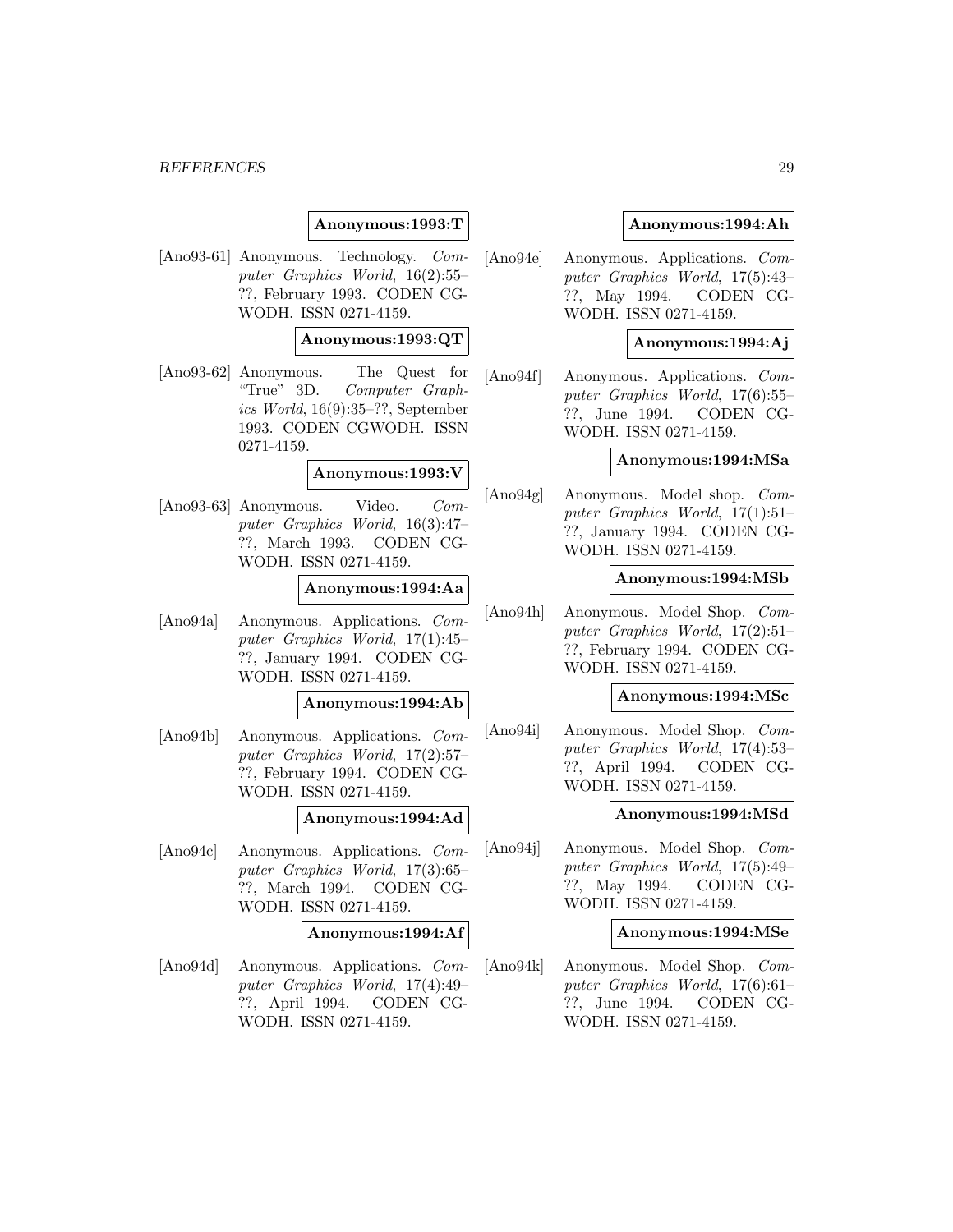**Anonymous:1993:T**

[Ano93-61] Anonymous. Technology. *Computer Graphics World*, 16(2):55–??, February 1993. CODEN CGWODH. ISSN 0271-4159.

**Anonymous:1993:QT**

[Ano93-62] Anonymous. The Quest for "True" 3D. *Computer Graphics World*, 16(9):35–??, September 1993. CODEN CGWODH. ISSN 0271-4159.

**Anonymous:1993:V**

[Ano93-63] Anonymous. Video. *Computer Graphics World*, 16(3):47–??, March 1993. CODEN CGWODH. ISSN 0271-4159.

**Anonymous:1994:Aa**

[Ano94a] Anonymous. Applications. *Computer Graphics World*, 17(1):45–??, January 1994. CODEN CGWODH. ISSN 0271-4159.

**Anonymous:1994:Ab**

[Ano94b] Anonymous. Applications. *Computer Graphics World*, 17(2):57–??, February 1994. CODEN CGWODH. ISSN 0271-4159.

**Anonymous:1994:Ad**

[Ano94c] Anonymous. Applications. *Computer Graphics World*, 17(3):65–??, March 1994. CODEN CGWODH. ISSN 0271-4159.

**Anonymous:1994:Af**

[Ano94d] Anonymous. Applications. *Computer Graphics World*, 17(4):49–??, April 1994. CODEN CGWODH. ISSN 0271-4159.

**Anonymous:1994:Ah**

[Ano94e] Anonymous. Applications. *Computer Graphics World*, 17(5):43–??, May 1994. CODEN CGWODH. ISSN 0271-4159.

**Anonymous:1994:Aj**

[Ano94f] Anonymous. Applications. *Computer Graphics World*, 17(6):55–??, June 1994. CODEN CGWODH. ISSN 0271-4159.

**Anonymous:1994:MSa**

[Ano94g] Anonymous. Model shop. *Computer Graphics World*, 17(1):51–??, January 1994. CODEN CGWODH. ISSN 0271-4159.

**Anonymous:1994:MSb**

[Ano94h] Anonymous. Model Shop. *Computer Graphics World*, 17(2):51–??, February 1994. CODEN CGWODH. ISSN 0271-4159.

**Anonymous:1994:MSc**

[Ano94i] Anonymous. Model Shop. *Computer Graphics World*, 17(4):53–??, April 1994. CODEN CGWODH. ISSN 0271-4159.

**Anonymous:1994:MSd**

[Ano94j] Anonymous. Model Shop. *Computer Graphics World*, 17(5):49–??, May 1994. CODEN CGWODH. ISSN 0271-4159.

**Anonymous:1994:MSe**

[Ano94k] Anonymous. Model Shop. *Computer Graphics World*, 17(6):61–??, June 1994. CODEN CGWODH. ISSN 0271-4159.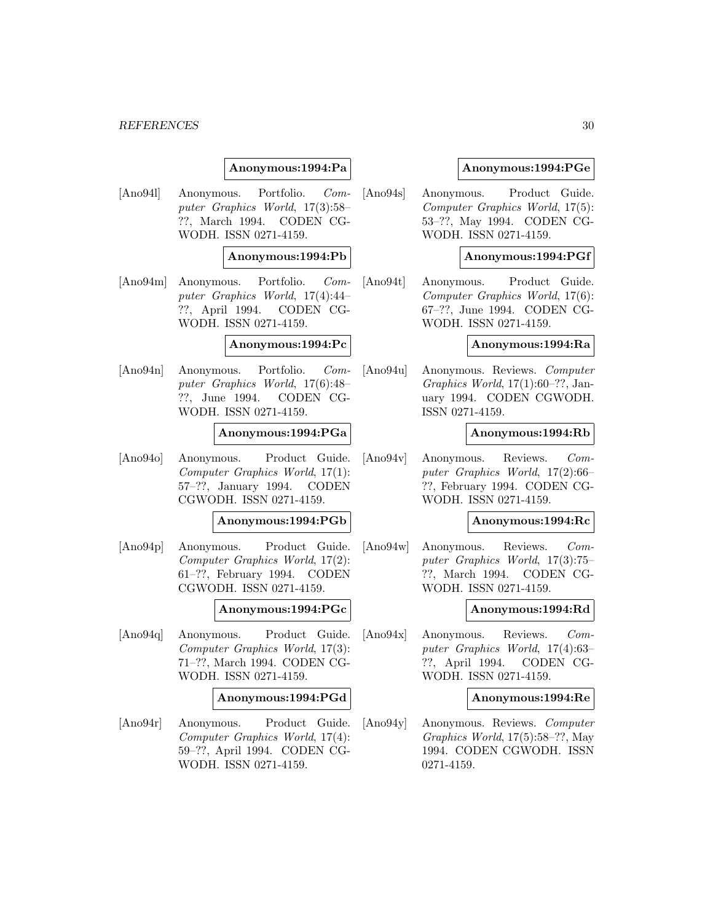**Anonymous:1994:Pa**

[Ano94l] Anonymous. Portfolio. *Computer Graphics World*, 17(3):58–??, March 1994. CODEN CGWODH. ISSN 0271-4159.

**Anonymous:1994:Pb**

[Ano94m] Anonymous. Portfolio. *Computer Graphics World*, 17(4):44–??, April 1994. CODEN CGWODH. ISSN 0271-4159.

**Anonymous:1994:Pc**

[Ano94n] Anonymous. Portfolio. *Computer Graphics World*, 17(6):48–??, June 1994. CODEN CGWODH. ISSN 0271-4159.

**Anonymous:1994:PGa**

[Ano94o] Anonymous. Product Guide. *Computer Graphics World*, 17(1):57–??, January 1994. CODEN CGWODH. ISSN 0271-4159.

**Anonymous:1994:PGb**

[Ano94p] Anonymous. Product Guide. *Computer Graphics World*, 17(2):61–??, February 1994. CODEN CGWODH. ISSN 0271-4159.

**Anonymous:1994:PGc**

[Ano94q] Anonymous. Product Guide. *Computer Graphics World*, 17(3):71–??, March 1994. CODEN CGWODH. ISSN 0271-4159.

**Anonymous:1994:PGd**

[Ano94r] Anonymous. Product Guide. *Computer Graphics World*, 17(4):59–??, April 1994. CODEN CGWODH. ISSN 0271-4159.

**Anonymous:1994:PGe**

[Ano94s] Anonymous. Product Guide. *Computer Graphics World*, 17(5):53–??, May 1994. CODEN CGWODH. ISSN 0271-4159.

**Anonymous:1994:PGf**

[Ano94t] Anonymous. Product Guide. *Computer Graphics World*, 17(6):67–??, June 1994. CODEN CGWODH. ISSN 0271-4159.

**Anonymous:1994:Ra**

[Ano94u] Anonymous. Reviews. *Computer Graphics World*, 17(1):60–??, January 1994. CODEN CGWODH. ISSN 0271-4159.

**Anonymous:1994:Rb**

[Ano94v] Anonymous. Reviews. *Computer Graphics World*, 17(2):66–??, February 1994. CODEN CGWODH. ISSN 0271-4159.

**Anonymous:1994:Rc**

[Ano94w] Anonymous. Reviews. *Computer Graphics World*, 17(3):75–??, March 1994. CODEN CGWODH. ISSN 0271-4159.

**Anonymous:1994:Rd**

[Ano94x] Anonymous. Reviews. *Computer Graphics World*, 17(4):63–??, April 1994. CODEN CGWODH. ISSN 0271-4159.

**Anonymous:1994:Re**

[Ano94y] Anonymous. Reviews. *Computer Graphics World*, 17(5):58–??, May 1994. CODEN CGWODH. ISSN 0271-4159.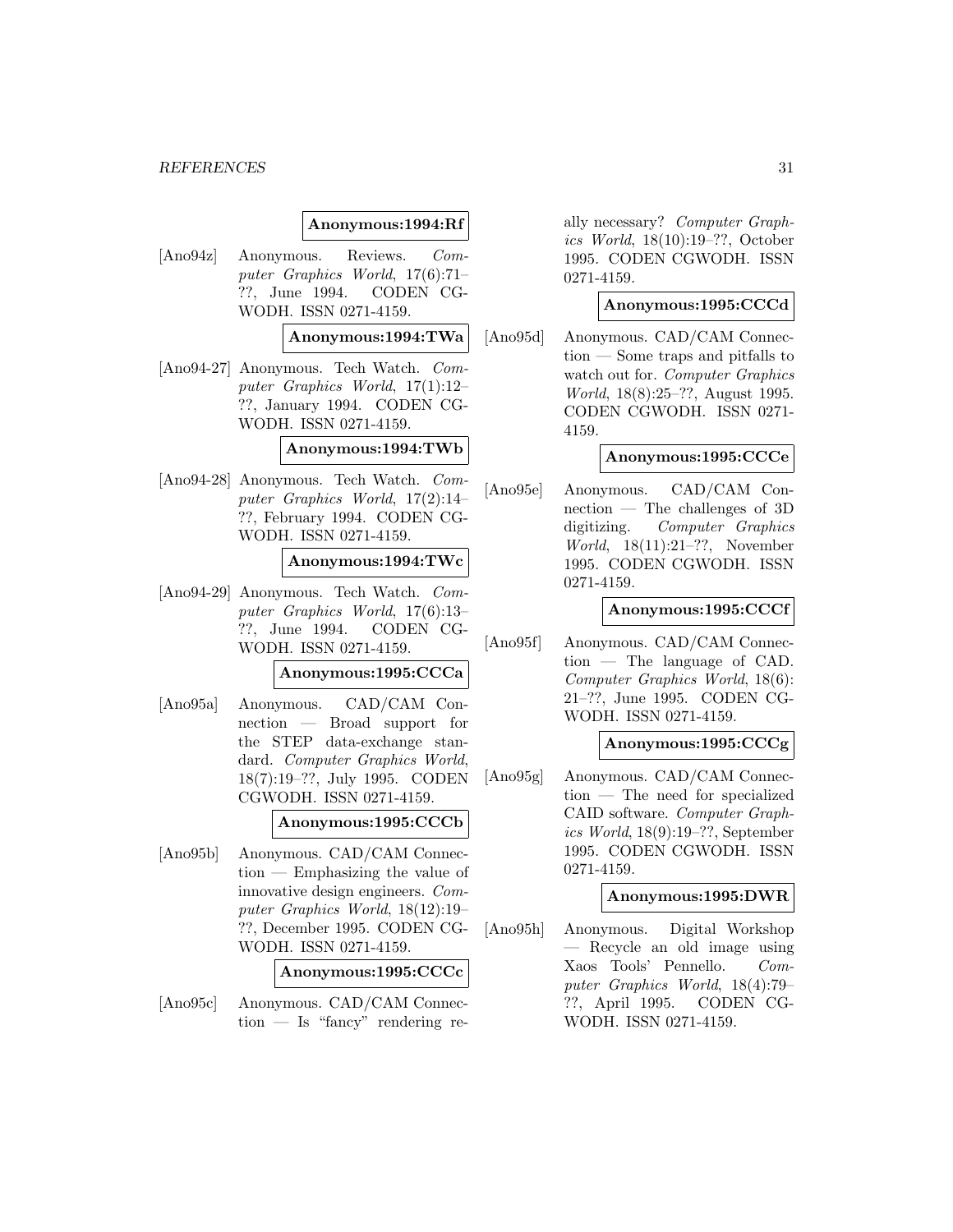**Anonymous:1994:Rf**

[Ano94z] Anonymous. Reviews. *Computer Graphics World*, 17(6):71–??, June 1994. CODEN CGWODH. ISSN 0271-4159.

**Anonymous:1994:TWa**

[Ano94-27] Anonymous. Tech Watch. *Computer Graphics World*, 17(1):12–??, January 1994. CODEN CGWODH. ISSN 0271-4159.

**Anonymous:1994:TWb**

[Ano94-28] Anonymous. Tech Watch. *Computer Graphics World*, 17(2):14–??, February 1994. CODEN CGWODH. ISSN 0271-4159.

**Anonymous:1994:TWc**

[Ano94-29] Anonymous. Tech Watch. *Computer Graphics World*, 17(6):13–??, June 1994. CODEN CGWODH. ISSN 0271-4159.

**Anonymous:1995:CCCa**

[Ano95a] Anonymous. CAD/CAM Connection — Broad support for the STEP data-exchange standard. *Computer Graphics World*, 18(7):19–??, July 1995. CODEN CGWODH. ISSN 0271-4159.

**Anonymous:1995:CCCb**

[Ano95b] Anonymous. CAD/CAM Connection — Emphasizing the value of innovative design engineers. *Computer Graphics World*, 18(12):19–??, December 1995. CODEN CGWODH. ISSN 0271-4159.

**Anonymous:1995:CCCc**

[Ano95c] Anonymous. CAD/CAM Connection — Is "fancy" rendering really necessary? *Computer Graphics World*, 18(10):19–??, October 1995. CODEN CGWODH. ISSN 0271-4159.

**Anonymous:1995:CCCd**

[Ano95d] Anonymous. CAD/CAM Connection — Some traps and pitfalls to watch out for. *Computer Graphics World*, 18(8):25–??, August 1995. CODEN CGWODH. ISSN 0271-4159.

**Anonymous:1995:CCCe**

[Ano95e] Anonymous. CAD/CAM Connection — The challenges of 3D digitizing. *Computer Graphics World*, 18(11):21–??, November 1995. CODEN CGWODH. ISSN 0271-4159.

**Anonymous:1995:CCCf**

[Ano95f] Anonymous. CAD/CAM Connection — The language of CAD. *Computer Graphics World*, 18(6):21–??, June 1995. CODEN CGWODH. ISSN 0271-4159.

**Anonymous:1995:CCCg**

[Ano95g] Anonymous. CAD/CAM Connection — The need for specialized CAID software. *Computer Graphics World*, 18(9):19–??, September 1995. CODEN CGWODH. ISSN 0271-4159.

**Anonymous:1995:DWR**

[Ano95h] Anonymous. Digital Workshop — Recycle an old image using Xaos Tools' Pennello. *Computer Graphics World*, 18(4):79–??, April 1995. CODEN CGWODH. ISSN 0271-4159.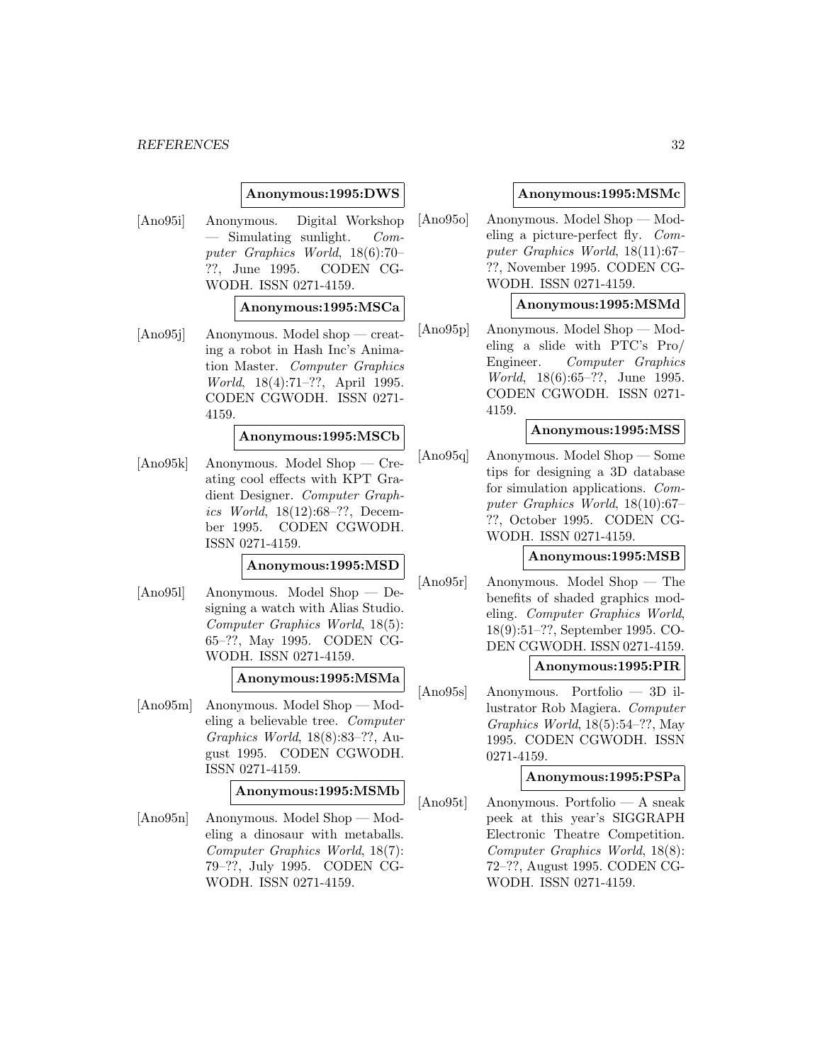**Anonymous:1995:DWS**

[Ano95i] Anonymous. Digital Workshop — Simulating sunlight. *Computer Graphics World*, 18(6):70–??, June 1995. CODEN CGWODH. ISSN 0271-4159.

**Anonymous:1995:MSCa**

[Ano95j] Anonymous. Model shop — creating a robot in Hash Inc's Animation Master. *Computer Graphics World*, 18(4):71–??, April 1995. CODEN CGWODH. ISSN 0271-4159.

**Anonymous:1995:MSCb**

[Ano95k] Anonymous. Model Shop — Creating cool effects with KPT Gradient Designer. *Computer Graphics World*, 18(12):68–??, December 1995. CODEN CGWODH. ISSN 0271-4159.

**Anonymous:1995:MSD**

[Ano95l] Anonymous. Model Shop — Designing a watch with Alias Studio. *Computer Graphics World*, 18(5):65–??, May 1995. CODEN CGWODH. ISSN 0271-4159.

**Anonymous:1995:MSMa**

[Ano95m] Anonymous. Model Shop — Modeling a believable tree. *Computer Graphics World*, 18(8):83–??, August 1995. CODEN CGWODH. ISSN 0271-4159.

**Anonymous:1995:MSMb**

[Ano95n] Anonymous. Model Shop — Modeling a dinosaur with metaballs. *Computer Graphics World*, 18(7):79–??, July 1995. CODEN CGWODH. ISSN 0271-4159.

**Anonymous:1995:MSMc**

[Ano95o] Anonymous. Model Shop — Modeling a picture-perfect fly. *Computer Graphics World*, 18(11):67–??, November 1995. CODEN CGWODH. ISSN 0271-4159.

**Anonymous:1995:MSMd**

[Ano95p] Anonymous. Model Shop — Modeling a slide with PTC's Pro/Engineer. *Computer Graphics World*, 18(6):65–??, June 1995. CODEN CGWODH. ISSN 0271-4159.

**Anonymous:1995:MSS**

[Ano95q] Anonymous. Model Shop — Some tips for designing a 3D database for simulation applications. *Computer Graphics World*, 18(10):67–??, October 1995. CODEN CGWODH. ISSN 0271-4159.

**Anonymous:1995:MSB**

[Ano95r] Anonymous. Model Shop — The benefits of shaded graphics modeling. *Computer Graphics World*, 18(9):51–??, September 1995. CODEN CGWODH. ISSN 0271-4159.

**Anonymous:1995:PIR**

[Ano95s] Anonymous. Portfolio — 3D illustrator Rob Magiera. *Computer Graphics World*, 18(5):54–??, May 1995. CODEN CGWODH. ISSN 0271-4159.

**Anonymous:1995:PSPa**

[Ano95t] Anonymous. Portfolio — A sneak peek at this year's SIGGRAPH Electronic Theatre Competition. *Computer Graphics World*, 18(8):72–??, August 1995. CODEN CGWODH. ISSN 0271-4159.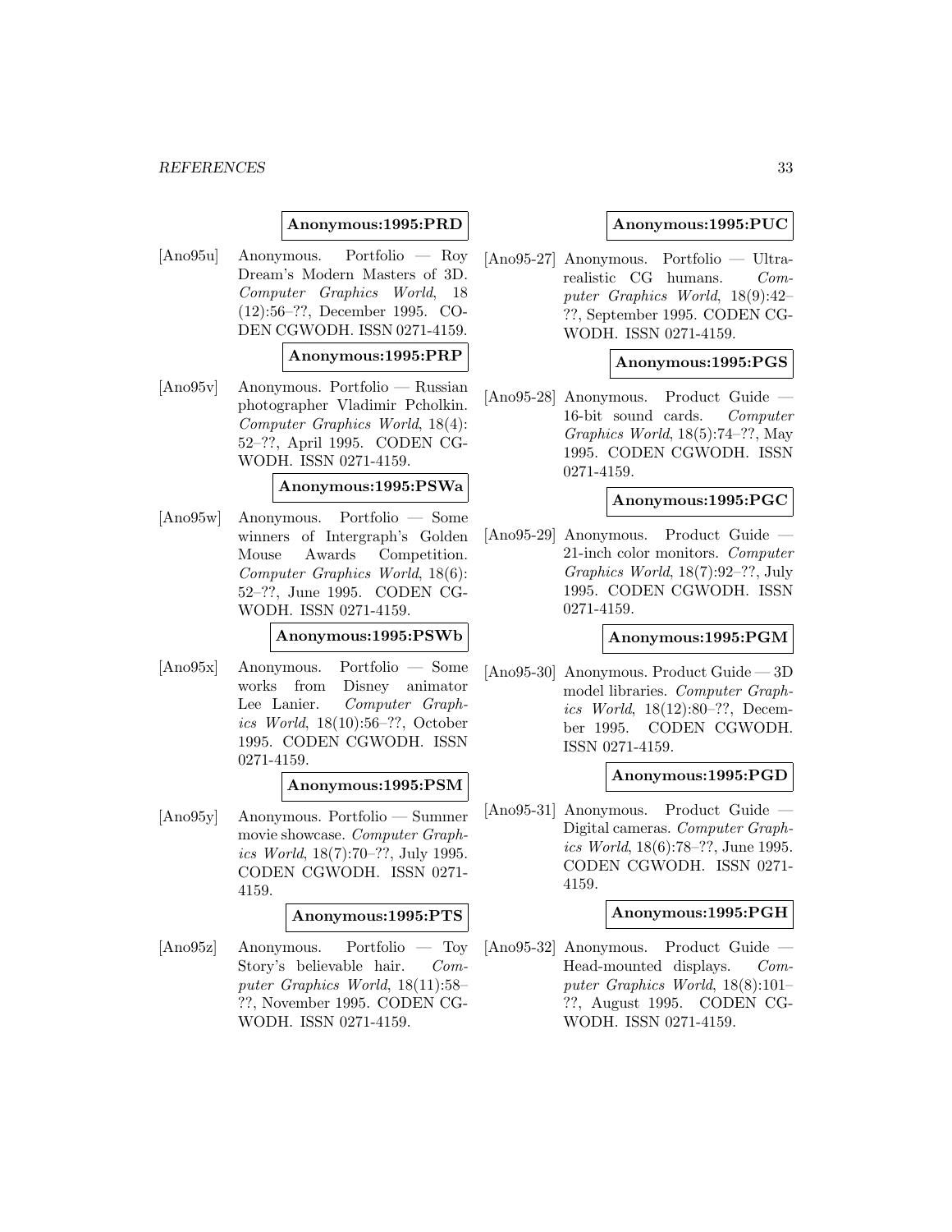**Anonymous:1995:PRD**

[Ano95u] Anonymous. Portfolio — Roy Dream's Modern Masters of 3D. *Computer Graphics World*, 18 (12):56–??, December 1995. CODEN CGWODH. ISSN 0271-4159.

**Anonymous:1995:PRP**

[Ano95v] Anonymous. Portfolio — Russian photographer Vladimir Pcholkin. *Computer Graphics World*, 18(4): 52–??, April 1995. CODEN CGWODH. ISSN 0271-4159.

**Anonymous:1995:PSWa**

[Ano95w] Anonymous. Portfolio — Some winners of Intergraph's Golden Mouse Awards Competition. *Computer Graphics World*, 18(6): 52–??, June 1995. CODEN CGWODH. ISSN 0271-4159.

**Anonymous:1995:PSWb**

[Ano95x] Anonymous. Portfolio — Some works from Disney animator Lee Lanier. *Computer Graphics World*, 18(10):56–??, October 1995. CODEN CGWODH. ISSN 0271-4159.

**Anonymous:1995:PSM**

[Ano95y] Anonymous. Portfolio — Summer movie showcase. *Computer Graphics World*, 18(7):70–??, July 1995. CODEN CGWODH. ISSN 0271-4159.

**Anonymous:1995:PTS**

[Ano95z] Anonymous. Portfolio — Toy Story's believable hair. *Computer Graphics World*, 18(11):58–??, November 1995. CODEN CGWODH. ISSN 0271-4159.

**Anonymous:1995:PUC**

[Ano95-27] Anonymous. Portfolio — Ultra-realistic CG humans. *Computer Graphics World*, 18(9):42–??, September 1995. CODEN CGWODH. ISSN 0271-4159.

**Anonymous:1995:PGS**

[Ano95-28] Anonymous. Product Guide — 16-bit sound cards. *Computer Graphics World*, 18(5):74–??, May 1995. CODEN CGWODH. ISSN 0271-4159.

**Anonymous:1995:PGC**

[Ano95-29] Anonymous. Product Guide — 21-inch color monitors. *Computer Graphics World*, 18(7):92–??, July 1995. CODEN CGWODH. ISSN 0271-4159.

**Anonymous:1995:PGM**

[Ano95-30] Anonymous. Product Guide — 3D model libraries. *Computer Graphics World*, 18(12):80–??, December 1995. CODEN CGWODH. ISSN 0271-4159.

**Anonymous:1995:PGD**

[Ano95-31] Anonymous. Product Guide — Digital cameras. *Computer Graphics World*, 18(6):78–??, June 1995. CODEN CGWODH. ISSN 0271-4159.

**Anonymous:1995:PGH**

[Ano95-32] Anonymous. Product Guide — Head-mounted displays. *Computer Graphics World*, 18(8):101–??, August 1995. CODEN CGWODH. ISSN 0271-4159.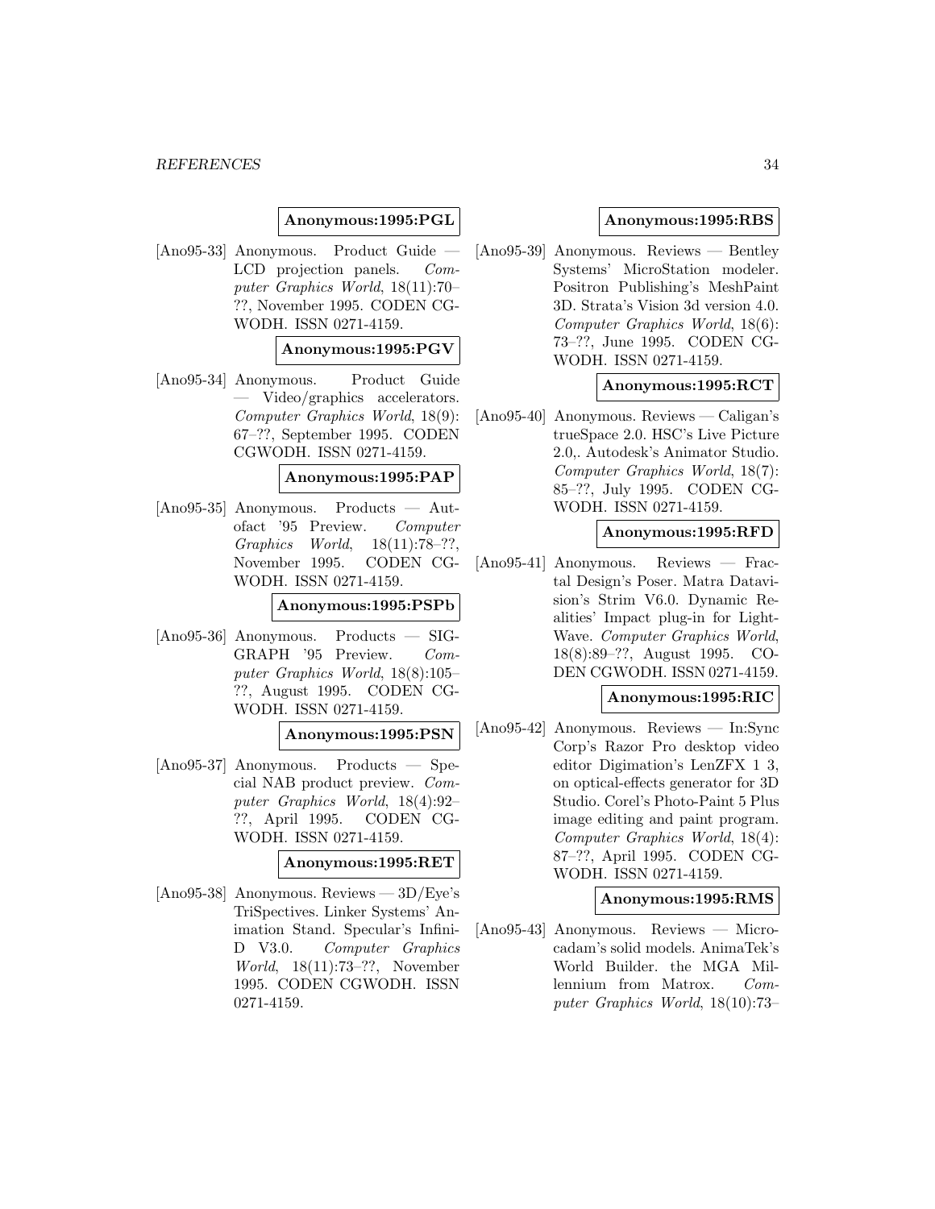**Anonymous:1995:PGL**

[Ano95-33] Anonymous. Product Guide — LCD projection panels. *Computer Graphics World*, 18(11):70–??, November 1995. CODEN CGWODH. ISSN 0271-4159.

**Anonymous:1995:PGV**

[Ano95-34] Anonymous. Product Guide — Video/graphics accelerators. *Computer Graphics World*, 18(9): 67–??, September 1995. CODEN CGWODH. ISSN 0271-4159.

**Anonymous:1995:PAP**

[Ano95-35] Anonymous. Products — Autofact '95 Preview. *Computer Graphics World*, 18(11):78–??, November 1995. CODEN CGWODH. ISSN 0271-4159.

**Anonymous:1995:PSPb**

[Ano95-36] Anonymous. Products — SIGGRAPH '95 Preview. *Computer Graphics World*, 18(8):105–??, August 1995. CODEN CGWODH. ISSN 0271-4159.

**Anonymous:1995:PSN**

[Ano95-37] Anonymous. Products — Special NAB product preview. *Computer Graphics World*, 18(4):92–??, April 1995. CODEN CGWODH. ISSN 0271-4159.

**Anonymous:1995:RET**

[Ano95-38] Anonymous. Reviews — 3D/Eye's TriSpectives. Linker Systems' Animation Stand. Specular's Infini-D V3.0. *Computer Graphics World*, 18(11):73–??, November 1995. CODEN CGWODH. ISSN 0271-4159.

**Anonymous:1995:RBS**

[Ano95-39] Anonymous. Reviews — Bentley Systems' MicroStation modeler. Positron Publishing's MeshPaint 3D. Strata's Vision 3d version 4.0. *Computer Graphics World*, 18(6): 73–??, June 1995. CODEN CGWODH. ISSN 0271-4159.

**Anonymous:1995:RCT**

[Ano95-40] Anonymous. Reviews — Caligan's trueSpace 2.0. HSC's Live Picture 2.0,. Autodesk's Animator Studio. *Computer Graphics World*, 18(7): 85–??, July 1995. CODEN CGWODH. ISSN 0271-4159.

**Anonymous:1995:RFD**

[Ano95-41] Anonymous. Reviews — Fractal Design's Poser. Matra Datavision's Strim V6.0. Dynamic Realities' Impact plug-in for LightWave. *Computer Graphics World*, 18(8):89–??, August 1995. CODEN CGWODH. ISSN 0271-4159.

**Anonymous:1995:RIC**

[Ano95-42] Anonymous. Reviews — In:Sync Corp's Razor Pro desktop video editor Digimation's LenZFX 1 3, on optical-effects generator for 3D Studio. Corel's Photo-Paint 5 Plus image editing and paint program. *Computer Graphics World*, 18(4): 87–??, April 1995. CODEN CGWODH. ISSN 0271-4159.

**Anonymous:1995:RMS**

[Ano95-43] Anonymous. Reviews — Microcadam's solid models. AnimaTek's World Builder. the MGA Millennium from Matrox. *Computer Graphics World*, 18(10):73–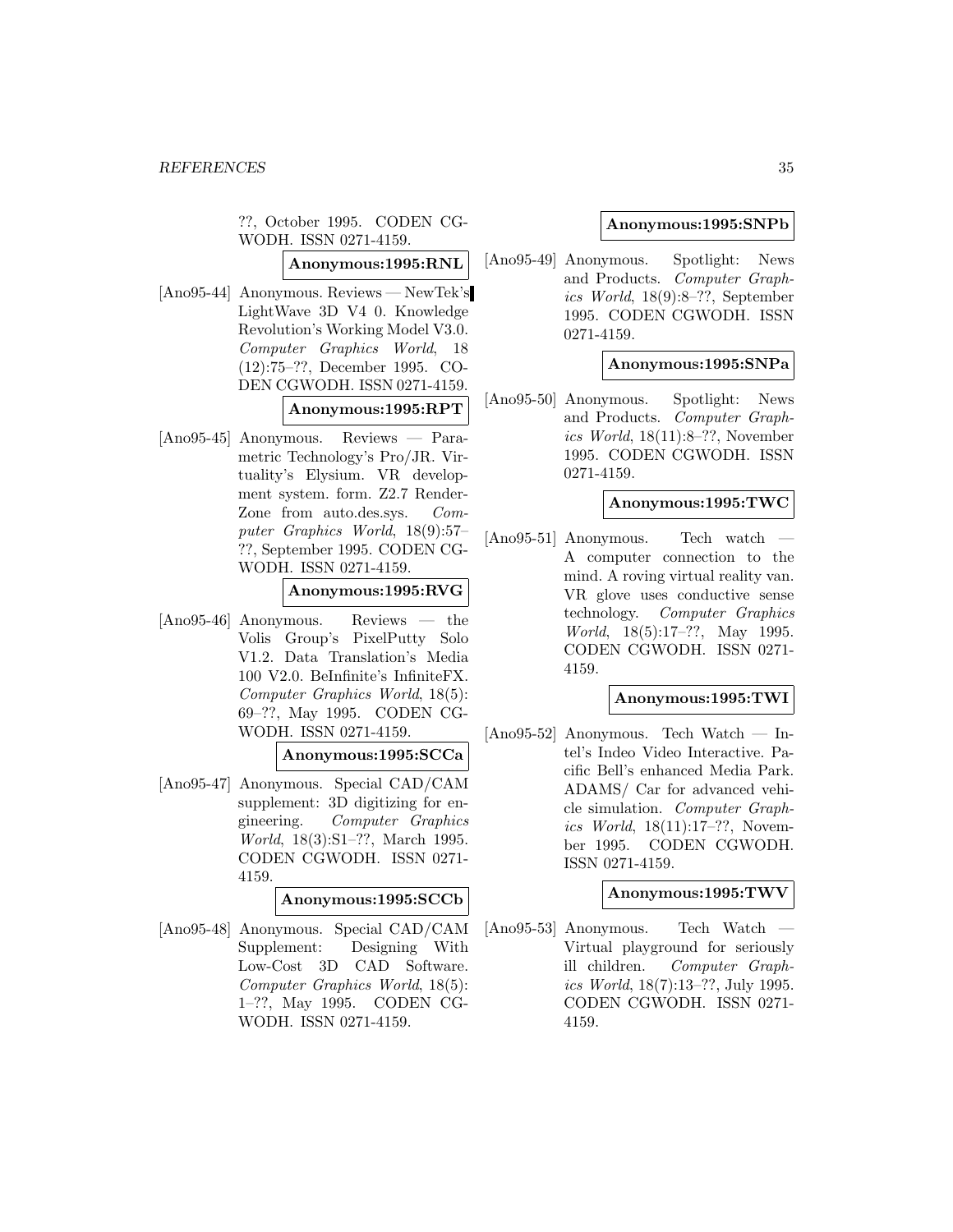??, October 1995. CODEN CGWODH. ISSN 0271-4159.

**Anonymous:1995:RNL**

[Ano95-44] Anonymous. Reviews — NewTek's LightWave 3D V4 0. Knowledge Revolution's Working Model V3.0. *Computer Graphics World*, 18 (12):75–??, December 1995. CODEN CGWODH. ISSN 0271-4159.

**Anonymous:1995:RPT**

[Ano95-45] Anonymous. Reviews — Parametric Technology's Pro/JR. Virtuality's Elysium. VR development system. form. Z2.7 RenderZone from auto.des.sys. *Computer Graphics World*, 18(9):57–??, September 1995. CODEN CGWODH. ISSN 0271-4159.

**Anonymous:1995:RVG**

[Ano95-46] Anonymous. Reviews — the Volis Group's PixelPutty Solo V1.2. Data Translation's Media 100 V2.0. BeInfinite's InfiniteFX. *Computer Graphics World*, 18(5): 69–??, May 1995. CODEN CGWODH. ISSN 0271-4159.

**Anonymous:1995:SCCa**

[Ano95-47] Anonymous. Special CAD/CAM supplement: 3D digitizing for engineering. *Computer Graphics World*, 18(3):S1–??, March 1995. CODEN CGWODH. ISSN 0271-4159.

**Anonymous:1995:SCCb**

[Ano95-48] Anonymous. Special CAD/CAM Supplement: Designing With Low-Cost 3D CAD Software. *Computer Graphics World*, 18(5): 1–??, May 1995. CODEN CGWODH. ISSN 0271-4159.

**Anonymous:1995:SNPb**

[Ano95-49] Anonymous. Spotlight: News and Products. *Computer Graphics World*, 18(9):8–??, September 1995. CODEN CGWODH. ISSN 0271-4159.

**Anonymous:1995:SNPa**

[Ano95-50] Anonymous. Spotlight: News and Products. *Computer Graphics World*, 18(11):8–??, November 1995. CODEN CGWODH. ISSN 0271-4159.

**Anonymous:1995:TWC**

[Ano95-51] Anonymous. Tech watch — A computer connection to the mind. A roving virtual reality van. VR glove uses conductive sense technology. *Computer Graphics World*, 18(5):17–??, May 1995. CODEN CGWODH. ISSN 0271-4159.

**Anonymous:1995:TWI**

[Ano95-52] Anonymous. Tech Watch — Intel's Indeo Video Interactive. Pacific Bell's enhanced Media Park. ADAMS/ Car for advanced vehicle simulation. *Computer Graphics World*, 18(11):17–??, November 1995. CODEN CGWODH. ISSN 0271-4159.

**Anonymous:1995:TWV**

[Ano95-53] Anonymous. Tech Watch — Virtual playground for seriously ill children. *Computer Graphics World*, 18(7):13–??, July 1995. CODEN CGWODH. ISSN 0271-4159.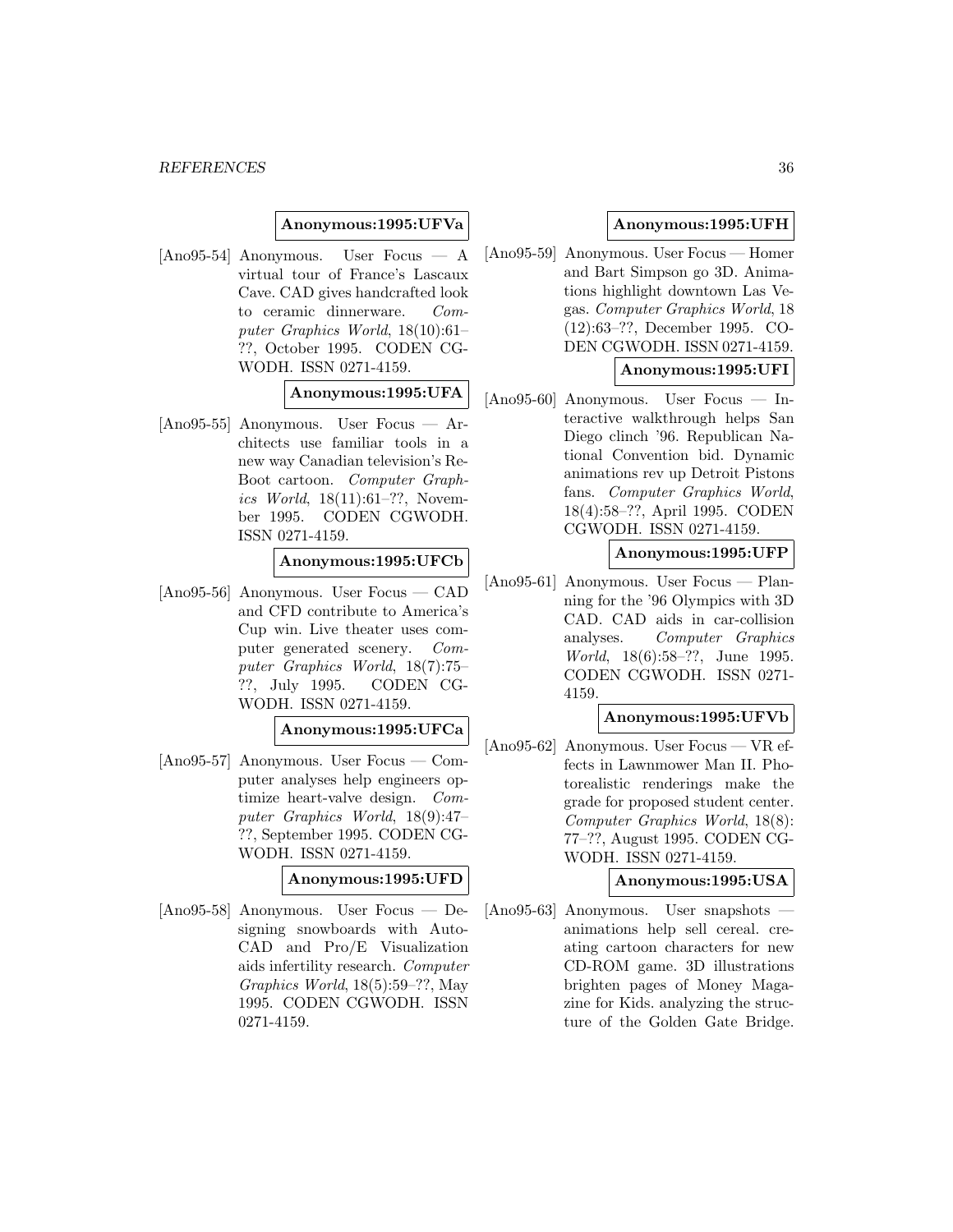**Anonymous:1995:UFVa**

[Ano95-54] Anonymous. User Focus — A virtual tour of France's Lascaux Cave. CAD gives handcrafted look to ceramic dinnerware. *Computer Graphics World*, 18(10):61–??, October 1995. CODEN CGWODH. ISSN 0271-4159.

**Anonymous:1995:UFA**

[Ano95-55] Anonymous. User Focus — Architects use familiar tools in a new way Canadian television's ReBoot cartoon. *Computer Graphics World*, 18(11):61–??, November 1995. CODEN CGWODH. ISSN 0271-4159.

**Anonymous:1995:UFCb**

[Ano95-56] Anonymous. User Focus — CAD and CFD contribute to America's Cup win. Live theater uses computer generated scenery. *Computer Graphics World*, 18(7):75–??, July 1995. CODEN CGWODH. ISSN 0271-4159.

**Anonymous:1995:UFCa**

[Ano95-57] Anonymous. User Focus — Computer analyses help engineers optimize heart-valve design. *Computer Graphics World*, 18(9):47–??, September 1995. CODEN CGWODH. ISSN 0271-4159.

**Anonymous:1995:UFD**

[Ano95-58] Anonymous. User Focus — Designing snowboards with AutoCAD and Pro/E Visualization aids infertility research. *Computer Graphics World*, 18(5):59–??, May 1995. CODEN CGWODH. ISSN 0271-4159.

**Anonymous:1995:UFH**

[Ano95-59] Anonymous. User Focus — Homer and Bart Simpson go 3D. Animations highlight downtown Las Vegas. *Computer Graphics World*, 18 (12):63–??, December 1995. CODEN CGWODH. ISSN 0271-4159.

**Anonymous:1995:UFI**

[Ano95-60] Anonymous. User Focus — Interactive walkthrough helps San Diego clinch '96. Republican National Convention bid. Dynamic animations rev up Detroit Pistons fans. *Computer Graphics World*, 18(4):58–??, April 1995. CODEN CGWODH. ISSN 0271-4159.

**Anonymous:1995:UFP**

[Ano95-61] Anonymous. User Focus — Planning for the '96 Olympics with 3D CAD. CAD aids in car-collision analyses. *Computer Graphics World*, 18(6):58–??, June 1995. CODEN CGWODH. ISSN 0271-4159.

**Anonymous:1995:UFVb**

[Ano95-62] Anonymous. User Focus — VR effects in Lawnmower Man II. Photorealistic renderings make the grade for proposed student center. *Computer Graphics World*, 18(8): 77–??, August 1995. CODEN CGWODH. ISSN 0271-4159.

**Anonymous:1995:USA**

[Ano95-63] Anonymous. User snapshots — animations help sell cereal. creating cartoon characters for new CD-ROM game. 3D illustrations brighten pages of Money Magazine for Kids. analyzing the structure of the Golden Gate Bridge.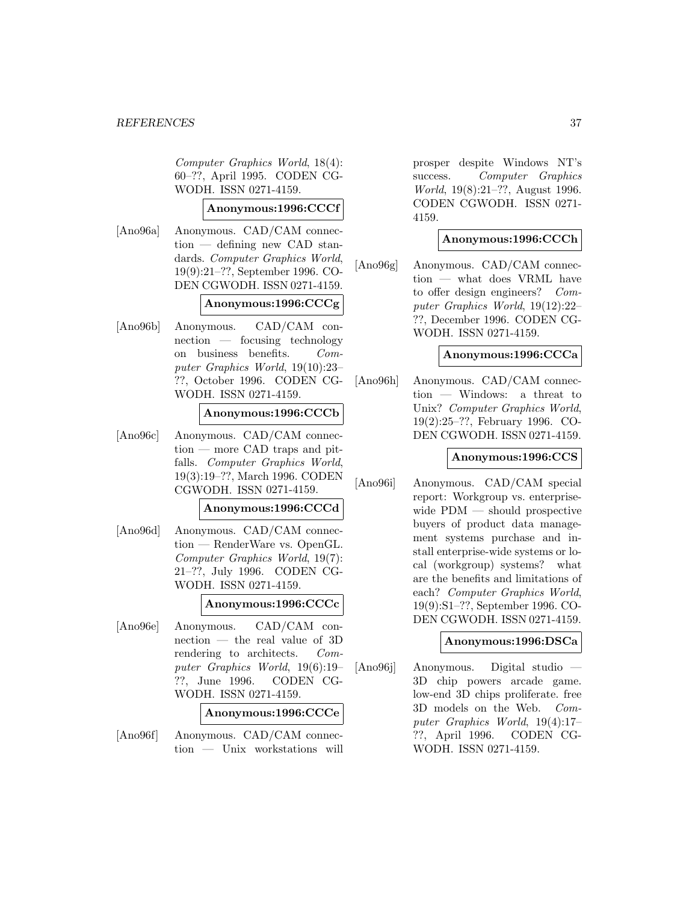*Computer Graphics World*, 18(4): 60–??, April 1995. CODEN CGWODH. ISSN 0271-4159.

**Anonymous:1996:CCCf**

[Ano96a] Anonymous. CAD/CAM connection — defining new CAD standards. *Computer Graphics World*, 19(9):21–??, September 1996. CODEN CGWODH. ISSN 0271-4159.

**Anonymous:1996:CCCg**

[Ano96b] Anonymous. CAD/CAM connection — focusing technology on business benefits. *Computer Graphics World*, 19(10):23–??, October 1996. CODEN CGWODH. ISSN 0271-4159.

**Anonymous:1996:CCCb**

[Ano96c] Anonymous. CAD/CAM connection — more CAD traps and pitfalls. *Computer Graphics World*, 19(3):19–??, March 1996. CODEN CGWODH. ISSN 0271-4159.

**Anonymous:1996:CCCd**

[Ano96d] Anonymous. CAD/CAM connection — RenderWare vs. OpenGL. *Computer Graphics World*, 19(7): 21–??, July 1996. CODEN CGWODH. ISSN 0271-4159.

**Anonymous:1996:CCCc**

[Ano96e] Anonymous. CAD/CAM connection — the real value of 3D rendering to architects. *Computer Graphics World*, 19(6):19–??, June 1996. CODEN CGWODH. ISSN 0271-4159.

**Anonymous:1996:CCCe**

[Ano96f] Anonymous. CAD/CAM connection — Unix workstations will prosper despite Windows NT's success. *Computer Graphics World*, 19(8):21–??, August 1996. CODEN CGWODH. ISSN 0271-4159.

**Anonymous:1996:CCCh**

[Ano96g] Anonymous. CAD/CAM connection — what does VRML have to offer design engineers? *Computer Graphics World*, 19(12):22–??, December 1996. CODEN CGWODH. ISSN 0271-4159.

**Anonymous:1996:CCCa**

[Ano96h] Anonymous. CAD/CAM connection — Windows: a threat to Unix? *Computer Graphics World*, 19(2):25–??, February 1996. CODEN CGWODH. ISSN 0271-4159.

**Anonymous:1996:CCS**

[Ano96i] Anonymous. CAD/CAM special report: Workgroup vs. enterprise-wide PDM — should prospective buyers of product data management systems purchase and install enterprise-wide systems or local (workgroup) systems? what are the benefits and limitations of each? *Computer Graphics World*, 19(9):S1–??, September 1996. CODEN CGWODH. ISSN 0271-4159.

**Anonymous:1996:DSCa**

[Ano96j] Anonymous. Digital studio — 3D chip powers arcade game. low-end 3D chips proliferate. free 3D models on the Web. *Computer Graphics World*, 19(4):17–??, April 1996. CODEN CGWODH. ISSN 0271-4159.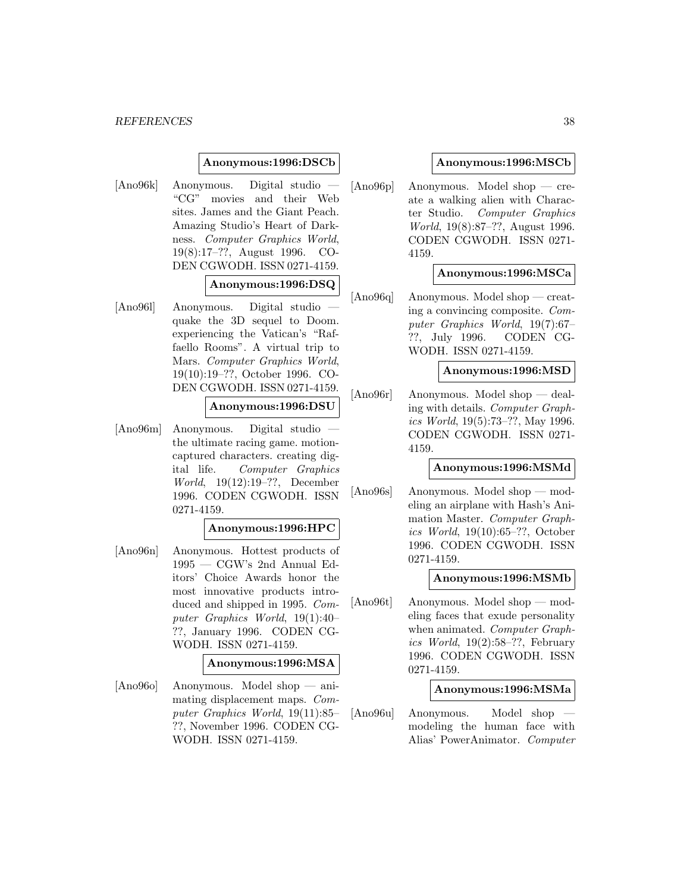**Anonymous:1996:DSCb**

[Ano96k] Anonymous. Digital studio — "CG" movies and their Web sites. James and the Giant Peach. Amazing Studio's Heart of Darkness. *Computer Graphics World*, 19(8):17–??, August 1996. CODEN CGWODH. ISSN 0271-4159.

**Anonymous:1996:DSQ**

[Ano96l] Anonymous. Digital studio — quake the 3D sequel to Doom. experiencing the Vatican's "Raffaello Rooms". A virtual trip to Mars. *Computer Graphics World*, 19(10):19–??, October 1996. CODEN CGWODH. ISSN 0271-4159.

**Anonymous:1996:DSU**

[Ano96m] Anonymous. Digital studio — the ultimate racing game. motion-captured characters. creating digital life. *Computer Graphics World*, 19(12):19–??, December 1996. CODEN CGWODH. ISSN 0271-4159.

**Anonymous:1996:HPC**

[Ano96n] Anonymous. Hottest products of 1995 — CGW's 2nd Annual Editors' Choice Awards honor the most innovative products introduced and shipped in 1995. *Computer Graphics World*, 19(1):40–??, January 1996. CODEN CGWODH. ISSN 0271-4159.

**Anonymous:1996:MSA**

[Ano96o] Anonymous. Model shop — animating displacement maps. *Computer Graphics World*, 19(11):85–??, November 1996. CODEN CGWODH. ISSN 0271-4159.

**Anonymous:1996:MSCb**

[Ano96p] Anonymous. Model shop — create a walking alien with Character Studio. *Computer Graphics World*, 19(8):87–??, August 1996. CODEN CGWODH. ISSN 0271-4159.

**Anonymous:1996:MSCa**

[Ano96q] Anonymous. Model shop — creating a convincing composite. *Computer Graphics World*, 19(7):67–??, July 1996. CODEN CGWODH. ISSN 0271-4159.

**Anonymous:1996:MSD**

[Ano96r] Anonymous. Model shop — dealing with details. *Computer Graphics World*, 19(5):73–??, May 1996. CODEN CGWODH. ISSN 0271-4159.

**Anonymous:1996:MSMd**

[Ano96s] Anonymous. Model shop — modeling an airplane with Hash's Animation Master. *Computer Graphics World*, 19(10):65–??, October 1996. CODEN CGWODH. ISSN 0271-4159.

**Anonymous:1996:MSMb**

[Ano96t] Anonymous. Model shop — modeling faces that exude personality when animated. *Computer Graphics World*, 19(2):58–??, February 1996. CODEN CGWODH. ISSN 0271-4159.

**Anonymous:1996:MSMa**

[Ano96u] Anonymous. Model shop — modeling the human face with Alias' PowerAnimator. *Computer*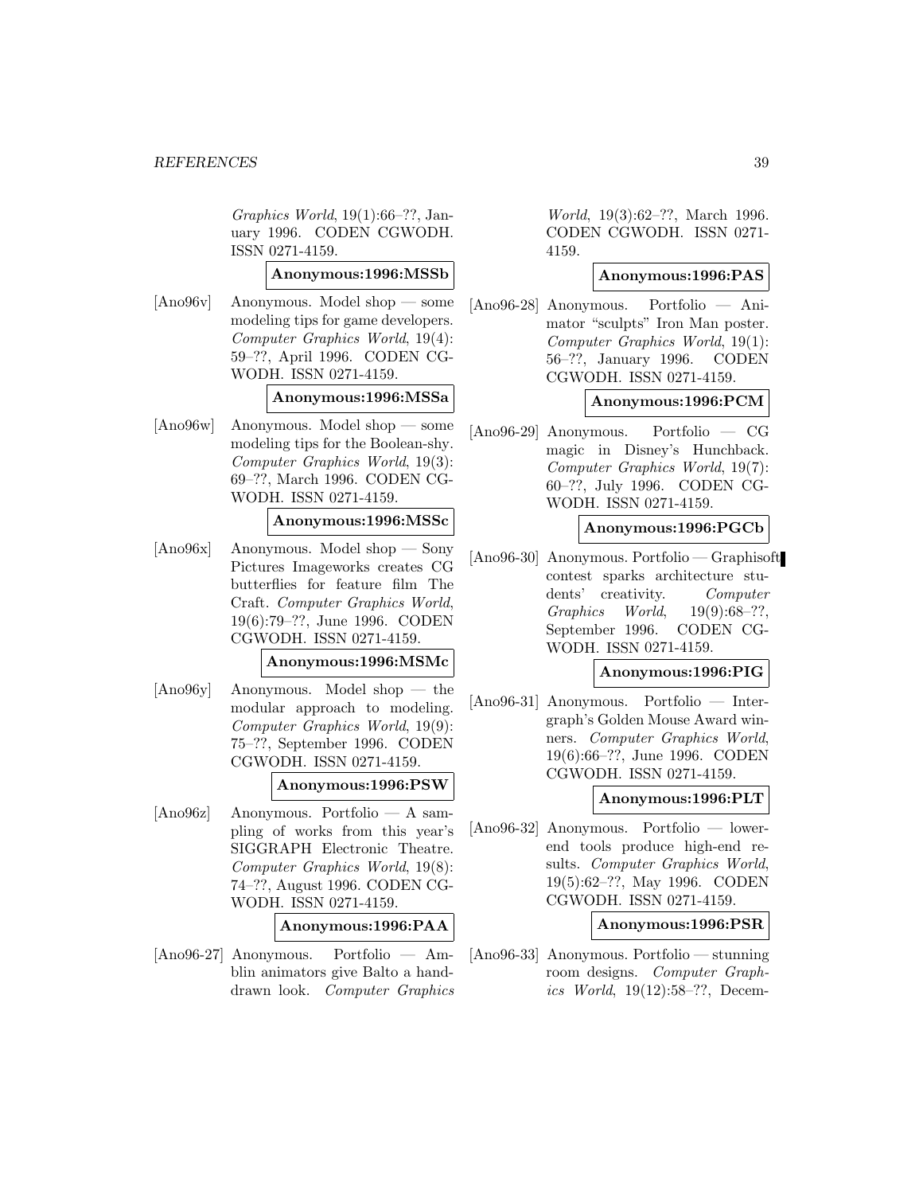*Graphics World*, 19(1):66–??, January 1996. CODEN CGWODH. ISSN 0271-4159.

**Anonymous:1996:MSSb**

[Ano96v] Anonymous. Model shop — some modeling tips for game developers. *Computer Graphics World*, 19(4): 59–??, April 1996. CODEN CGWODH. ISSN 0271-4159.

**Anonymous:1996:MSSa**

[Ano96w] Anonymous. Model shop — some modeling tips for the Boolean-shy. *Computer Graphics World*, 19(3): 69–??, March 1996. CODEN CGWODH. ISSN 0271-4159.

**Anonymous:1996:MSSc**

[Ano96x] Anonymous. Model shop — Sony Pictures Imageworks creates CG butterflies for feature film The Craft. *Computer Graphics World*, 19(6):79–??, June 1996. CODEN CGWODH. ISSN 0271-4159.

**Anonymous:1996:MSMc**

[Ano96y] Anonymous. Model shop — the modular approach to modeling. *Computer Graphics World*, 19(9): 75–??, September 1996. CODEN CGWODH. ISSN 0271-4159.

**Anonymous:1996:PSW**

[Ano96z] Anonymous. Portfolio — A sampling of works from this year's SIGGRAPH Electronic Theatre. *Computer Graphics World*, 19(8): 74–??, August 1996. CODEN CGWODH. ISSN 0271-4159.

**Anonymous:1996:PAA**

[Ano96-27] Anonymous. Portfolio — Amblin animators give Balto a hand-drawn look. *Computer Graphics World*, 19(3):62–??, March 1996. CODEN CGWODH. ISSN 0271-4159.

**Anonymous:1996:PAS**

[Ano96-28] Anonymous. Portfolio — Animator "sculpts" Iron Man poster. *Computer Graphics World*, 19(1): 56–??, January 1996. CODEN CGWODH. ISSN 0271-4159.

**Anonymous:1996:PCM**

[Ano96-29] Anonymous. Portfolio — CG magic in Disney's Hunchback. *Computer Graphics World*, 19(7): 60–??, July 1996. CODEN CGWODH. ISSN 0271-4159.

**Anonymous:1996:PGCb**

[Ano96-30] Anonymous. Portfolio — Graphisoft contest sparks architecture students' creativity. *Computer Graphics World*, 19(9):68–??, September 1996. CODEN CGWODH. ISSN 0271-4159.

**Anonymous:1996:PIG**

[Ano96-31] Anonymous. Portfolio — Intergraph's Golden Mouse Award winners. *Computer Graphics World*, 19(6):66–??, June 1996. CODEN CGWODH. ISSN 0271-4159.

**Anonymous:1996:PLT**

[Ano96-32] Anonymous. Portfolio — lower-end tools produce high-end results. *Computer Graphics World*, 19(5):62–??, May 1996. CODEN CGWODH. ISSN 0271-4159.

**Anonymous:1996:PSR**

[Ano96-33] Anonymous. Portfolio — stunning room designs. *Computer Graphics World*, 19(12):58–??, Decem-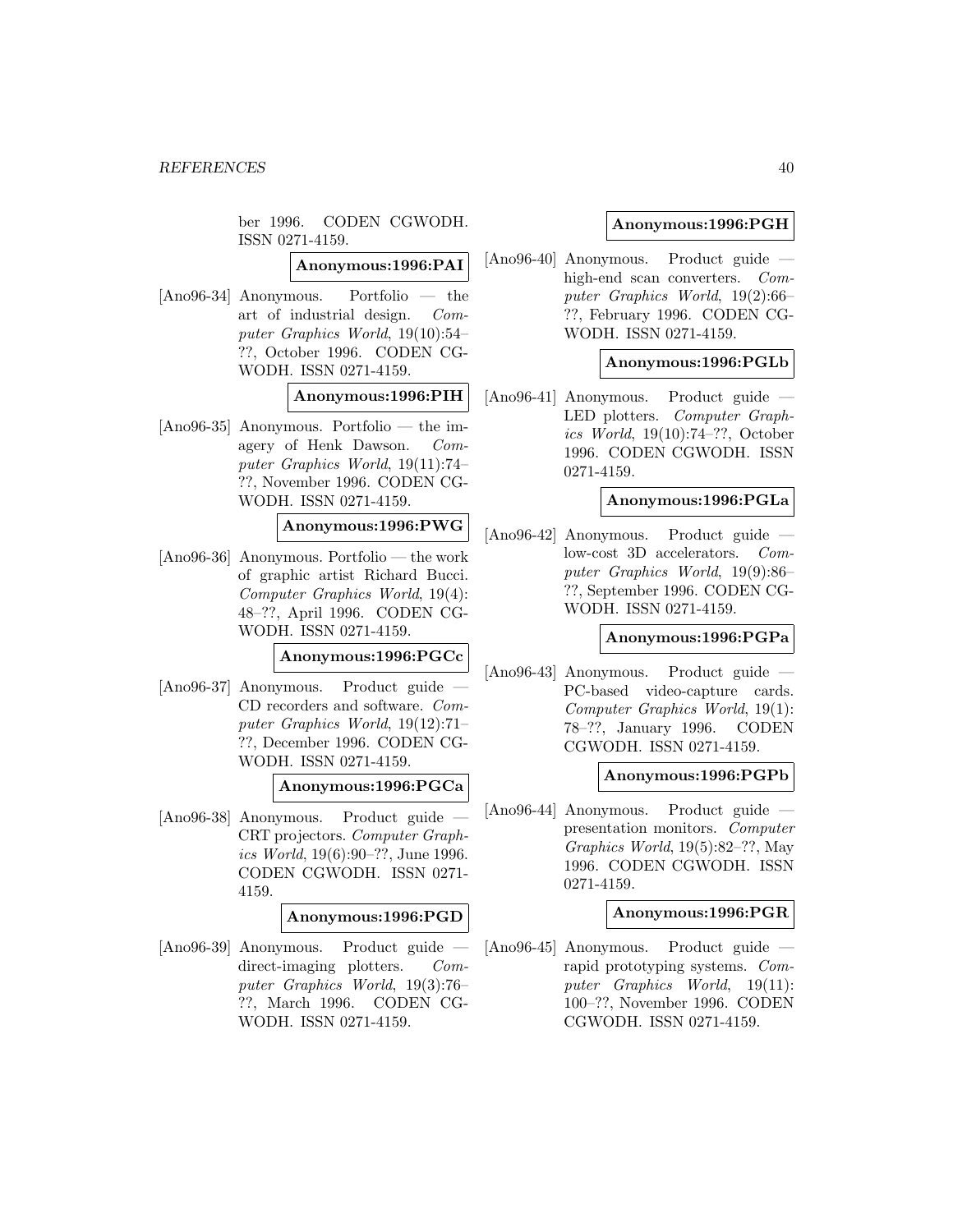ber 1996. CODEN CGWODH. ISSN 0271-4159.

**Anonymous:1996:PAI**

[Ano96-34] Anonymous. Portfolio — the art of industrial design. *Computer Graphics World*, 19(10):54–??, October 1996. CODEN CGWODH. ISSN 0271-4159.

**Anonymous:1996:PIH**

[Ano96-35] Anonymous. Portfolio — the imagery of Henk Dawson. *Computer Graphics World*, 19(11):74–??, November 1996. CODEN CGWODH. ISSN 0271-4159.

**Anonymous:1996:PWG**

[Ano96-36] Anonymous. Portfolio — the work of graphic artist Richard Bucci. *Computer Graphics World*, 19(4): 48–??, April 1996. CODEN CGWODH. ISSN 0271-4159.

**Anonymous:1996:PGCc**

[Ano96-37] Anonymous. Product guide — CD recorders and software. *Computer Graphics World*, 19(12):71–??, December 1996. CODEN CGWODH. ISSN 0271-4159.

**Anonymous:1996:PGCa**

[Ano96-38] Anonymous. Product guide — CRT projectors. *Computer Graphics World*, 19(6):90–??, June 1996. CODEN CGWODH. ISSN 0271-4159.

**Anonymous:1996:PGD**

[Ano96-39] Anonymous. Product guide — direct-imaging plotters. *Computer Graphics World*, 19(3):76–??, March 1996. CODEN CGWODH. ISSN 0271-4159.

**Anonymous:1996:PGH**

[Ano96-40] Anonymous. Product guide — high-end scan converters. *Computer Graphics World*, 19(2):66–??, February 1996. CODEN CGWODH. ISSN 0271-4159.

**Anonymous:1996:PGLb**

[Ano96-41] Anonymous. Product guide — LED plotters. *Computer Graphics World*, 19(10):74–??, October 1996. CODEN CGWODH. ISSN 0271-4159.

**Anonymous:1996:PGLa**

[Ano96-42] Anonymous. Product guide — low-cost 3D accelerators. *Computer Graphics World*, 19(9):86–??, September 1996. CODEN CGWODH. ISSN 0271-4159.

**Anonymous:1996:PGPa**

[Ano96-43] Anonymous. Product guide — PC-based video-capture cards. *Computer Graphics World*, 19(1): 78–??, January 1996. CODEN CGWODH. ISSN 0271-4159.

**Anonymous:1996:PGPb**

[Ano96-44] Anonymous. Product guide — presentation monitors. *Computer Graphics World*, 19(5):82–??, May 1996. CODEN CGWODH. ISSN 0271-4159.

**Anonymous:1996:PGR**

[Ano96-45] Anonymous. Product guide — rapid prototyping systems. *Computer Graphics World*, 19(11): 100–??, November 1996. CODEN CGWODH. ISSN 0271-4159.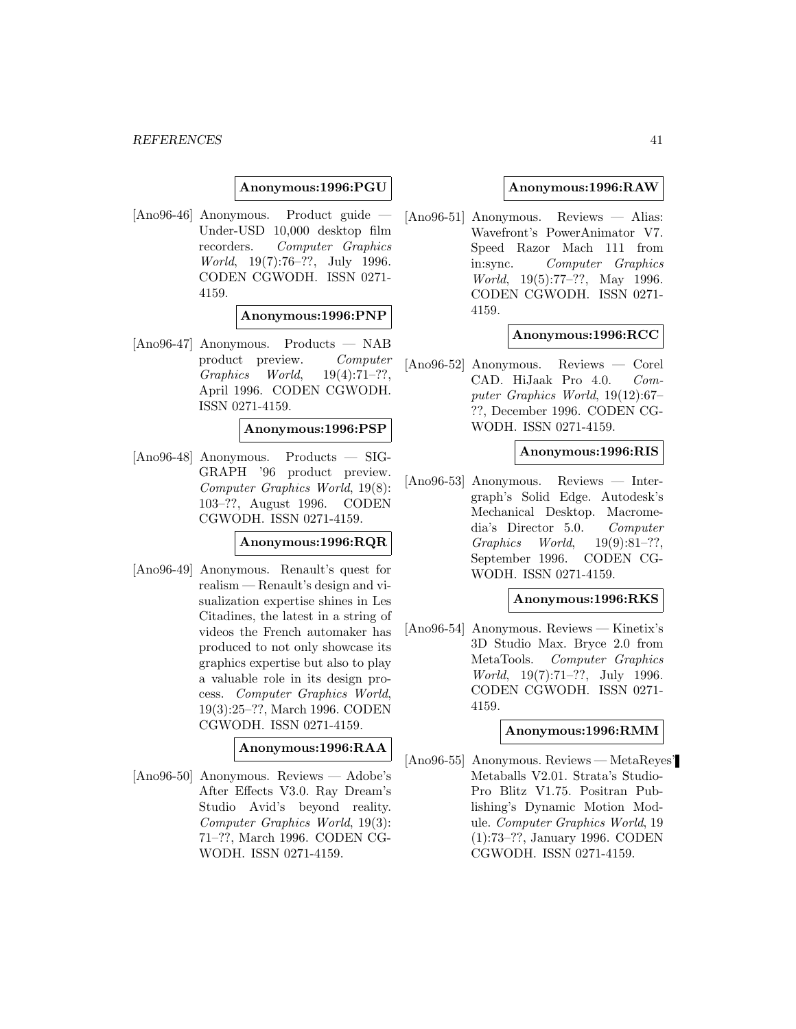**Anonymous:1996:PGU**

[Ano96-46] Anonymous. Product guide — Under-USD 10,000 desktop film recorders. *Computer Graphics World*, 19(7):76–??, July 1996. CODEN CGWODH. ISSN 0271-4159.

**Anonymous:1996:PNP**

[Ano96-47] Anonymous. Products — NAB product preview. *Computer Graphics World*, 19(4):71–??, April 1996. CODEN CGWODH. ISSN 0271-4159.

**Anonymous:1996:PSP**

[Ano96-48] Anonymous. Products — SIGGRAPH '96 product preview. *Computer Graphics World*, 19(8): 103–??, August 1996. CODEN CGWODH. ISSN 0271-4159.

**Anonymous:1996:RQR**

[Ano96-49] Anonymous. Renault's quest for realism — Renault's design and visualization expertise shines in Les Citadines, the latest in a string of videos the French automaker has produced to not only showcase its graphics expertise but also to play a valuable role in its design process. *Computer Graphics World*, 19(3):25–??, March 1996. CODEN CGWODH. ISSN 0271-4159.

**Anonymous:1996:RAA**

[Ano96-50] Anonymous. Reviews — Adobe's After Effects V3.0. Ray Dream's Studio Avid's beyond reality. *Computer Graphics World*, 19(3): 71–??, March 1996. CODEN CGWODH. ISSN 0271-4159.

**Anonymous:1996:RAW**

[Ano96-51] Anonymous. Reviews — Alias: Wavefront's PowerAnimator V7. Speed Razor Mach 111 from in:sync. *Computer Graphics World*, 19(5):77–??, May 1996. CODEN CGWODH. ISSN 0271-4159.

**Anonymous:1996:RCC**

[Ano96-52] Anonymous. Reviews — Corel CAD. HiJaak Pro 4.0. *Computer Graphics World*, 19(12):67–??, December 1996. CODEN CGWODH. ISSN 0271-4159.

**Anonymous:1996:RIS**

[Ano96-53] Anonymous. Reviews — Intergraph's Solid Edge. Autodesk's Mechanical Desktop. Macromedia's Director 5.0. *Computer Graphics World*, 19(9):81–??, September 1996. CODEN CGWODH. ISSN 0271-4159.

**Anonymous:1996:RKS**

[Ano96-54] Anonymous. Reviews — Kinetix's 3D Studio Max. Bryce 2.0 from MetaTools. *Computer Graphics World*, 19(7):71–??, July 1996. CODEN CGWODH. ISSN 0271-4159.

**Anonymous:1996:RMM**

[Ano96-55] Anonymous. Reviews — MetaReyes' Metaballs V2.01. Strata's Studio-Pro Blitz V1.75. Positran Publishing's Dynamic Motion Module. *Computer Graphics World*, 19 (1):73–??, January 1996. CODEN CGWODH. ISSN 0271-4159.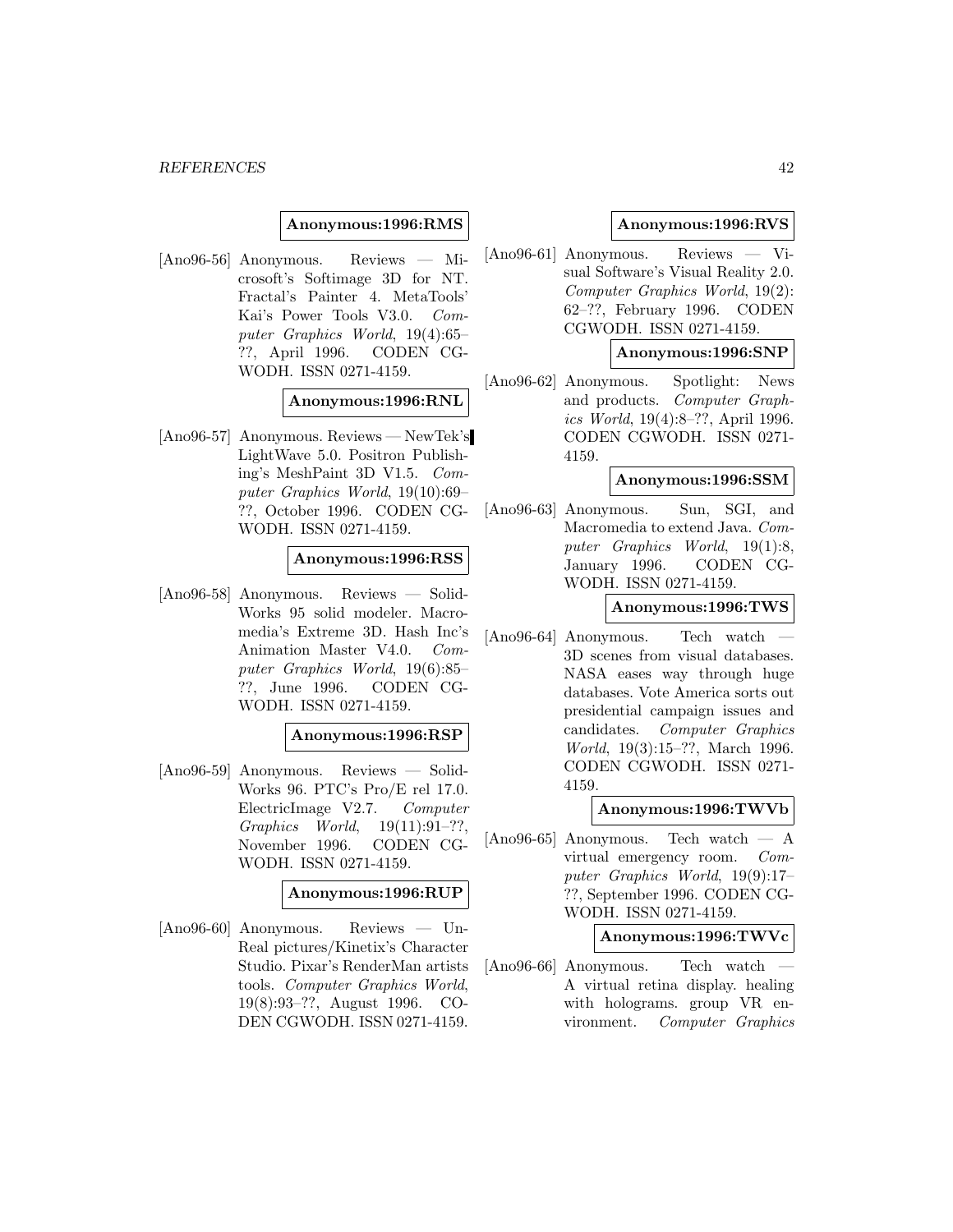**Anonymous:1996:RMS**

[Ano96-56] Anonymous. Reviews — Microsoft's Softimage 3D for NT. Fractal's Painter 4. MetaTools' Kai's Power Tools V3.0. *Computer Graphics World*, 19(4):65–??, April 1996. CODEN CGWODH. ISSN 0271-4159.

**Anonymous:1996:RNL**

[Ano96-57] Anonymous. Reviews — NewTek's LightWave 5.0. Positron Publishing's MeshPaint 3D V1.5. *Computer Graphics World*, 19(10):69–??, October 1996. CODEN CGWODH. ISSN 0271-4159.

**Anonymous:1996:RSS**

[Ano96-58] Anonymous. Reviews — SolidWorks 95 solid modeler. Macromedia's Extreme 3D. Hash Inc's Animation Master V4.0. *Computer Graphics World*, 19(6):85–??, June 1996. CODEN CGWODH. ISSN 0271-4159.

**Anonymous:1996:RSP**

[Ano96-59] Anonymous. Reviews — SolidWorks 96. PTC's Pro/E rel 17.0. ElectricImage V2.7. *Computer Graphics World*, 19(11):91–??, November 1996. CODEN CGWODH. ISSN 0271-4159.

**Anonymous:1996:RUP**

[Ano96-60] Anonymous. Reviews — UnReal pictures/Kinetix's Character Studio. Pixar's RenderMan artists tools. *Computer Graphics World*, 19(8):93–??, August 1996. CODEN CGWODH. ISSN 0271-4159.

**Anonymous:1996:RVS**

[Ano96-61] Anonymous. Reviews — Visual Software's Visual Reality 2.0. *Computer Graphics World*, 19(2):62–??, February 1996. CODEN CGWODH. ISSN 0271-4159.

**Anonymous:1996:SNP**

[Ano96-62] Anonymous. Spotlight: News and products. *Computer Graphics World*, 19(4):8–??, April 1996. CODEN CGWODH. ISSN 0271-4159.

**Anonymous:1996:SSM**

[Ano96-63] Anonymous. Sun, SGI, and Macromedia to extend Java. *Computer Graphics World*, 19(1):8, January 1996. CODEN CGWODH. ISSN 0271-4159.

**Anonymous:1996:TWS**

[Ano96-64] Anonymous. Tech watch — 3D scenes from visual databases. NASA eases way through huge databases. Vote America sorts out presidential campaign issues and candidates. *Computer Graphics World*, 19(3):15–??, March 1996. CODEN CGWODH. ISSN 0271-4159.

**Anonymous:1996:TWVb**

[Ano96-65] Anonymous. Tech watch — A virtual emergency room. *Computer Graphics World*, 19(9):17–??, September 1996. CODEN CGWODH. ISSN 0271-4159.

**Anonymous:1996:TWVc**

[Ano96-66] Anonymous. Tech watch — A virtual retina display. healing with holograms. group VR environment. *Computer Graphics*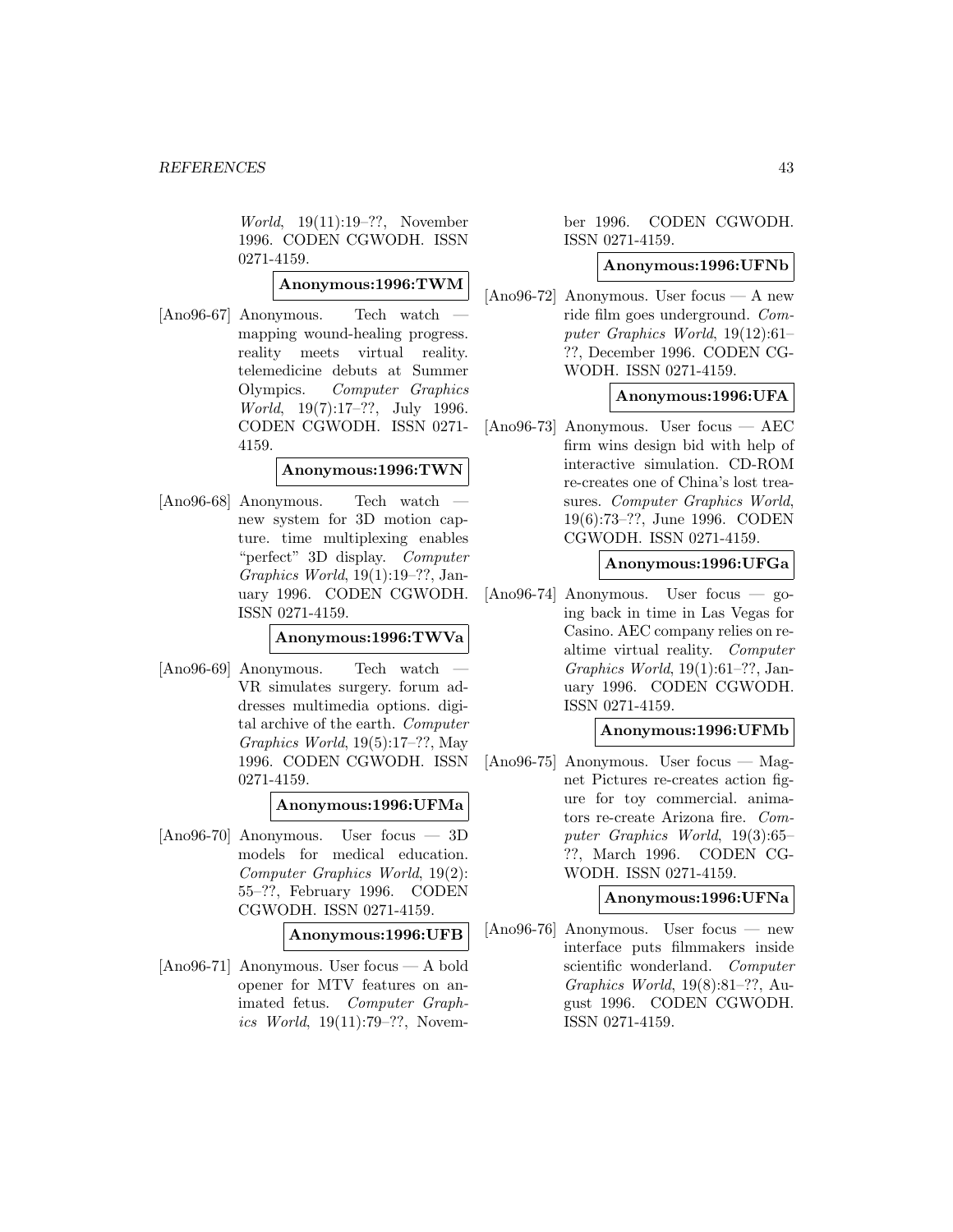*World*, 19(11):19–??, November 1996. CODEN CGWODH. ISSN 0271-4159.

**Anonymous:1996:TWM**

[Ano96-67] Anonymous. Tech watch — mapping wound-healing progress. reality meets virtual reality. telemedicine debuts at Summer Olympics. *Computer Graphics World*, 19(7):17–??, July 1996. CODEN CGWODH. ISSN 0271-4159.

**Anonymous:1996:TWN**

[Ano96-68] Anonymous. Tech watch — new system for 3D motion capture. time multiplexing enables "perfect" 3D display. *Computer Graphics World*, 19(1):19–??, January 1996. CODEN CGWODH. ISSN 0271-4159.

**Anonymous:1996:TWVa**

[Ano96-69] Anonymous. Tech watch — VR simulates surgery. forum addresses multimedia options. digital archive of the earth. *Computer Graphics World*, 19(5):17–??, May 1996. CODEN CGWODH. ISSN 0271-4159.

**Anonymous:1996:UFMa**

[Ano96-70] Anonymous. User focus — 3D models for medical education. *Computer Graphics World*, 19(2):55–??, February 1996. CODEN CGWODH. ISSN 0271-4159.

**Anonymous:1996:UFB**

[Ano96-71] Anonymous. User focus — A bold opener for MTV features on animated fetus. *Computer Graphics World*, 19(11):79–??, November 1996. CODEN CGWODH. ISSN 0271-4159.

**Anonymous:1996:UFNb**

[Ano96-72] Anonymous. User focus — A new ride film goes underground. *Computer Graphics World*, 19(12):61–??, December 1996. CODEN CGWODH. ISSN 0271-4159.

**Anonymous:1996:UFA**

[Ano96-73] Anonymous. User focus — AEC firm wins design bid with help of interactive simulation. CD-ROM re-creates one of China's lost treasures. *Computer Graphics World*, 19(6):73–??, June 1996. CODEN CGWODH. ISSN 0271-4159.

**Anonymous:1996:UFGa**

[Ano96-74] Anonymous. User focus — going back in time in Las Vegas for Casino. AEC company relies on realtime virtual reality. *Computer Graphics World*, 19(1):61–??, January 1996. CODEN CGWODH. ISSN 0271-4159.

**Anonymous:1996:UFMb**

[Ano96-75] Anonymous. User focus — Magnet Pictures re-creates action figure for toy commercial. animators re-create Arizona fire. *Computer Graphics World*, 19(3):65–??, March 1996. CODEN CGWODH. ISSN 0271-4159.

**Anonymous:1996:UFNa**

[Ano96-76] Anonymous. User focus — new interface puts filmmakers inside scientific wonderland. *Computer Graphics World*, 19(8):81–??, August 1996. CODEN CGWODH. ISSN 0271-4159.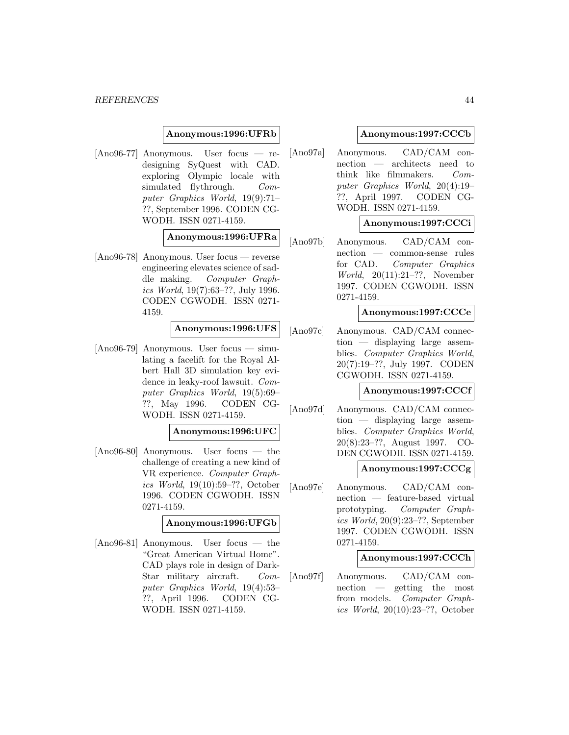**Anonymous:1996:UFRb**

[Ano96-77] Anonymous. User focus — redesigning SyQuest with CAD. exploring Olympic locale with simulated flythrough. *Computer Graphics World*, 19(9):71–??, September 1996. CODEN CGWODH. ISSN 0271-4159.

**Anonymous:1996:UFRa**

[Ano96-78] Anonymous. User focus — reverse engineering elevates science of saddle making. *Computer Graphics World*, 19(7):63–??, July 1996. CODEN CGWODH. ISSN 0271-4159.

**Anonymous:1996:UFS**

[Ano96-79] Anonymous. User focus — simulating a facelift for the Royal Albert Hall 3D simulation key evidence in leaky-roof lawsuit. *Computer Graphics World*, 19(5):69–??, May 1996. CODEN CGWODH. ISSN 0271-4159.

**Anonymous:1996:UFC**

[Ano96-80] Anonymous. User focus — the challenge of creating a new kind of VR experience. *Computer Graphics World*, 19(10):59–??, October 1996. CODEN CGWODH. ISSN 0271-4159.

**Anonymous:1996:UFGb**

[Ano96-81] Anonymous. User focus — the "Great American Virtual Home". CAD plays role in design of DarkStar military aircraft. *Computer Graphics World*, 19(4):53–??, April 1996. CODEN CGWODH. ISSN 0271-4159.

**Anonymous:1997:CCCb**

[Ano97a] Anonymous. CAD/CAM connection — architects need to think like filmmakers. *Computer Graphics World*, 20(4):19–??, April 1997. CODEN CGWODH. ISSN 0271-4159.

**Anonymous:1997:CCCi**

[Ano97b] Anonymous. CAD/CAM connection — common-sense rules for CAD. *Computer Graphics World*, 20(11):21–??, November 1997. CODEN CGWODH. ISSN 0271-4159.

**Anonymous:1997:CCCe**

[Ano97c] Anonymous. CAD/CAM connection — displaying large assemblies. *Computer Graphics World*, 20(7):19–??, July 1997. CODEN CGWODH. ISSN 0271-4159.

**Anonymous:1997:CCCf**

[Ano97d] Anonymous. CAD/CAM connection — displaying large assemblies. *Computer Graphics World*, 20(8):23–??, August 1997. CODEN CGWODH. ISSN 0271-4159.

**Anonymous:1997:CCCg**

[Ano97e] Anonymous. CAD/CAM connection — feature-based virtual prototyping. *Computer Graphics World*, 20(9):23–??, September 1997. CODEN CGWODH. ISSN 0271-4159.

**Anonymous:1997:CCCh**

[Ano97f] Anonymous. CAD/CAM connection — getting the most from models. *Computer Graphics World*, 20(10):23–??, October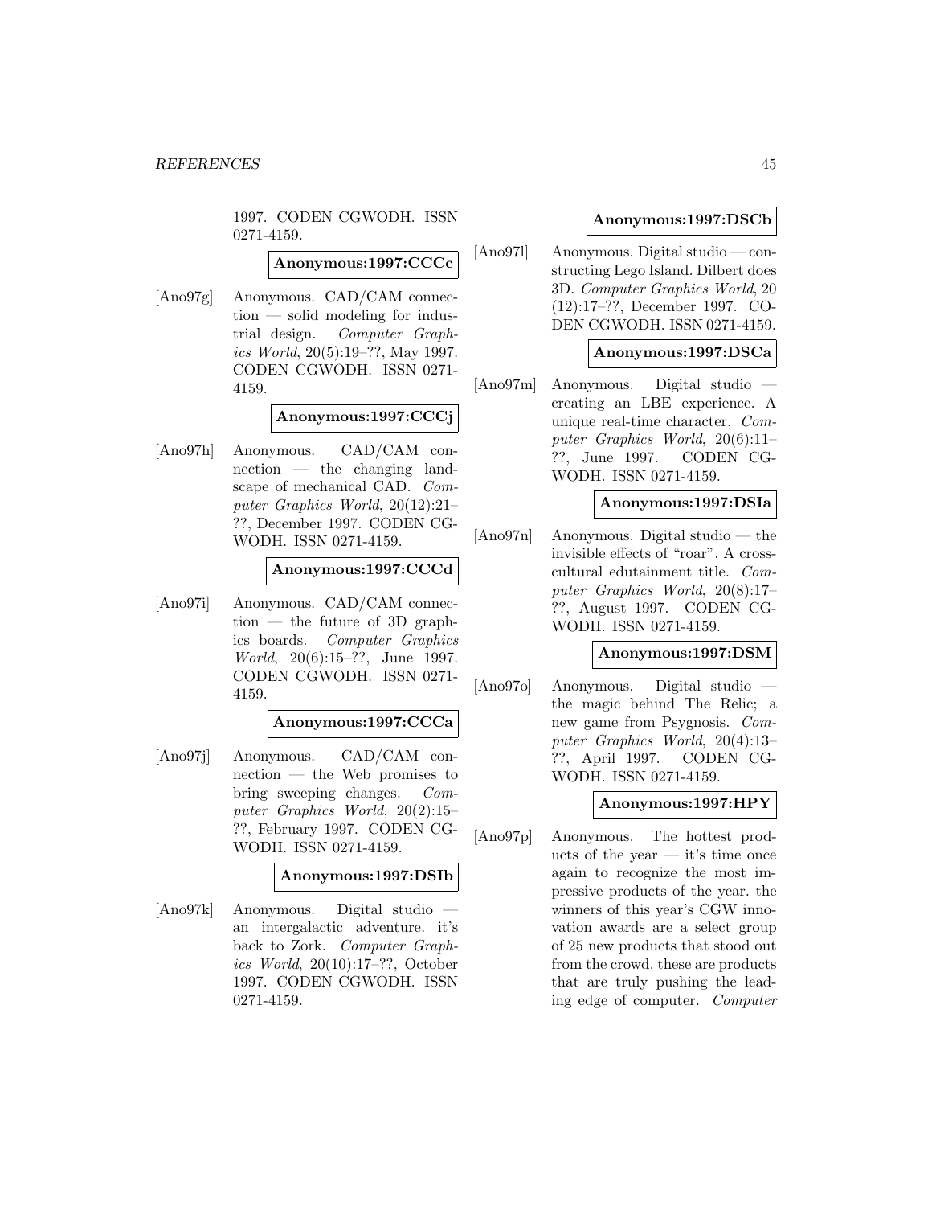1997. CODEN CGWODH. ISSN 0271-4159.

**Anonymous:1997:CCCc**

[Ano97g] Anonymous. CAD/CAM connection — solid modeling for industrial design. *Computer Graphics World*, 20(5):19–??, May 1997. CODEN CGWODH. ISSN 0271-4159.

**Anonymous:1997:CCCj**

[Ano97h] Anonymous. CAD/CAM connection — the changing landscape of mechanical CAD. *Computer Graphics World*, 20(12):21–??, December 1997. CODEN CGWODH. ISSN 0271-4159.

**Anonymous:1997:CCCd**

[Ano97i] Anonymous. CAD/CAM connection — the future of 3D graphics boards. *Computer Graphics World*, 20(6):15–??, June 1997. CODEN CGWODH. ISSN 0271-4159.

**Anonymous:1997:CCCa**

[Ano97j] Anonymous. CAD/CAM connection — the Web promises to bring sweeping changes. *Computer Graphics World*, 20(2):15–??, February 1997. CODEN CGWODH. ISSN 0271-4159.

**Anonymous:1997:DSIb**

[Ano97k] Anonymous. Digital studio — an intergalactic adventure. it's back to Zork. *Computer Graphics World*, 20(10):17–??, October 1997. CODEN CGWODH. ISSN 0271-4159.

**Anonymous:1997:DSCb**

[Ano97l] Anonymous. Digital studio — constructing Lego Island. Dilbert does 3D. *Computer Graphics World*, 20 (12):17–??, December 1997. CODEN CGWODH. ISSN 0271-4159.

**Anonymous:1997:DSCa**

[Ano97m] Anonymous. Digital studio — creating an LBE experience. A unique real-time character. *Computer Graphics World*, 20(6):11–??, June 1997. CODEN CGWODH. ISSN 0271-4159.

**Anonymous:1997:DSIa**

[Ano97n] Anonymous. Digital studio — the invisible effects of "roar". A cross-cultural edutainment title. *Computer Graphics World*, 20(8):17–??, August 1997. CODEN CGWODH. ISSN 0271-4159.

**Anonymous:1997:DSM**

[Ano97o] Anonymous. Digital studio — the magic behind The Relic; a new game from Psygnosis. *Computer Graphics World*, 20(4):13–??, April 1997. CODEN CGWODH. ISSN 0271-4159.

**Anonymous:1997:HPY**

[Ano97p] Anonymous. The hottest products of the year — it's time once again to recognize the most impressive products of the year. the winners of this year's CGW innovation awards are a select group of 25 new products that stood out from the crowd. these are products that are truly pushing the leading edge of computer. *Computer*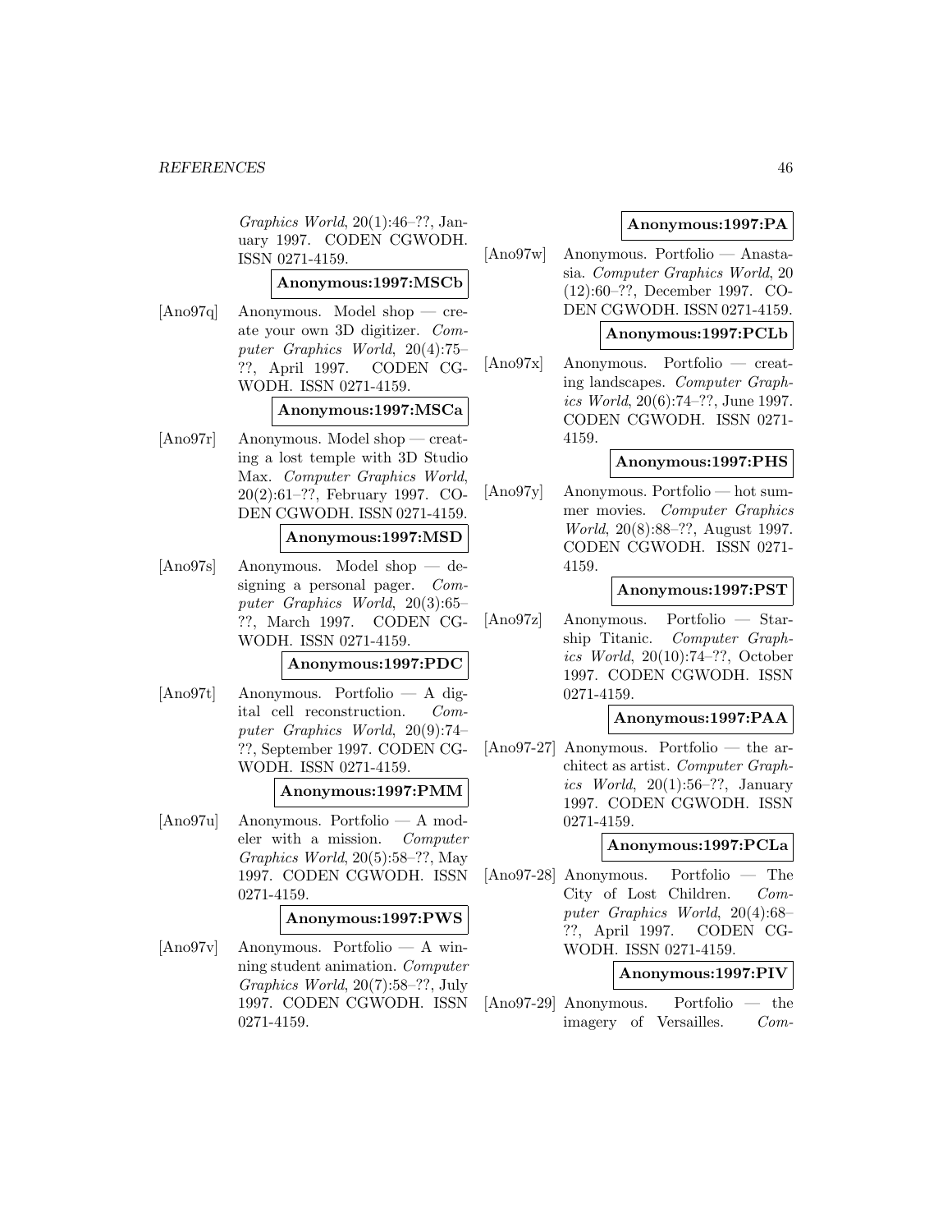*Graphics World*, 20(1):46–??, January 1997. CODEN CGWODH. ISSN 0271-4159.

**Anonymous:1997:MSCb**

[Ano97q] Anonymous. Model shop — create your own 3D digitizer. *Computer Graphics World*, 20(4):75–??, April 1997. CODEN CGWODH. ISSN 0271-4159.

**Anonymous:1997:MSCa**

[Ano97r] Anonymous. Model shop — creating a lost temple with 3D Studio Max. *Computer Graphics World*, 20(2):61–??, February 1997. CODEN CGWODH. ISSN 0271-4159.

**Anonymous:1997:MSD**

[Ano97s] Anonymous. Model shop — designing a personal pager. *Computer Graphics World*, 20(3):65–??, March 1997. CODEN CGWODH. ISSN 0271-4159.

**Anonymous:1997:PDC**

[Ano97t] Anonymous. Portfolio — A digital cell reconstruction. *Computer Graphics World*, 20(9):74–??, September 1997. CODEN CGWODH. ISSN 0271-4159.

**Anonymous:1997:PMM**

[Ano97u] Anonymous. Portfolio — A modeler with a mission. *Computer Graphics World*, 20(5):58–??, May 1997. CODEN CGWODH. ISSN 0271-4159.

**Anonymous:1997:PWS**

[Ano97v] Anonymous. Portfolio — A winning student animation. *Computer Graphics World*, 20(7):58–??, July 1997. CODEN CGWODH. ISSN 0271-4159.

**Anonymous:1997:PA**

[Ano97w] Anonymous. Portfolio — Anastasia. *Computer Graphics World*, 20 (12):60–??, December 1997. CODEN CGWODH. ISSN 0271-4159.

**Anonymous:1997:PCLb**

[Ano97x] Anonymous. Portfolio — creating landscapes. *Computer Graphics World*, 20(6):74–??, June 1997. CODEN CGWODH. ISSN 0271-4159.

**Anonymous:1997:PHS**

[Ano97y] Anonymous. Portfolio — hot summer movies. *Computer Graphics World*, 20(8):88–??, August 1997. CODEN CGWODH. ISSN 0271-4159.

**Anonymous:1997:PST**

[Ano97z] Anonymous. Portfolio — Starship Titanic. *Computer Graphics World*, 20(10):74–??, October 1997. CODEN CGWODH. ISSN 0271-4159.

**Anonymous:1997:PAA**

[Ano97-27] Anonymous. Portfolio — the architect as artist. *Computer Graphics World*, 20(1):56–??, January 1997. CODEN CGWODH. ISSN 0271-4159.

**Anonymous:1997:PCLa**

[Ano97-28] Anonymous. Portfolio — The City of Lost Children. *Computer Graphics World*, 20(4):68–??, April 1997. CODEN CGWODH. ISSN 0271-4159.

**Anonymous:1997:PIV**

[Ano97-29] Anonymous. Portfolio — the imagery of Versailles. *Com-*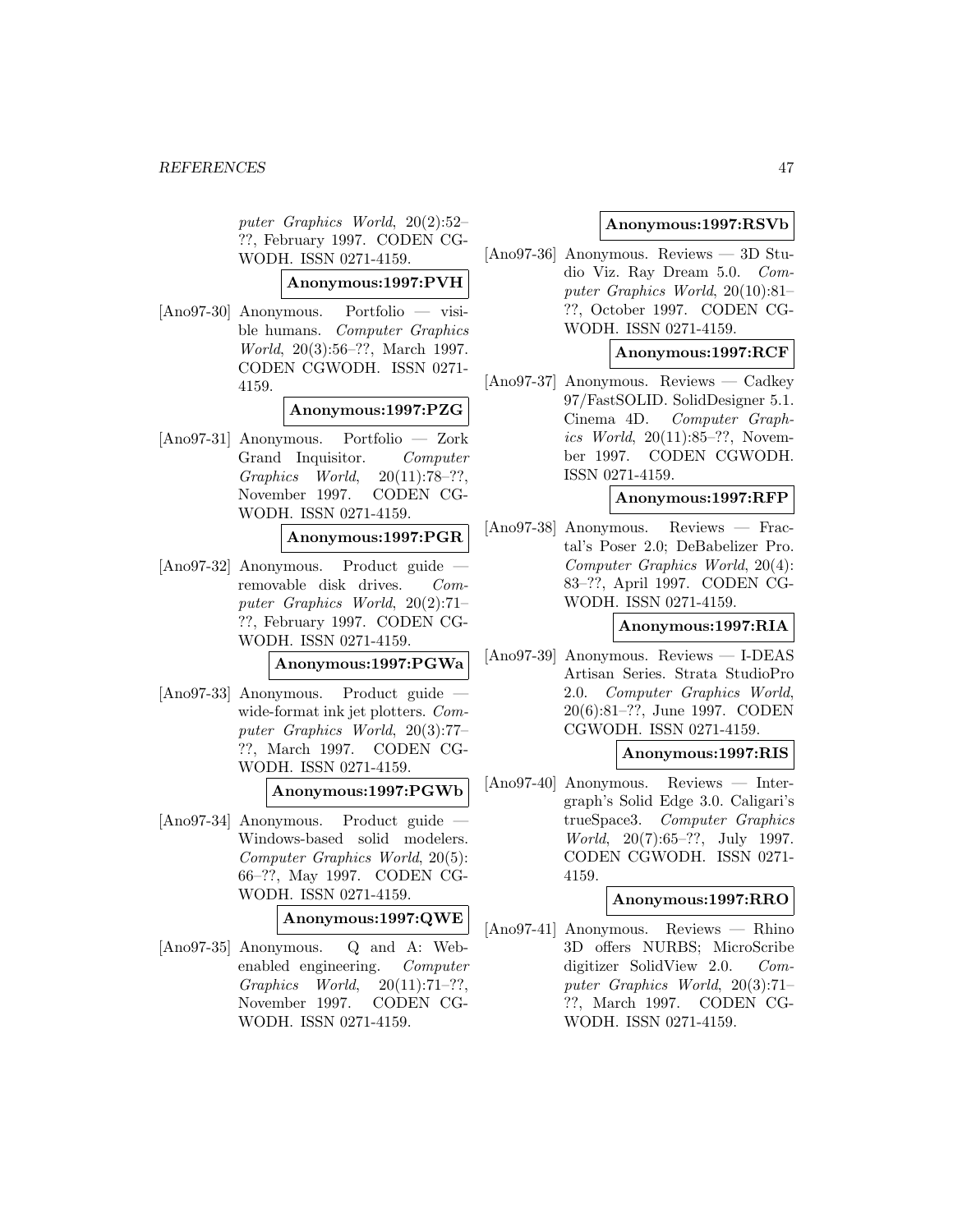puter Graphics World*, 20(2):52–??, February 1997. CODEN CGWODH. ISSN 0271-4159.

**Anonymous:1997:PVH**

[Ano97-30] Anonymous. Portfolio — visible humans. *Computer Graphics World*, 20(3):56–??, March 1997. CODEN CGWODH. ISSN 0271-4159.

**Anonymous:1997:PZG**

[Ano97-31] Anonymous. Portfolio — Zork Grand Inquisitor. *Computer Graphics World*, 20(11):78–??, November 1997. CODEN CGWODH. ISSN 0271-4159.

**Anonymous:1997:PGR**

[Ano97-32] Anonymous. Product guide — removable disk drives. *Computer Graphics World*, 20(2):71–??, February 1997. CODEN CGWODH. ISSN 0271-4159.

**Anonymous:1997:PGWa**

[Ano97-33] Anonymous. Product guide — wide-format ink jet plotters. *Computer Graphics World*, 20(3):77–??, March 1997. CODEN CGWODH. ISSN 0271-4159.

**Anonymous:1997:PGWb**

[Ano97-34] Anonymous. Product guide — Windows-based solid modelers. *Computer Graphics World*, 20(5):66–??, May 1997. CODEN CGWODH. ISSN 0271-4159.

**Anonymous:1997:QWE**

[Ano97-35] Anonymous. Q and A: Web-enabled engineering. *Computer Graphics World*, 20(11):71–??, November 1997. CODEN CGWODH. ISSN 0271-4159.

**Anonymous:1997:RSVb**

[Ano97-36] Anonymous. Reviews — 3D Studio Viz. Ray Dream 5.0. *Computer Graphics World*, 20(10):81–??, October 1997. CODEN CGWODH. ISSN 0271-4159.

**Anonymous:1997:RCF**

[Ano97-37] Anonymous. Reviews — Cadkey 97/FastSOLID. SolidDesigner 5.1. Cinema 4D. *Computer Graphics World*, 20(11):85–??, November 1997. CODEN CGWODH. ISSN 0271-4159.

**Anonymous:1997:RFP**

[Ano97-38] Anonymous. Reviews — Fractal's Poser 2.0; DeBabelizer Pro. *Computer Graphics World*, 20(4):83–??, April 1997. CODEN CGWODH. ISSN 0271-4159.

**Anonymous:1997:RIA**

[Ano97-39] Anonymous. Reviews — I-DEAS Artisan Series. Strata StudioPro 2.0. *Computer Graphics World*, 20(6):81–??, June 1997. CODEN CGWODH. ISSN 0271-4159.

**Anonymous:1997:RIS**

[Ano97-40] Anonymous. Reviews — Intergraph's Solid Edge 3.0. Caligari's trueSpace3. *Computer Graphics World*, 20(7):65–??, July 1997. CODEN CGWODH. ISSN 0271-4159.

**Anonymous:1997:RRO**

[Ano97-41] Anonymous. Reviews — Rhino 3D offers NURBS; MicroScribe digitizer SolidView 2.0. *Computer Graphics World*, 20(3):71–??, March 1997. CODEN CGWODH. ISSN 0271-4159.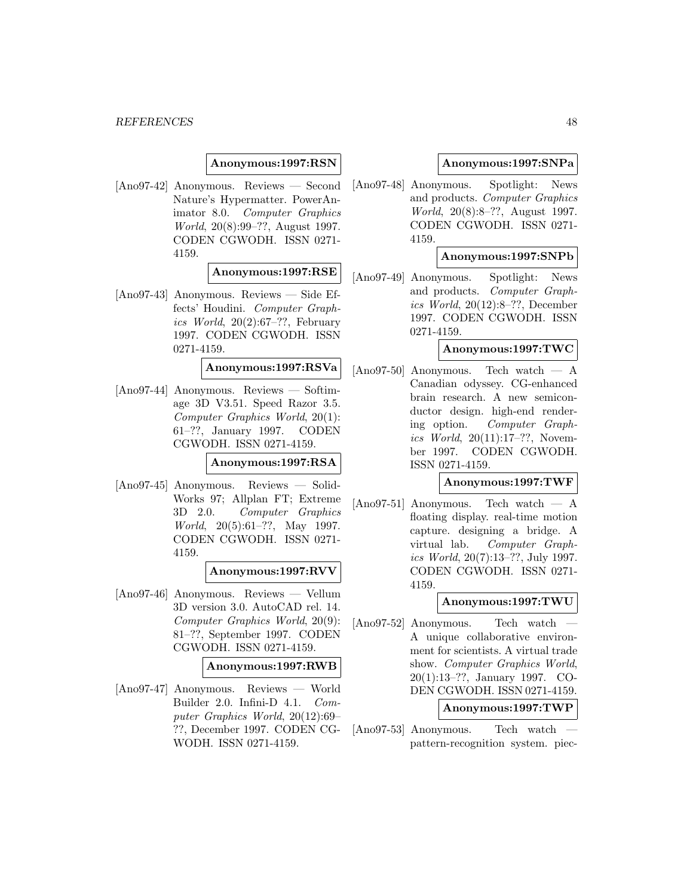**Anonymous:1997:RSN**

[Ano97-42] Anonymous. Reviews — Second Nature's Hypermatter. PowerAnimator 8.0. *Computer Graphics World*, 20(8):99–??, August 1997. CODEN CGWODH. ISSN 0271-4159.

**Anonymous:1997:RSE**

[Ano97-43] Anonymous. Reviews — Side Effects' Houdini. *Computer Graphics World*, 20(2):67–??, February 1997. CODEN CGWODH. ISSN 0271-4159.

**Anonymous:1997:RSVa**

[Ano97-44] Anonymous. Reviews — Softimage 3D V3.51. Speed Razor 3.5. *Computer Graphics World*, 20(1): 61–??, January 1997. CODEN CGWODH. ISSN 0271-4159.

**Anonymous:1997:RSA**

[Ano97-45] Anonymous. Reviews — SolidWorks 97; Allplan FT; Extreme 3D 2.0. *Computer Graphics World*, 20(5):61–??, May 1997. CODEN CGWODH. ISSN 0271-4159.

**Anonymous:1997:RVV**

[Ano97-46] Anonymous. Reviews — Vellum 3D version 3.0. AutoCAD rel. 14. *Computer Graphics World*, 20(9): 81–??, September 1997. CODEN CGWODH. ISSN 0271-4159.

**Anonymous:1997:RWB**

[Ano97-47] Anonymous. Reviews — World Builder 2.0. Infini-D 4.1. *Computer Graphics World*, 20(12):69–??, December 1997. CODEN CGWODH. ISSN 0271-4159.

**Anonymous:1997:SNPa**

[Ano97-48] Anonymous. Spotlight: News and products. *Computer Graphics World*, 20(8):8–??, August 1997. CODEN CGWODH. ISSN 0271-4159.

**Anonymous:1997:SNPb**

[Ano97-49] Anonymous. Spotlight: News and products. *Computer Graphics World*, 20(12):8–??, December 1997. CODEN CGWODH. ISSN 0271-4159.

**Anonymous:1997:TWC**

[Ano97-50] Anonymous. Tech watch — A Canadian odyssey. CG-enhanced brain research. A new semiconductor design. high-end rendering option. *Computer Graphics World*, 20(11):17–??, November 1997. CODEN CGWODH. ISSN 0271-4159.

**Anonymous:1997:TWF**

[Ano97-51] Anonymous. Tech watch — A floating display. real-time motion capture. designing a bridge. A virtual lab. *Computer Graphics World*, 20(7):13–??, July 1997. CODEN CGWODH. ISSN 0271-4159.

**Anonymous:1997:TWU**

[Ano97-52] Anonymous. Tech watch — A unique collaborative environment for scientists. A virtual trade show. *Computer Graphics World*, 20(1):13–??, January 1997. CODEN CGWODH. ISSN 0271-4159.

**Anonymous:1997:TWP**

[Ano97-53] Anonymous. Tech watch — pattern-recognition system. piec-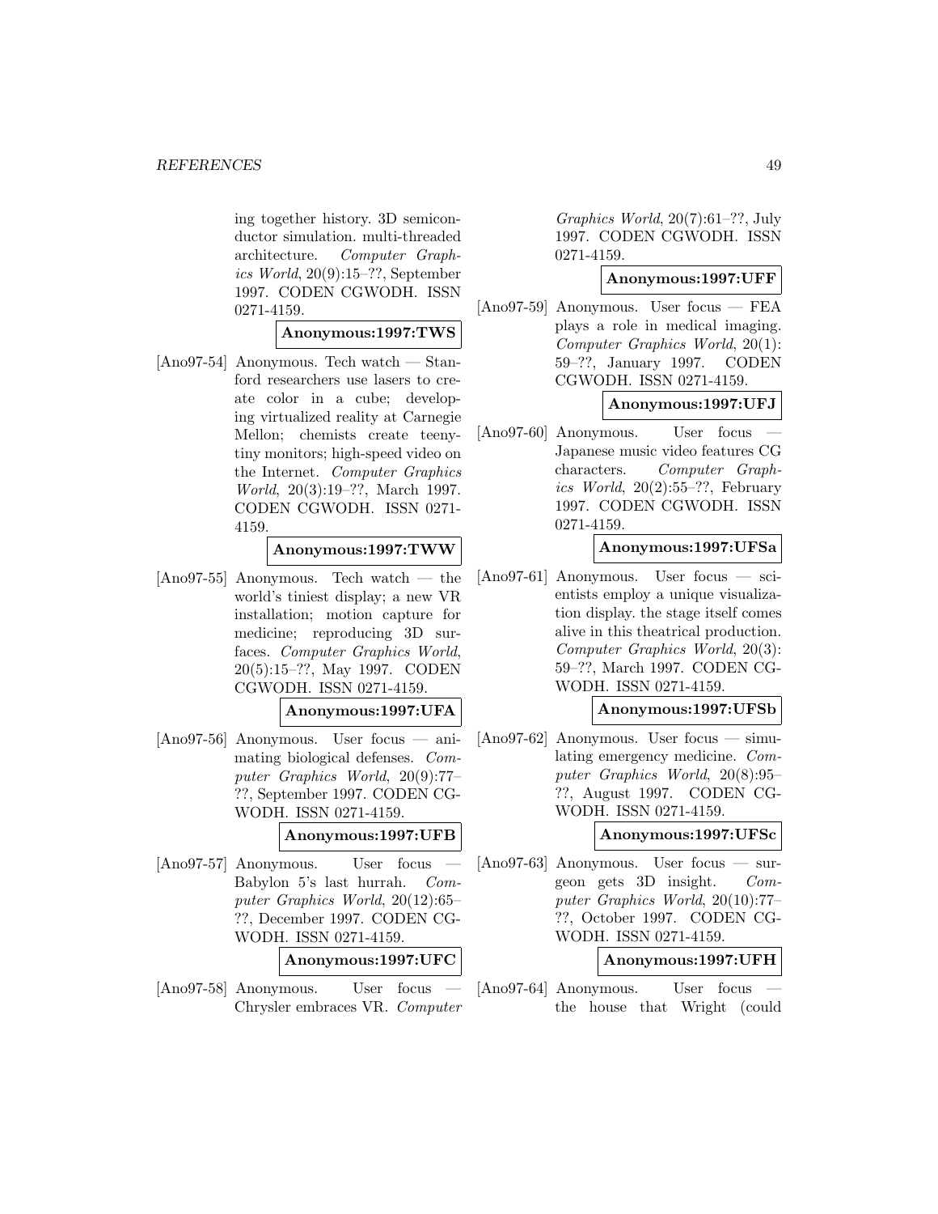ing together history. 3D semiconductor simulation. multi-threaded architecture. *Computer Graphics World*, 20(9):15–??, September 1997. CODEN CGWODH. ISSN 0271-4159.

**Anonymous:1997:TWS**

[Ano97-54] Anonymous. Tech watch — Stanford researchers use lasers to create color in a cube; developing virtualized reality at Carnegie Mellon; chemists create teeny-tiny monitors; high-speed video on the Internet. *Computer Graphics World*, 20(3):19–??, March 1997. CODEN CGWODH. ISSN 0271-4159.

**Anonymous:1997:TWW**

[Ano97-55] Anonymous. Tech watch — the world's tiniest display; a new VR installation; motion capture for medicine; reproducing 3D surfaces. *Computer Graphics World*, 20(5):15–??, May 1997. CODEN CGWODH. ISSN 0271-4159.

**Anonymous:1997:UFA**

[Ano97-56] Anonymous. User focus — animating biological defenses. *Computer Graphics World*, 20(9):77–??, September 1997. CODEN CGWODH. ISSN 0271-4159.

**Anonymous:1997:UFB**

[Ano97-57] Anonymous. User focus — Babylon 5's last hurrah. *Computer Graphics World*, 20(12):65–??, December 1997. CODEN CGWODH. ISSN 0271-4159.

**Anonymous:1997:UFC**

[Ano97-58] Anonymous. User focus — Chrysler embraces VR. *Computer Graphics World*, 20(7):61–??, July 1997. CODEN CGWODH. ISSN 0271-4159.

**Anonymous:1997:UFF**

[Ano97-59] Anonymous. User focus — FEA plays a role in medical imaging. *Computer Graphics World*, 20(1):59–??, January 1997. CODEN CGWODH. ISSN 0271-4159.

**Anonymous:1997:UFJ**

[Ano97-60] Anonymous. User focus — Japanese music video features CG characters. *Computer Graphics World*, 20(2):55–??, February 1997. CODEN CGWODH. ISSN 0271-4159.

**Anonymous:1997:UFSa**

[Ano97-61] Anonymous. User focus — scientists employ a unique visualization display. the stage itself comes alive in this theatrical production. *Computer Graphics World*, 20(3):59–??, March 1997. CODEN CGWODH. ISSN 0271-4159.

**Anonymous:1997:UFSb**

[Ano97-62] Anonymous. User focus — simulating emergency medicine. *Computer Graphics World*, 20(8):95–??, August 1997. CODEN CGWODH. ISSN 0271-4159.

**Anonymous:1997:UFSc**

[Ano97-63] Anonymous. User focus — surgeon gets 3D insight. *Computer Graphics World*, 20(10):77–??, October 1997. CODEN CGWODH. ISSN 0271-4159.

**Anonymous:1997:UFH**

[Ano97-64] Anonymous. User focus — the house that Wright (could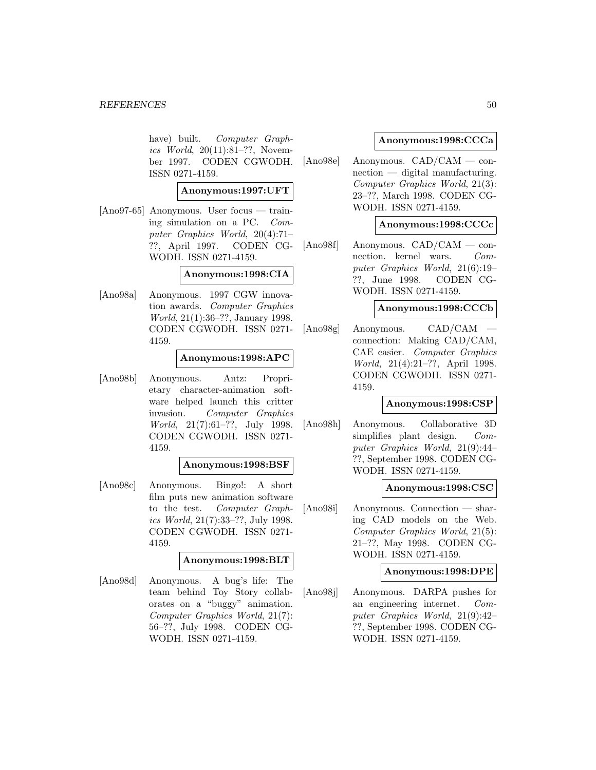have) built. *Computer Graphics World*, 20(11):81–??, November 1997. CODEN CGWODH. ISSN 0271-4159.

**Anonymous:1997:UFT**

[Ano97-65] Anonymous. User focus — training simulation on a PC. *Computer Graphics World*, 20(4):71–??, April 1997. CODEN CGWODH. ISSN 0271-4159.

**Anonymous:1998:CIA**

[Ano98a] Anonymous. 1997 CGW innovation awards. *Computer Graphics World*, 21(1):36–??, January 1998. CODEN CGWODH. ISSN 0271-4159.

**Anonymous:1998:APC**

[Ano98b] Anonymous. Antz: Proprietary character-animation software helped launch this critter invasion. *Computer Graphics World*, 21(7):61–??, July 1998. CODEN CGWODH. ISSN 0271-4159.

**Anonymous:1998:BSF**

[Ano98c] Anonymous. Bingo!: A short film puts new animation software to the test. *Computer Graphics World*, 21(7):33–??, July 1998. CODEN CGWODH. ISSN 0271-4159.

**Anonymous:1998:BLT**

[Ano98d] Anonymous. A bug's life: The team behind Toy Story collaborates on a "buggy" animation. *Computer Graphics World*, 21(7):56–??, July 1998. CODEN CGWODH. ISSN 0271-4159.

**Anonymous:1998:CCCa**

[Ano98e] Anonymous. CAD/CAM — connection — digital manufacturing. *Computer Graphics World*, 21(3):23–??, March 1998. CODEN CGWODH. ISSN 0271-4159.

**Anonymous:1998:CCCc**

[Ano98f] Anonymous. CAD/CAM — connection. kernel wars. *Computer Graphics World*, 21(6):19–??, June 1998. CODEN CGWODH. ISSN 0271-4159.

**Anonymous:1998:CCCb**

[Ano98g] Anonymous. CAD/CAM — connection: Making CAD/CAM, CAE easier. *Computer Graphics World*, 21(4):21–??, April 1998. CODEN CGWODH. ISSN 0271-4159.

**Anonymous:1998:CSP**

[Ano98h] Anonymous. Collaborative 3D simplifies plant design. *Computer Graphics World*, 21(9):44–??, September 1998. CODEN CGWODH. ISSN 0271-4159.

**Anonymous:1998:CSC**

[Ano98i] Anonymous. Connection — sharing CAD models on the Web. *Computer Graphics World*, 21(5):21–??, May 1998. CODEN CGWODH. ISSN 0271-4159.

**Anonymous:1998:DPE**

[Ano98j] Anonymous. DARPA pushes for an engineering internet. *Computer Graphics World*, 21(9):42–??, September 1998. CODEN CGWODH. ISSN 0271-4159.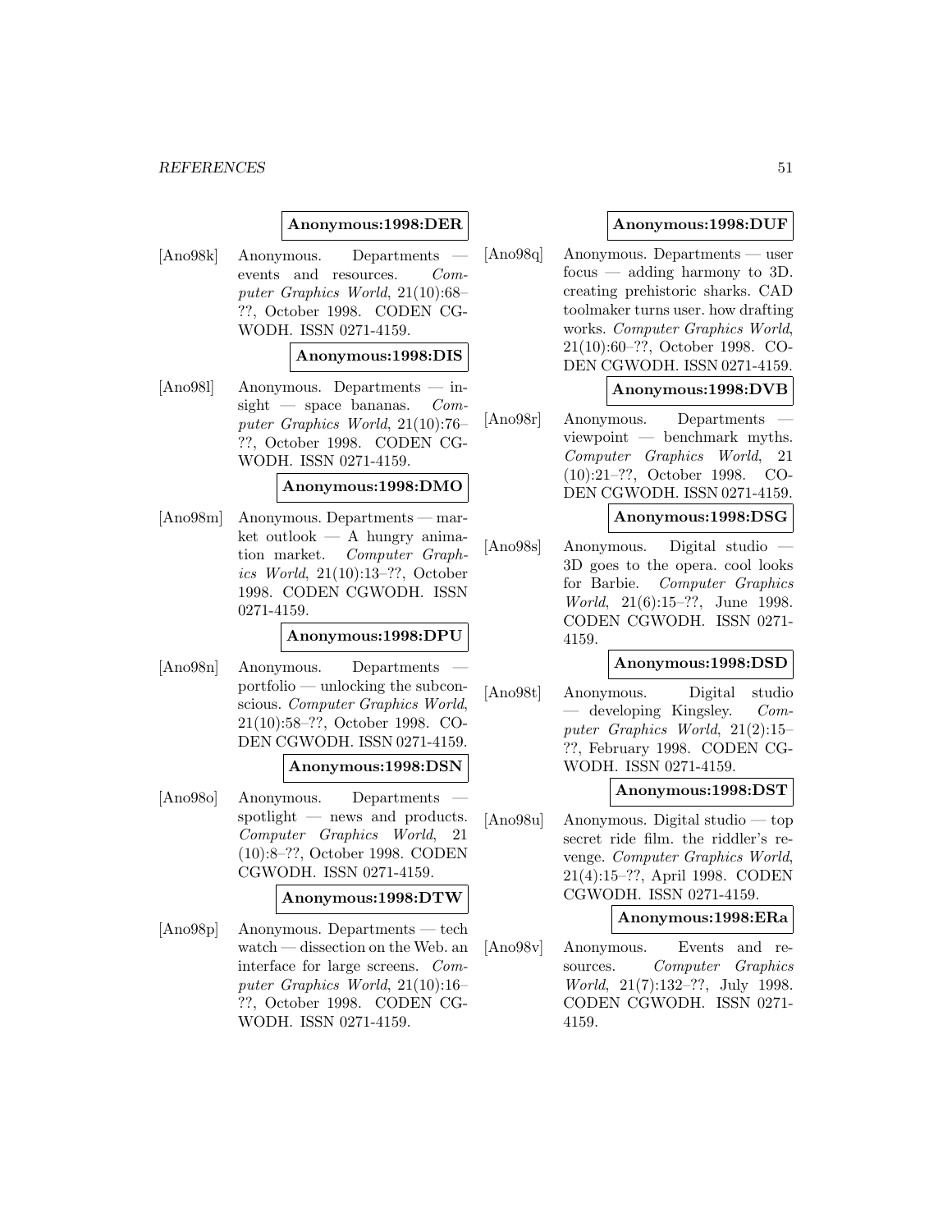**Anonymous:1998:DER**

[Ano98k] Anonymous. Departments — events and resources. *Computer Graphics World*, 21(10):68–??, October 1998. CODEN CGWODH. ISSN 0271-4159.

**Anonymous:1998:DIS**

[Ano98l] Anonymous. Departments — insight — space bananas. *Computer Graphics World*, 21(10):76–??, October 1998. CODEN CGWODH. ISSN 0271-4159.

**Anonymous:1998:DMO**

[Ano98m] Anonymous. Departments — market outlook — A hungry animation market. *Computer Graphics World*, 21(10):13–??, October 1998. CODEN CGWODH. ISSN 0271-4159.

**Anonymous:1998:DPU**

[Ano98n] Anonymous. Departments — portfolio — unlocking the subconscious. *Computer Graphics World*, 21(10):58–??, October 1998. CODEN CGWODH. ISSN 0271-4159.

**Anonymous:1998:DSN**

[Ano98o] Anonymous. Departments — spotlight — news and products. *Computer Graphics World*, 21 (10):8–??, October 1998. CODEN CGWODH. ISSN 0271-4159.

**Anonymous:1998:DTW**

[Ano98p] Anonymous. Departments — tech watch — dissection on the Web. an interface for large screens. *Computer Graphics World*, 21(10):16–??, October 1998. CODEN CGWODH. ISSN 0271-4159.

**Anonymous:1998:DUF**

[Ano98q] Anonymous. Departments — user focus — adding harmony to 3D. creating prehistoric sharks. CAD toolmaker turns user. how drafting works. *Computer Graphics World*, 21(10):60–??, October 1998. CODEN CGWODH. ISSN 0271-4159.

**Anonymous:1998:DVB**

[Ano98r] Anonymous. Departments — viewpoint — benchmark myths. *Computer Graphics World*, 21 (10):21–??, October 1998. CODEN CGWODH. ISSN 0271-4159.

**Anonymous:1998:DSG**

[Ano98s] Anonymous. Digital studio — 3D goes to the opera. cool looks for Barbie. *Computer Graphics World*, 21(6):15–??, June 1998. CODEN CGWODH. ISSN 0271-4159.

**Anonymous:1998:DSD**

[Ano98t] Anonymous. Digital studio — developing Kingsley. *Computer Graphics World*, 21(2):15–??, February 1998. CODEN CGWODH. ISSN 0271-4159.

**Anonymous:1998:DST**

[Ano98u] Anonymous. Digital studio — top secret ride film. the riddler's revenge. *Computer Graphics World*, 21(4):15–??, April 1998. CODEN CGWODH. ISSN 0271-4159.

**Anonymous:1998:ERa**

[Ano98v] Anonymous. Events and resources. *Computer Graphics World*, 21(7):132–??, July 1998. CODEN CGWODH. ISSN 0271-4159.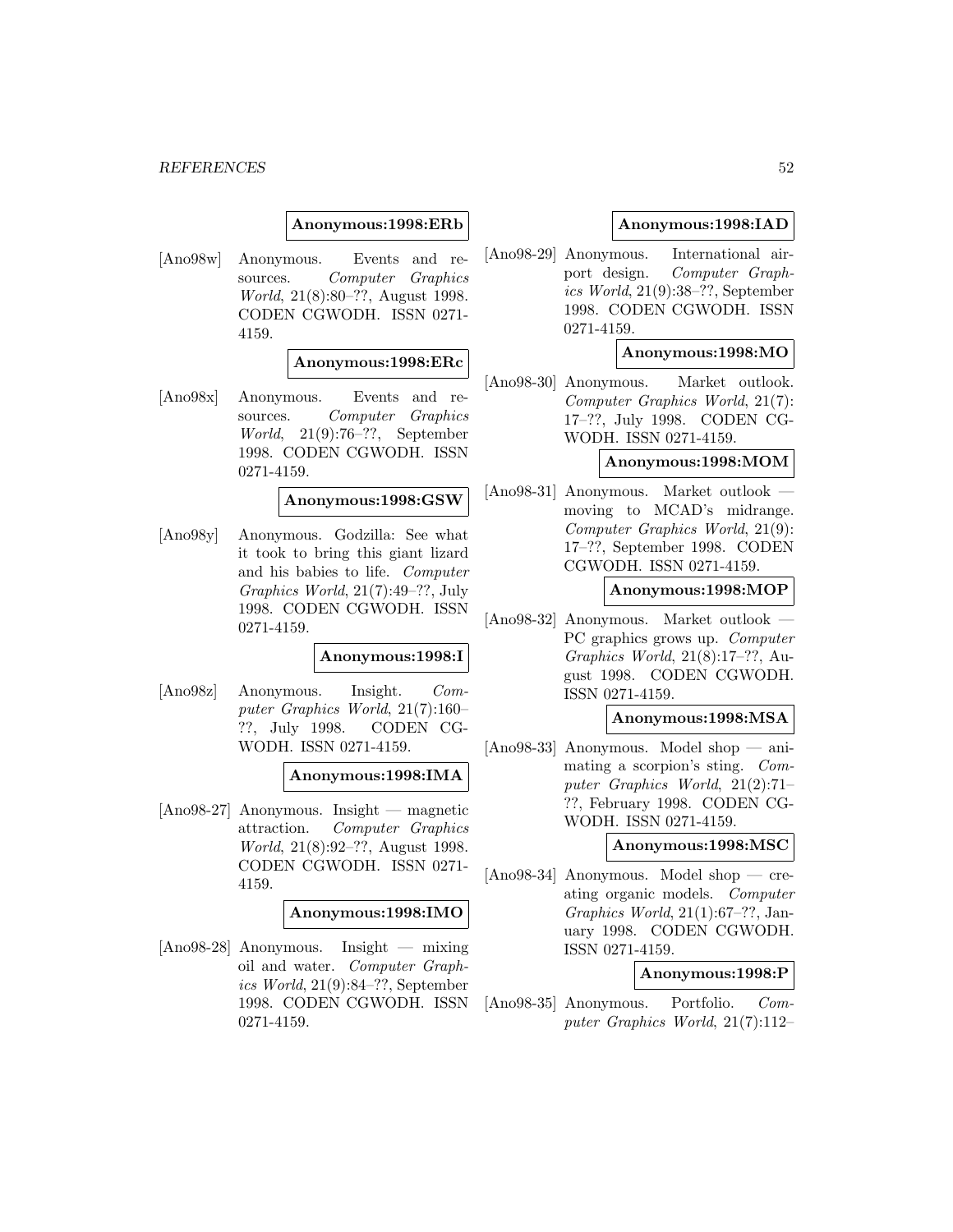**Anonymous:1998:ERb**

[Ano98w] Anonymous. Events and resources. *Computer Graphics World*, 21(8):80–??, August 1998. CODEN CGWODH. ISSN 0271-4159.

**Anonymous:1998:ERc**

[Ano98x] Anonymous. Events and resources. *Computer Graphics World*, 21(9):76–??, September 1998. CODEN CGWODH. ISSN 0271-4159.

**Anonymous:1998:GSW**

[Ano98y] Anonymous. Godzilla: See what it took to bring this giant lizard and his babies to life. *Computer Graphics World*, 21(7):49–??, July 1998. CODEN CGWODH. ISSN 0271-4159.

**Anonymous:1998:I**

[Ano98z] Anonymous. Insight. *Computer Graphics World*, 21(7):160–??, July 1998. CODEN CGWODH. ISSN 0271-4159.

**Anonymous:1998:IMA**

[Ano98-27] Anonymous. Insight — magnetic attraction. *Computer Graphics World*, 21(8):92–??, August 1998. CODEN CGWODH. ISSN 0271-4159.

**Anonymous:1998:IMO**

[Ano98-28] Anonymous. Insight — mixing oil and water. *Computer Graphics World*, 21(9):84–??, September 1998. CODEN CGWODH. ISSN 0271-4159.

**Anonymous:1998:IAD**

[Ano98-29] Anonymous. International airport design. *Computer Graphics World*, 21(9):38–??, September 1998. CODEN CGWODH. ISSN 0271-4159.

**Anonymous:1998:MO**

[Ano98-30] Anonymous. Market outlook. *Computer Graphics World*, 21(7):17–??, July 1998. CODEN CGWODH. ISSN 0271-4159.

**Anonymous:1998:MOM**

[Ano98-31] Anonymous. Market outlook — moving to MCAD's midrange. *Computer Graphics World*, 21(9):17–??, September 1998. CODEN CGWODH. ISSN 0271-4159.

**Anonymous:1998:MOP**

[Ano98-32] Anonymous. Market outlook — PC graphics grows up. *Computer Graphics World*, 21(8):17–??, August 1998. CODEN CGWODH. ISSN 0271-4159.

**Anonymous:1998:MSA**

[Ano98-33] Anonymous. Model shop — animating a scorpion's sting. *Computer Graphics World*, 21(2):71–??, February 1998. CODEN CGWODH. ISSN 0271-4159.

**Anonymous:1998:MSC**

[Ano98-34] Anonymous. Model shop — creating organic models. *Computer Graphics World*, 21(1):67–??, January 1998. CODEN CGWODH. ISSN 0271-4159.

**Anonymous:1998:P**

[Ano98-35] Anonymous. Portfolio. *Computer Graphics World*, 21(7):112–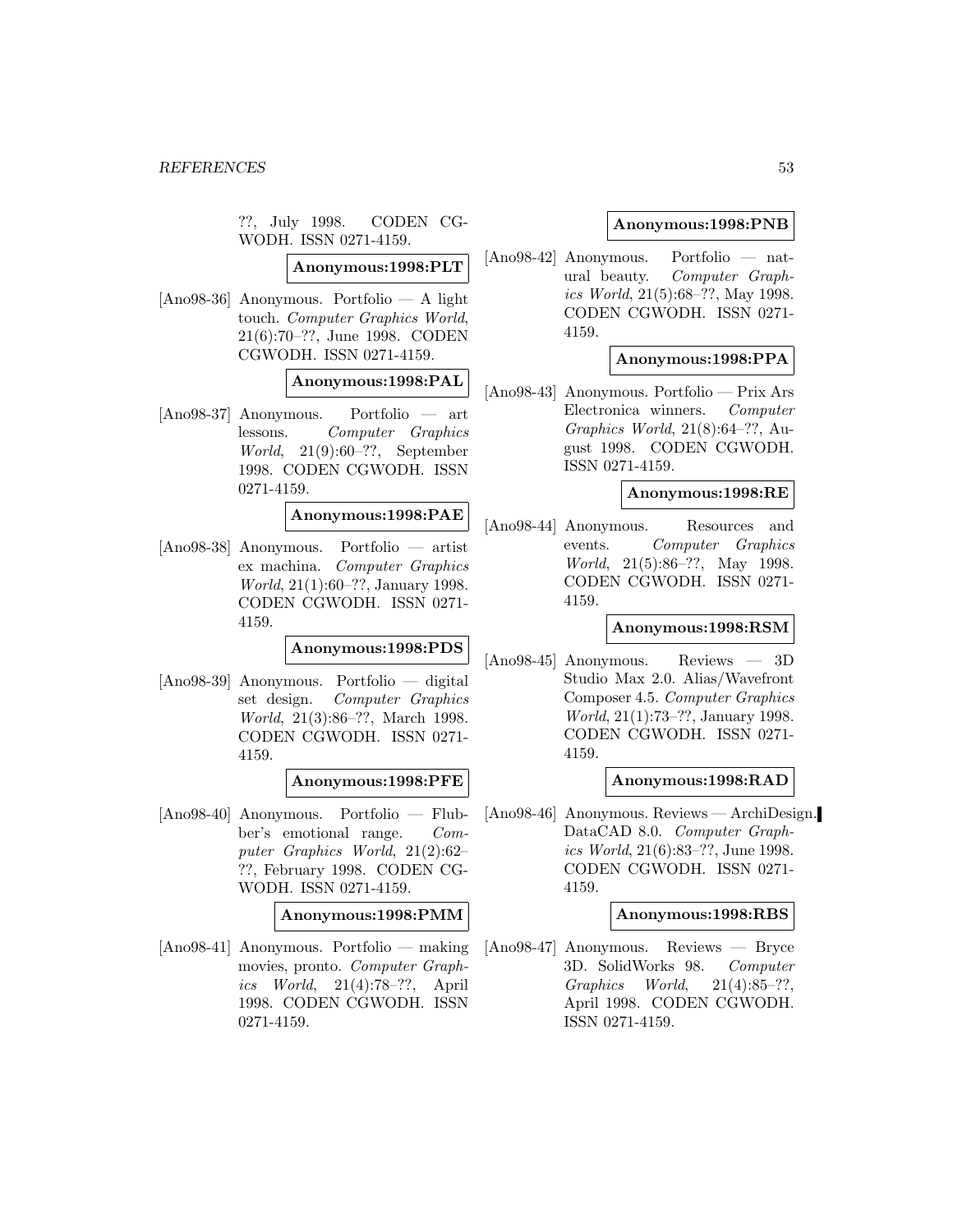??, July 1998. CODEN CGWODH. ISSN 0271-4159.

**Anonymous:1998:PLT**

[Ano98-36] Anonymous. Portfolio — A light touch. *Computer Graphics World*, 21(6):70–??, June 1998. CODEN CGWODH. ISSN 0271-4159.

**Anonymous:1998:PAL**

[Ano98-37] Anonymous. Portfolio — art lessons. *Computer Graphics World*, 21(9):60–??, September 1998. CODEN CGWODH. ISSN 0271-4159.

**Anonymous:1998:PAE**

[Ano98-38] Anonymous. Portfolio — artist ex machina. *Computer Graphics World*, 21(1):60–??, January 1998. CODEN CGWODH. ISSN 0271-4159.

**Anonymous:1998:PDS**

[Ano98-39] Anonymous. Portfolio — digital set design. *Computer Graphics World*, 21(3):86–??, March 1998. CODEN CGWODH. ISSN 0271-4159.

**Anonymous:1998:PFE**

[Ano98-40] Anonymous. Portfolio — Flubber's emotional range. *Computer Graphics World*, 21(2):62–??, February 1998. CODEN CGWODH. ISSN 0271-4159.

**Anonymous:1998:PMM**

[Ano98-41] Anonymous. Portfolio — making movies, pronto. *Computer Graphics World*, 21(4):78–??, April 1998. CODEN CGWODH. ISSN 0271-4159.

**Anonymous:1998:PNB**

[Ano98-42] Anonymous. Portfolio — natural beauty. *Computer Graphics World*, 21(5):68–??, May 1998. CODEN CGWODH. ISSN 0271-4159.

**Anonymous:1998:PPA**

[Ano98-43] Anonymous. Portfolio — Prix Ars Electronica winners. *Computer Graphics World*, 21(8):64–??, August 1998. CODEN CGWODH. ISSN 0271-4159.

**Anonymous:1998:RE**

[Ano98-44] Anonymous. Resources and events. *Computer Graphics World*, 21(5):86–??, May 1998. CODEN CGWODH. ISSN 0271-4159.

**Anonymous:1998:RSM**

[Ano98-45] Anonymous. Reviews — 3D Studio Max 2.0. Alias/Wavefront Composer 4.5. *Computer Graphics World*, 21(1):73–??, January 1998. CODEN CGWODH. ISSN 0271-4159.

**Anonymous:1998:RAD**

[Ano98-46] Anonymous. Reviews — ArchiDesign. DataCAD 8.0. *Computer Graphics World*, 21(6):83–??, June 1998. CODEN CGWODH. ISSN 0271-4159.

**Anonymous:1998:RBS**

[Ano98-47] Anonymous. Reviews — Bryce 3D. SolidWorks 98. *Computer Graphics World*, 21(4):85–??, April 1998. CODEN CGWODH. ISSN 0271-4159.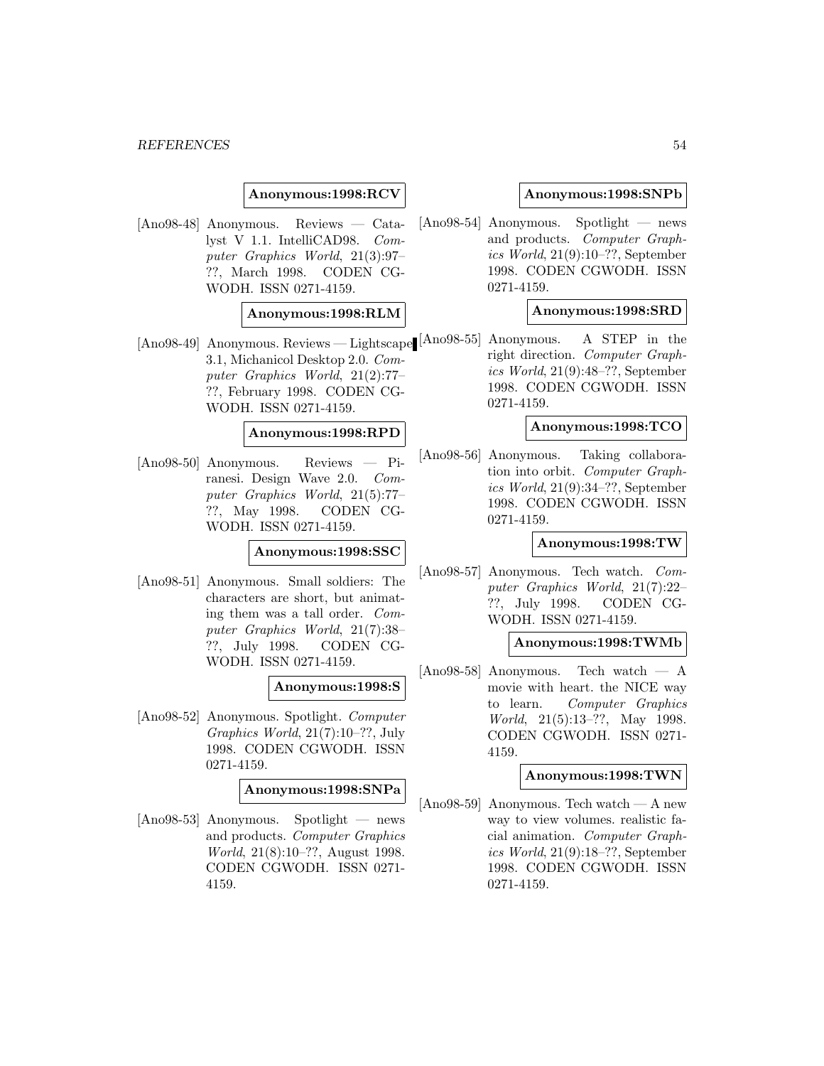**Anonymous:1998:RCV**

[Ano98-48] Anonymous. Reviews — Catalyst V 1.1. IntelliCAD98. *Computer Graphics World*, 21(3):97–??, March 1998. CODEN CGWODH. ISSN 0271-4159.

**Anonymous:1998:RLM**

[Ano98-49] Anonymous. Reviews — Lightscape 3.1, Michanicol Desktop 2.0. *Computer Graphics World*, 21(2):77–??, February 1998. CODEN CGWODH. ISSN 0271-4159.

**Anonymous:1998:RPD**

[Ano98-50] Anonymous. Reviews — Piranesi. Design Wave 2.0. *Computer Graphics World*, 21(5):77–??, May 1998. CODEN CGWODH. ISSN 0271-4159.

**Anonymous:1998:SSC**

[Ano98-51] Anonymous. Small soldiers: The characters are short, but animating them was a tall order. *Computer Graphics World*, 21(7):38–??, July 1998. CODEN CGWODH. ISSN 0271-4159.

**Anonymous:1998:S**

[Ano98-52] Anonymous. Spotlight. *Computer Graphics World*, 21(7):10–??, July 1998. CODEN CGWODH. ISSN 0271-4159.

**Anonymous:1998:SNPa**

[Ano98-53] Anonymous. Spotlight — news and products. *Computer Graphics World*, 21(8):10–??, August 1998. CODEN CGWODH. ISSN 0271-4159.

**Anonymous:1998:SNPb**

[Ano98-54] Anonymous. Spotlight — news and products. *Computer Graphics World*, 21(9):10–??, September 1998. CODEN CGWODH. ISSN 0271-4159.

**Anonymous:1998:SRD**

[Ano98-55] Anonymous. A STEP in the right direction. *Computer Graphics World*, 21(9):48–??, September 1998. CODEN CGWODH. ISSN 0271-4159.

**Anonymous:1998:TCO**

[Ano98-56] Anonymous. Taking collaboration into orbit. *Computer Graphics World*, 21(9):34–??, September 1998. CODEN CGWODH. ISSN 0271-4159.

**Anonymous:1998:TW**

[Ano98-57] Anonymous. Tech watch. *Computer Graphics World*, 21(7):22–??, July 1998. CODEN CGWODH. ISSN 0271-4159.

**Anonymous:1998:TWMb**

[Ano98-58] Anonymous. Tech watch — A movie with heart. the NICE way to learn. *Computer Graphics World*, 21(5):13–??, May 1998. CODEN CGWODH. ISSN 0271-4159.

**Anonymous:1998:TWN**

[Ano98-59] Anonymous. Tech watch — A new way to view volumes. realistic facial animation. *Computer Graphics World*, 21(9):18–??, September 1998. CODEN CGWODH. ISSN 0271-4159.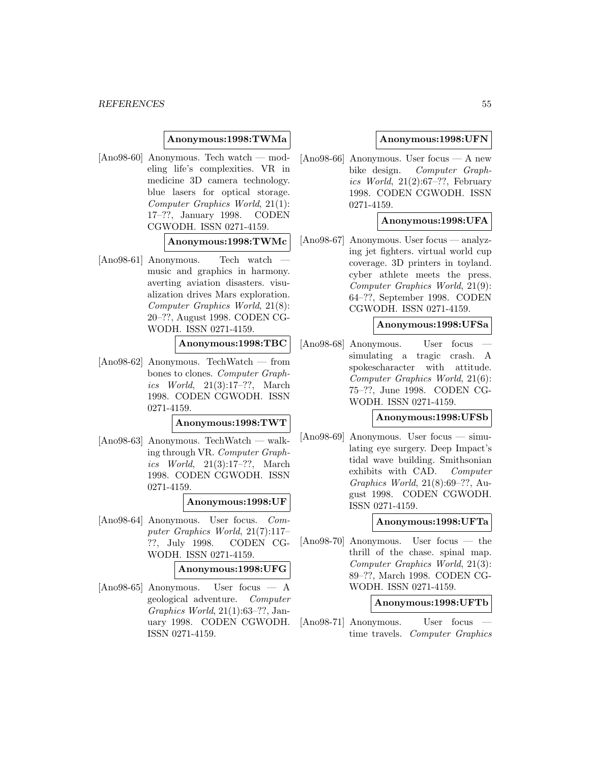**Anonymous:1998:TWMa**

[Ano98-60] Anonymous. Tech watch — modeling life's complexities. VR in medicine 3D camera technology. blue lasers for optical storage. *Computer Graphics World*, 21(1): 17–??, January 1998. CODEN CGWODH. ISSN 0271-4159.

**Anonymous:1998:TWMc**

[Ano98-61] Anonymous. Tech watch — music and graphics in harmony. averting aviation disasters. visualization drives Mars exploration. *Computer Graphics World*, 21(8): 20–??, August 1998. CODEN CGWODH. ISSN 0271-4159.

**Anonymous:1998:TBC**

[Ano98-62] Anonymous. TechWatch — from bones to clones. *Computer Graphics World*, 21(3):17–??, March 1998. CODEN CGWODH. ISSN 0271-4159.

**Anonymous:1998:TWT**

[Ano98-63] Anonymous. TechWatch — walking through VR. *Computer Graphics World*, 21(3):17–??, March 1998. CODEN CGWODH. ISSN 0271-4159.

**Anonymous:1998:UF**

[Ano98-64] Anonymous. User focus. *Computer Graphics World*, 21(7):117–??, July 1998. CODEN CGWODH. ISSN 0271-4159.

**Anonymous:1998:UFG**

[Ano98-65] Anonymous. User focus — A geological adventure. *Computer Graphics World*, 21(1):63–??, January 1998. CODEN CGWODH. ISSN 0271-4159.

**Anonymous:1998:UFN**

[Ano98-66] Anonymous. User focus — A new bike design. *Computer Graphics World*, 21(2):67–??, February 1998. CODEN CGWODH. ISSN 0271-4159.

**Anonymous:1998:UFA**

[Ano98-67] Anonymous. User focus — analyzing jet fighters. virtual world cup coverage. 3D printers in toyland. cyber athlete meets the press. *Computer Graphics World*, 21(9): 64–??, September 1998. CODEN CGWODH. ISSN 0271-4159.

**Anonymous:1998:UFSa**

[Ano98-68] Anonymous. User focus — simulating a tragic crash. A spokescharacter with attitude. *Computer Graphics World*, 21(6): 75–??, June 1998. CODEN CGWODH. ISSN 0271-4159.

**Anonymous:1998:UFSb**

[Ano98-69] Anonymous. User focus — simulating eye surgery. Deep Impact's tidal wave building. Smithsonian exhibits with CAD. *Computer Graphics World*, 21(8):69–??, August 1998. CODEN CGWODH. ISSN 0271-4159.

**Anonymous:1998:UFTa**

[Ano98-70] Anonymous. User focus — the thrill of the chase. spinal map. *Computer Graphics World*, 21(3): 89–??, March 1998. CODEN CGWODH. ISSN 0271-4159.

**Anonymous:1998:UFTb**

[Ano98-71] Anonymous. User focus — time travels. *Computer Graphics*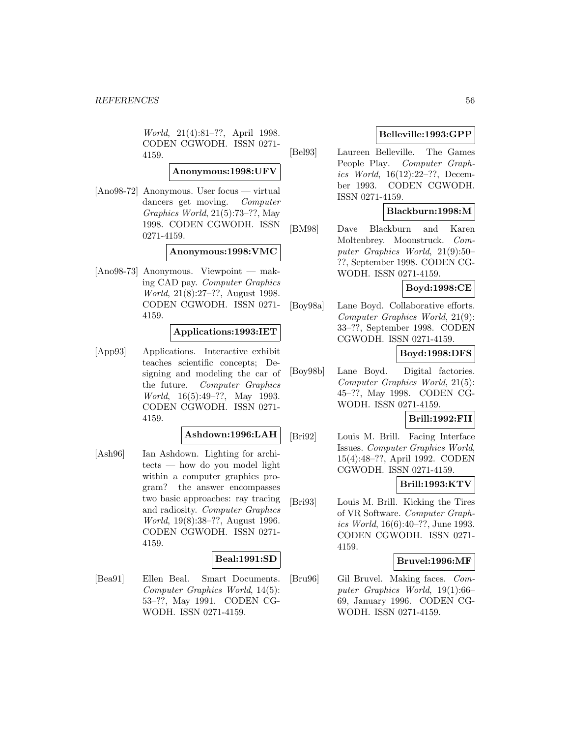*World*, 21(4):81–??, April 1998. CODEN CGWODH. ISSN 0271-4159.

**Anonymous:1998:UFV**

[Ano98-72] Anonymous. User focus — virtual dancers get moving. *Computer Graphics World*, 21(5):73–??, May 1998. CODEN CGWODH. ISSN 0271-4159.

**Anonymous:1998:VMC**

[Ano98-73] Anonymous. Viewpoint — making CAD pay. *Computer Graphics World*, 21(8):27–??, August 1998. CODEN CGWODH. ISSN 0271-4159.

**Applications:1993:IET**

[App93] Applications. Interactive exhibit teaches scientific concepts; Designing and modeling the car of the future. *Computer Graphics World*, 16(5):49–??, May 1993. CODEN CGWODH. ISSN 0271-4159.

**Ashdown:1996:LAH**

[Ash96] Ian Ashdown. Lighting for architects — how do you model light within a computer graphics program? the answer encompasses two basic approaches: ray tracing and radiosity. *Computer Graphics World*, 19(8):38–??, August 1996. CODEN CGWODH. ISSN 0271-4159.

**Beal:1991:SD**

[Bea91] Ellen Beal. Smart Documents. *Computer Graphics World*, 14(5): 53–??, May 1991. CODEN CGWODH. ISSN 0271-4159.

**Belleville:1993:GPP**

[Bel93] Laureen Belleville. The Games People Play. *Computer Graphics World*, 16(12):22–??, December 1993. CODEN CGWODH. ISSN 0271-4159.

**Blackburn:1998:M**

[BM98] Dave Blackburn and Karen Moltenbrey. Moonstruck. *Computer Graphics World*, 21(9):50–??, September 1998. CODEN CGWODH. ISSN 0271-4159.

**Boyd:1998:CE**

[Boy98a] Lane Boyd. Collaborative efforts. *Computer Graphics World*, 21(9): 33–??, September 1998. CODEN CGWODH. ISSN 0271-4159.

**Boyd:1998:DFS**

[Boy98b] Lane Boyd. Digital factories. *Computer Graphics World*, 21(5): 45–??, May 1998. CODEN CGWODH. ISSN 0271-4159.

**Brill:1992:FII**

[Bri92] Louis M. Brill. Facing Interface Issues. *Computer Graphics World*, 15(4):48–??, April 1992. CODEN CGWODH. ISSN 0271-4159.

**Brill:1993:KTV**

[Bri93] Louis M. Brill. Kicking the Tires of VR Software. *Computer Graphics World*, 16(6):40–??, June 1993. CODEN CGWODH. ISSN 0271-4159.

**Bruvel:1996:MF**

[Bru96] Gil Bruvel. Making faces. *Computer Graphics World*, 19(1):66–69, January 1996. CODEN CGWODH. ISSN 0271-4159.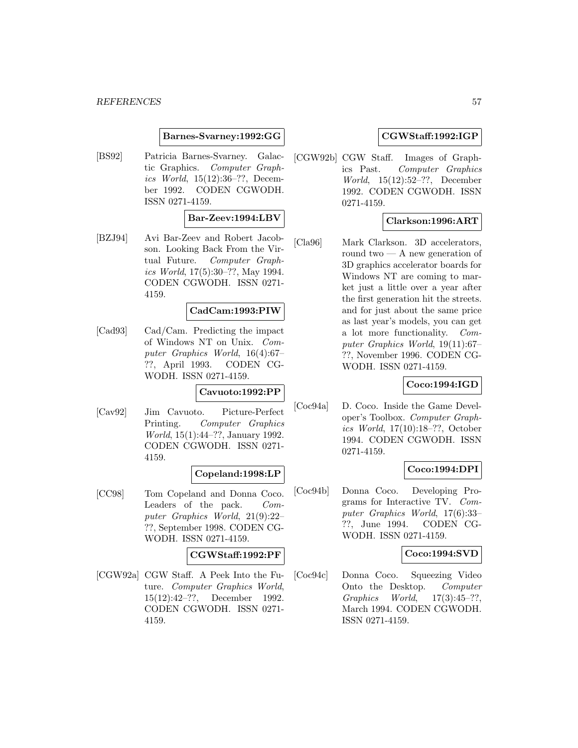**Barnes-Svarney:1992:GG**

[BS92] Patricia Barnes-Svarney. Galactic Graphics. *Computer Graphics World*, 15(12):36–??, December 1992. CODEN CGWODH. ISSN 0271-4159.

**Bar-Zeev:1994:LBV**

[BZJ94] Avi Bar-Zeev and Robert Jacobson. Looking Back From the Virtual Future. *Computer Graphics World*, 17(5):30–??, May 1994. CODEN CGWODH. ISSN 0271-4159.

**CadCam:1993:PIW**

[Cad93] Cad/Cam. Predicting the impact of Windows NT on Unix. *Computer Graphics World*, 16(4):67–??, April 1993. CODEN CGWODH. ISSN 0271-4159.

**Cavuoto:1992:PP**

[Cav92] Jim Cavuoto. Picture-Perfect Printing. *Computer Graphics World*, 15(1):44–??, January 1992. CODEN CGWODH. ISSN 0271-4159.

**Copeland:1998:LP**

[CC98] Tom Copeland and Donna Coco. Leaders of the pack. *Computer Graphics World*, 21(9):22–??, September 1998. CODEN CGWODH. ISSN 0271-4159.

**CGWStaff:1992:PF**

[CGW92a] CGW Staff. A Peek Into the Future. *Computer Graphics World*, 15(12):42–??, December 1992. CODEN CGWODH. ISSN 0271-4159.

**CGWStaff:1992:IGP**

[CGW92b] CGW Staff. Images of Graphics Past. *Computer Graphics World*, 15(12):52–??, December 1992. CODEN CGWODH. ISSN 0271-4159.

**Clarkson:1996:ART**

[Cla96] Mark Clarkson. 3D accelerators, round two — A new generation of 3D graphics accelerator boards for Windows NT are coming to market just a little over a year after the first generation hit the streets. and for just about the same price as last year's models, you can get a lot more functionality. *Computer Graphics World*, 19(11):67–??, November 1996. CODEN CGWODH. ISSN 0271-4159.

**Coco:1994:IGD**

[Coc94a] D. Coco. Inside the Game Developer's Toolbox. *Computer Graphics World*, 17(10):18–??, October 1994. CODEN CGWODH. ISSN 0271-4159.

**Coco:1994:DPI**

[Coc94b] Donna Coco. Developing Programs for Interactive TV. *Computer Graphics World*, 17(6):33–??, June 1994. CODEN CGWODH. ISSN 0271-4159.

**Coco:1994:SVD**

[Coc94c] Donna Coco. Squeezing Video Onto the Desktop. *Computer Graphics World*, 17(3):45–??, March 1994. CODEN CGWODH. ISSN 0271-4159.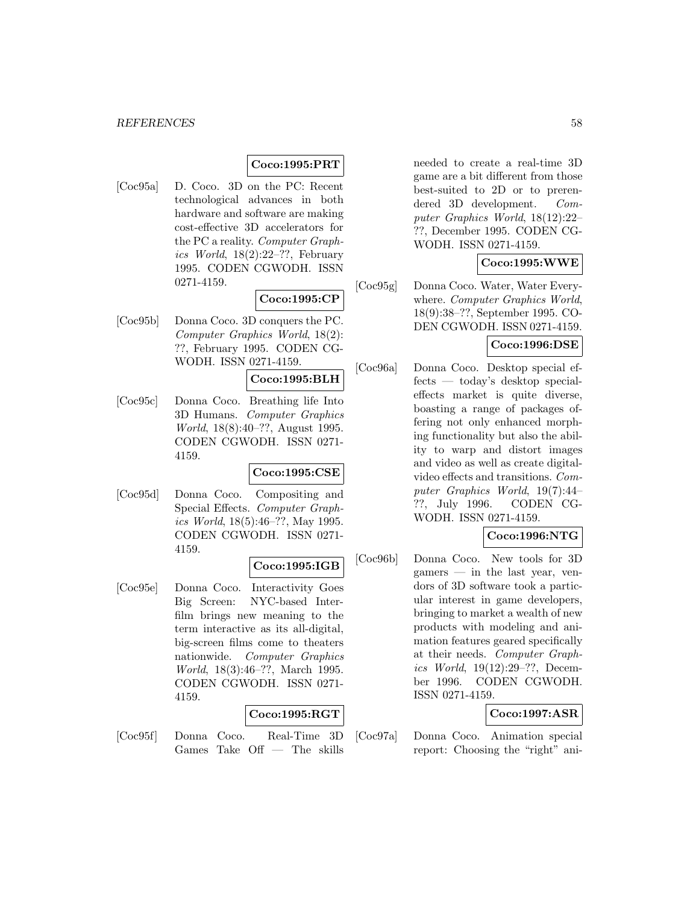**Coco:1995:PRT**

[Coc95a] D. Coco. 3D on the PC: Recent technological advances in both hardware and software are making cost-effective 3D accelerators for the PC a reality. *Computer Graphics World*, 18(2):22–??, February 1995. CODEN CGWODH. ISSN 0271-4159.

**Coco:1995:CP**

[Coc95b] Donna Coco. 3D conquers the PC. *Computer Graphics World*, 18(2): ??, February 1995. CODEN CGWODH. ISSN 0271-4159.

**Coco:1995:BLH**

[Coc95c] Donna Coco. Breathing life Into 3D Humans. *Computer Graphics World*, 18(8):40–??, August 1995. CODEN CGWODH. ISSN 0271-4159.

**Coco:1995:CSE**

[Coc95d] Donna Coco. Compositing and Special Effects. *Computer Graphics World*, 18(5):46–??, May 1995. CODEN CGWODH. ISSN 0271-4159.

**Coco:1995:IGB**

[Coc95e] Donna Coco. Interactivity Goes Big Screen: NYC-based Interfilm brings new meaning to the term interactive as its all-digital, big-screen films come to theaters nationwide. *Computer Graphics World*, 18(3):46–??, March 1995. CODEN CGWODH. ISSN 0271-4159.

**Coco:1995:RGT**

[Coc95f] Donna Coco. Real-Time 3D Games Take Off — The skills needed to create a real-time 3D game are a bit different from those best-suited to 2D or to prerendered 3D development. *Computer Graphics World*, 18(12):22–??, December 1995. CODEN CGWODH. ISSN 0271-4159.

**Coco:1995:WWE**

[Coc95g] Donna Coco. Water, Water Everywhere. *Computer Graphics World*, 18(9):38–??, September 1995. CODEN CGWODH. ISSN 0271-4159.

**Coco:1996:DSE**

[Coc96a] Donna Coco. Desktop special effects — today's desktop special-effects market is quite diverse, boasting a range of packages offering not only enhanced morphing functionality but also the ability to warp and distort images and video as well as create digital-video effects and transitions. *Computer Graphics World*, 19(7):44–??, July 1996. CODEN CGWODH. ISSN 0271-4159.

**Coco:1996:NTG**

[Coc96b] Donna Coco. New tools for 3D gamers — in the last year, vendors of 3D software took a particular interest in game developers, bringing to market a wealth of new products with modeling and animation features geared specifically at their needs. *Computer Graphics World*, 19(12):29–??, December 1996. CODEN CGWODH. ISSN 0271-4159.

**Coco:1997:ASR**

[Coc97a] Donna Coco. Animation special report: Choosing the "right" ani-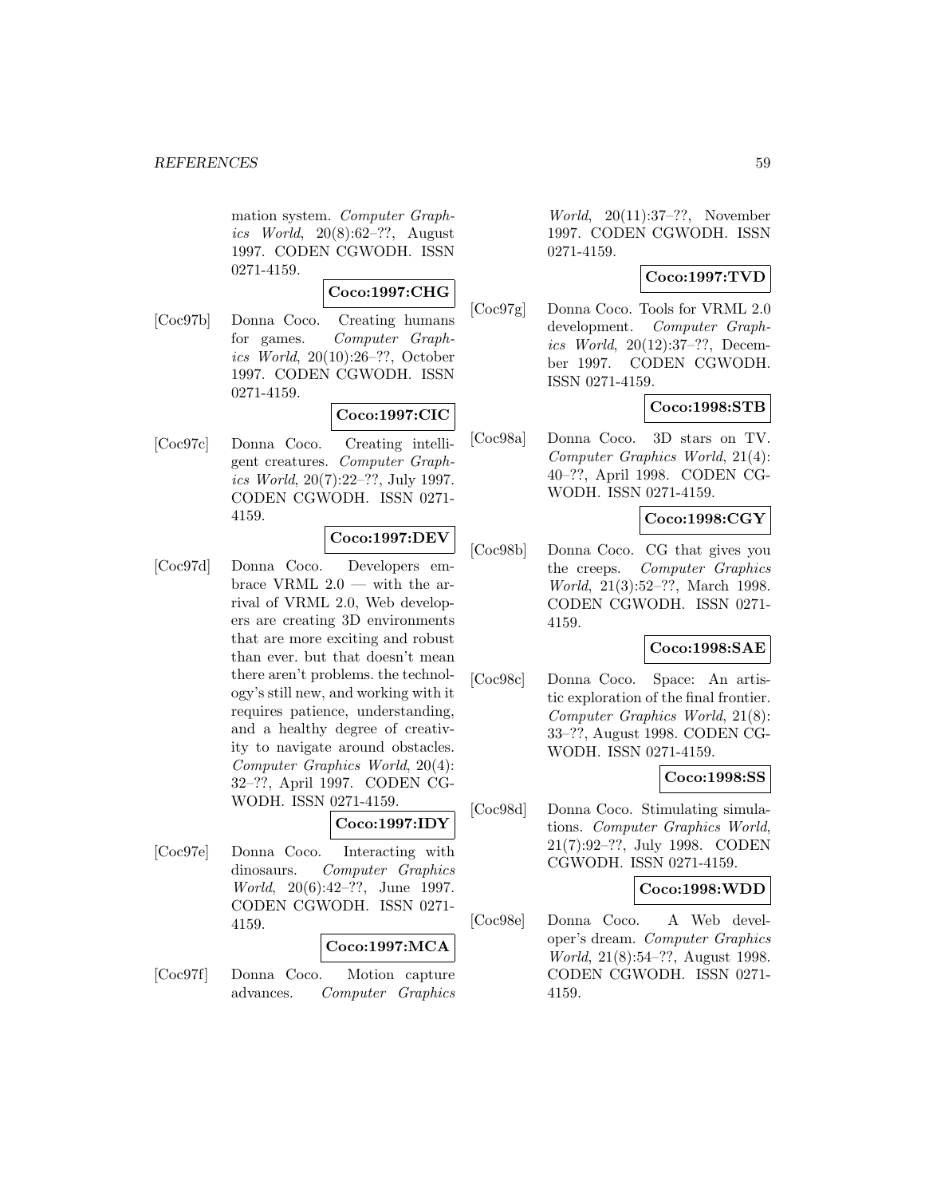mation system. *Computer Graphics World*, 20(8):62–??, August 1997. CODEN CGWODH. ISSN 0271-4159.

**Coco:1997:CHG**

[Coc97b] Donna Coco. Creating humans for games. *Computer Graphics World*, 20(10):26–??, October 1997. CODEN CGWODH. ISSN 0271-4159.

**Coco:1997:CIC**

[Coc97c] Donna Coco. Creating intelligent creatures. *Computer Graphics World*, 20(7):22–??, July 1997. CODEN CGWODH. ISSN 0271-4159.

**Coco:1997:DEV**

[Coc97d] Donna Coco. Developers embrace VRML 2.0 — with the arrival of VRML 2.0, Web developers are creating 3D environments that are more exciting and robust than ever. but that doesn't mean there aren't problems. the technology's still new, and working with it requires patience, understanding, and a healthy degree of creativity to navigate around obstacles. *Computer Graphics World*, 20(4): 32–??, April 1997. CODEN CGWODH. ISSN 0271-4159.

**Coco:1997:IDY**

[Coc97e] Donna Coco. Interacting with dinosaurs. *Computer Graphics World*, 20(6):42–??, June 1997. CODEN CGWODH. ISSN 0271-4159.

**Coco:1997:MCA**

[Coc97f] Donna Coco. Motion capture advances. *Computer Graphics World*, 20(11):37–??, November 1997. CODEN CGWODH. ISSN 0271-4159.

**Coco:1997:TVD**

[Coc97g] Donna Coco. Tools for VRML 2.0 development. *Computer Graphics World*, 20(12):37–??, December 1997. CODEN CGWODH. ISSN 0271-4159.

**Coco:1998:STB**

[Coc98a] Donna Coco. 3D stars on TV. *Computer Graphics World*, 21(4): 40–??, April 1998. CODEN CGWODH. ISSN 0271-4159.

**Coco:1998:CGY**

[Coc98b] Donna Coco. CG that gives you the creeps. *Computer Graphics World*, 21(3):52–??, March 1998. CODEN CGWODH. ISSN 0271-4159.

**Coco:1998:SAE**

[Coc98c] Donna Coco. Space: An artistic exploration of the final frontier. *Computer Graphics World*, 21(8): 33–??, August 1998. CODEN CGWODH. ISSN 0271-4159.

**Coco:1998:SS**

[Coc98d] Donna Coco. Stimulating simulations. *Computer Graphics World*, 21(7):92–??, July 1998. CODEN CGWODH. ISSN 0271-4159.

**Coco:1998:WDD**

[Coc98e] Donna Coco. A Web developer's dream. *Computer Graphics World*, 21(8):54–??, August 1998. CODEN CGWODH. ISSN 0271-4159.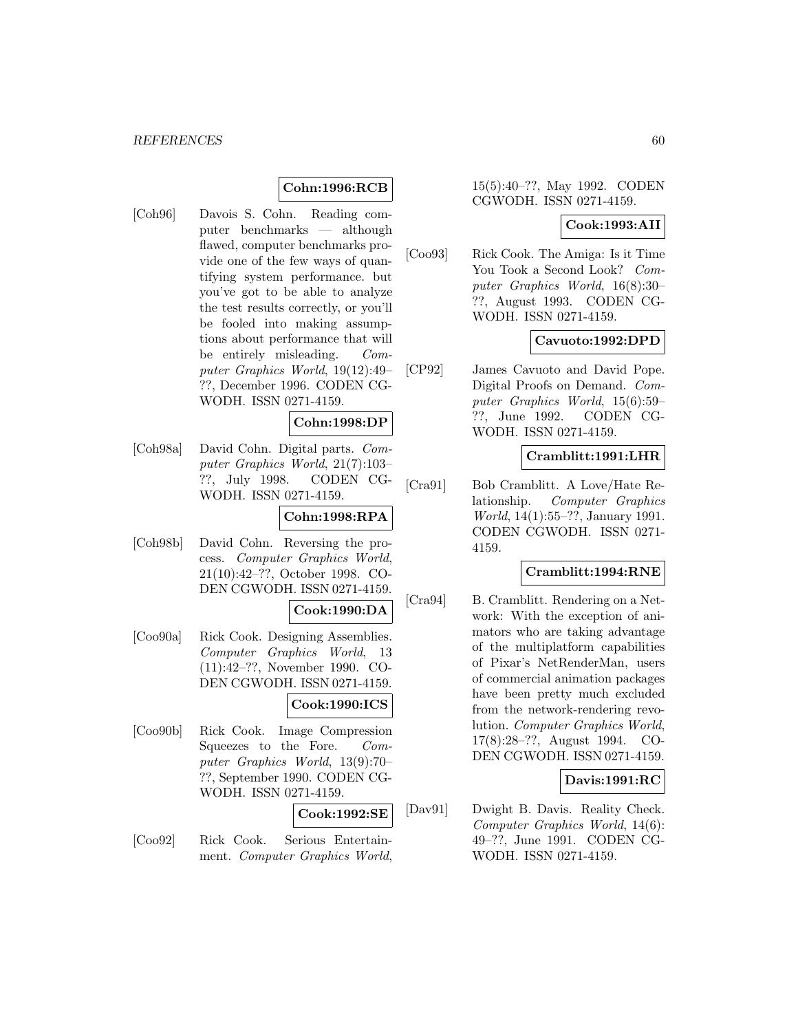**Cohn:1996:RCB**

[Coh96] Davois S. Cohn. Reading computer benchmarks — although flawed, computer benchmarks provide one of the few ways of quantifying system performance. but you've got to be able to analyze the test results correctly, or you'll be fooled into making assumptions about performance that will be entirely misleading. *Computer Graphics World*, 19(12):49–??, December 1996. CODEN CGWODH. ISSN 0271-4159.

**Cohn:1998:DP**

[Coh98a] David Cohn. Digital parts. *Computer Graphics World*, 21(7):103–??, July 1998. CODEN CGWODH. ISSN 0271-4159.

**Cohn:1998:RPA**

[Coh98b] David Cohn. Reversing the process. *Computer Graphics World*, 21(10):42–??, October 1998. CODEN CGWODH. ISSN 0271-4159.

**Cook:1990:DA**

[Coo90a] Rick Cook. Designing Assemblies. *Computer Graphics World*, 13 (11):42–??, November 1990. CODEN CGWODH. ISSN 0271-4159.

**Cook:1990:ICS**

[Coo90b] Rick Cook. Image Compression Squeezes to the Fore. *Computer Graphics World*, 13(9):70–??, September 1990. CODEN CGWODH. ISSN 0271-4159.

**Cook:1992:SE**

[Coo92] Rick Cook. Serious Entertainment. *Computer Graphics World*, 15(5):40–??, May 1992. CODEN CGWODH. ISSN 0271-4159.

**Cook:1993:AII**

[Coo93] Rick Cook. The Amiga: Is it Time You Took a Second Look? *Computer Graphics World*, 16(8):30–??, August 1993. CODEN CGWODH. ISSN 0271-4159.

**Cavuoto:1992:DPD**

[CP92] James Cavuoto and David Pope. Digital Proofs on Demand. *Computer Graphics World*, 15(6):59–??, June 1992. CODEN CGWODH. ISSN 0271-4159.

**Cramblitt:1991:LHR**

[Cra91] Bob Cramblitt. A Love/Hate Relationship. *Computer Graphics World*, 14(1):55–??, January 1991. CODEN CGWODH. ISSN 0271-4159.

**Cramblitt:1994:RNE**

[Cra94] B. Cramblitt. Rendering on a Network: With the exception of animators who are taking advantage of the multiplatform capabilities of Pixar's NetRenderMan, users of commercial animation packages have been pretty much excluded from the network-rendering revolution. *Computer Graphics World*, 17(8):28–??, August 1994. CODEN CGWODH. ISSN 0271-4159.

**Davis:1991:RC**

[Dav91] Dwight B. Davis. Reality Check. *Computer Graphics World*, 14(6): 49–??, June 1991. CODEN CGWODH. ISSN 0271-4159.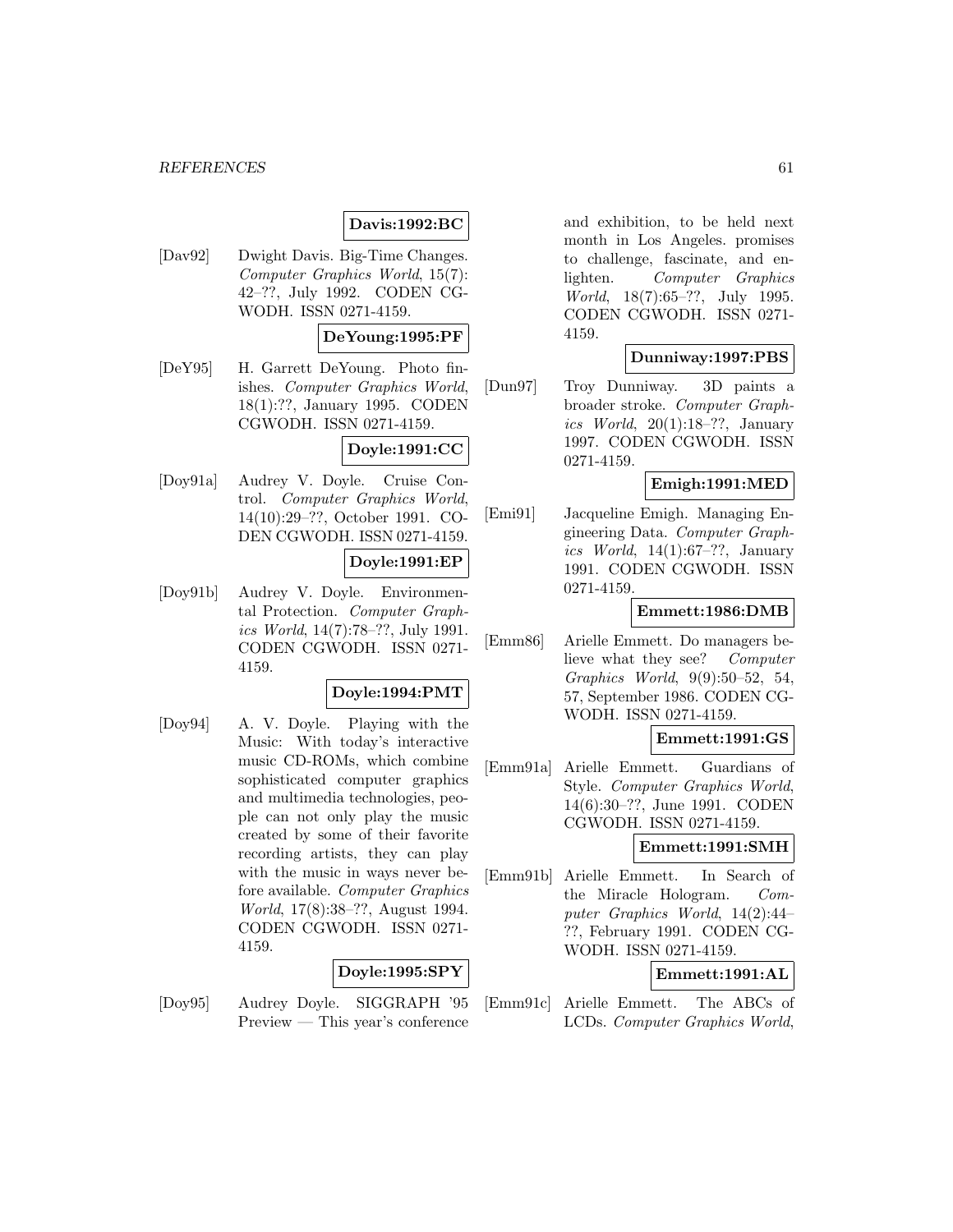**Davis:1992:BC**

[Dav92] Dwight Davis. Big-Time Changes. *Computer Graphics World*, 15(7): 42–??, July 1992. CODEN CGWODH. ISSN 0271-4159.

**DeYoung:1995:PF**

[DeY95] H. Garrett DeYoung. Photo finishes. *Computer Graphics World*, 18(1):??, January 1995. CODEN CGWODH. ISSN 0271-4159.

**Doyle:1991:CC**

[Doy91a] Audrey V. Doyle. Cruise Control. *Computer Graphics World*, 14(10):29–??, October 1991. CODEN CGWODH. ISSN 0271-4159.

**Doyle:1991:EP**

[Doy91b] Audrey V. Doyle. Environmental Protection. *Computer Graphics World*, 14(7):78–??, July 1991. CODEN CGWODH. ISSN 0271-4159.

**Doyle:1994:PMT**

[Doy94] A. V. Doyle. Playing with the Music: With today's interactive music CD-ROMs, which combine sophisticated computer graphics and multimedia technologies, people can not only play the music created by some of their favorite recording artists, they can play with the music in ways never before available. *Computer Graphics World*, 17(8):38–??, August 1994. CODEN CGWODH. ISSN 0271-4159.

**Doyle:1995:SPY**

[Doy95] Audrey Doyle. SIGGRAPH '95 Preview — This year's conference and exhibition, to be held next month in Los Angeles. promises to challenge, fascinate, and enlighten. *Computer Graphics World*, 18(7):65–??, July 1995. CODEN CGWODH. ISSN 0271-4159.

**Dunniway:1997:PBS**

[Dun97] Troy Dunniway. 3D paints a broader stroke. *Computer Graphics World*, 20(1):18–??, January 1997. CODEN CGWODH. ISSN 0271-4159.

**Emigh:1991:MED**

[Emi91] Jacqueline Emigh. Managing Engineering Data. *Computer Graphics World*, 14(1):67–??, January 1991. CODEN CGWODH. ISSN 0271-4159.

**Emmett:1986:DMB**

[Emm86] Arielle Emmett. Do managers believe what they see? *Computer Graphics World*, 9(9):50–52, 54, 57, September 1986. CODEN CGWODH. ISSN 0271-4159.

**Emmett:1991:GS**

[Emm91a] Arielle Emmett. Guardians of Style. *Computer Graphics World*, 14(6):30–??, June 1991. CODEN CGWODH. ISSN 0271-4159.

**Emmett:1991:SMH**

[Emm91b] Arielle Emmett. In Search of the Miracle Hologram. *Computer Graphics World*, 14(2):44–??, February 1991. CODEN CGWODH. ISSN 0271-4159.

**Emmett:1991:AL**

[Emm91c] Arielle Emmett. The ABCs of LCDs. *Computer Graphics World*,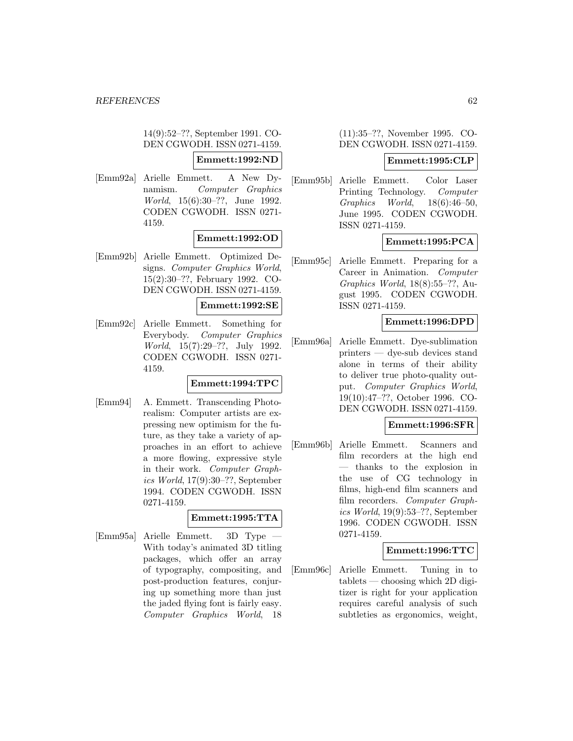14(9):52–??, September 1991. CODEN CGWODH. ISSN 0271-4159.

**Emmett:1992:ND**

[Emm92a] Arielle Emmett. A New Dynamism. *Computer Graphics World*, 15(6):30–??, June 1992. CODEN CGWODH. ISSN 0271-4159.

**Emmett:1992:OD**

[Emm92b] Arielle Emmett. Optimized Designs. *Computer Graphics World*, 15(2):30–??, February 1992. CODEN CGWODH. ISSN 0271-4159.

**Emmett:1992:SE**

[Emm92c] Arielle Emmett. Something for Everybody. *Computer Graphics World*, 15(7):29–??, July 1992. CODEN CGWODH. ISSN 0271-4159.

**Emmett:1994:TPC**

[Emm94] A. Emmett. Transcending Photorealism: Computer artists are expressing new optimism for the future, as they take a variety of approaches in an effort to achieve a more flowing, expressive style in their work. *Computer Graphics World*, 17(9):30–??, September 1994. CODEN CGWODH. ISSN 0271-4159.

**Emmett:1995:TTA**

[Emm95a] Arielle Emmett. 3D Type — With today's animated 3D titling packages, which offer an array of typography, compositing, and post-production features, conjuring up something more than just the jaded flying font is fairly easy. *Computer Graphics World*, 18 (11):35–??, November 1995. CODEN CGWODH. ISSN 0271-4159.

**Emmett:1995:CLP**

[Emm95b] Arielle Emmett. Color Laser Printing Technology. *Computer Graphics World*, 18(6):46–50, June 1995. CODEN CGWODH. ISSN 0271-4159.

**Emmett:1995:PCA**

[Emm95c] Arielle Emmett. Preparing for a Career in Animation. *Computer Graphics World*, 18(8):55–??, August 1995. CODEN CGWODH. ISSN 0271-4159.

**Emmett:1996:DPD**

[Emm96a] Arielle Emmett. Dye-sublimation printers — dye-sub devices stand alone in terms of their ability to deliver true photo-quality output. *Computer Graphics World*, 19(10):47–??, October 1996. CODEN CGWODH. ISSN 0271-4159.

**Emmett:1996:SFR**

[Emm96b] Arielle Emmett. Scanners and film recorders at the high end — thanks to the explosion in the use of CG technology in films, high-end film scanners and film recorders. *Computer Graphics World*, 19(9):53–??, September 1996. CODEN CGWODH. ISSN 0271-4159.

**Emmett:1996:TTC**

[Emm96c] Arielle Emmett. Tuning in to tablets — choosing which 2D digitizer is right for your application requires careful analysis of such subtleties as ergonomics, weight,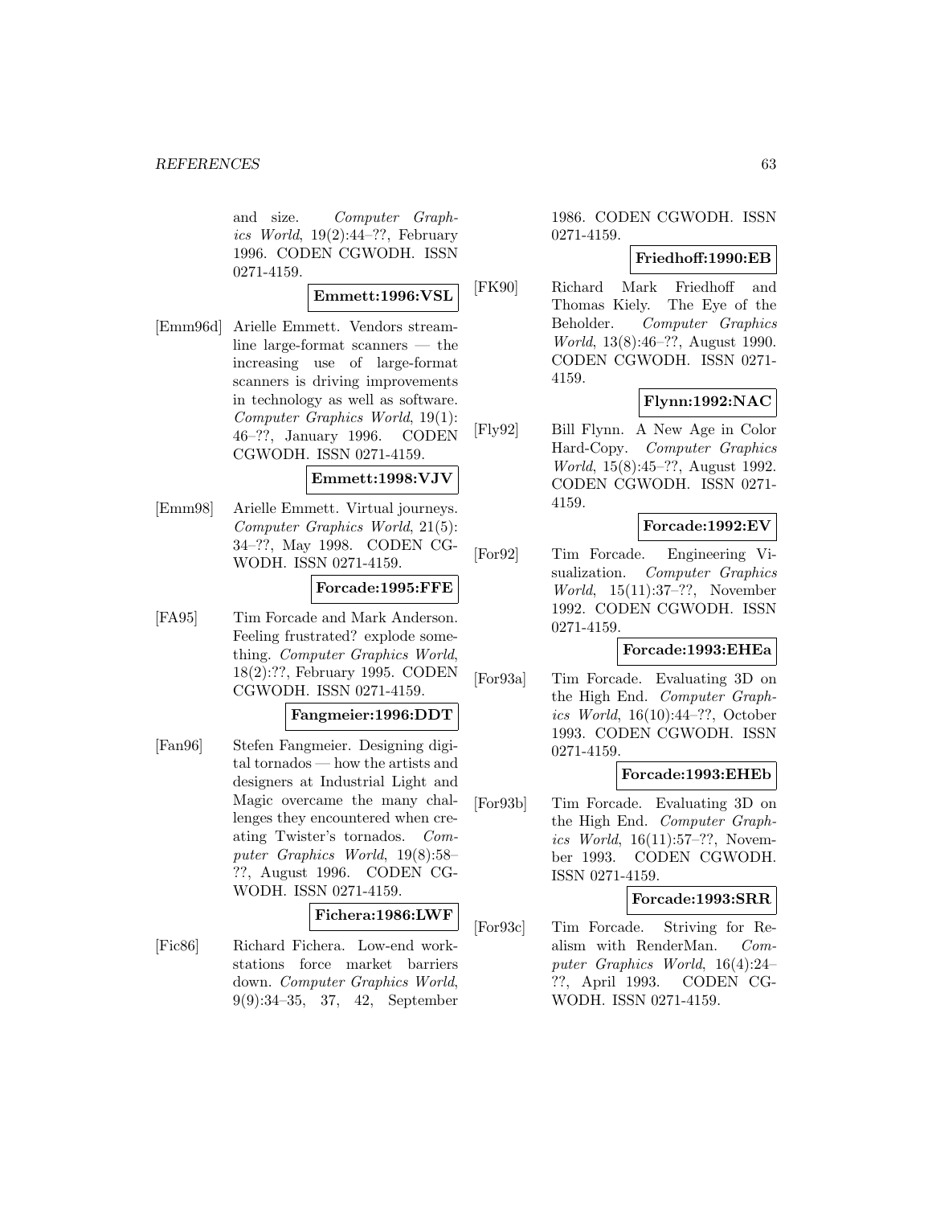and size. *Computer Graphics World*, 19(2):44–??, February 1996. CODEN CGWODH. ISSN 0271-4159.

**Emmett:1996:VSL**

[Emm96d] Arielle Emmett. Vendors streamline large-format scanners — the increasing use of large-format scanners is driving improvements in technology as well as software. *Computer Graphics World*, 19(1): 46–??, January 1996. CODEN CGWODH. ISSN 0271-4159.

**Emmett:1998:VJV**

[Emm98] Arielle Emmett. Virtual journeys. *Computer Graphics World*, 21(5): 34–??, May 1998. CODEN CGWODH. ISSN 0271-4159.

**Forcade:1995:FFE**

[FA95] Tim Forcade and Mark Anderson. Feeling frustrated? explode something. *Computer Graphics World*, 18(2):??, February 1995. CODEN CGWODH. ISSN 0271-4159.

**Fangmeier:1996:DDT**

[Fan96] Stefen Fangmeier. Designing digital tornados — how the artists and designers at Industrial Light and Magic overcame the many challenges they encountered when creating Twister's tornados. *Computer Graphics World*, 19(8):58–??, August 1996. CODEN CGWODH. ISSN 0271-4159.

**Fichera:1986:LWF**

[Fic86] Richard Fichera. Low-end workstations force market barriers down. *Computer Graphics World*, 9(9):34–35, 37, 42, September 1986. CODEN CGWODH. ISSN 0271-4159.

**Friedhoff:1990:EB**

[FK90] Richard Mark Friedhoff and Thomas Kiely. The Eye of the Beholder. *Computer Graphics World*, 13(8):46–??, August 1990. CODEN CGWODH. ISSN 0271-4159.

**Flynn:1992:NAC**

[Fly92] Bill Flynn. A New Age in Color Hard-Copy. *Computer Graphics World*, 15(8):45–??, August 1992. CODEN CGWODH. ISSN 0271-4159.

**Forcade:1992:EV**

[For92] Tim Forcade. Engineering Visualization. *Computer Graphics World*, 15(11):37–??, November 1992. CODEN CGWODH. ISSN 0271-4159.

**Forcade:1993:EHEa**

[For93a] Tim Forcade. Evaluating 3D on the High End. *Computer Graphics World*, 16(10):44–??, October 1993. CODEN CGWODH. ISSN 0271-4159.

**Forcade:1993:EHEb**

[For93b] Tim Forcade. Evaluating 3D on the High End. *Computer Graphics World*, 16(11):57–??, November 1993. CODEN CGWODH. ISSN 0271-4159.

**Forcade:1993:SRR**

[For93c] Tim Forcade. Striving for Realism with RenderMan. *Computer Graphics World*, 16(4):24–??, April 1993. CODEN CGWODH. ISSN 0271-4159.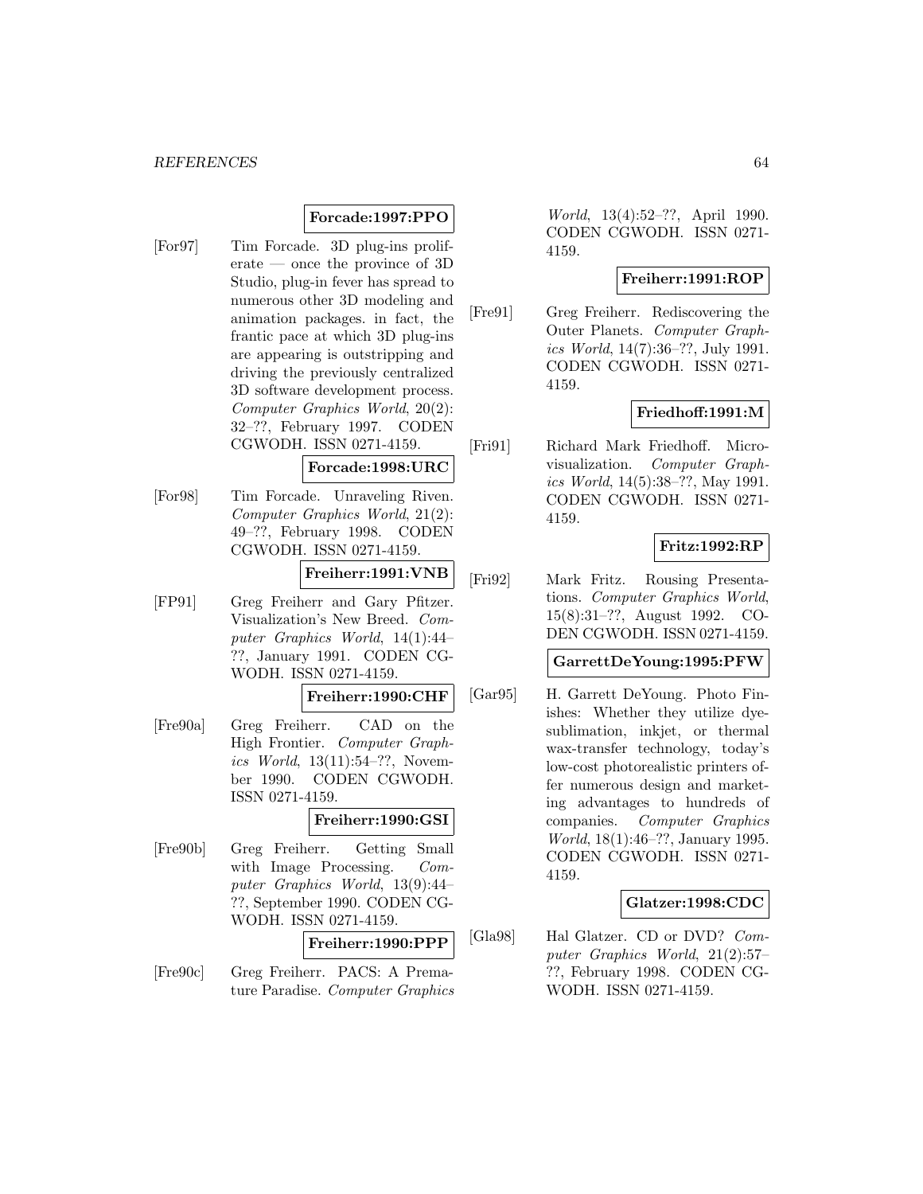**Forcade:1997:PPO**

[For97] Tim Forcade. 3D plug-ins proliferate — once the province of 3D Studio, plug-in fever has spread to numerous other 3D modeling and animation packages. in fact, the frantic pace at which 3D plug-ins are appearing is outstripping and driving the previously centralized 3D software development process. *Computer Graphics World*, 20(2): 32–??, February 1997. CODEN CGWODH. ISSN 0271-4159.

**Forcade:1998:URC**

[For98] Tim Forcade. Unraveling Riven. *Computer Graphics World*, 21(2): 49–??, February 1998. CODEN CGWODH. ISSN 0271-4159.

**Freiherr:1991:VNB**

[FP91] Greg Freiherr and Gary Pfitzer. Visualization's New Breed. *Computer Graphics World*, 14(1):44–??, January 1991. CODEN CGWODH. ISSN 0271-4159.

**Freiherr:1990:CHF**

[Fre90a] Greg Freiherr. CAD on the High Frontier. *Computer Graphics World*, 13(11):54–??, November 1990. CODEN CGWODH. ISSN 0271-4159.

**Freiherr:1990:GSI**

[Fre90b] Greg Freiherr. Getting Small with Image Processing. *Computer Graphics World*, 13(9):44–??, September 1990. CODEN CGWODH. ISSN 0271-4159.

**Freiherr:1990:PPP**

[Fre90c] Greg Freiherr. PACS: A Premature Paradise. *Computer Graphics World*, 13(4):52–??, April 1990. CODEN CGWODH. ISSN 0271-4159.

**Freiherr:1991:ROP**

[Fre91] Greg Freiherr. Rediscovering the Outer Planets. *Computer Graphics World*, 14(7):36–??, July 1991. CODEN CGWODH. ISSN 0271-4159.

**Friedhoff:1991:M**

[Fri91] Richard Mark Friedhoff. Microvisualization. *Computer Graphics World*, 14(5):38–??, May 1991. CODEN CGWODH. ISSN 0271-4159.

**Fritz:1992:RP**

[Fri92] Mark Fritz. Rousing Presentations. *Computer Graphics World*, 15(8):31–??, August 1992. CODEN CGWODH. ISSN 0271-4159.

**GarrettDeYoung:1995:PFW**

[Gar95] H. Garrett DeYoung. Photo Finishes: Whether they utilize dye-sublimation, inkjet, or thermal wax-transfer technology, today's low-cost photorealistic printers offer numerous design and marketing advantages to hundreds of companies. *Computer Graphics World*, 18(1):46–??, January 1995. CODEN CGWODH. ISSN 0271-4159.

**Glatzer:1998:CDC**

[Gla98] Hal Glatzer. CD or DVD? *Computer Graphics World*, 21(2):57–??, February 1998. CODEN CGWODH. ISSN 0271-4159.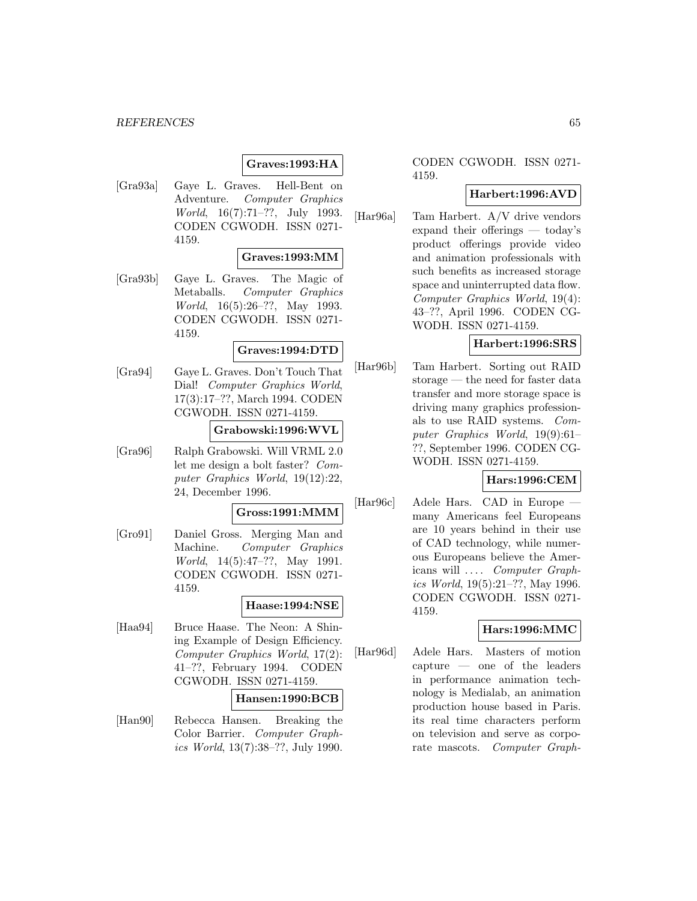**Graves:1993:HA**

[Gra93a] Gaye L. Graves. Hell-Bent on Adventure. *Computer Graphics World*, 16(7):71–??, July 1993. CODEN CGWODH. ISSN 0271-4159.

**Graves:1993:MM**

[Gra93b] Gaye L. Graves. The Magic of Metaballs. *Computer Graphics World*, 16(5):26–??, May 1993. CODEN CGWODH. ISSN 0271-4159.

**Graves:1994:DTD**

[Gra94] Gaye L. Graves. Don't Touch That Dial! *Computer Graphics World*, 17(3):17–??, March 1994. CODEN CGWODH. ISSN 0271-4159.

**Grabowski:1996:WVL**

[Gra96] Ralph Grabowski. Will VRML 2.0 let me design a bolt faster? *Computer Graphics World*, 19(12):22, 24, December 1996.

**Gross:1991:MMM**

[Gro91] Daniel Gross. Merging Man and Machine. *Computer Graphics World*, 14(5):47–??, May 1991. CODEN CGWODH. ISSN 0271-4159.

**Haase:1994:NSE**

[Haa94] Bruce Haase. The Neon: A Shining Example of Design Efficiency. *Computer Graphics World*, 17(2): 41–??, February 1994. CODEN CGWODH. ISSN 0271-4159.

**Hansen:1990:BCB**

[Han90] Rebecca Hansen. Breaking the Color Barrier. *Computer Graphics World*, 13(7):38–??, July 1990. CODEN CGWODH. ISSN 0271-4159.

**Harbert:1996:AVD**

[Har96a] Tam Harbert. A/V drive vendors expand their offerings — today's product offerings provide video and animation professionals with such benefits as increased storage space and uninterrupted data flow. *Computer Graphics World*, 19(4): 43–??, April 1996. CODEN CGWODH. ISSN 0271-4159.

**Harbert:1996:SRS**

[Har96b] Tam Harbert. Sorting out RAID storage — the need for faster data transfer and more storage space is driving many graphics professionals to use RAID systems. *Computer Graphics World*, 19(9):61–??, September 1996. CODEN CGWODH. ISSN 0271-4159.

**Hars:1996:CEM**

[Har96c] Adele Hars. CAD in Europe — many Americans feel Europeans are 10 years behind in their use of CAD technology, while numerous Europeans believe the Americans will .... *Computer Graphics World*, 19(5):21–??, May 1996. CODEN CGWODH. ISSN 0271-4159.

**Hars:1996:MMC**

[Har96d] Adele Hars. Masters of motion capture — one of the leaders in performance animation technology is Medialab, an animation production house based in Paris. its real time characters perform on television and serve as corporate mascots. *Computer Graph-*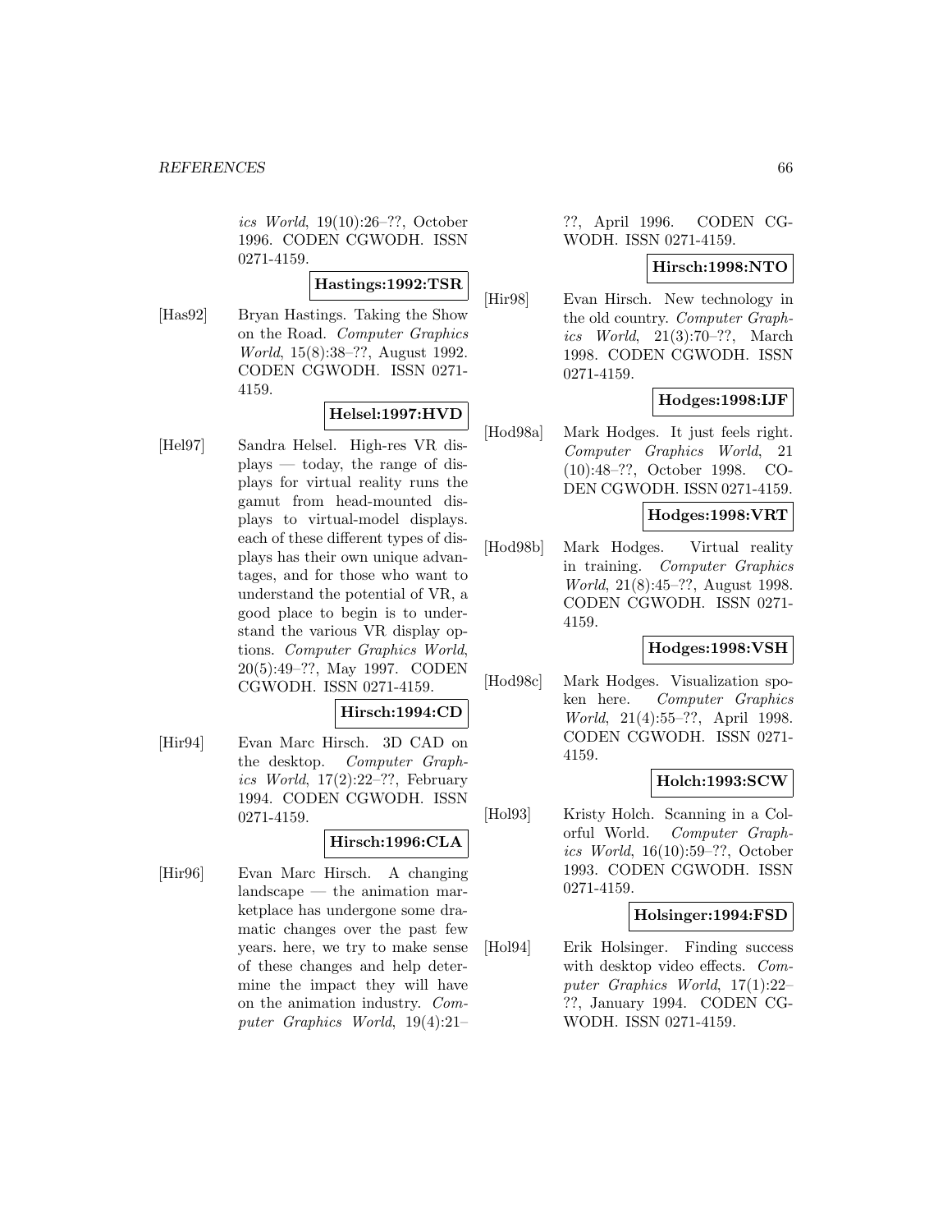*ics World*, 19(10):26–??, October 1996. CODEN CGWODH. ISSN 0271-4159.

**Hastings:1992:TSR**

[Has92] Bryan Hastings. Taking the Show on the Road. *Computer Graphics World*, 15(8):38–??, August 1992. CODEN CGWODH. ISSN 0271-4159.

**Helsel:1997:HVD**

[Hel97] Sandra Helsel. High-res VR displays — today, the range of displays for virtual reality runs the gamut from head-mounted displays to virtual-model displays. each of these different types of displays has their own unique advantages, and for those who want to understand the potential of VR, a good place to begin is to understand the various VR display options. *Computer Graphics World*, 20(5):49–??, May 1997. CODEN CGWODH. ISSN 0271-4159.

**Hirsch:1994:CD**

[Hir94] Evan Marc Hirsch. 3D CAD on the desktop. *Computer Graphics World*, 17(2):22–??, February 1994. CODEN CGWODH. ISSN 0271-4159.

**Hirsch:1996:CLA**

[Hir96] Evan Marc Hirsch. A changing landscape — the animation marketplace has undergone some dramatic changes over the past few years. here, we try to make sense of these changes and help determine the impact they will have on the animation industry. *Computer Graphics World*, 19(4):21–??, April 1996. CODEN CGWODH. ISSN 0271-4159.

**Hirsch:1998:NTO**

[Hir98] Evan Hirsch. New technology in the old country. *Computer Graphics World*, 21(3):70–??, March 1998. CODEN CGWODH. ISSN 0271-4159.

**Hodges:1998:IJF**

[Hod98a] Mark Hodges. It just feels right. *Computer Graphics World*, 21 (10):48–??, October 1998. CODEN CGWODH. ISSN 0271-4159.

**Hodges:1998:VRT**

[Hod98b] Mark Hodges. Virtual reality in training. *Computer Graphics World*, 21(8):45–??, August 1998. CODEN CGWODH. ISSN 0271-4159.

**Hodges:1998:VSH**

[Hod98c] Mark Hodges. Visualization spoken here. *Computer Graphics World*, 21(4):55–??, April 1998. CODEN CGWODH. ISSN 0271-4159.

**Holch:1993:SCW**

[Hol93] Kristy Holch. Scanning in a Colorful World. *Computer Graphics World*, 16(10):59–??, October 1993. CODEN CGWODH. ISSN 0271-4159.

**Holsinger:1994:FSD**

[Hol94] Erik Holsinger. Finding success with desktop video effects. *Computer Graphics World*, 17(1):22–??, January 1994. CODEN CGWODH. ISSN 0271-4159.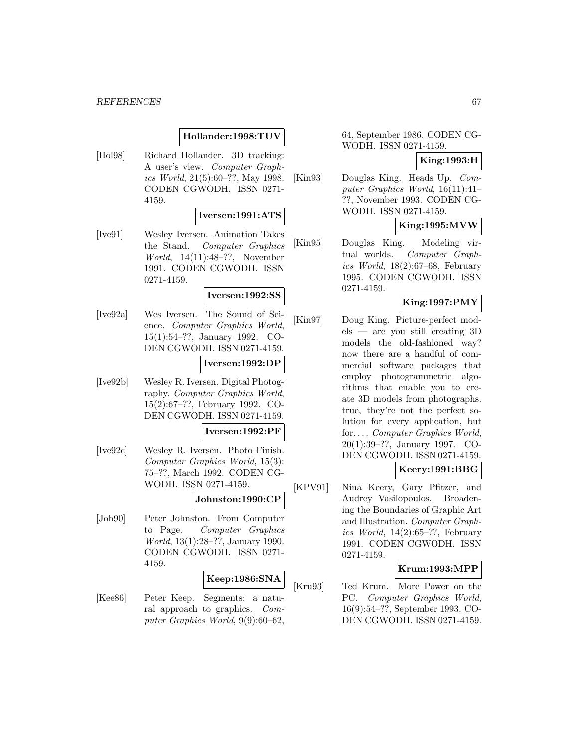**Hollander:1998:TUV**

[Hol98] Richard Hollander. 3D tracking: A user's view. *Computer Graphics World*, 21(5):60–??, May 1998. CODEN CGWODH. ISSN 0271-4159.

**Iversen:1991:ATS**

[Ive91] Wesley Iversen. Animation Takes the Stand. *Computer Graphics World*, 14(11):48–??, November 1991. CODEN CGWODH. ISSN 0271-4159.

**Iversen:1992:SS**

[Ive92a] Wes Iversen. The Sound of Science. *Computer Graphics World*, 15(1):54–??, January 1992. CODEN CGWODH. ISSN 0271-4159.

**Iversen:1992:DP**

[Ive92b] Wesley R. Iversen. Digital Photography. *Computer Graphics World*, 15(2):67–??, February 1992. CODEN CGWODH. ISSN 0271-4159.

**Iversen:1992:PF**

[Ive92c] Wesley R. Iversen. Photo Finish. *Computer Graphics World*, 15(3):75–??, March 1992. CODEN CGWODH. ISSN 0271-4159.

**Johnston:1990:CP**

[Joh90] Peter Johnston. From Computer to Page. *Computer Graphics World*, 13(1):28–??, January 1990. CODEN CGWODH. ISSN 0271-4159.

**Keep:1986:SNA**

[Kee86] Peter Keep. Segments: a natural approach to graphics. *Computer Graphics World*, 9(9):60–62, 64, September 1986. CODEN CGWODH. ISSN 0271-4159.

**King:1993:H**

[Kin93] Douglas King. Heads Up. *Computer Graphics World*, 16(11):41–??, November 1993. CODEN CGWODH. ISSN 0271-4159.

**King:1995:MVW**

[Kin95] Douglas King. Modeling virtual worlds. *Computer Graphics World*, 18(2):67–68, February 1995. CODEN CGWODH. ISSN 0271-4159.

**King:1997:PMY**

[Kin97] Doug King. Picture-perfect models — are you still creating 3D models the old-fashioned way? now there are a handful of commercial software packages that employ photogrammetric algorithms that enable you to create 3D models from photographs. true, they're not the perfect solution for every application, but for.... *Computer Graphics World*, 20(1):39–??, January 1997. CODEN CGWODH. ISSN 0271-4159.

**Keery:1991:BBG**

[KPV91] Nina Keery, Gary Pfitzer, and Audrey Vasilopoulos. Broadening the Boundaries of Graphic Art and Illustration. *Computer Graphics World*, 14(2):65–??, February 1991. CODEN CGWODH. ISSN 0271-4159.

**Krum:1993:MPP**

[Kru93] Ted Krum. More Power on the PC. *Computer Graphics World*, 16(9):54–??, September 1993. CODEN CGWODH. ISSN 0271-4159.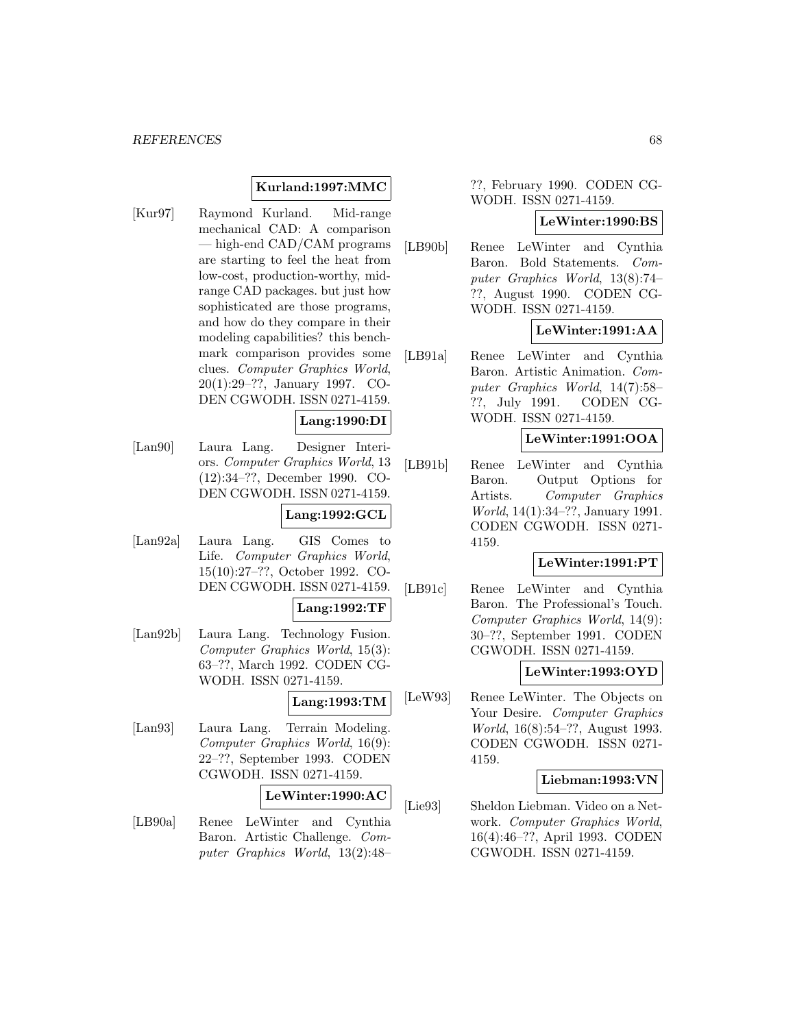**Kurland:1997:MMC**

[Kur97] Raymond Kurland. Mid-range mechanical CAD: A comparison — high-end CAD/CAM programs are starting to feel the heat from low-cost, production-worthy, mid-range CAD packages. but just how sophisticated are those programs, and how do they compare in their modeling capabilities? this benchmark comparison provides some clues. *Computer Graphics World*, 20(1):29–??, January 1997. CODEN CGWODH. ISSN 0271-4159.

**Lang:1990:DI**

[Lan90] Laura Lang. Designer Interiors. *Computer Graphics World*, 13 (12):34–??, December 1990. CODEN CGWODH. ISSN 0271-4159.

**Lang:1992:GCL**

[Lan92a] Laura Lang. GIS Comes to Life. *Computer Graphics World*, 15(10):27–??, October 1992. CODEN CGWODH. ISSN 0271-4159.

**Lang:1992:TF**

[Lan92b] Laura Lang. Technology Fusion. *Computer Graphics World*, 15(3): 63–??, March 1992. CODEN CGWODH. ISSN 0271-4159.

**Lang:1993:TM**

[Lan93] Laura Lang. Terrain Modeling. *Computer Graphics World*, 16(9): 22–??, September 1993. CODEN CGWODH. ISSN 0271-4159.

**LeWinter:1990:AC**

[LB90a] Renee LeWinter and Cynthia Baron. Artistic Challenge. *Computer Graphics World*, 13(2):48–??, February 1990. CODEN CGWODH. ISSN 0271-4159.

**LeWinter:1990:BS**

[LB90b] Renee LeWinter and Cynthia Baron. Bold Statements. *Computer Graphics World*, 13(8):74–??, August 1990. CODEN CGWODH. ISSN 0271-4159.

**LeWinter:1991:AA**

[LB91a] Renee LeWinter and Cynthia Baron. Artistic Animation. *Computer Graphics World*, 14(7):58–??, July 1991. CODEN CGWODH. ISSN 0271-4159.

**LeWinter:1991:OOA**

[LB91b] Renee LeWinter and Cynthia Baron. Output Options for Artists. *Computer Graphics World*, 14(1):34–??, January 1991. CODEN CGWODH. ISSN 0271-4159.

**LeWinter:1991:PT**

[LB91c] Renee LeWinter and Cynthia Baron. The Professional's Touch. *Computer Graphics World*, 14(9): 30–??, September 1991. CODEN CGWODH. ISSN 0271-4159.

**LeWinter:1993:OYD**

[LeW93] Renee LeWinter. The Objects on Your Desire. *Computer Graphics World*, 16(8):54–??, August 1993. CODEN CGWODH. ISSN 0271-4159.

**Liebman:1993:VN**

[Lie93] Sheldon Liebman. Video on a Network. *Computer Graphics World*, 16(4):46–??, April 1993. CODEN CGWODH. ISSN 0271-4159.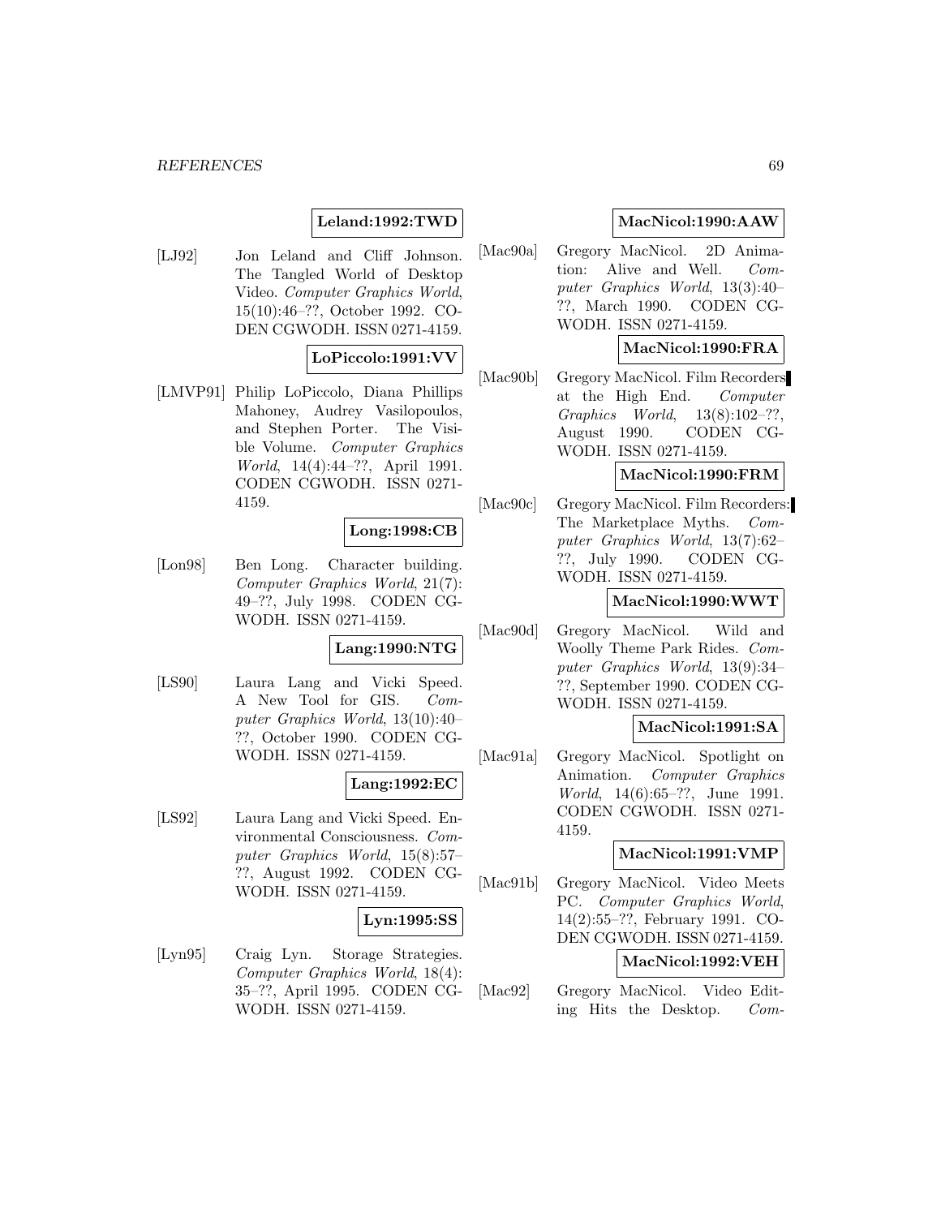**Leland:1992:TWD**

[LJ92] Jon Leland and Cliff Johnson. The Tangled World of Desktop Video. *Computer Graphics World*, 15(10):46–??, October 1992. CODEN CGWODH. ISSN 0271-4159.

**LoPiccolo:1991:VV**

[LMVP91] Philip LoPiccolo, Diana Phillips Mahoney, Audrey Vasilopoulos, and Stephen Porter. The Visible Volume. *Computer Graphics World*, 14(4):44–??, April 1991. CODEN CGWODH. ISSN 0271-4159.

**Long:1998:CB**

[Lon98] Ben Long. Character building. *Computer Graphics World*, 21(7): 49–??, July 1998. CODEN CGWODH. ISSN 0271-4159.

**Lang:1990:NTG**

[LS90] Laura Lang and Vicki Speed. A New Tool for GIS. *Computer Graphics World*, 13(10):40–??, October 1990. CODEN CGWODH. ISSN 0271-4159.

**Lang:1992:EC**

[LS92] Laura Lang and Vicki Speed. Environmental Consciousness. *Computer Graphics World*, 15(8):57–??, August 1992. CODEN CGWODH. ISSN 0271-4159.

**Lyn:1995:SS**

[Lyn95] Craig Lyn. Storage Strategies. *Computer Graphics World*, 18(4): 35–??, April 1995. CODEN CGWODH. ISSN 0271-4159.

**MacNicol:1990:AAW**

[Mac90a] Gregory MacNicol. 2D Animation: Alive and Well. *Computer Graphics World*, 13(3):40–??, March 1990. CODEN CGWODH. ISSN 0271-4159.

**MacNicol:1990:FRA**

[Mac90b] Gregory MacNicol. Film Recorders at the High End. *Computer Graphics World*, 13(8):102–??, August 1990. CODEN CGWODH. ISSN 0271-4159.

**MacNicol:1990:FRM**

[Mac90c] Gregory MacNicol. Film Recorders: The Marketplace Myths. *Computer Graphics World*, 13(7):62–??, July 1990. CODEN CGWODH. ISSN 0271-4159.

**MacNicol:1990:WWT**

[Mac90d] Gregory MacNicol. Wild and Woolly Theme Park Rides. *Computer Graphics World*, 13(9):34–??, September 1990. CODEN CGWODH. ISSN 0271-4159.

**MacNicol:1991:SA**

[Mac91a] Gregory MacNicol. Spotlight on Animation. *Computer Graphics World*, 14(6):65–??, June 1991. CODEN CGWODH. ISSN 0271-4159.

**MacNicol:1991:VMP**

[Mac91b] Gregory MacNicol. Video Meets PC. *Computer Graphics World*, 14(2):55–??, February 1991. CODEN CGWODH. ISSN 0271-4159.

**MacNicol:1992:VEH**

[Mac92] Gregory MacNicol. Video Editing Hits the Desktop. *Com-*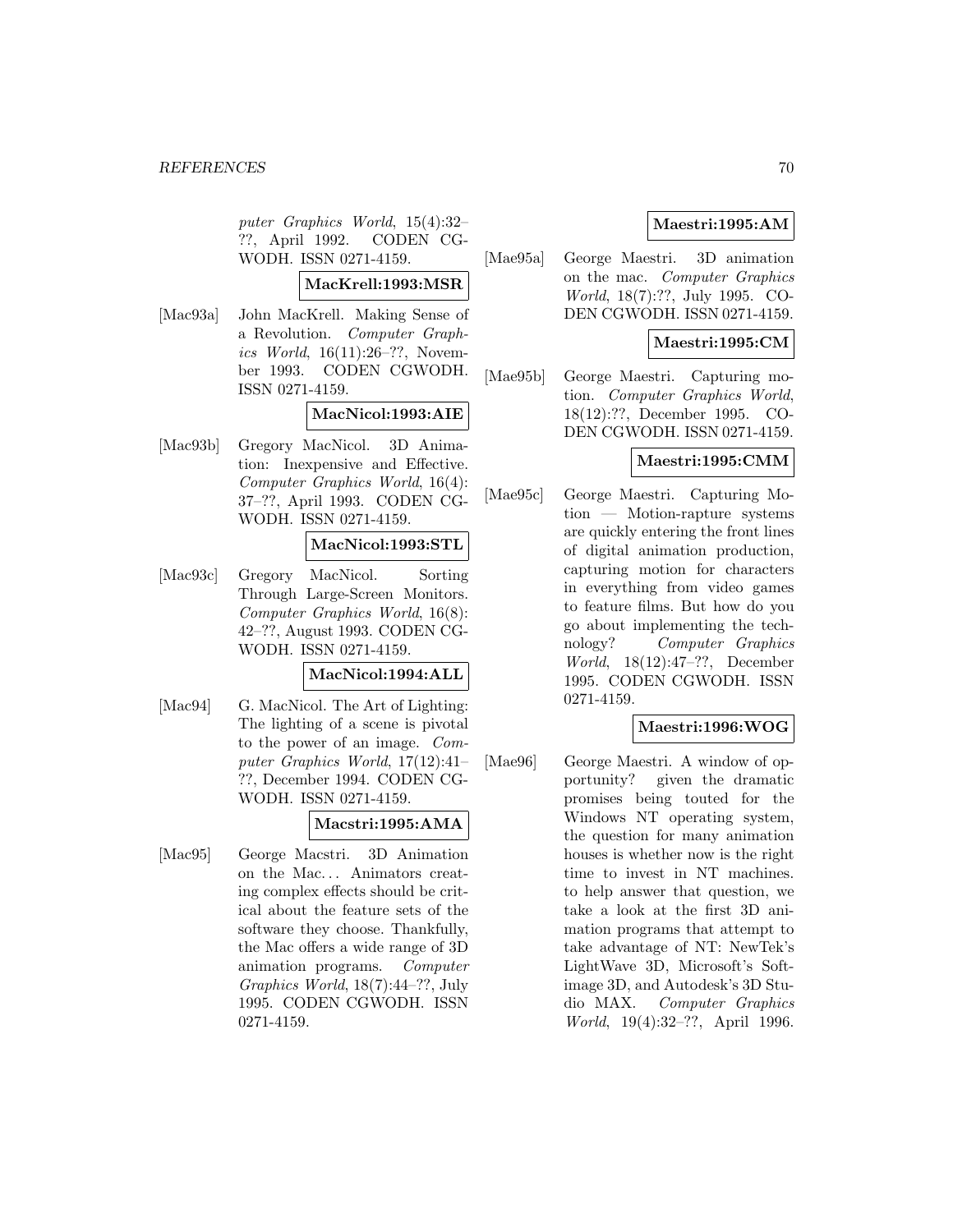puter Graphics World*, 15(4):32–??, April 1992. CODEN CGWODH. ISSN 0271-4159.

**MacKrell:1993:MSR**

[Mac93a] John MacKrell. Making Sense of a Revolution. *Computer Graphics World*, 16(11):26–??, November 1993. CODEN CGWODH. ISSN 0271-4159.

**MacNicol:1993:AIE**

[Mac93b] Gregory MacNicol. 3D Animation: Inexpensive and Effective. *Computer Graphics World*, 16(4): 37–??, April 1993. CODEN CGWODH. ISSN 0271-4159.

**MacNicol:1993:STL**

[Mac93c] Gregory MacNicol. Sorting Through Large-Screen Monitors. *Computer Graphics World*, 16(8): 42–??, August 1993. CODEN CGWODH. ISSN 0271-4159.

**MacNicol:1994:ALL**

[Mac94] G. MacNicol. The Art of Lighting: The lighting of a scene is pivotal to the power of an image. *Computer Graphics World*, 17(12):41–??, December 1994. CODEN CGWODH. ISSN 0271-4159.

**Macstri:1995:AMA**

[Mac95] George Macstri. 3D Animation on the Mac... Animators creating complex effects should be critical about the feature sets of the software they choose. Thankfully, the Mac offers a wide range of 3D animation programs. *Computer Graphics World*, 18(7):44–??, July 1995. CODEN CGWODH. ISSN 0271-4159.

**Maestri:1995:AM**

[Mae95a] George Maestri. 3D animation on the mac. *Computer Graphics World*, 18(7):??, July 1995. CODEN CGWODH. ISSN 0271-4159.

**Maestri:1995:CM**

[Mae95b] George Maestri. Capturing motion. *Computer Graphics World*, 18(12):??, December 1995. CODEN CGWODH. ISSN 0271-4159.

**Maestri:1995:CMM**

[Mae95c] George Maestri. Capturing Motion — Motion-rapture systems are quickly entering the front lines of digital animation production, capturing motion for characters in everything from video games to feature films. But how do you go about implementing the technology? *Computer Graphics World*, 18(12):47–??, December 1995. CODEN CGWODH. ISSN 0271-4159.

**Maestri:1996:WOG**

[Mae96] George Maestri. A window of opportunity? given the dramatic promises being touted for the Windows NT operating system, the question for many animation houses is whether now is the right time to invest in NT machines. to help answer that question, we take a look at the first 3D animation programs that attempt to take advantage of NT: NewTek's LightWave 3D, Microsoft's Softimage 3D, and Autodesk's 3D Studio MAX. *Computer Graphics World*, 19(4):32–??, April 1996.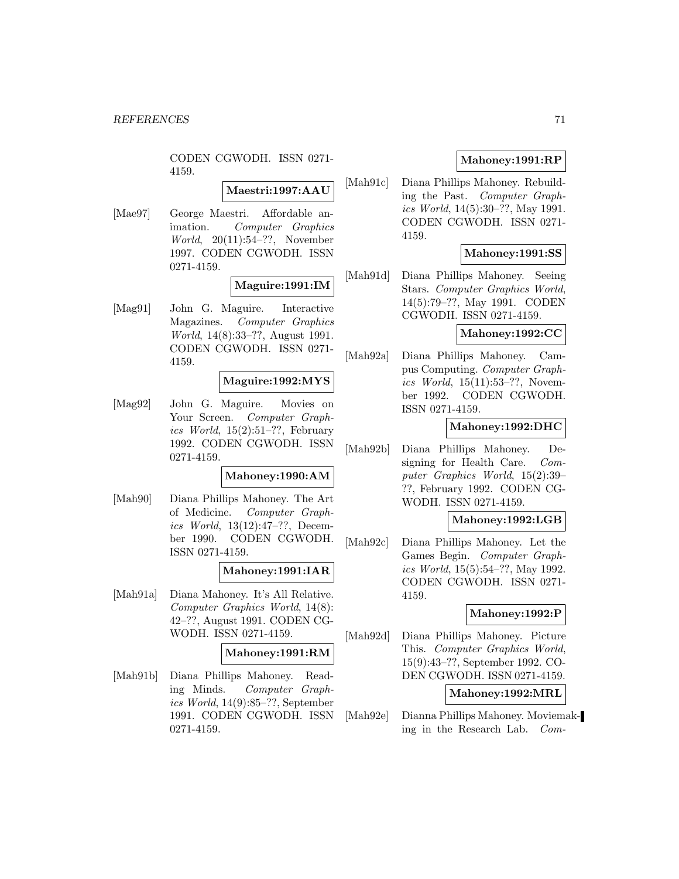CODEN CGWODH. ISSN 0271-4159.

**Maestri:1997:AAU**

[Mae97] George Maestri. Affordable animation. *Computer Graphics World*, 20(11):54–??, November 1997. CODEN CGWODH. ISSN 0271-4159.

**Maguire:1991:IM**

[Mag91] John G. Maguire. Interactive Magazines. *Computer Graphics World*, 14(8):33–??, August 1991. CODEN CGWODH. ISSN 0271-4159.

**Maguire:1992:MYS**

[Mag92] John G. Maguire. Movies on Your Screen. *Computer Graphics World*, 15(2):51–??, February 1992. CODEN CGWODH. ISSN 0271-4159.

**Mahoney:1990:AM**

[Mah90] Diana Phillips Mahoney. The Art of Medicine. *Computer Graphics World*, 13(12):47–??, December 1990. CODEN CGWODH. ISSN 0271-4159.

**Mahoney:1991:IAR**

[Mah91a] Diana Mahoney. It's All Relative. *Computer Graphics World*, 14(8): 42–??, August 1991. CODEN CGWODH. ISSN 0271-4159.

**Mahoney:1991:RM**

[Mah91b] Diana Phillips Mahoney. Reading Minds. *Computer Graphics World*, 14(9):85–??, September 1991. CODEN CGWODH. ISSN 0271-4159.

**Mahoney:1991:RP**

[Mah91c] Diana Phillips Mahoney. Rebuilding the Past. *Computer Graphics World*, 14(5):30–??, May 1991. CODEN CGWODH. ISSN 0271-4159.

**Mahoney:1991:SS**

[Mah91d] Diana Phillips Mahoney. Seeing Stars. *Computer Graphics World*, 14(5):79–??, May 1991. CODEN CGWODH. ISSN 0271-4159.

**Mahoney:1992:CC**

[Mah92a] Diana Phillips Mahoney. Campus Computing. *Computer Graphics World*, 15(11):53–??, November 1992. CODEN CGWODH. ISSN 0271-4159.

**Mahoney:1992:DHC**

[Mah92b] Diana Phillips Mahoney. Designing for Health Care. *Computer Graphics World*, 15(2):39–??, February 1992. CODEN CGWODH. ISSN 0271-4159.

**Mahoney:1992:LGB**

[Mah92c] Diana Phillips Mahoney. Let the Games Begin. *Computer Graphics World*, 15(5):54–??, May 1992. CODEN CGWODH. ISSN 0271-4159.

**Mahoney:1992:P**

[Mah92d] Diana Phillips Mahoney. Picture This. *Computer Graphics World*, 15(9):43–??, September 1992. CODEN CGWODH. ISSN 0271-4159.

**Mahoney:1992:MRL**

[Mah92e] Dianna Phillips Mahoney. Moviemaking in the Research Lab. *Com-*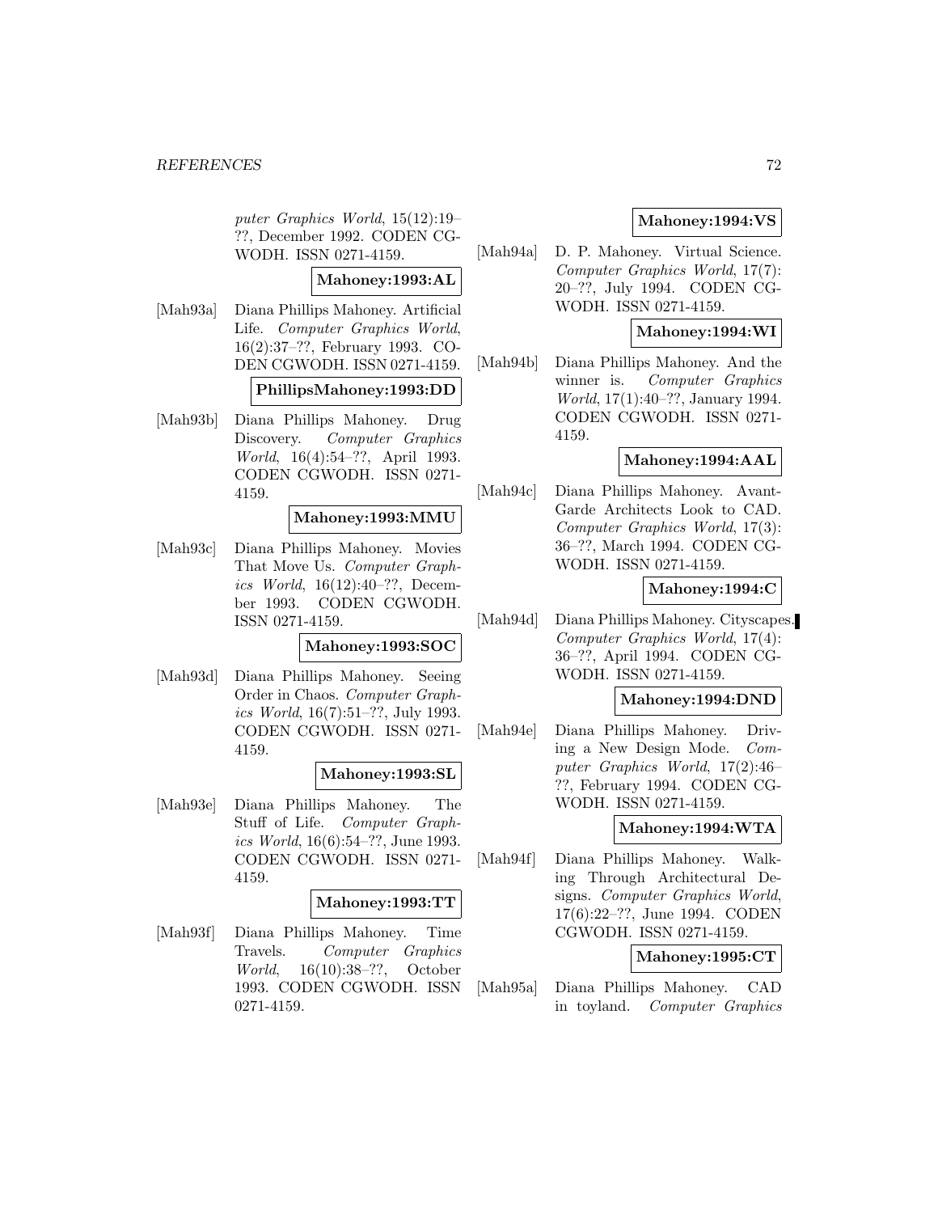puter Graphics World*, 15(12):19–??, December 1992. CODEN CG-WODH. ISSN 0271-4159.

**Mahoney:1993:AL**

[Mah93a] Diana Phillips Mahoney. Artificial Life. *Computer Graphics World*, 16(2):37–??, February 1993. CODEN CGWODH. ISSN 0271-4159.

**PhillipsMahoney:1993:DD**

[Mah93b] Diana Phillips Mahoney. Drug Discovery. *Computer Graphics World*, 16(4):54–??, April 1993. CODEN CGWODH. ISSN 0271-4159.

**Mahoney:1993:MMU**

[Mah93c] Diana Phillips Mahoney. Movies That Move Us. *Computer Graphics World*, 16(12):40–??, December 1993. CODEN CGWODH. ISSN 0271-4159.

**Mahoney:1993:SOC**

[Mah93d] Diana Phillips Mahoney. Seeing Order in Chaos. *Computer Graphics World*, 16(7):51–??, July 1993. CODEN CGWODH. ISSN 0271-4159.

**Mahoney:1993:SL**

[Mah93e] Diana Phillips Mahoney. The Stuff of Life. *Computer Graphics World*, 16(6):54–??, June 1993. CODEN CGWODH. ISSN 0271-4159.

**Mahoney:1993:TT**

[Mah93f] Diana Phillips Mahoney. Time Travels. *Computer Graphics World*, 16(10):38–??, October 1993. CODEN CGWODH. ISSN 0271-4159.

**Mahoney:1994:VS**

[Mah94a] D. P. Mahoney. Virtual Science. *Computer Graphics World*, 17(7):20–??, July 1994. CODEN CGWODH. ISSN 0271-4159.

**Mahoney:1994:WI**

[Mah94b] Diana Phillips Mahoney. And the winner is. *Computer Graphics World*, 17(1):40–??, January 1994. CODEN CGWODH. ISSN 0271-4159.

**Mahoney:1994:AAL**

[Mah94c] Diana Phillips Mahoney. Avant-Garde Architects Look to CAD. *Computer Graphics World*, 17(3):36–??, March 1994. CODEN CGWODH. ISSN 0271-4159.

**Mahoney:1994:C**

[Mah94d] Diana Phillips Mahoney. Cityscapes. *Computer Graphics World*, 17(4):36–??, April 1994. CODEN CGWODH. ISSN 0271-4159.

**Mahoney:1994:DND**

[Mah94e] Diana Phillips Mahoney. Driving a New Design Mode. *Computer Graphics World*, 17(2):46–??, February 1994. CODEN CGWODH. ISSN 0271-4159.

**Mahoney:1994:WTA**

[Mah94f] Diana Phillips Mahoney. Walking Through Architectural Designs. *Computer Graphics World*, 17(6):22–??, June 1994. CODEN CGWODH. ISSN 0271-4159.

**Mahoney:1995:CT**

[Mah95a] Diana Phillips Mahoney. CAD in toyland. *Computer Graphics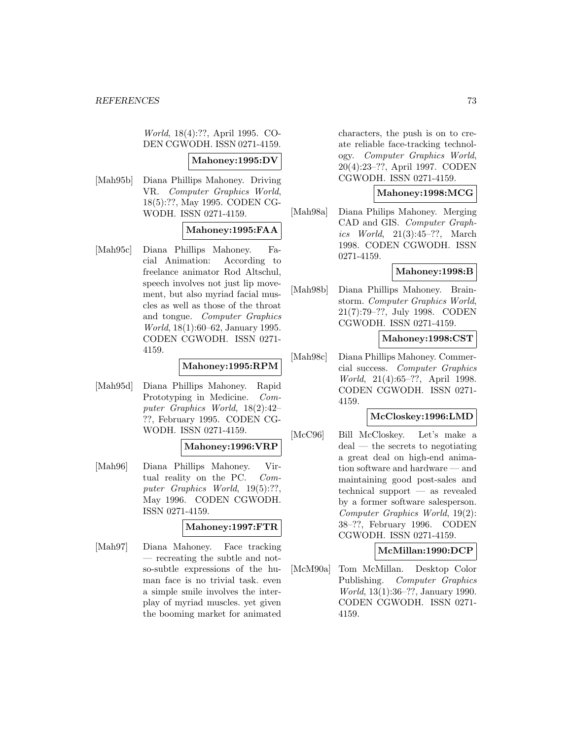*World*, 18(4):??, April 1995. CODEN CGWODH. ISSN 0271-4159.

**Mahoney:1995:DV**

[Mah95b] Diana Phillips Mahoney. Driving VR. *Computer Graphics World*, 18(5):??, May 1995. CODEN CGWODH. ISSN 0271-4159.

**Mahoney:1995:FAA**

[Mah95c] Diana Phillips Mahoney. Facial Animation: According to freelance animator Rod Altschul, speech involves not just lip movement, but also myriad facial muscles as well as those of the throat and tongue. *Computer Graphics World*, 18(1):60–62, January 1995. CODEN CGWODH. ISSN 0271-4159.

**Mahoney:1995:RPM**

[Mah95d] Diana Phillips Mahoney. Rapid Prototyping in Medicine. *Computer Graphics World*, 18(2):42–??, February 1995. CODEN CGWODH. ISSN 0271-4159.

**Mahoney:1996:VRP**

[Mah96] Diana Phillips Mahoney. Virtual reality on the PC. *Computer Graphics World*, 19(5):??, May 1996. CODEN CGWODH. ISSN 0271-4159.

**Mahoney:1997:FTR**

[Mah97] Diana Mahoney. Face tracking — recreating the subtle and not-so-subtle expressions of the human face is no trivial task. even a simple smile involves the interplay of myriad muscles. yet given the booming market for animated characters, the push is on to create reliable face-tracking technology. *Computer Graphics World*, 20(4):23–??, April 1997. CODEN CGWODH. ISSN 0271-4159.

**Mahoney:1998:MCG**

[Mah98a] Diana Philips Mahoney. Merging CAD and GIS. *Computer Graphics World*, 21(3):45–??, March 1998. CODEN CGWODH. ISSN 0271-4159.

**Mahoney:1998:B**

[Mah98b] Diana Phillips Mahoney. Brainstorm. *Computer Graphics World*, 21(7):79–??, July 1998. CODEN CGWODH. ISSN 0271-4159.

**Mahoney:1998:CST**

[Mah98c] Diana Phillips Mahoney. Commercial success. *Computer Graphics World*, 21(4):65–??, April 1998. CODEN CGWODH. ISSN 0271-4159.

**McCloskey:1996:LMD**

[McC96] Bill McCloskey. Let's make a deal — the secrets to negotiating a great deal on high-end animation software and hardware — and maintaining good post-sales and technical support — as revealed by a former software salesperson. *Computer Graphics World*, 19(2): 38–??, February 1996. CODEN CGWODH. ISSN 0271-4159.

**McMillan:1990:DCP**

[McM90a] Tom McMillan. Desktop Color Publishing. *Computer Graphics World*, 13(1):36–??, January 1990. CODEN CGWODH. ISSN 0271-4159.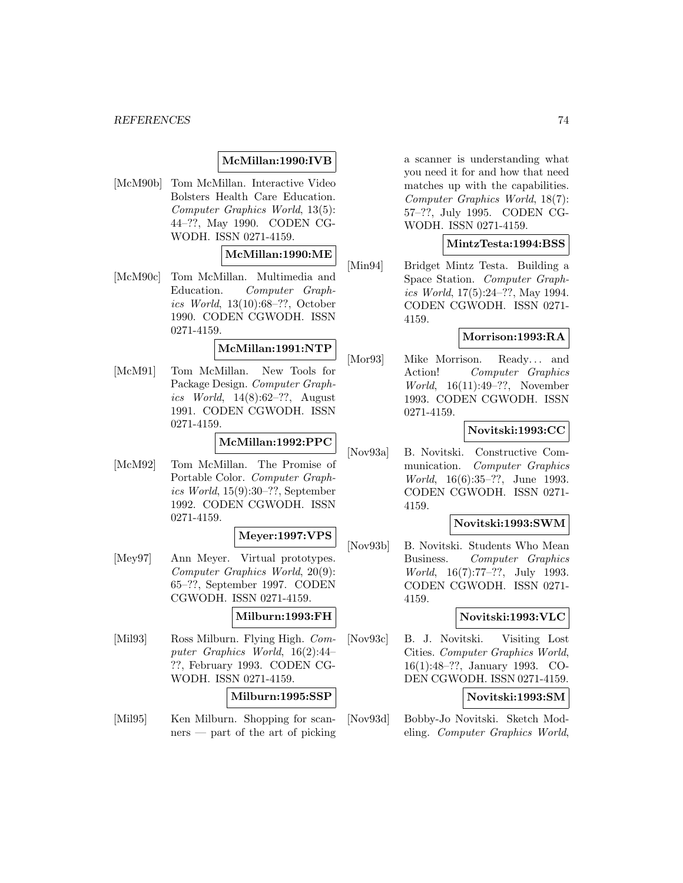**McMillan:1990:IVB**

[McM90b] Tom McMillan. Interactive Video Bolsters Health Care Education. *Computer Graphics World*, 13(5): 44–??, May 1990. CODEN CGWODH. ISSN 0271-4159.

**McMillan:1990:ME**

[McM90c] Tom McMillan. Multimedia and Education. *Computer Graphics World*, 13(10):68–??, October 1990. CODEN CGWODH. ISSN 0271-4159.

**McMillan:1991:NTP**

[McM91] Tom McMillan. New Tools for Package Design. *Computer Graphics World*, 14(8):62–??, August 1991. CODEN CGWODH. ISSN 0271-4159.

**McMillan:1992:PPC**

[McM92] Tom McMillan. The Promise of Portable Color. *Computer Graphics World*, 15(9):30–??, September 1992. CODEN CGWODH. ISSN 0271-4159.

**Meyer:1997:VPS**

[Mey97] Ann Meyer. Virtual prototypes. *Computer Graphics World*, 20(9): 65–??, September 1997. CODEN CGWODH. ISSN 0271-4159.

**Milburn:1993:FH**

[Mil93] Ross Milburn. Flying High. *Computer Graphics World*, 16(2):44–??, February 1993. CODEN CGWODH. ISSN 0271-4159.

**Milburn:1995:SSP**

[Mil95] Ken Milburn. Shopping for scanners — part of the art of picking a scanner is understanding what you need it for and how that need matches up with the capabilities. *Computer Graphics World*, 18(7): 57–??, July 1995. CODEN CGWODH. ISSN 0271-4159.

**MintzTesta:1994:BSS**

[Min94] Bridget Mintz Testa. Building a Space Station. *Computer Graphics World*, 17(5):24–??, May 1994. CODEN CGWODH. ISSN 0271-4159.

**Morrison:1993:RA**

[Mor93] Mike Morrison. Ready... and Action! *Computer Graphics World*, 16(11):49–??, November 1993. CODEN CGWODH. ISSN 0271-4159.

**Novitski:1993:CC**

[Nov93a] B. Novitski. Constructive Communication. *Computer Graphics World*, 16(6):35–??, June 1993. CODEN CGWODH. ISSN 0271-4159.

**Novitski:1993:SWM**

[Nov93b] B. Novitski. Students Who Mean Business. *Computer Graphics World*, 16(7):77–??, July 1993. CODEN CGWODH. ISSN 0271-4159.

**Novitski:1993:VLC**

[Nov93c] B. J. Novitski. Visiting Lost Cities. *Computer Graphics World*, 16(1):48–??, January 1993. CODEN CGWODH. ISSN 0271-4159.

**Novitski:1993:SM**

[Nov93d] Bobby-Jo Novitski. Sketch Modeling. *Computer Graphics World*,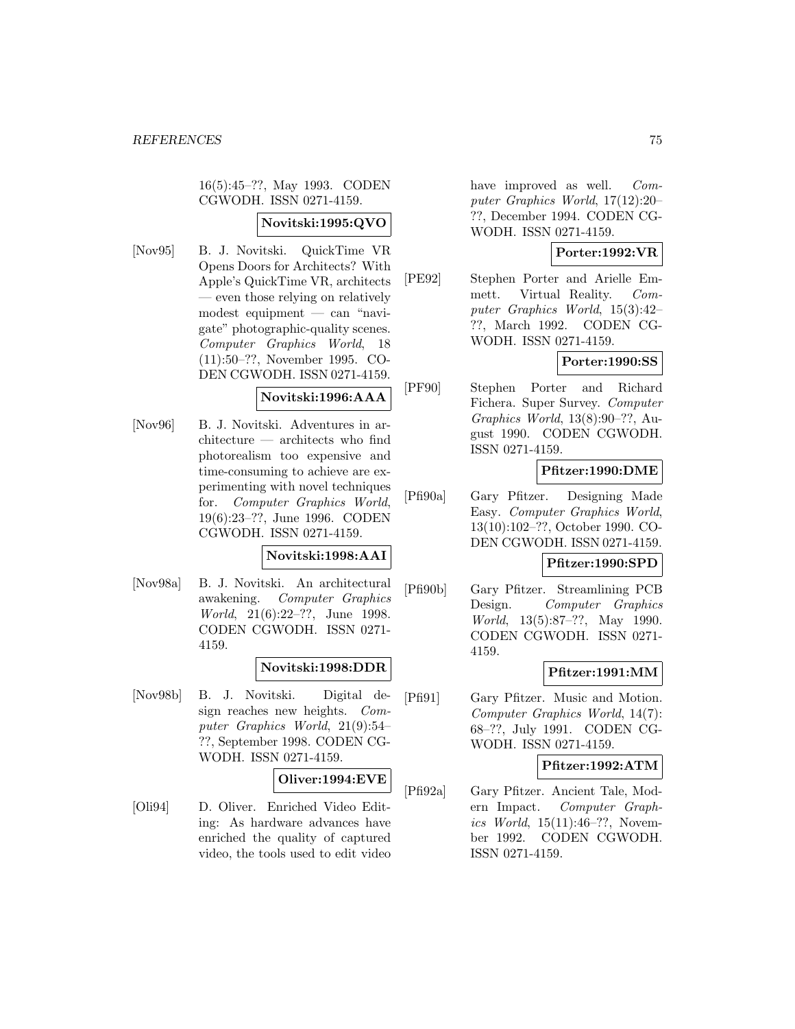16(5):45–??, May 1993. CODEN CGWODH. ISSN 0271-4159.

**Novitski:1995:QVO**

[Nov95] B. J. Novitski. QuickTime VR Opens Doors for Architects? With Apple's QuickTime VR, architects — even those relying on relatively modest equipment — can "navigate" photographic-quality scenes. *Computer Graphics World*, 18 (11):50–??, November 1995. CODEN CGWODH. ISSN 0271-4159.

**Novitski:1996:AAA**

[Nov96] B. J. Novitski. Adventures in architecture — architects who find photorealism too expensive and time-consuming to achieve are experimenting with novel techniques for. *Computer Graphics World*, 19(6):23–??, June 1996. CODEN CGWODH. ISSN 0271-4159.

**Novitski:1998:AAI**

[Nov98a] B. J. Novitski. An architectural awakening. *Computer Graphics World*, 21(6):22–??, June 1998. CODEN CGWODH. ISSN 0271-4159.

**Novitski:1998:DDR**

[Nov98b] B. J. Novitski. Digital design reaches new heights. *Computer Graphics World*, 21(9):54–??, September 1998. CODEN CGWODH. ISSN 0271-4159.

**Oliver:1994:EVE**

[Oli94] D. Oliver. Enriched Video Editing: As hardware advances have enriched the quality of captured video, the tools used to edit video have improved as well. *Computer Graphics World*, 17(12):20–??, December 1994. CODEN CGWODH. ISSN 0271-4159.

**Porter:1992:VR**

[PE92] Stephen Porter and Arielle Emmett. Virtual Reality. *Computer Graphics World*, 15(3):42–??, March 1992. CODEN CGWODH. ISSN 0271-4159.

**Porter:1990:SS**

[PF90] Stephen Porter and Richard Fichera. Super Survey. *Computer Graphics World*, 13(8):90–??, August 1990. CODEN CGWODH. ISSN 0271-4159.

**Pfitzer:1990:DME**

[Pfi90a] Gary Pfitzer. Designing Made Easy. *Computer Graphics World*, 13(10):102–??, October 1990. CODEN CGWODH. ISSN 0271-4159.

**Pfitzer:1990:SPD**

[Pfi90b] Gary Pfitzer. Streamlining PCB Design. *Computer Graphics World*, 13(5):87–??, May 1990. CODEN CGWODH. ISSN 0271-4159.

**Pfitzer:1991:MM**

[Pfi91] Gary Pfitzer. Music and Motion. *Computer Graphics World*, 14(7): 68–??, July 1991. CODEN CGWODH. ISSN 0271-4159.

**Pfitzer:1992:ATM**

[Pfi92a] Gary Pfitzer. Ancient Tale, Modern Impact. *Computer Graphics World*, 15(11):46–??, November 1992. CODEN CGWODH. ISSN 0271-4159.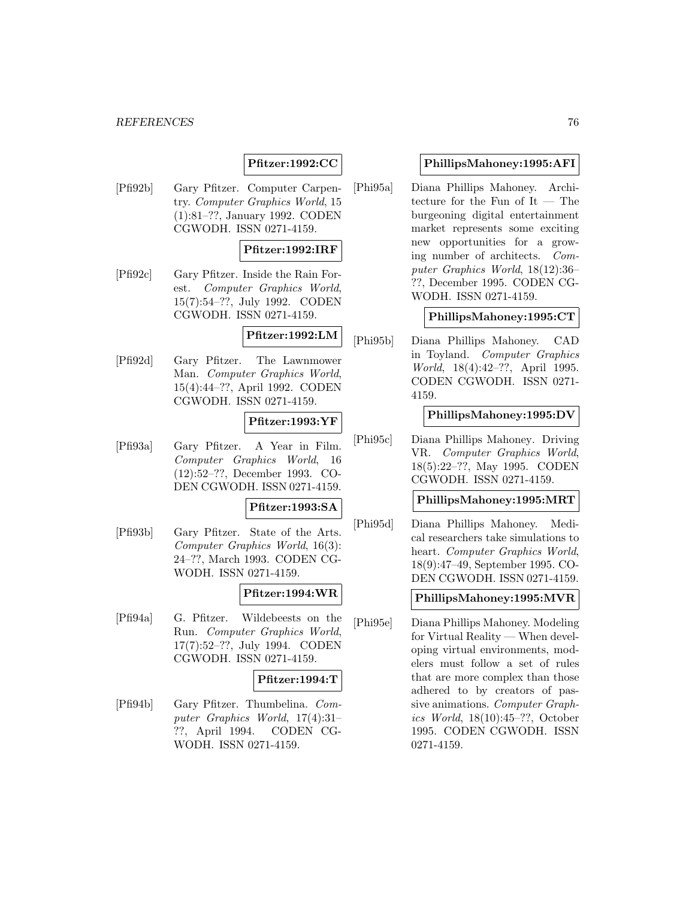**Pfitzer:1992:CC**

[Pfi92b] Gary Pfitzer. Computer Carpentry. *Computer Graphics World*, 15 (1):81–??, January 1992. CODEN CGWODH. ISSN 0271-4159.

**Pfitzer:1992:IRF**

[Pfi92c] Gary Pfitzer. Inside the Rain Forest. *Computer Graphics World*, 15(7):54–??, July 1992. CODEN CGWODH. ISSN 0271-4159.

**Pfitzer:1992:LM**

[Pfi92d] Gary Pfitzer. The Lawnmower Man. *Computer Graphics World*, 15(4):44–??, April 1992. CODEN CGWODH. ISSN 0271-4159.

**Pfitzer:1993:YF**

[Pfi93a] Gary Pfitzer. A Year in Film. *Computer Graphics World*, 16 (12):52–??, December 1993. CODEN CGWODH. ISSN 0271-4159.

**Pfitzer:1993:SA**

[Pfi93b] Gary Pfitzer. State of the Arts. *Computer Graphics World*, 16(3): 24–??, March 1993. CODEN CGWODH. ISSN 0271-4159.

**Pfitzer:1994:WR**

[Pfi94a] G. Pfitzer. Wildebeests on the Run. *Computer Graphics World*, 17(7):52–??, July 1994. CODEN CGWODH. ISSN 0271-4159.

**Pfitzer:1994:T**

[Pfi94b] Gary Pfitzer. Thumbelina. *Computer Graphics World*, 17(4):31–??, April 1994. CODEN CGWODH. ISSN 0271-4159.

**PhillipsMahoney:1995:AFI**

[Phi95a] Diana Phillips Mahoney. Architecture for the Fun of It — The burgeoning digital entertainment market represents some exciting new opportunities for a growing number of architects. *Computer Graphics World*, 18(12):36–??, December 1995. CODEN CGWODH. ISSN 0271-4159.

**PhillipsMahoney:1995:CT**

[Phi95b] Diana Phillips Mahoney. CAD in Toyland. *Computer Graphics World*, 18(4):42–??, April 1995. CODEN CGWODH. ISSN 0271-4159.

**PhillipsMahoney:1995:DV**

[Phi95c] Diana Phillips Mahoney. Driving VR. *Computer Graphics World*, 18(5):22–??, May 1995. CODEN CGWODH. ISSN 0271-4159.

**PhillipsMahoney:1995:MRT**

[Phi95d] Diana Phillips Mahoney. Medical researchers take simulations to heart. *Computer Graphics World*, 18(9):47–49, September 1995. CODEN CGWODH. ISSN 0271-4159.

**PhillipsMahoney:1995:MVR**

[Phi95e] Diana Phillips Mahoney. Modeling for Virtual Reality — When developing virtual environments, modelers must follow a set of rules that are more complex than those adhered to by creators of passive animations. *Computer Graphics World*, 18(10):45–??, October 1995. CODEN CGWODH. ISSN 0271-4159.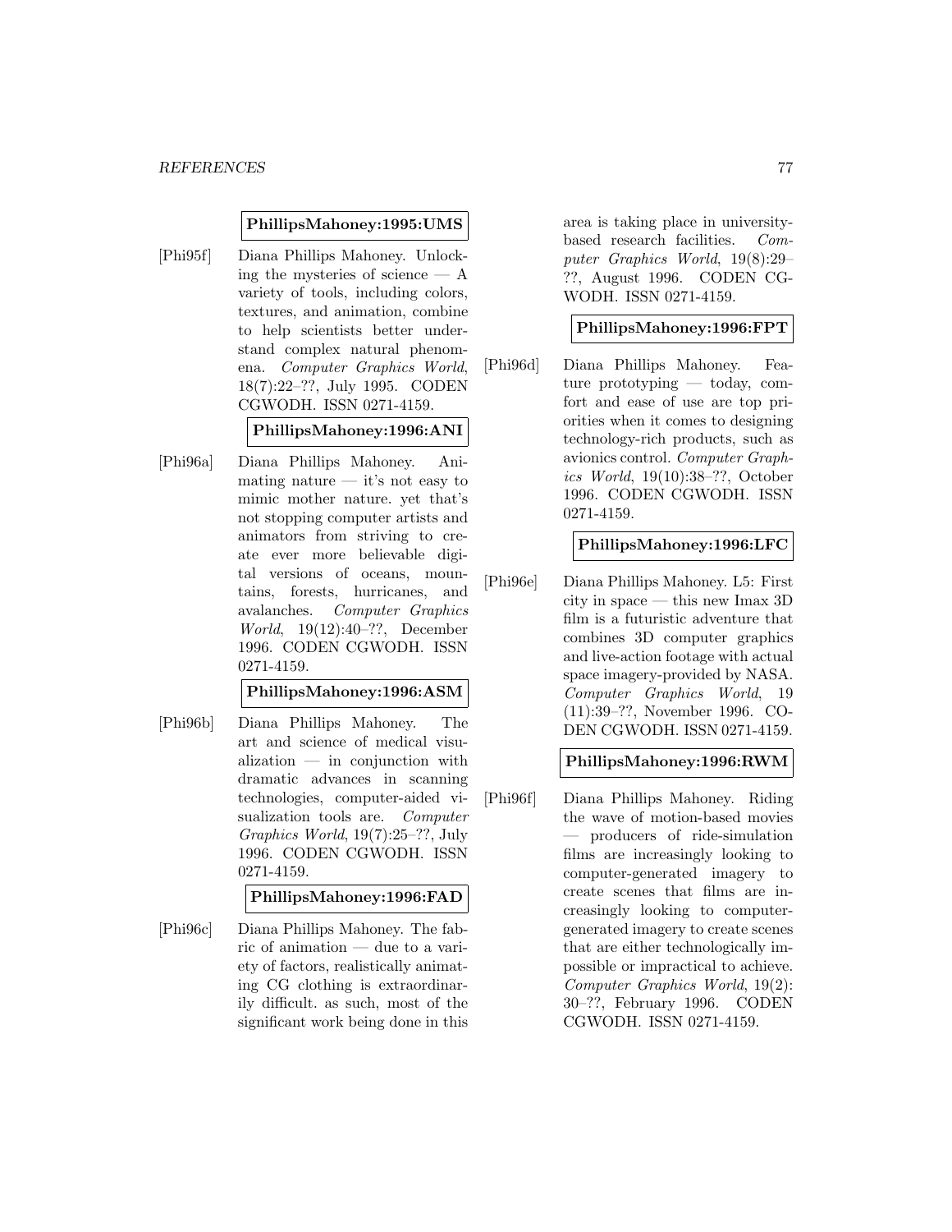**PhillipsMahoney:1995:UMS**

[Phi95f] Diana Phillips Mahoney. Unlocking the mysteries of science — A variety of tools, including colors, textures, and animation, combine to help scientists better understand complex natural phenomena. *Computer Graphics World*, 18(7):22–??, July 1995. CODEN CGWODH. ISSN 0271-4159.

**PhillipsMahoney:1996:ANI**

[Phi96a] Diana Phillips Mahoney. Animating nature — it's not easy to mimic mother nature. yet that's not stopping computer artists and animators from striving to create ever more believable digital versions of oceans, mountains, forests, hurricanes, and avalanches. *Computer Graphics World*, 19(12):40–??, December 1996. CODEN CGWODH. ISSN 0271-4159.

**PhillipsMahoney:1996:ASM**

[Phi96b] Diana Phillips Mahoney. The art and science of medical visualization — in conjunction with dramatic advances in scanning technologies, computer-aided visualization tools are. *Computer Graphics World*, 19(7):25–??, July 1996. CODEN CGWODH. ISSN 0271-4159.

**PhillipsMahoney:1996:FAD**

[Phi96c] Diana Phillips Mahoney. The fabric of animation — due to a variety of factors, realistically animating CG clothing is extraordinarily difficult. as such, most of the significant work being done in this area is taking place in university-based research facilities. *Computer Graphics World*, 19(8):29–??, August 1996. CODEN CGWODH. ISSN 0271-4159.

**PhillipsMahoney:1996:FPT**

[Phi96d] Diana Phillips Mahoney. Feature prototyping — today, comfort and ease of use are top priorities when it comes to designing technology-rich products, such as avionics control. *Computer Graphics World*, 19(10):38–??, October 1996. CODEN CGWODH. ISSN 0271-4159.

**PhillipsMahoney:1996:LFC**

[Phi96e] Diana Phillips Mahoney. L5: First city in space — this new Imax 3D film is a futuristic adventure that combines 3D computer graphics and live-action footage with actual space imagery-provided by NASA. *Computer Graphics World*, 19 (11):39–??, November 1996. CODEN CGWODH. ISSN 0271-4159.

**PhillipsMahoney:1996:RWM**

[Phi96f] Diana Phillips Mahoney. Riding the wave of motion-based movies — producers of ride-simulation films are increasingly looking to computer-generated imagery to create scenes that films are increasingly looking to computer-generated imagery to create scenes that are either technologically impossible or impractical to achieve. *Computer Graphics World*, 19(2): 30–??, February 1996. CODEN CGWODH. ISSN 0271-4159.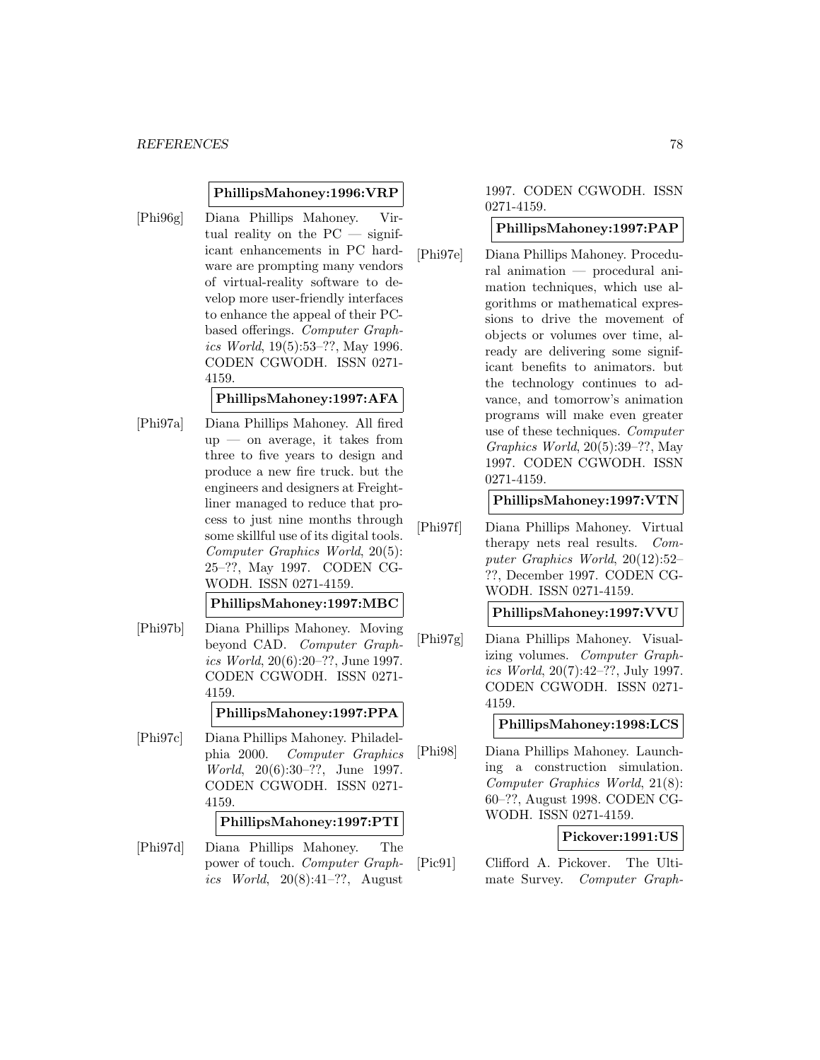**PhillipsMahoney:1996:VRP**

[Phi96g] Diana Phillips Mahoney. Virtual reality on the PC — significant enhancements in PC hardware are prompting many vendors of virtual-reality software to develop more user-friendly interfaces to enhance the appeal of their PC-based offerings. *Computer Graphics World*, 19(5):53–??, May 1996. CODEN CGWODH. ISSN 0271-4159.

**PhillipsMahoney:1997:AFA**

[Phi97a] Diana Phillips Mahoney. All fired up — on average, it takes from three to five years to design and produce a new fire truck. but the engineers and designers at Freightliner managed to reduce that process to just nine months through some skillful use of its digital tools. *Computer Graphics World*, 20(5): 25–??, May 1997. CODEN CGWODH. ISSN 0271-4159.

**PhillipsMahoney:1997:MBC**

[Phi97b] Diana Phillips Mahoney. Moving beyond CAD. *Computer Graphics World*, 20(6):20–??, June 1997. CODEN CGWODH. ISSN 0271-4159.

**PhillipsMahoney:1997:PPA**

[Phi97c] Diana Phillips Mahoney. Philadelphia 2000. *Computer Graphics World*, 20(6):30–??, June 1997. CODEN CGWODH. ISSN 0271-4159.

**PhillipsMahoney:1997:PTI**

[Phi97d] Diana Phillips Mahoney. The power of touch. *Computer Graphics World*, 20(8):41–??, August 1997. CODEN CGWODH. ISSN 0271-4159.

**PhillipsMahoney:1997:PAP**

[Phi97e] Diana Phillips Mahoney. Procedural animation — procedural animation techniques, which use algorithms or mathematical expressions to drive the movement of objects or volumes over time, already are delivering some significant benefits to animators. but the technology continues to advance, and tomorrow's animation programs will make even greater use of these techniques. *Computer Graphics World*, 20(5):39–??, May 1997. CODEN CGWODH. ISSN 0271-4159.

**PhillipsMahoney:1997:VTN**

[Phi97f] Diana Phillips Mahoney. Virtual therapy nets real results. *Computer Graphics World*, 20(12):52–??, December 1997. CODEN CGWODH. ISSN 0271-4159.

**PhillipsMahoney:1997:VVU**

[Phi97g] Diana Phillips Mahoney. Visualizing volumes. *Computer Graphics World*, 20(7):42–??, July 1997. CODEN CGWODH. ISSN 0271-4159.

**PhillipsMahoney:1998:LCS**

[Phi98] Diana Phillips Mahoney. Launching a construction simulation. *Computer Graphics World*, 21(8): 60–??, August 1998. CODEN CGWODH. ISSN 0271-4159.

**Pickover:1991:US**

[Pic91] Clifford A. Pickover. The Ultimate Survey. *Computer Graph-*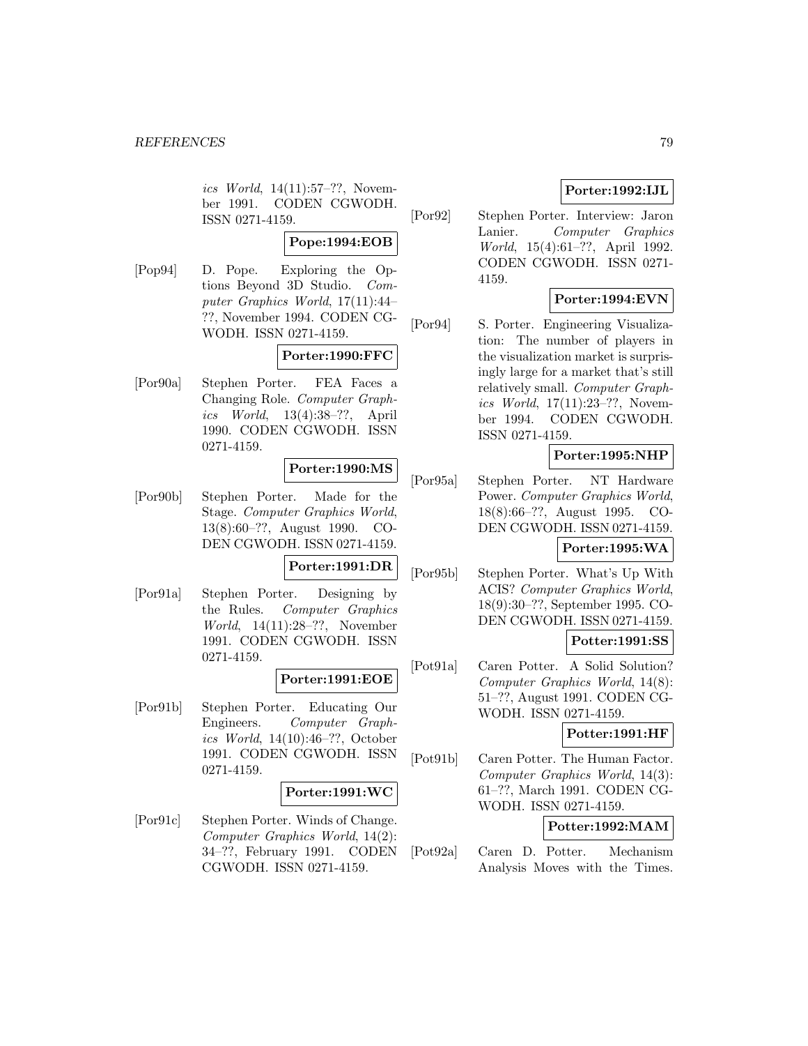*ics World*, 14(11):57–??, November 1991. CODEN CGWODH. ISSN 0271-4159.

**Pope:1994:EOB**

[Pop94] D. Pope. Exploring the Options Beyond 3D Studio. *Computer Graphics World*, 17(11):44–??, November 1994. CODEN CGWODH. ISSN 0271-4159.

**Porter:1990:FFC**

[Por90a] Stephen Porter. FEA Faces a Changing Role. *Computer Graphics World*, 13(4):38–??, April 1990. CODEN CGWODH. ISSN 0271-4159.

**Porter:1990:MS**

[Por90b] Stephen Porter. Made for the Stage. *Computer Graphics World*, 13(8):60–??, August 1990. CODEN CGWODH. ISSN 0271-4159.

**Porter:1991:DR**

[Por91a] Stephen Porter. Designing by the Rules. *Computer Graphics World*, 14(11):28–??, November 1991. CODEN CGWODH. ISSN 0271-4159.

**Porter:1991:EOE**

[Por91b] Stephen Porter. Educating Our Engineers. *Computer Graphics World*, 14(10):46–??, October 1991. CODEN CGWODH. ISSN 0271-4159.

**Porter:1991:WC**

[Por91c] Stephen Porter. Winds of Change. *Computer Graphics World*, 14(2):34–??, February 1991. CODEN CGWODH. ISSN 0271-4159.

**Porter:1992:IJL**

[Por92] Stephen Porter. Interview: Jaron Lanier. *Computer Graphics World*, 15(4):61–??, April 1992. CODEN CGWODH. ISSN 0271-4159.

**Porter:1994:EVN**

[Por94] S. Porter. Engineering Visualization: The number of players in the visualization market is surprisingly large for a market that's still relatively small. *Computer Graphics World*, 17(11):23–??, November 1994. CODEN CGWODH. ISSN 0271-4159.

**Porter:1995:NHP**

[Por95a] Stephen Porter. NT Hardware Power. *Computer Graphics World*, 18(8):66–??, August 1995. CODEN CGWODH. ISSN 0271-4159.

**Porter:1995:WA**

[Por95b] Stephen Porter. What's Up With ACIS? *Computer Graphics World*, 18(9):30–??, September 1995. CODEN CGWODH. ISSN 0271-4159.

**Potter:1991:SS**

[Pot91a] Caren Potter. A Solid Solution? *Computer Graphics World*, 14(8):51–??, August 1991. CODEN CGWODH. ISSN 0271-4159.

**Potter:1991:HF**

[Pot91b] Caren Potter. The Human Factor. *Computer Graphics World*, 14(3):61–??, March 1991. CODEN CGWODH. ISSN 0271-4159.

**Potter:1992:MAM**

[Pot92a] Caren D. Potter. Mechanism Analysis Moves with the Times.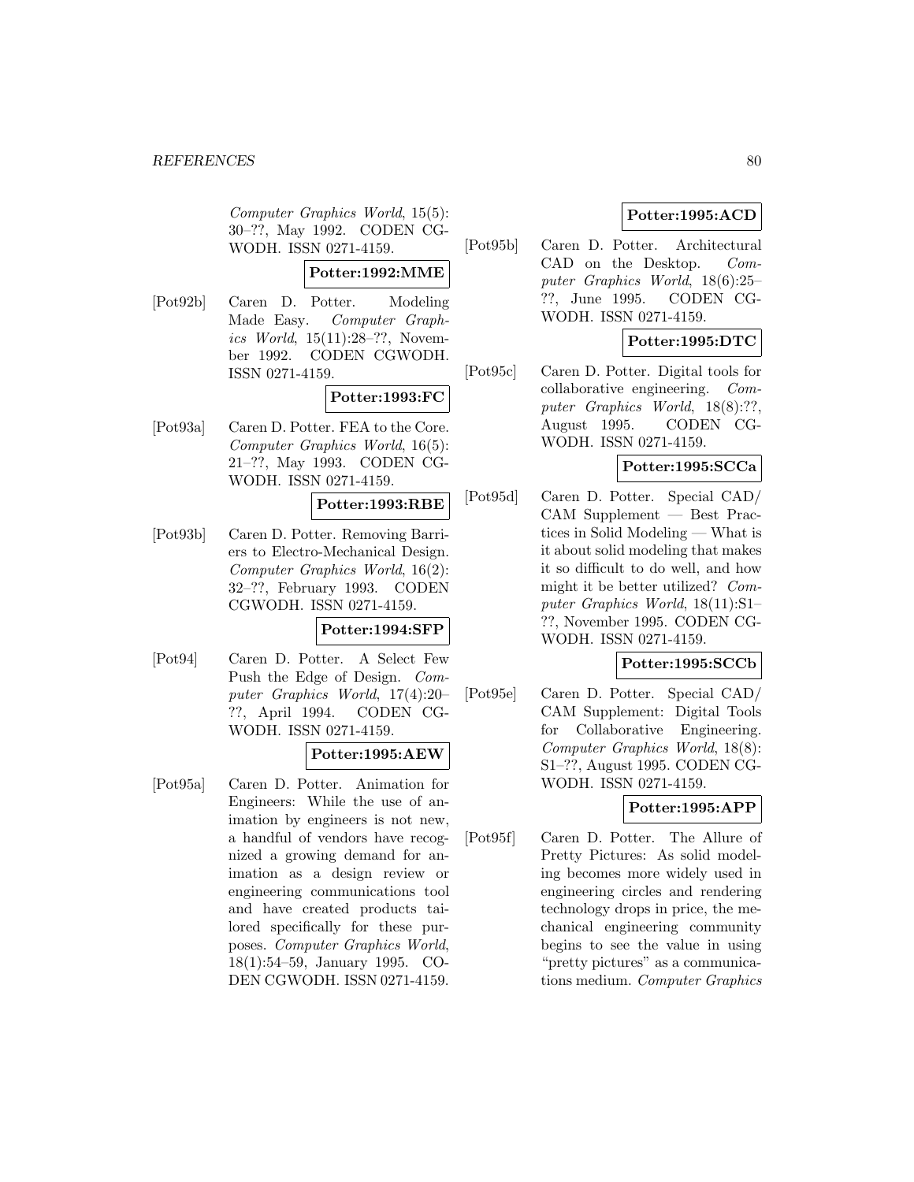*Computer Graphics World*, 15(5): 30–??, May 1992. CODEN CGWODH. ISSN 0271-4159.

**Potter:1992:MME**

[Pot92b] Caren D. Potter. Modeling Made Easy. *Computer Graphics World*, 15(11):28–??, November 1992. CODEN CGWODH. ISSN 0271-4159.

**Potter:1993:FC**

[Pot93a] Caren D. Potter. FEA to the Core. *Computer Graphics World*, 16(5): 21–??, May 1993. CODEN CGWODH. ISSN 0271-4159.

**Potter:1993:RBE**

[Pot93b] Caren D. Potter. Removing Barriers to Electro-Mechanical Design. *Computer Graphics World*, 16(2): 32–??, February 1993. CODEN CGWODH. ISSN 0271-4159.

**Potter:1994:SFP**

[Pot94] Caren D. Potter. A Select Few Push the Edge of Design. *Computer Graphics World*, 17(4):20–??, April 1994. CODEN CGWODH. ISSN 0271-4159.

**Potter:1995:AEW**

[Pot95a] Caren D. Potter. Animation for Engineers: While the use of animation by engineers is not new, a handful of vendors have recognized a growing demand for animation as a design review or engineering communications tool and have created products tailored specifically for these purposes. *Computer Graphics World*, 18(1):54–59, January 1995. CODEN CGWODH. ISSN 0271-4159.

**Potter:1995:ACD**

[Pot95b] Caren D. Potter. Architectural CAD on the Desktop. *Computer Graphics World*, 18(6):25–??, June 1995. CODEN CGWODH. ISSN 0271-4159.

**Potter:1995:DTC**

[Pot95c] Caren D. Potter. Digital tools for collaborative engineering. *Computer Graphics World*, 18(8):??, August 1995. CODEN CGWODH. ISSN 0271-4159.

**Potter:1995:SCCa**

[Pot95d] Caren D. Potter. Special CAD/CAM Supplement — Best Practices in Solid Modeling — What is it about solid modeling that makes it so difficult to do well, and how might it be better utilized? *Computer Graphics World*, 18(11):S1–??, November 1995. CODEN CGWODH. ISSN 0271-4159.

**Potter:1995:SCCb**

[Pot95e] Caren D. Potter. Special CAD/CAM Supplement: Digital Tools for Collaborative Engineering. *Computer Graphics World*, 18(8): S1–??, August 1995. CODEN CGWODH. ISSN 0271-4159.

**Potter:1995:APP**

[Pot95f] Caren D. Potter. The Allure of Pretty Pictures: As solid modeling becomes more widely used in engineering circles and rendering technology drops in price, the mechanical engineering community begins to see the value in using "pretty pictures" as a communications medium. *Computer Graphics*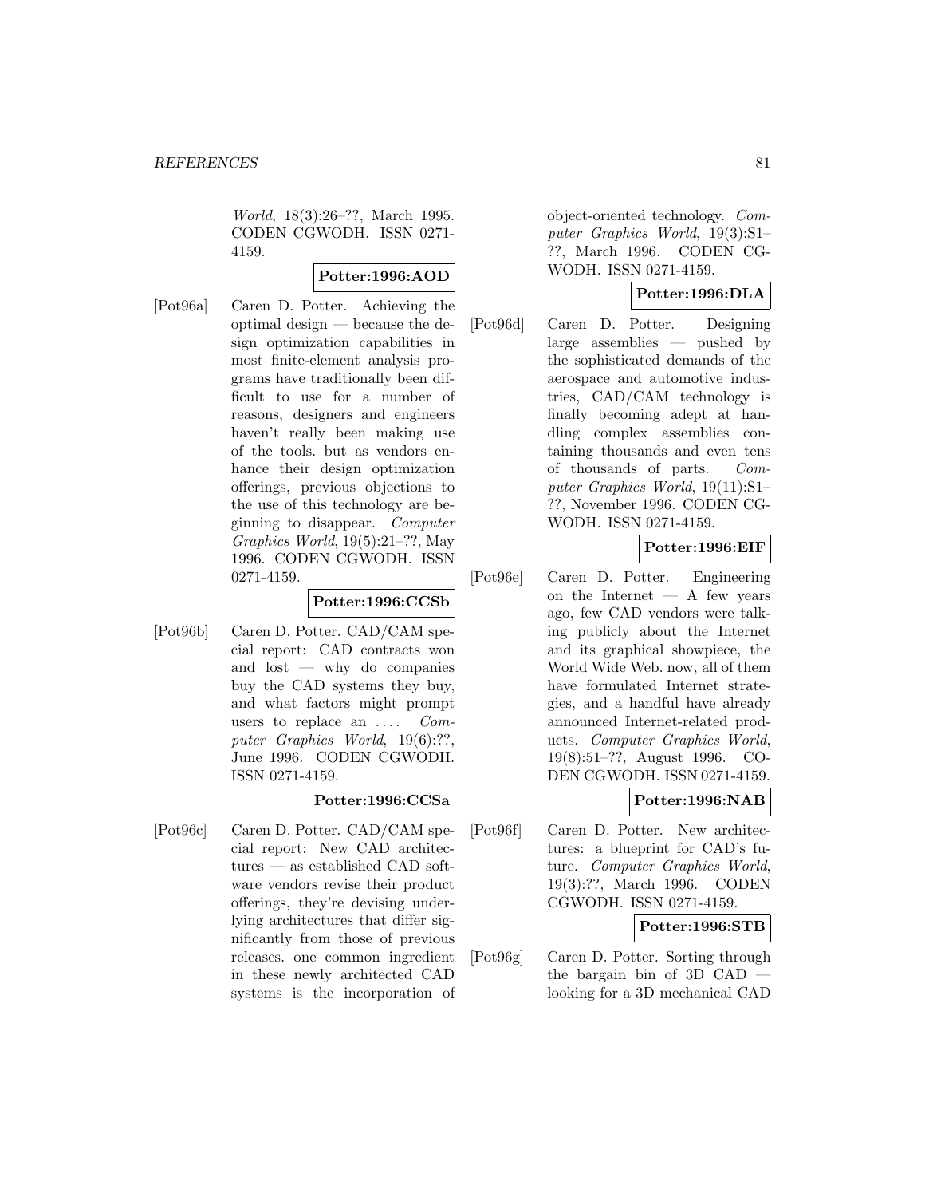*World*, 18(3):26–??, March 1995. CODEN CGWODH. ISSN 0271-4159.

**Potter:1996:AOD**

[Pot96a] Caren D. Potter. Achieving the optimal design — because the design optimization capabilities in most finite-element analysis programs have traditionally been difficult to use for a number of reasons, designers and engineers haven't really been making use of the tools. but as vendors enhance their design optimization offerings, previous objections to the use of this technology are beginning to disappear. *Computer Graphics World*, 19(5):21–??, May 1996. CODEN CGWODH. ISSN 0271-4159.

**Potter:1996:CCSb**

[Pot96b] Caren D. Potter. CAD/CAM special report: CAD contracts won and lost — why do companies buy the CAD systems they buy, and what factors might prompt users to replace an .... *Computer Graphics World*, 19(6):??, June 1996. CODEN CGWODH. ISSN 0271-4159.

**Potter:1996:CCSa**

[Pot96c] Caren D. Potter. CAD/CAM special report: New CAD architectures — as established CAD software vendors revise their product offerings, they're devising underlying architectures that differ significantly from those of previous releases. one common ingredient in these newly architected CAD systems is the incorporation of object-oriented technology. *Computer Graphics World*, 19(3):S1–??, March 1996. CODEN CGWODH. ISSN 0271-4159.

**Potter:1996:DLA**

[Pot96d] Caren D. Potter. Designing large assemblies — pushed by the sophisticated demands of the aerospace and automotive industries, CAD/CAM technology is finally becoming adept at handling complex assemblies containing thousands and even tens of thousands of parts. *Computer Graphics World*, 19(11):S1–??, November 1996. CODEN CGWODH. ISSN 0271-4159.

**Potter:1996:EIF**

[Pot96e] Caren D. Potter. Engineering on the Internet — A few years ago, few CAD vendors were talking publicly about the Internet and its graphical showpiece, the World Wide Web. now, all of them have formulated Internet strategies, and a handful have already announced Internet-related products. *Computer Graphics World*, 19(8):51–??, August 1996. CODEN CGWODH. ISSN 0271-4159.

**Potter:1996:NAB**

[Pot96f] Caren D. Potter. New architectures: a blueprint for CAD's future. *Computer Graphics World*, 19(3):??, March 1996. CODEN CGWODH. ISSN 0271-4159.

**Potter:1996:STB**

[Pot96g] Caren D. Potter. Sorting through the bargain bin of 3D CAD — looking for a 3D mechanical CAD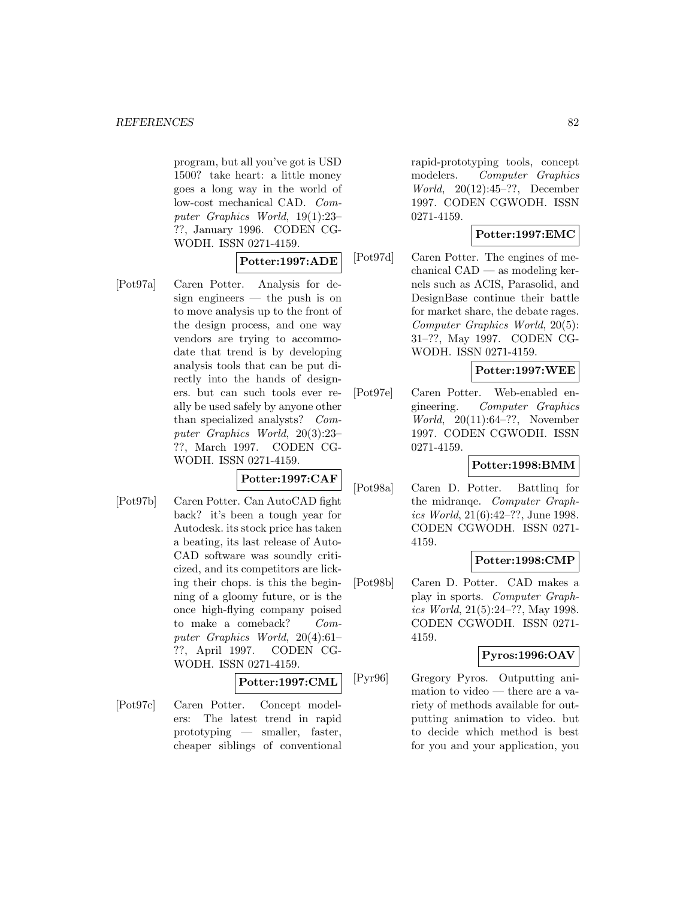program, but all you've got is USD 1500? take heart: a little money goes a long way in the world of low-cost mechanical CAD. *Computer Graphics World*, 19(1):23–??, January 1996. CODEN CGWODH. ISSN 0271-4159.

**Potter:1997:ADE**

[Pot97a] Caren Potter. Analysis for design engineers — the push is on to move analysis up to the front of the design process, and one way vendors are trying to accommodate that trend is by developing analysis tools that can be put directly into the hands of designers. but can such tools ever really be used safely by anyone other than specialized analysts? *Computer Graphics World*, 20(3):23–??, March 1997. CODEN CGWODH. ISSN 0271-4159.

**Potter:1997:CAF**

[Pot97b] Caren Potter. Can AutoCAD fight back? it's been a tough year for Autodesk. its stock price has taken a beating, its last release of AutoCAD software was soundly criticized, and its competitors are licking their chops. is this the beginning of a gloomy future, or is the once high-flying company poised to make a comeback? *Computer Graphics World*, 20(4):61–??, April 1997. CODEN CGWODH. ISSN 0271-4159.

**Potter:1997:CML**

[Pot97c] Caren Potter. Concept modelers: The latest trend in rapid prototyping — smaller, faster, cheaper siblings of conventional rapid-prototyping tools, concept modelers. *Computer Graphics World*, 20(12):45–??, December 1997. CODEN CGWODH. ISSN 0271-4159.

**Potter:1997:EMC**

[Pot97d] Caren Potter. The engines of mechanical CAD — as modeling kernels such as ACIS, Parasolid, and DesignBase continue their battle for market share, the debate rages. *Computer Graphics World*, 20(5): 31–??, May 1997. CODEN CGWODH. ISSN 0271-4159.

**Potter:1997:WEE**

[Pot97e] Caren Potter. Web-enabled engineering. *Computer Graphics World*, 20(11):64–??, November 1997. CODEN CGWODH. ISSN 0271-4159.

**Potter:1998:BMM**

[Pot98a] Caren D. Potter. Battlinq for the midranqe. *Computer Graphics World*, 21(6):42–??, June 1998. CODEN CGWODH. ISSN 0271-4159.

**Potter:1998:CMP**

[Pot98b] Caren D. Potter. CAD makes a play in sports. *Computer Graphics World*, 21(5):24–??, May 1998. CODEN CGWODH. ISSN 0271-4159.

**Pyros:1996:OAV**

[Pyr96] Gregory Pyros. Outputting animation to video — there are a variety of methods available for outputting animation to video. but to decide which method is best for you and your application, you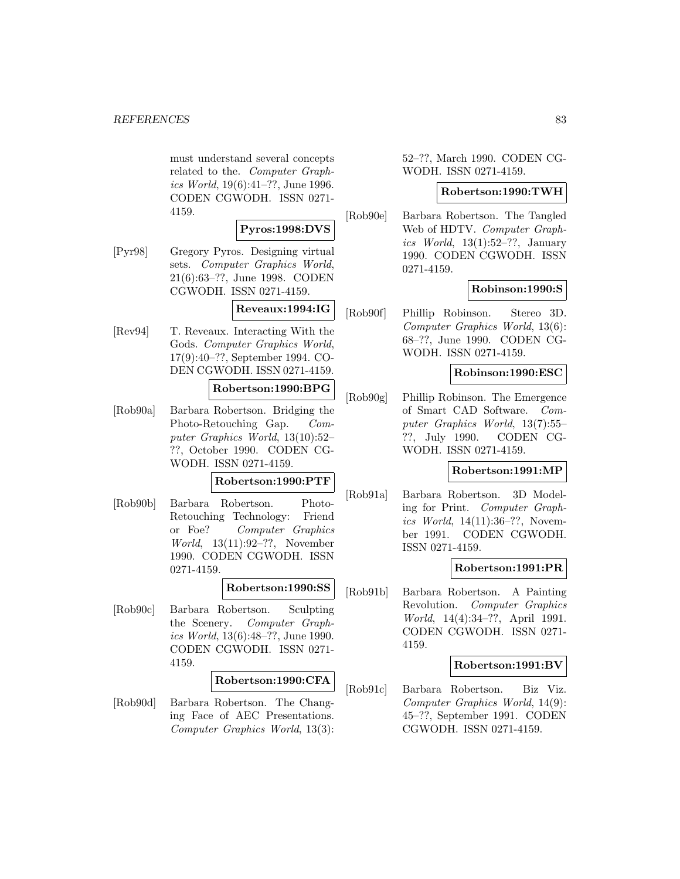must understand several concepts related to the. *Computer Graphics World*, 19(6):41–??, June 1996. CODEN CGWODH. ISSN 0271-4159.

**Pyros:1998:DVS**

[Pyr98] Gregory Pyros. Designing virtual sets. *Computer Graphics World*, 21(6):63–??, June 1998. CODEN CGWODH. ISSN 0271-4159.

**Reveaux:1994:IG**

[Rev94] T. Reveaux. Interacting With the Gods. *Computer Graphics World*, 17(9):40–??, September 1994. CODEN CGWODH. ISSN 0271-4159.

**Robertson:1990:BPG**

[Rob90a] Barbara Robertson. Bridging the Photo-Retouching Gap. *Computer Graphics World*, 13(10):52–??, October 1990. CODEN CGWODH. ISSN 0271-4159.

**Robertson:1990:PTF**

[Rob90b] Barbara Robertson. Photo-Retouching Technology: Friend or Foe? *Computer Graphics World*, 13(11):92–??, November 1990. CODEN CGWODH. ISSN 0271-4159.

**Robertson:1990:SS**

[Rob90c] Barbara Robertson. Sculpting the Scenery. *Computer Graphics World*, 13(6):48–??, June 1990. CODEN CGWODH. ISSN 0271-4159.

**Robertson:1990:CFA**

[Rob90d] Barbara Robertson. The Changing Face of AEC Presentations. *Computer Graphics World*, 13(3):52–??, March 1990. CODEN CGWODH. ISSN 0271-4159.

**Robertson:1990:TWH**

[Rob90e] Barbara Robertson. The Tangled Web of HDTV. *Computer Graphics World*, 13(1):52–??, January 1990. CODEN CGWODH. ISSN 0271-4159.

**Robinson:1990:S**

[Rob90f] Phillip Robinson. Stereo 3D. *Computer Graphics World*, 13(6):68–??, June 1990. CODEN CGWODH. ISSN 0271-4159.

**Robinson:1990:ESC**

[Rob90g] Phillip Robinson. The Emergence of Smart CAD Software. *Computer Graphics World*, 13(7):55–??, July 1990. CODEN CGWODH. ISSN 0271-4159.

**Robertson:1991:MP**

[Rob91a] Barbara Robertson. 3D Modeling for Print. *Computer Graphics World*, 14(11):36–??, November 1991. CODEN CGWODH. ISSN 0271-4159.

**Robertson:1991:PR**

[Rob91b] Barbara Robertson. A Painting Revolution. *Computer Graphics World*, 14(4):34–??, April 1991. CODEN CGWODH. ISSN 0271-4159.

**Robertson:1991:BV**

[Rob91c] Barbara Robertson. Biz Viz. *Computer Graphics World*, 14(9):45–??, September 1991. CODEN CGWODH. ISSN 0271-4159.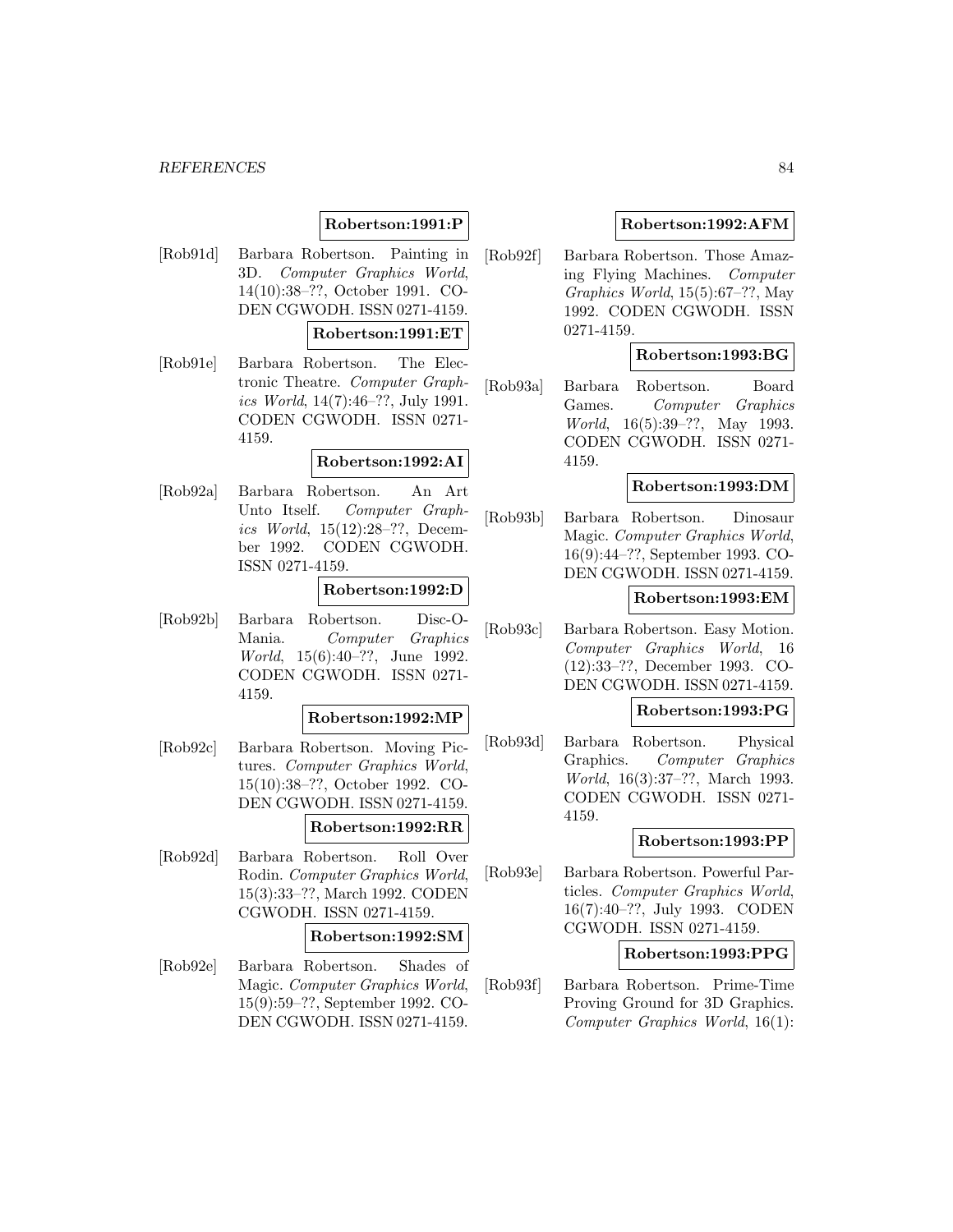**Robertson:1991:P**

[Rob91d] Barbara Robertson. Painting in 3D. *Computer Graphics World*, 14(10):38–??, October 1991. CODEN CGWODH. ISSN 0271-4159.

**Robertson:1991:ET**

[Rob91e] Barbara Robertson. The Electronic Theatre. *Computer Graphics World*, 14(7):46–??, July 1991. CODEN CGWODH. ISSN 0271-4159.

**Robertson:1992:AI**

[Rob92a] Barbara Robertson. An Art Unto Itself. *Computer Graphics World*, 15(12):28–??, December 1992. CODEN CGWODH. ISSN 0271-4159.

**Robertson:1992:D**

[Rob92b] Barbara Robertson. Disc-O-Mania. *Computer Graphics World*, 15(6):40–??, June 1992. CODEN CGWODH. ISSN 0271-4159.

**Robertson:1992:MP**

[Rob92c] Barbara Robertson. Moving Pictures. *Computer Graphics World*, 15(10):38–??, October 1992. CODEN CGWODH. ISSN 0271-4159.

**Robertson:1992:RR**

[Rob92d] Barbara Robertson. Roll Over Rodin. *Computer Graphics World*, 15(3):33–??, March 1992. CODEN CGWODH. ISSN 0271-4159.

**Robertson:1992:SM**

[Rob92e] Barbara Robertson. Shades of Magic. *Computer Graphics World*, 15(9):59–??, September 1992. CODEN CGWODH. ISSN 0271-4159.

**Robertson:1992:AFM**

[Rob92f] Barbara Robertson. Those Amazing Flying Machines. *Computer Graphics World*, 15(5):67–??, May 1992. CODEN CGWODH. ISSN 0271-4159.

**Robertson:1993:BG**

[Rob93a] Barbara Robertson. Board Games. *Computer Graphics World*, 16(5):39–??, May 1993. CODEN CGWODH. ISSN 0271-4159.

**Robertson:1993:DM**

[Rob93b] Barbara Robertson. Dinosaur Magic. *Computer Graphics World*, 16(9):44–??, September 1993. CODEN CGWODH. ISSN 0271-4159.

**Robertson:1993:EM**

[Rob93c] Barbara Robertson. Easy Motion. *Computer Graphics World*, 16 (12):33–??, December 1993. CODEN CGWODH. ISSN 0271-4159.

**Robertson:1993:PG**

[Rob93d] Barbara Robertson. Physical Graphics. *Computer Graphics World*, 16(3):37–??, March 1993. CODEN CGWODH. ISSN 0271-4159.

**Robertson:1993:PP**

[Rob93e] Barbara Robertson. Powerful Particles. *Computer Graphics World*, 16(7):40–??, July 1993. CODEN CGWODH. ISSN 0271-4159.

**Robertson:1993:PPG**

[Rob93f] Barbara Robertson. Prime-Time Proving Ground for 3D Graphics. *Computer Graphics World*, 16(1):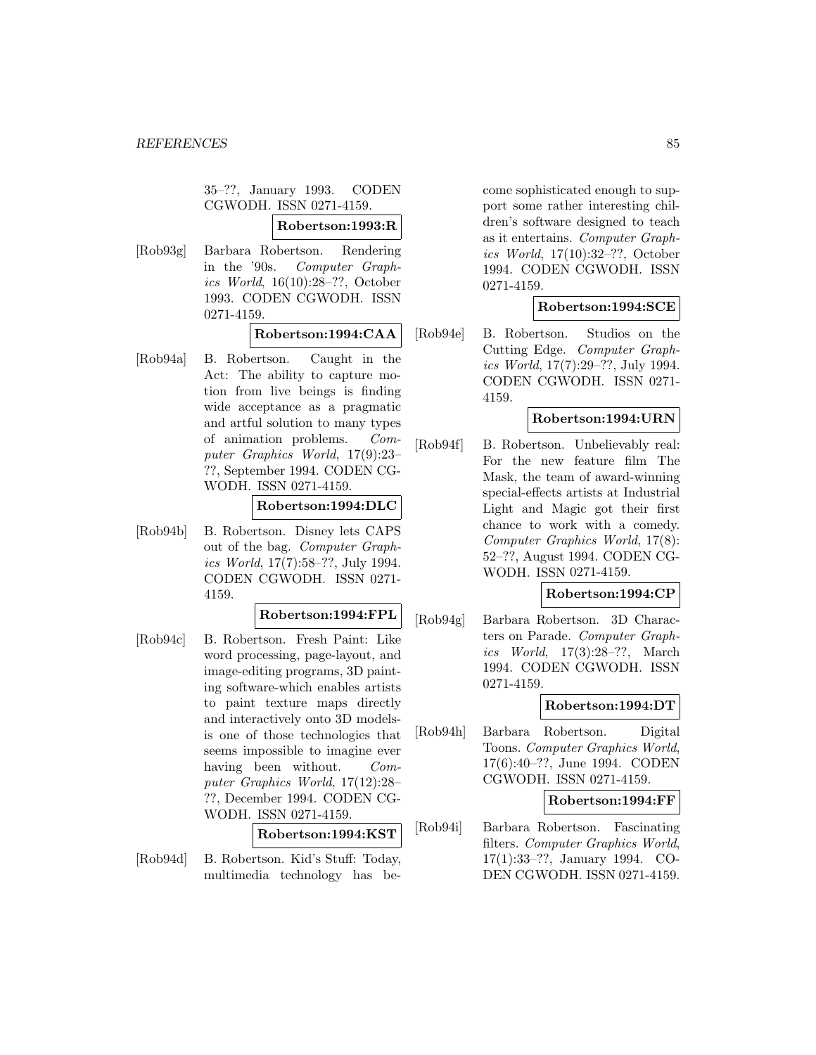35–??, January 1993. CODEN CGWODH. ISSN 0271-4159.

**Robertson:1993:R**

[Rob93g] Barbara Robertson. Rendering in the '90s. *Computer Graphics World*, 16(10):28–??, October 1993. CODEN CGWODH. ISSN 0271-4159.

**Robertson:1994:CAA**

[Rob94a] B. Robertson. Caught in the Act: The ability to capture motion from live beings is finding wide acceptance as a pragmatic and artful solution to many types of animation problems. *Computer Graphics World*, 17(9):23–??, September 1994. CODEN CGWODH. ISSN 0271-4159.

**Robertson:1994:DLC**

[Rob94b] B. Robertson. Disney lets CAPS out of the bag. *Computer Graphics World*, 17(7):58–??, July 1994. CODEN CGWODH. ISSN 0271-4159.

**Robertson:1994:FPL**

[Rob94c] B. Robertson. Fresh Paint: Like word processing, page-layout, and image-editing programs, 3D painting software-which enables artists to paint texture maps directly and interactively onto 3D models-is one of those technologies that seems impossible to imagine ever having been without. *Computer Graphics World*, 17(12):28–??, December 1994. CODEN CGWODH. ISSN 0271-4159.

**Robertson:1994:KST**

[Rob94d] B. Robertson. Kid's Stuff: Today, multimedia technology has become sophisticated enough to support some rather interesting children's software designed to teach as it entertains. *Computer Graphics World*, 17(10):32–??, October 1994. CODEN CGWODH. ISSN 0271-4159.

**Robertson:1994:SCE**

[Rob94e] B. Robertson. Studios on the Cutting Edge. *Computer Graphics World*, 17(7):29–??, July 1994. CODEN CGWODH. ISSN 0271-4159.

**Robertson:1994:URN**

[Rob94f] B. Robertson. Unbelievably real: For the new feature film The Mask, the team of award-winning special-effects artists at Industrial Light and Magic got their first chance to work with a comedy. *Computer Graphics World*, 17(8):52–??, August 1994. CODEN CGWODH. ISSN 0271-4159.

**Robertson:1994:CP**

[Rob94g] Barbara Robertson. 3D Characters on Parade. *Computer Graphics World*, 17(3):28–??, March 1994. CODEN CGWODH. ISSN 0271-4159.

**Robertson:1994:DT**

[Rob94h] Barbara Robertson. Digital Toons. *Computer Graphics World*, 17(6):40–??, June 1994. CODEN CGWODH. ISSN 0271-4159.

**Robertson:1994:FF**

[Rob94i] Barbara Robertson. Fascinating filters. *Computer Graphics World*, 17(1):33–??, January 1994. CODEN CGWODH. ISSN 0271-4159.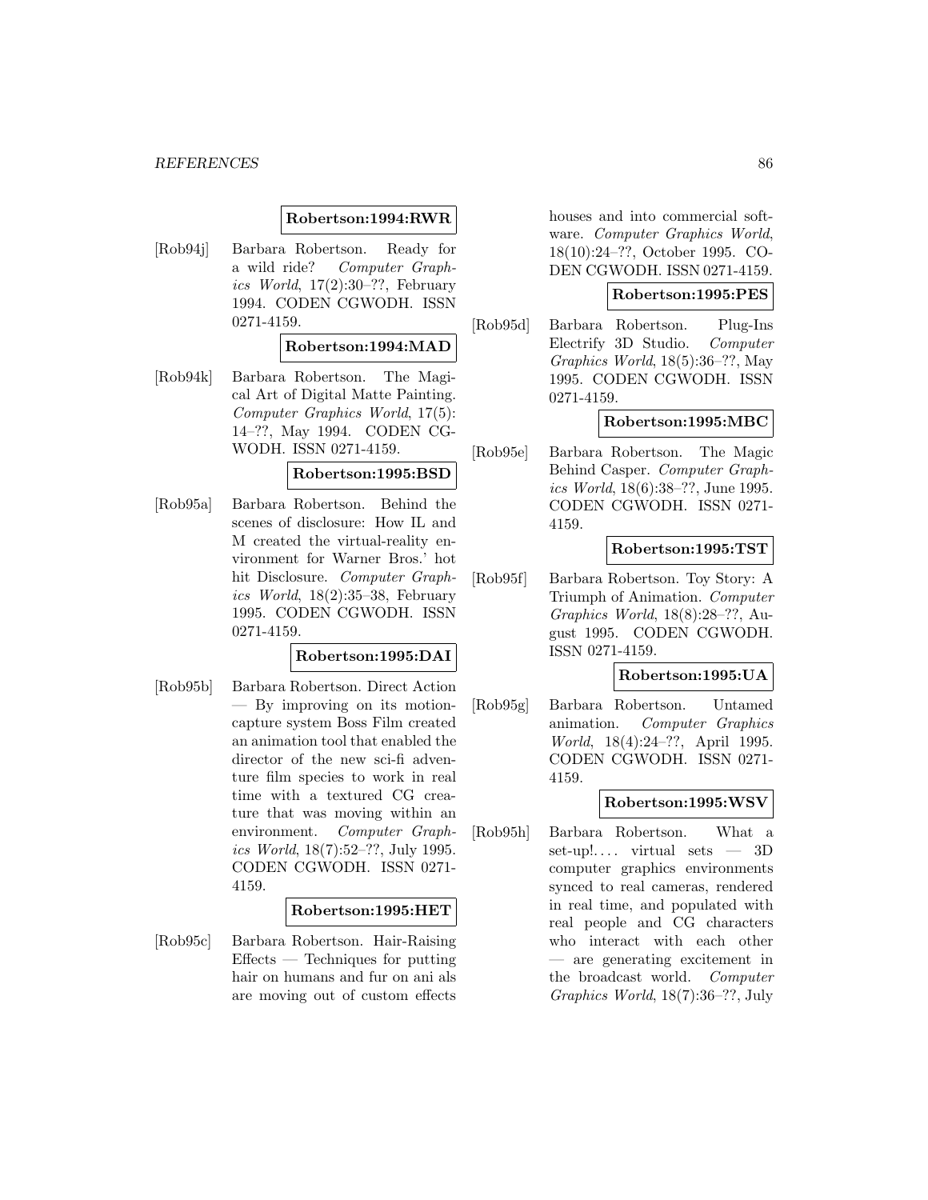**Robertson:1994:RWR**

[Rob94j] Barbara Robertson. Ready for a wild ride? *Computer Graphics World*, 17(2):30–??, February 1994. CODEN CGWODH. ISSN 0271-4159.

**Robertson:1994:MAD**

[Rob94k] Barbara Robertson. The Magical Art of Digital Matte Painting. *Computer Graphics World*, 17(5): 14–??, May 1994. CODEN CGWODH. ISSN 0271-4159.

**Robertson:1995:BSD**

[Rob95a] Barbara Robertson. Behind the scenes of disclosure: How IL and M created the virtual-reality environment for Warner Bros.' hot hit Disclosure. *Computer Graphics World*, 18(2):35–38, February 1995. CODEN CGWODH. ISSN 0271-4159.

**Robertson:1995:DAI**

[Rob95b] Barbara Robertson. Direct Action — By improving on its motion-capture system Boss Film created an animation tool that enabled the director of the new sci-fi adventure film species to work in real time with a textured CG creature that was moving within an environment. *Computer Graphics World*, 18(7):52–??, July 1995. CODEN CGWODH. ISSN 0271-4159.

**Robertson:1995:HET**

[Rob95c] Barbara Robertson. Hair-Raising Effects — Techniques for putting hair on humans and fur on ani als are moving out of custom effects houses and into commercial software. *Computer Graphics World*, 18(10):24–??, October 1995. CODEN CGWODH. ISSN 0271-4159.

**Robertson:1995:PES**

[Rob95d] Barbara Robertson. Plug-Ins Electrify 3D Studio. *Computer Graphics World*, 18(5):36–??, May 1995. CODEN CGWODH. ISSN 0271-4159.

**Robertson:1995:MBC**

[Rob95e] Barbara Robertson. The Magic Behind Casper. *Computer Graphics World*, 18(6):38–??, June 1995. CODEN CGWODH. ISSN 0271-4159.

**Robertson:1995:TST**

[Rob95f] Barbara Robertson. Toy Story: A Triumph of Animation. *Computer Graphics World*, 18(8):28–??, August 1995. CODEN CGWODH. ISSN 0271-4159.

**Robertson:1995:UA**

[Rob95g] Barbara Robertson. Untamed animation. *Computer Graphics World*, 18(4):24–??, April 1995. CODEN CGWODH. ISSN 0271-4159.

**Robertson:1995:WSV**

[Rob95h] Barbara Robertson. What a set-up!.... virtual sets — 3D computer graphics environments synced to real cameras, rendered in real time, and populated with real people and CG characters who interact with each other — are generating excitement in the broadcast world. *Computer Graphics World*, 18(7):36–??, July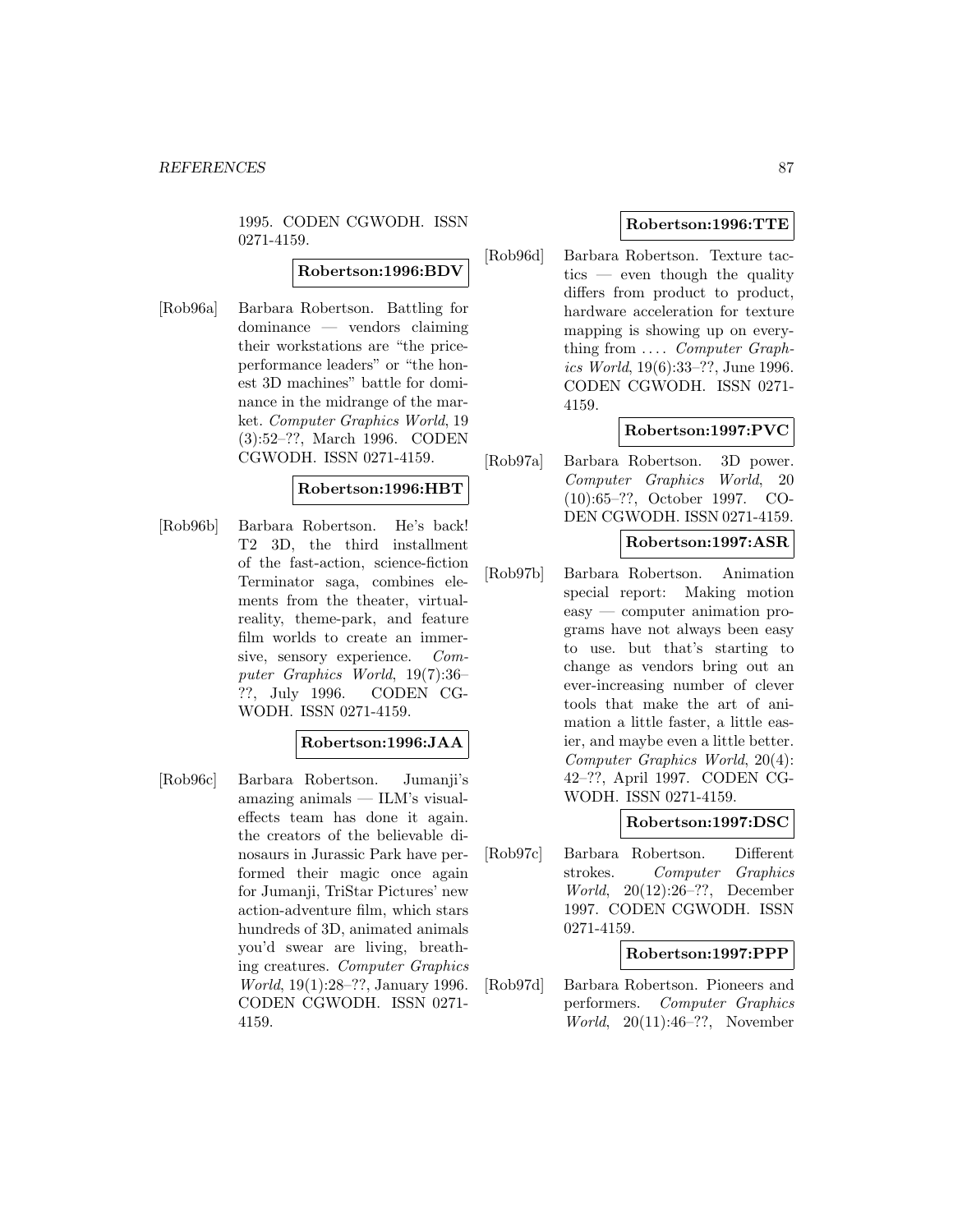1995. CODEN CGWODH. ISSN 0271-4159.

**Robertson:1996:BDV**

[Rob96a] Barbara Robertson. Battling for dominance — vendors claiming their workstations are “the price-performance leaders” or “the honest 3D machines” battle for dominance in the midrange of the market. *Computer Graphics World*, 19 (3):52–??, March 1996. CODEN CGWODH. ISSN 0271-4159.

**Robertson:1996:HBT**

[Rob96b] Barbara Robertson. He’s back! T2 3D, the third installment of the fast-action, science-fiction Terminator saga, combines elements from the theater, virtual-reality, theme-park, and feature film worlds to create an immersive, sensory experience. *Computer Graphics World*, 19(7):36–??, July 1996. CODEN CGWODH. ISSN 0271-4159.

**Robertson:1996:JAA**

[Rob96c] Barbara Robertson. Jumanji’s amazing animals — ILM’s visual-effects team has done it again. the creators of the believable dinosaurs in Jurassic Park have performed their magic once again for Jumanji, TriStar Pictures’ new action-adventure film, which stars hundreds of 3D, animated animals you’d swear are living, breathing creatures. *Computer Graphics World*, 19(1):28–??, January 1996. CODEN CGWODH. ISSN 0271-4159.

**Robertson:1996:TTE**

[Rob96d] Barbara Robertson. Texture tactics — even though the quality differs from product to product, hardware acceleration for texture mapping is showing up on everything from .... *Computer Graphics World*, 19(6):33–??, June 1996. CODEN CGWODH. ISSN 0271-4159.

**Robertson:1997:PVC**

[Rob97a] Barbara Robertson. 3D power. *Computer Graphics World*, 20 (10):65–??, October 1997. CODEN CGWODH. ISSN 0271-4159.

**Robertson:1997:ASR**

[Rob97b] Barbara Robertson. Animation special report: Making motion easy — computer animation programs have not always been easy to use. but that’s starting to change as vendors bring out an ever-increasing number of clever tools that make the art of animation a little faster, a little easier, and maybe even a little better. *Computer Graphics World*, 20(4): 42–??, April 1997. CODEN CGWODH. ISSN 0271-4159.

**Robertson:1997:DSC**

[Rob97c] Barbara Robertson. Different strokes. *Computer Graphics World*, 20(12):26–??, December 1997. CODEN CGWODH. ISSN 0271-4159.

**Robertson:1997:PPP**

[Rob97d] Barbara Robertson. Pioneers and performers. *Computer Graphics World*, 20(11):46–??, November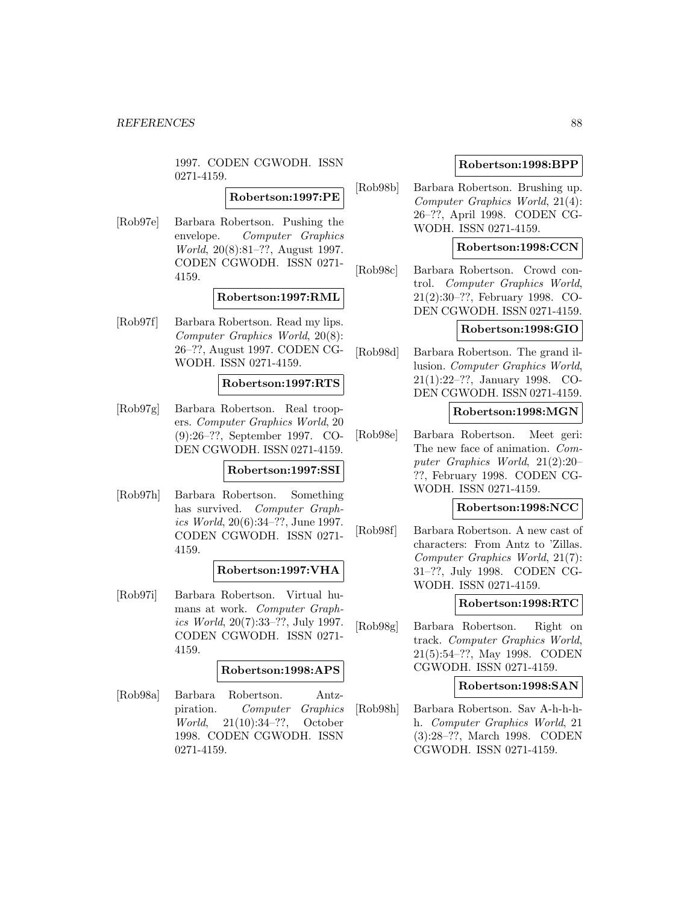1997. CODEN CGWODH. ISSN 0271-4159.

**Robertson:1997:PE**

[Rob97e] Barbara Robertson. Pushing the envelope. *Computer Graphics World*, 20(8):81–??, August 1997. CODEN CGWODH. ISSN 0271-4159.

**Robertson:1997:RML**

[Rob97f] Barbara Robertson. Read my lips. *Computer Graphics World*, 20(8): 26–??, August 1997. CODEN CGWODH. ISSN 0271-4159.

**Robertson:1997:RTS**

[Rob97g] Barbara Robertson. Real troopers. *Computer Graphics World*, 20 (9):26–??, September 1997. CODEN CGWODH. ISSN 0271-4159.

**Robertson:1997:SSI**

[Rob97h] Barbara Robertson. Something has survived. *Computer Graphics World*, 20(6):34–??, June 1997. CODEN CGWODH. ISSN 0271-4159.

**Robertson:1997:VHA**

[Rob97i] Barbara Robertson. Virtual humans at work. *Computer Graphics World*, 20(7):33–??, July 1997. CODEN CGWODH. ISSN 0271-4159.

**Robertson:1998:APS**

[Rob98a] Barbara Robertson. Antzpiration. *Computer Graphics World*, 21(10):34–??, October 1998. CODEN CGWODH. ISSN 0271-4159.

**Robertson:1998:BPP**

[Rob98b] Barbara Robertson. Brushing up. *Computer Graphics World*, 21(4): 26–??, April 1998. CODEN CGWODH. ISSN 0271-4159.

**Robertson:1998:CCN**

[Rob98c] Barbara Robertson. Crowd control. *Computer Graphics World*, 21(2):30–??, February 1998. CODEN CGWODH. ISSN 0271-4159.

**Robertson:1998:GIO**

[Rob98d] Barbara Robertson. The grand illusion. *Computer Graphics World*, 21(1):22–??, January 1998. CODEN CGWODH. ISSN 0271-4159.

**Robertson:1998:MGN**

[Rob98e] Barbara Robertson. Meet geri: The new face of animation. *Computer Graphics World*, 21(2):20–??, February 1998. CODEN CGWODH. ISSN 0271-4159.

**Robertson:1998:NCC**

[Rob98f] Barbara Robertson. A new cast of characters: From Antz to 'Zillas. *Computer Graphics World*, 21(7): 31–??, July 1998. CODEN CGWODH. ISSN 0271-4159.

**Robertson:1998:RTC**

[Rob98g] Barbara Robertson. Right on track. *Computer Graphics World*, 21(5):54–??, May 1998. CODEN CGWODH. ISSN 0271-4159.

**Robertson:1998:SAN**

[Rob98h] Barbara Robertson. Sav A-h-h-h-h. *Computer Graphics World*, 21 (3):28–??, March 1998. CODEN CGWODH. ISSN 0271-4159.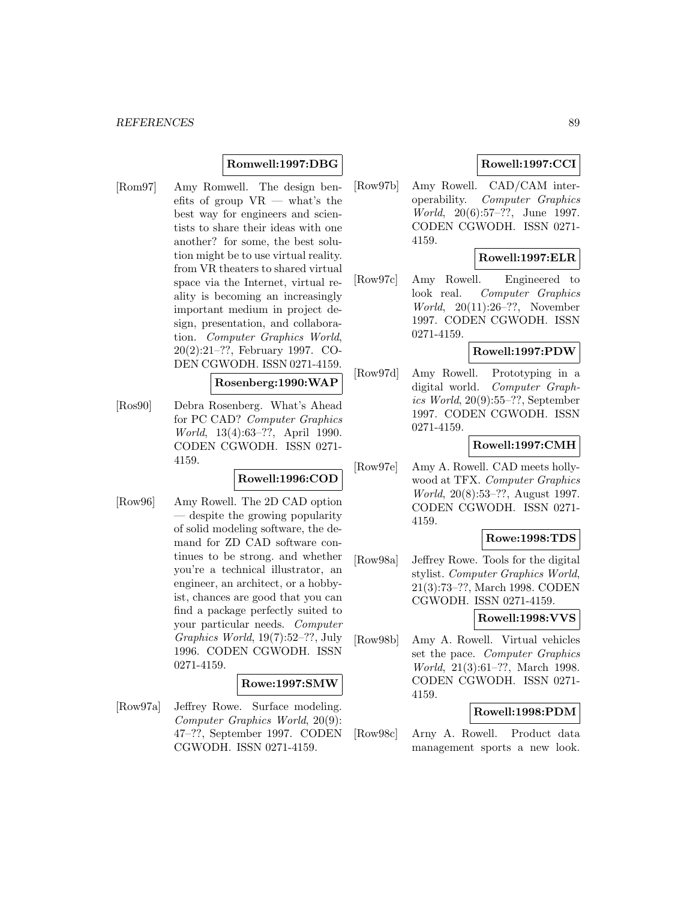**Romwell:1997:DBG**

[Rom97] Amy Romwell. The design benefits of group VR — what's the best way for engineers and scientists to share their ideas with one another? for some, the best solution might be to use virtual reality. from VR theaters to shared virtual space via the Internet, virtual reality is becoming an increasingly important medium in project design, presentation, and collaboration. *Computer Graphics World*, 20(2):21–??, February 1997. CODEN CGWODH. ISSN 0271-4159.

**Rosenberg:1990:WAP**

[Ros90] Debra Rosenberg. What's Ahead for PC CAD? *Computer Graphics World*, 13(4):63–??, April 1990. CODEN CGWODH. ISSN 0271-4159.

**Rowell:1996:COD**

[Row96] Amy Rowell. The 2D CAD option — despite the growing popularity of solid modeling software, the demand for ZD CAD software continues to be strong. and whether you're a technical illustrator, an engineer, an architect, or a hobbyist, chances are good that you can find a package perfectly suited to your particular needs. *Computer Graphics World*, 19(7):52–??, July 1996. CODEN CGWODH. ISSN 0271-4159.

**Rowe:1997:SMW**

[Row97a] Jeffrey Rowe. Surface modeling. *Computer Graphics World*, 20(9): 47–??, September 1997. CODEN CGWODH. ISSN 0271-4159.

**Rowell:1997:CCI**

[Row97b] Amy Rowell. CAD/CAM interoperability. *Computer Graphics World*, 20(6):57–??, June 1997. CODEN CGWODH. ISSN 0271-4159.

**Rowell:1997:ELR**

[Row97c] Amy Rowell. Engineered to look real. *Computer Graphics World*, 20(11):26–??, November 1997. CODEN CGWODH. ISSN 0271-4159.

**Rowell:1997:PDW**

[Row97d] Amy Rowell. Prototyping in a digital world. *Computer Graphics World*, 20(9):55–??, September 1997. CODEN CGWODH. ISSN 0271-4159.

**Rowell:1997:CMH**

[Row97e] Amy A. Rowell. CAD meets hollywood at TFX. *Computer Graphics World*, 20(8):53–??, August 1997. CODEN CGWODH. ISSN 0271-4159.

**Rowe:1998:TDS**

[Row98a] Jeffrey Rowe. Tools for the digital stylist. *Computer Graphics World*, 21(3):73–??, March 1998. CODEN CGWODH. ISSN 0271-4159.

**Rowell:1998:VVS**

[Row98b] Amy A. Rowell. Virtual vehicles set the pace. *Computer Graphics World*, 21(3):61–??, March 1998. CODEN CGWODH. ISSN 0271-4159.

**Rowell:1998:PDM**

[Row98c] Arny A. Rowell. Product data management sports a new look.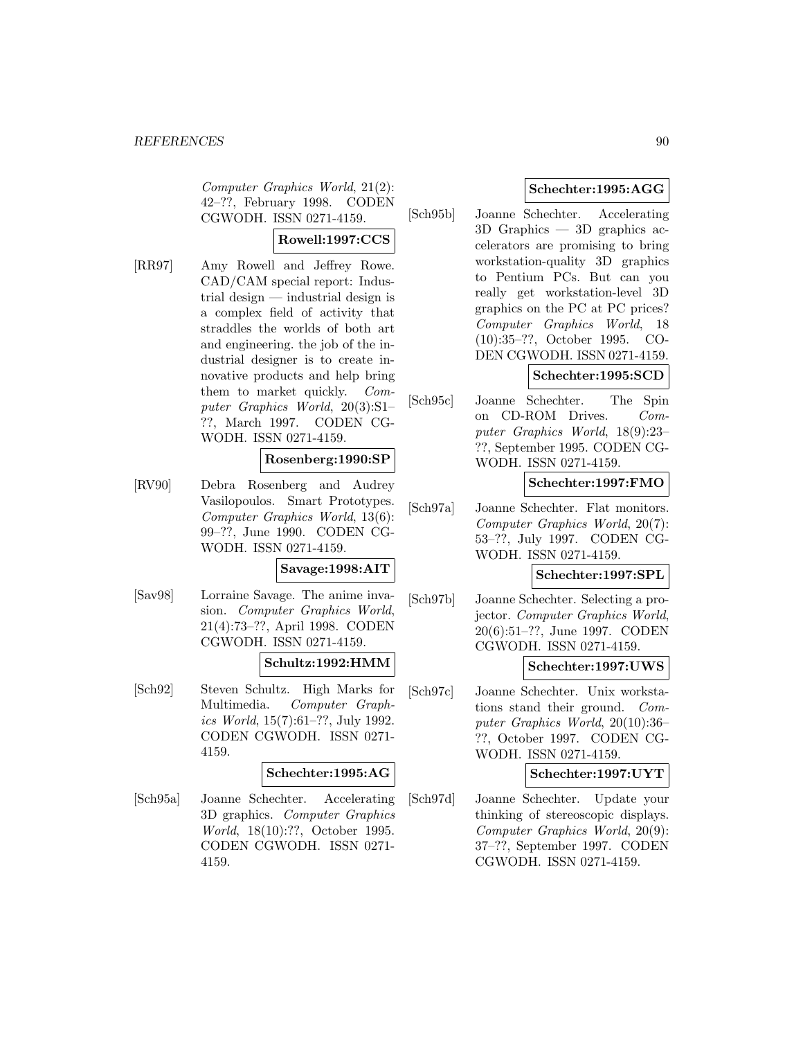*Computer Graphics World*, 21(2): 42–??, February 1998. CODEN CGWODH. ISSN 0271-4159.

**Rowell:1997:CCS**

[RR97] Amy Rowell and Jeffrey Rowe. CAD/CAM special report: Industrial design — industrial design is a complex field of activity that straddles the worlds of both art and engineering. the job of the industrial designer is to create innovative products and help bring them to market quickly. *Computer Graphics World*, 20(3):S1–??, March 1997. CODEN CGWODH. ISSN 0271-4159.

**Rosenberg:1990:SP**

[RV90] Debra Rosenberg and Audrey Vasilopoulos. Smart Prototypes. *Computer Graphics World*, 13(6): 99–??, June 1990. CODEN CGWODH. ISSN 0271-4159.

**Savage:1998:AIT**

[Sav98] Lorraine Savage. The anime invasion. *Computer Graphics World*, 21(4):73–??, April 1998. CODEN CGWODH. ISSN 0271-4159.

**Schultz:1992:HMM**

[Sch92] Steven Schultz. High Marks for Multimedia. *Computer Graphics World*, 15(7):61–??, July 1992. CODEN CGWODH. ISSN 0271-4159.

**Schechter:1995:AG**

[Sch95a] Joanne Schechter. Accelerating 3D graphics. *Computer Graphics World*, 18(10):??, October 1995. CODEN CGWODH. ISSN 0271-4159.

**Schechter:1995:AGG**

[Sch95b] Joanne Schechter. Accelerating 3D Graphics — 3D graphics accelerators are promising to bring workstation-quality 3D graphics to Pentium PCs. But can you really get workstation-level 3D graphics on the PC at PC prices? *Computer Graphics World*, 18 (10):35–??, October 1995. CODEN CGWODH. ISSN 0271-4159.

**Schechter:1995:SCD**

[Sch95c] Joanne Schechter. The Spin on CD-ROM Drives. *Computer Graphics World*, 18(9):23–??, September 1995. CODEN CGWODH. ISSN 0271-4159.

**Schechter:1997:FMO**

[Sch97a] Joanne Schechter. Flat monitors. *Computer Graphics World*, 20(7): 53–??, July 1997. CODEN CGWODH. ISSN 0271-4159.

**Schechter:1997:SPL**

[Sch97b] Joanne Schechter. Selecting a projector. *Computer Graphics World*, 20(6):51–??, June 1997. CODEN CGWODH. ISSN 0271-4159.

**Schechter:1997:UWS**

[Sch97c] Joanne Schechter. Unix workstations stand their ground. *Computer Graphics World*, 20(10):36–??, October 1997. CODEN CGWODH. ISSN 0271-4159.

**Schechter:1997:UYT**

[Sch97d] Joanne Schechter. Update your thinking of stereoscopic displays. *Computer Graphics World*, 20(9): 37–??, September 1997. CODEN CGWODH. ISSN 0271-4159.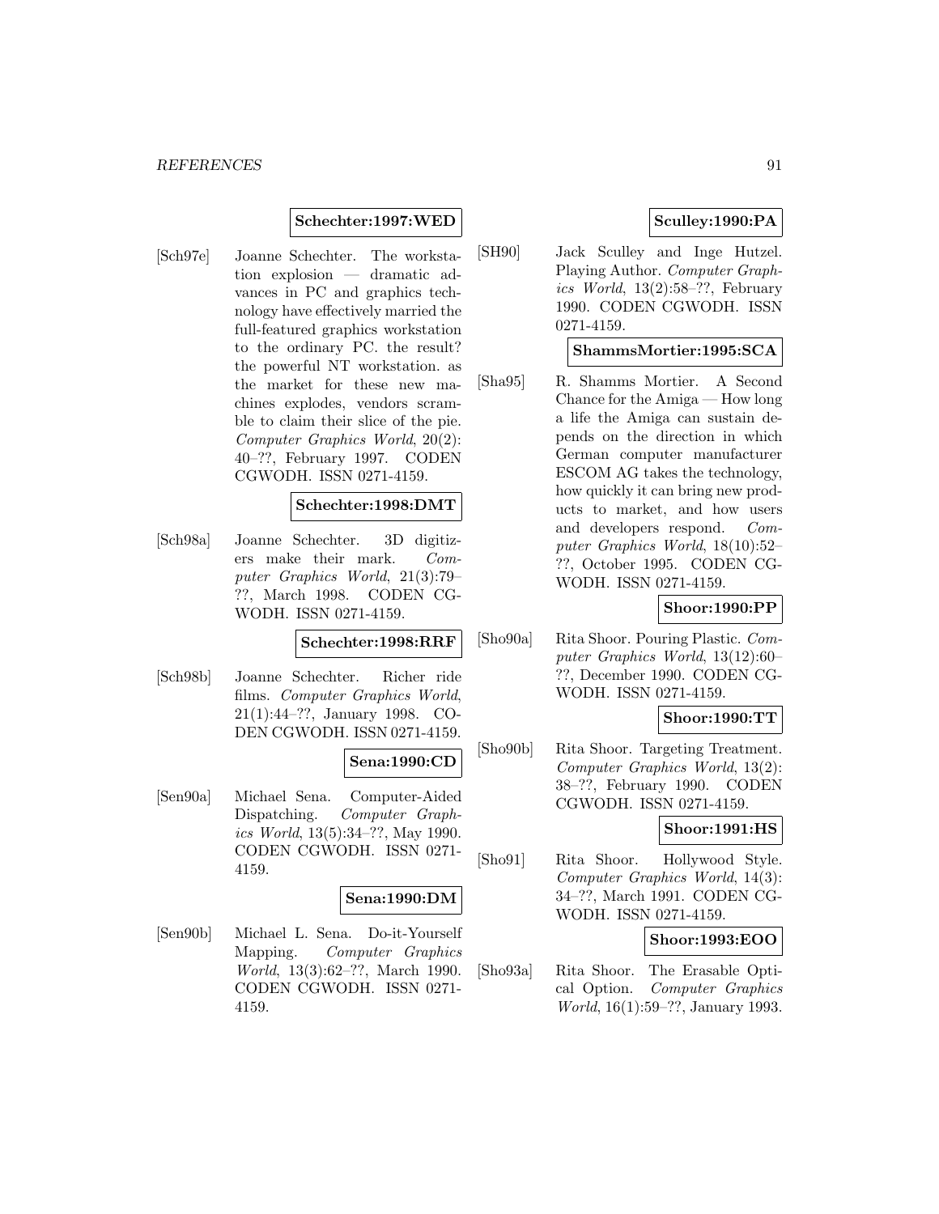**Schechter:1997:WED**

[Sch97e] Joanne Schechter. The workstation explosion — dramatic advances in PC and graphics technology have effectively married the full-featured graphics workstation to the ordinary PC. the result? the powerful NT workstation. as the market for these new machines explodes, vendors scramble to claim their slice of the pie. *Computer Graphics World*, 20(2): 40–??, February 1997. CODEN CGWODH. ISSN 0271-4159.

**Schechter:1998:DMT**

[Sch98a] Joanne Schechter. 3D digitizers make their mark. *Computer Graphics World*, 21(3):79–??, March 1998. CODEN CGWODH. ISSN 0271-4159.

**Schechter:1998:RRF**

[Sch98b] Joanne Schechter. Richer ride films. *Computer Graphics World*, 21(1):44–??, January 1998. CODEN CGWODH. ISSN 0271-4159.

**Sena:1990:CD**

[Sen90a] Michael Sena. Computer-Aided Dispatching. *Computer Graphics World*, 13(5):34–??, May 1990. CODEN CGWODH. ISSN 0271-4159.

**Sena:1990:DM**

[Sen90b] Michael L. Sena. Do-it-Yourself Mapping. *Computer Graphics World*, 13(3):62–??, March 1990. CODEN CGWODH. ISSN 0271-4159.

**Sculley:1990:PA**

[SH90] Jack Sculley and Inge Hutzel. Playing Author. *Computer Graphics World*, 13(2):58–??, February 1990. CODEN CGWODH. ISSN 0271-4159.

**ShammsMortier:1995:SCA**

[Sha95] R. Shamms Mortier. A Second Chance for the Amiga — How long a life the Amiga can sustain depends on the direction in which German computer manufacturer ESCOM AG takes the technology, how quickly it can bring new products to market, and how users and developers respond. *Computer Graphics World*, 18(10):52–??, October 1995. CODEN CGWODH. ISSN 0271-4159.

**Shoor:1990:PP**

[Sho90a] Rita Shoor. Pouring Plastic. *Computer Graphics World*, 13(12):60–??, December 1990. CODEN CGWODH. ISSN 0271-4159.

**Shoor:1990:TT**

[Sho90b] Rita Shoor. Targeting Treatment. *Computer Graphics World*, 13(2): 38–??, February 1990. CODEN CGWODH. ISSN 0271-4159.

**Shoor:1991:HS**

[Sho91] Rita Shoor. Hollywood Style. *Computer Graphics World*, 14(3): 34–??, March 1991. CODEN CGWODH. ISSN 0271-4159.

**Shoor:1993:EOO**

[Sho93a] Rita Shoor. The Erasable Optical Option. *Computer Graphics World*, 16(1):59–??, January 1993.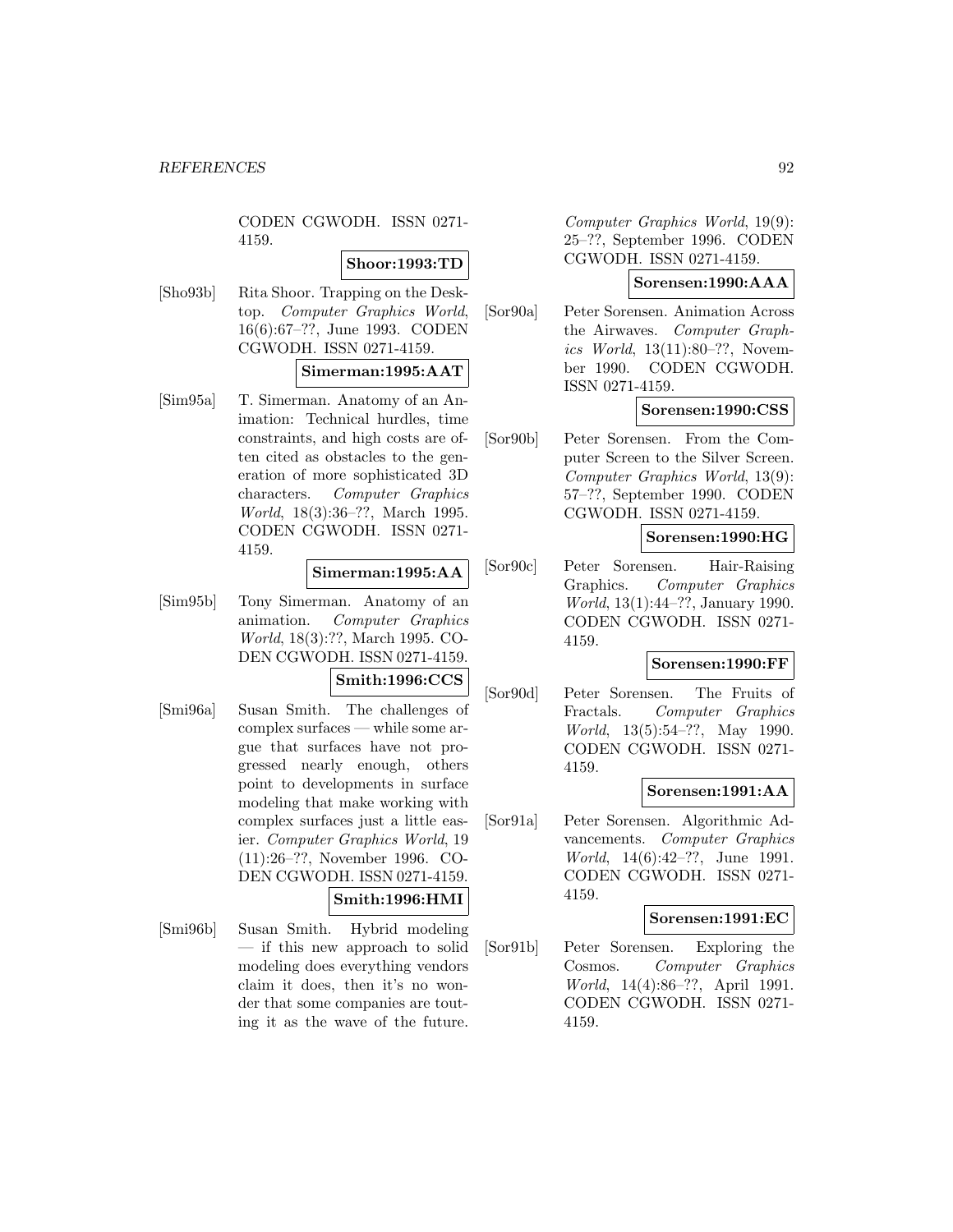CODEN CGWODH. ISSN 0271-4159.

**Shoor:1993:TD**

[Sho93b] Rita Shoor. Trapping on the Desktop. *Computer Graphics World*, 16(6):67–??, June 1993. CODEN CGWODH. ISSN 0271-4159.

**Simerman:1995:AAT**

[Sim95a] T. Simerman. Anatomy of an Animation: Technical hurdles, time constraints, and high costs are often cited as obstacles to the generation of more sophisticated 3D characters. *Computer Graphics World*, 18(3):36–??, March 1995. CODEN CGWODH. ISSN 0271-4159.

**Simerman:1995:AA**

[Sim95b] Tony Simerman. Anatomy of an animation. *Computer Graphics World*, 18(3):??, March 1995. CODEN CGWODH. ISSN 0271-4159.

**Smith:1996:CCS**

[Smi96a] Susan Smith. The challenges of complex surfaces — while some argue that surfaces have not progressed nearly enough, others point to developments in surface modeling that make working with complex surfaces just a little easier. *Computer Graphics World*, 19 (11):26–??, November 1996. CODEN CGWODH. ISSN 0271-4159.

**Smith:1996:HMI**

[Smi96b] Susan Smith. Hybrid modeling — if this new approach to solid modeling does everything vendors claim it does, then it's no wonder that some companies are touting it as the wave of the future. *Computer Graphics World*, 19(9): 25–??, September 1996. CODEN CGWODH. ISSN 0271-4159.

**Sorensen:1990:AAA**

[Sor90a] Peter Sorensen. Animation Across the Airwaves. *Computer Graphics World*, 13(11):80–??, November 1990. CODEN CGWODH. ISSN 0271-4159.

**Sorensen:1990:CSS**

[Sor90b] Peter Sorensen. From the Computer Screen to the Silver Screen. *Computer Graphics World*, 13(9): 57–??, September 1990. CODEN CGWODH. ISSN 0271-4159.

**Sorensen:1990:HG**

[Sor90c] Peter Sorensen. Hair-Raising Graphics. *Computer Graphics World*, 13(1):44–??, January 1990. CODEN CGWODH. ISSN 0271-4159.

**Sorensen:1990:FF**

[Sor90d] Peter Sorensen. The Fruits of Fractals. *Computer Graphics World*, 13(5):54–??, May 1990. CODEN CGWODH. ISSN 0271-4159.

**Sorensen:1991:AA**

[Sor91a] Peter Sorensen. Algorithmic Advancements. *Computer Graphics World*, 14(6):42–??, June 1991. CODEN CGWODH. ISSN 0271-4159.

**Sorensen:1991:EC**

[Sor91b] Peter Sorensen. Exploring the Cosmos. *Computer Graphics World*, 14(4):86–??, April 1991. CODEN CGWODH. ISSN 0271-4159.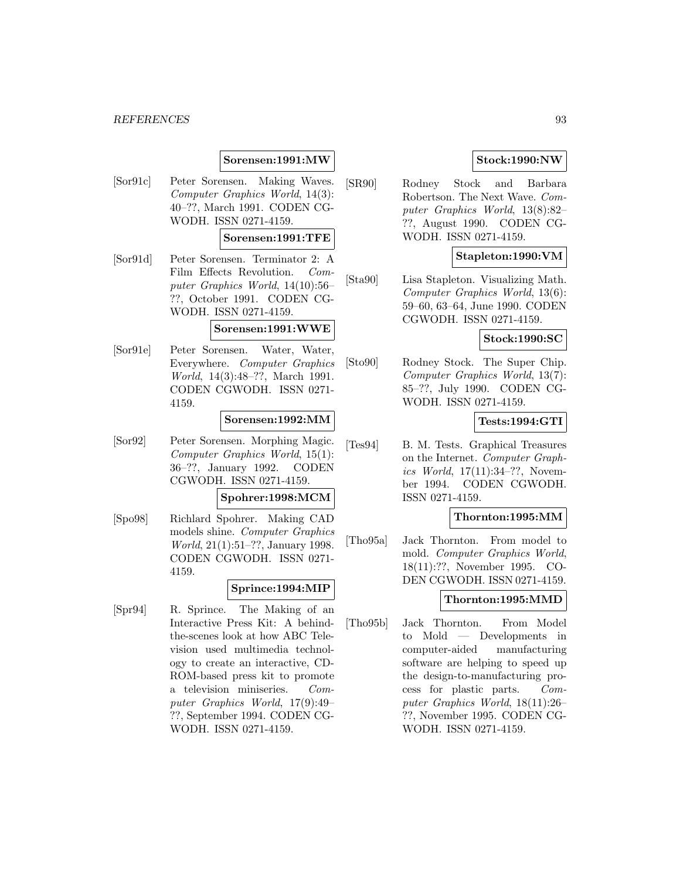**Sorensen:1991:MW**

[Sor91c] Peter Sorensen. Making Waves. *Computer Graphics World*, 14(3): 40–??, March 1991. CODEN CGWODH. ISSN 0271-4159.

**Sorensen:1991:TFE**

[Sor91d] Peter Sorensen. Terminator 2: A Film Effects Revolution. *Computer Graphics World*, 14(10):56–??, October 1991. CODEN CGWODH. ISSN 0271-4159.

**Sorensen:1991:WWE**

[Sor91e] Peter Sorensen. Water, Water, Everywhere. *Computer Graphics World*, 14(3):48–??, March 1991. CODEN CGWODH. ISSN 0271-4159.

**Sorensen:1992:MM**

[Sor92] Peter Sorensen. Morphing Magic. *Computer Graphics World*, 15(1): 36–??, January 1992. CODEN CGWODH. ISSN 0271-4159.

**Spohrer:1998:MCM**

[Spo98] Richlard Spohrer. Making CAD models shine. *Computer Graphics World*, 21(1):51–??, January 1998. CODEN CGWODH. ISSN 0271-4159.

**Sprince:1994:MIP**

[Spr94] R. Sprince. The Making of an Interactive Press Kit: A behind-the-scenes look at how ABC Television used multimedia technology to create an interactive, CD-ROM-based press kit to promote a television miniseries. *Computer Graphics World*, 17(9):49–??, September 1994. CODEN CGWODH. ISSN 0271-4159.

**Stock:1990:NW**

[SR90] Rodney Stock and Barbara Robertson. The Next Wave. *Computer Graphics World*, 13(8):82–??, August 1990. CODEN CGWODH. ISSN 0271-4159.

**Stapleton:1990:VM**

[Sta90] Lisa Stapleton. Visualizing Math. *Computer Graphics World*, 13(6): 59–60, 63–64, June 1990. CODEN CGWODH. ISSN 0271-4159.

**Stock:1990:SC**

[Sto90] Rodney Stock. The Super Chip. *Computer Graphics World*, 13(7): 85–??, July 1990. CODEN CGWODH. ISSN 0271-4159.

**Tests:1994:GTI**

[Tes94] B. M. Tests. Graphical Treasures on the Internet. *Computer Graphics World*, 17(11):34–??, November 1994. CODEN CGWODH. ISSN 0271-4159.

**Thornton:1995:MM**

[Tho95a] Jack Thornton. From model to mold. *Computer Graphics World*, 18(11):??, November 1995. CODEN CGWODH. ISSN 0271-4159.

**Thornton:1995:MMD**

[Tho95b] Jack Thornton. From Model to Mold — Developments in computer-aided manufacturing software are helping to speed up the design-to-manufacturing process for plastic parts. *Computer Graphics World*, 18(11):26–??, November 1995. CODEN CGWODH. ISSN 0271-4159.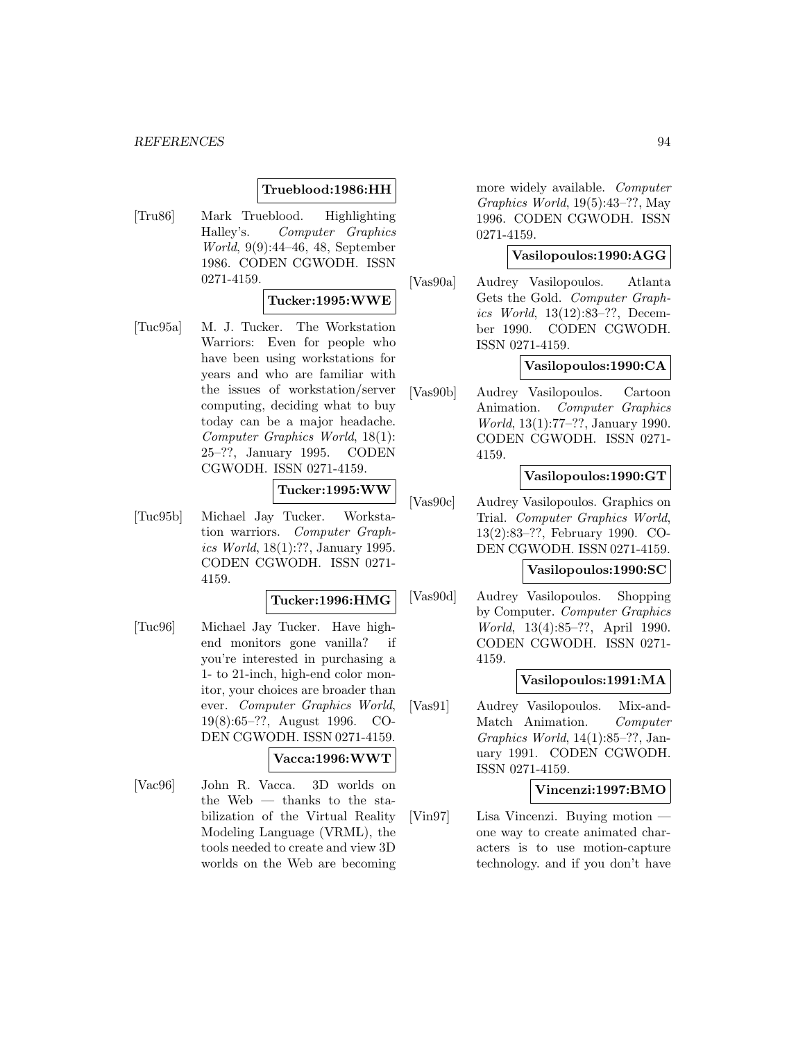**Trueblood:1986:HH**

[Tru86] Mark Trueblood. Highlighting Halley's. *Computer Graphics World*, 9(9):44–46, 48, September 1986. CODEN CGWODH. ISSN 0271-4159.

**Tucker:1995:WWE**

[Tuc95a] M. J. Tucker. The Workstation Warriors: Even for people who have been using workstations for years and who are familiar with the issues of workstation/server computing, deciding what to buy today can be a major headache. *Computer Graphics World*, 18(1): 25–??, January 1995. CODEN CGWODH. ISSN 0271-4159.

**Tucker:1995:WW**

[Tuc95b] Michael Jay Tucker. Workstation warriors. *Computer Graphics World*, 18(1):??, January 1995. CODEN CGWODH. ISSN 0271-4159.

**Tucker:1996:HMG**

[Tuc96] Michael Jay Tucker. Have high-end monitors gone vanilla? if you're interested in purchasing a 1- to 21-inch, high-end color monitor, your choices are broader than ever. *Computer Graphics World*, 19(8):65–??, August 1996. CODEN CGWODH. ISSN 0271-4159.

**Vacca:1996:WWT**

[Vac96] John R. Vacca. 3D worlds on the Web — thanks to the stabilization of the Virtual Reality Modeling Language (VRML), the tools needed to create and view 3D worlds on the Web are becoming more widely available. *Computer Graphics World*, 19(5):43–??, May 1996. CODEN CGWODH. ISSN 0271-4159.

**Vasilopoulos:1990:AGG**

[Vas90a] Audrey Vasilopoulos. Atlanta Gets the Gold. *Computer Graphics World*, 13(12):83–??, December 1990. CODEN CGWODH. ISSN 0271-4159.

**Vasilopoulos:1990:CA**

[Vas90b] Audrey Vasilopoulos. Cartoon Animation. *Computer Graphics World*, 13(1):77–??, January 1990. CODEN CGWODH. ISSN 0271-4159.

**Vasilopoulos:1990:GT**

[Vas90c] Audrey Vasilopoulos. Graphics on Trial. *Computer Graphics World*, 13(2):83–??, February 1990. CODEN CGWODH. ISSN 0271-4159.

**Vasilopoulos:1990:SC**

[Vas90d] Audrey Vasilopoulos. Shopping by Computer. *Computer Graphics World*, 13(4):85–??, April 1990. CODEN CGWODH. ISSN 0271-4159.

**Vasilopoulos:1991:MA**

[Vas91] Audrey Vasilopoulos. Mix-and-Match Animation. *Computer Graphics World*, 14(1):85–??, January 1991. CODEN CGWODH. ISSN 0271-4159.

**Vincenzi:1997:BMO**

[Vin97] Lisa Vincenzi. Buying motion — one way to create animated characters is to use motion-capture technology. and if you don't have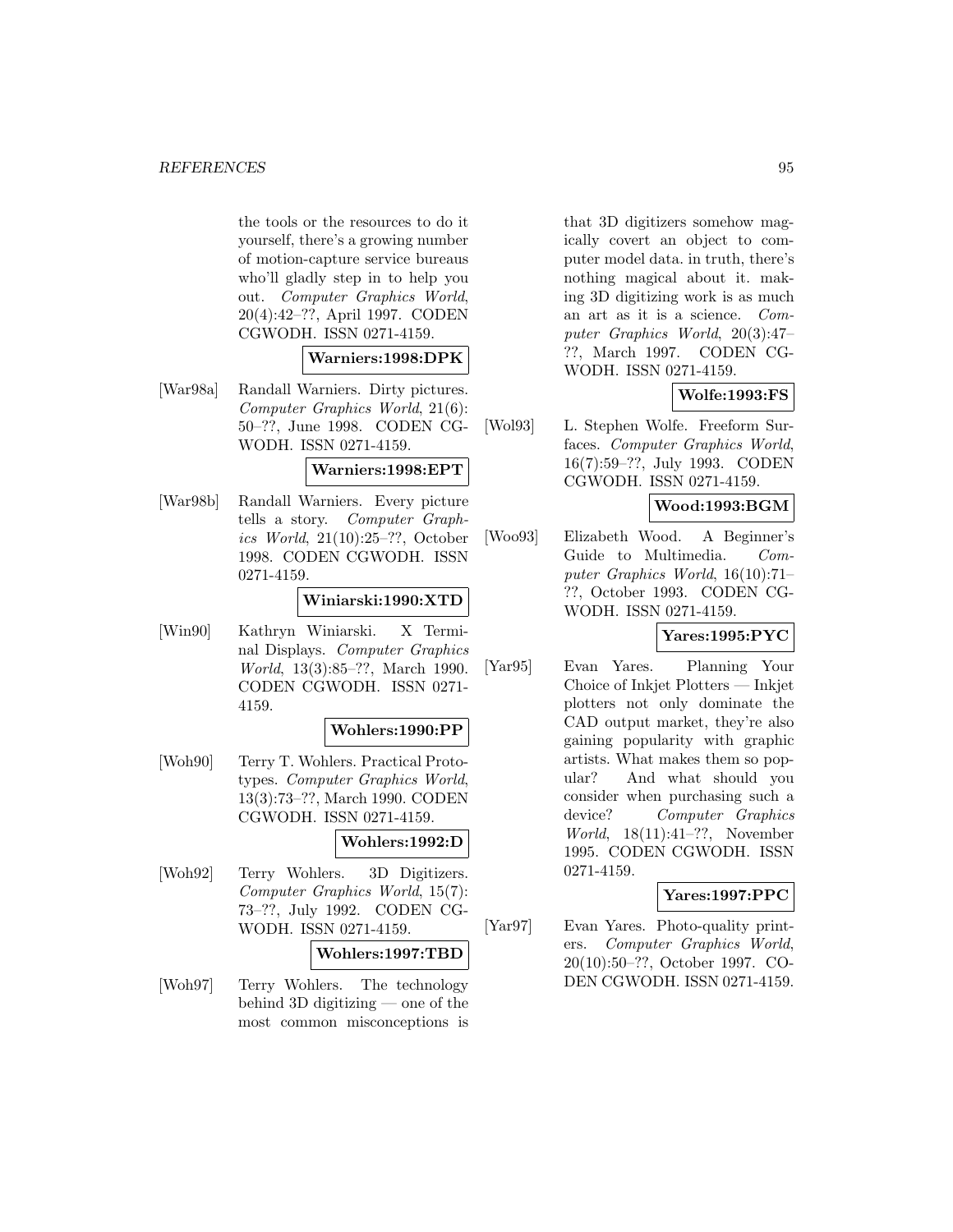the tools or the resources to do it yourself, there's a growing number of motion-capture service bureaus who'll gladly step in to help you out. *Computer Graphics World*, 20(4):42–??, April 1997. CODEN CGWODH. ISSN 0271-4159.

**Warniers:1998:DPK**

[War98a] Randall Warniers. Dirty pictures. *Computer Graphics World*, 21(6): 50–??, June 1998. CODEN CGWODH. ISSN 0271-4159.

**Warniers:1998:EPT**

[War98b] Randall Warniers. Every picture tells a story. *Computer Graphics World*, 21(10):25–??, October 1998. CODEN CGWODH. ISSN 0271-4159.

**Winiarski:1990:XTD**

[Win90] Kathryn Winiarski. X Terminal Displays. *Computer Graphics World*, 13(3):85–??, March 1990. CODEN CGWODH. ISSN 0271-4159.

**Wohlers:1990:PP**

[Woh90] Terry T. Wohlers. Practical Prototypes. *Computer Graphics World*, 13(3):73–??, March 1990. CODEN CGWODH. ISSN 0271-4159.

**Wohlers:1992:D**

[Woh92] Terry Wohlers. 3D Digitizers. *Computer Graphics World*, 15(7): 73–??, July 1992. CODEN CGWODH. ISSN 0271-4159.

**Wohlers:1997:TBD**

[Woh97] Terry Wohlers. The technology behind 3D digitizing — one of the most common misconceptions is that 3D digitizers somehow magically covert an object to computer model data. in truth, there's nothing magical about it. making 3D digitizing work is as much an art as it is a science. *Computer Graphics World*, 20(3):47–??, March 1997. CODEN CGWODH. ISSN 0271-4159.

**Wolfe:1993:FS**

[Wol93] L. Stephen Wolfe. Freeform Surfaces. *Computer Graphics World*, 16(7):59–??, July 1993. CODEN CGWODH. ISSN 0271-4159.

**Wood:1993:BGM**

[Woo93] Elizabeth Wood. A Beginner's Guide to Multimedia. *Computer Graphics World*, 16(10):71–??, October 1993. CODEN CGWODH. ISSN 0271-4159.

**Yares:1995:PYC**

[Yar95] Evan Yares. Planning Your Choice of Inkjet Plotters — Inkjet plotters not only dominate the CAD output market, they're also gaining popularity with graphic artists. What makes them so popular? And what should you consider when purchasing such a device? *Computer Graphics World*, 18(11):41–??, November 1995. CODEN CGWODH. ISSN 0271-4159.

**Yares:1997:PPC**

[Yar97] Evan Yares. Photo-quality printers. *Computer Graphics World*, 20(10):50–??, October 1997. CODEN CGWODH. ISSN 0271-4159.